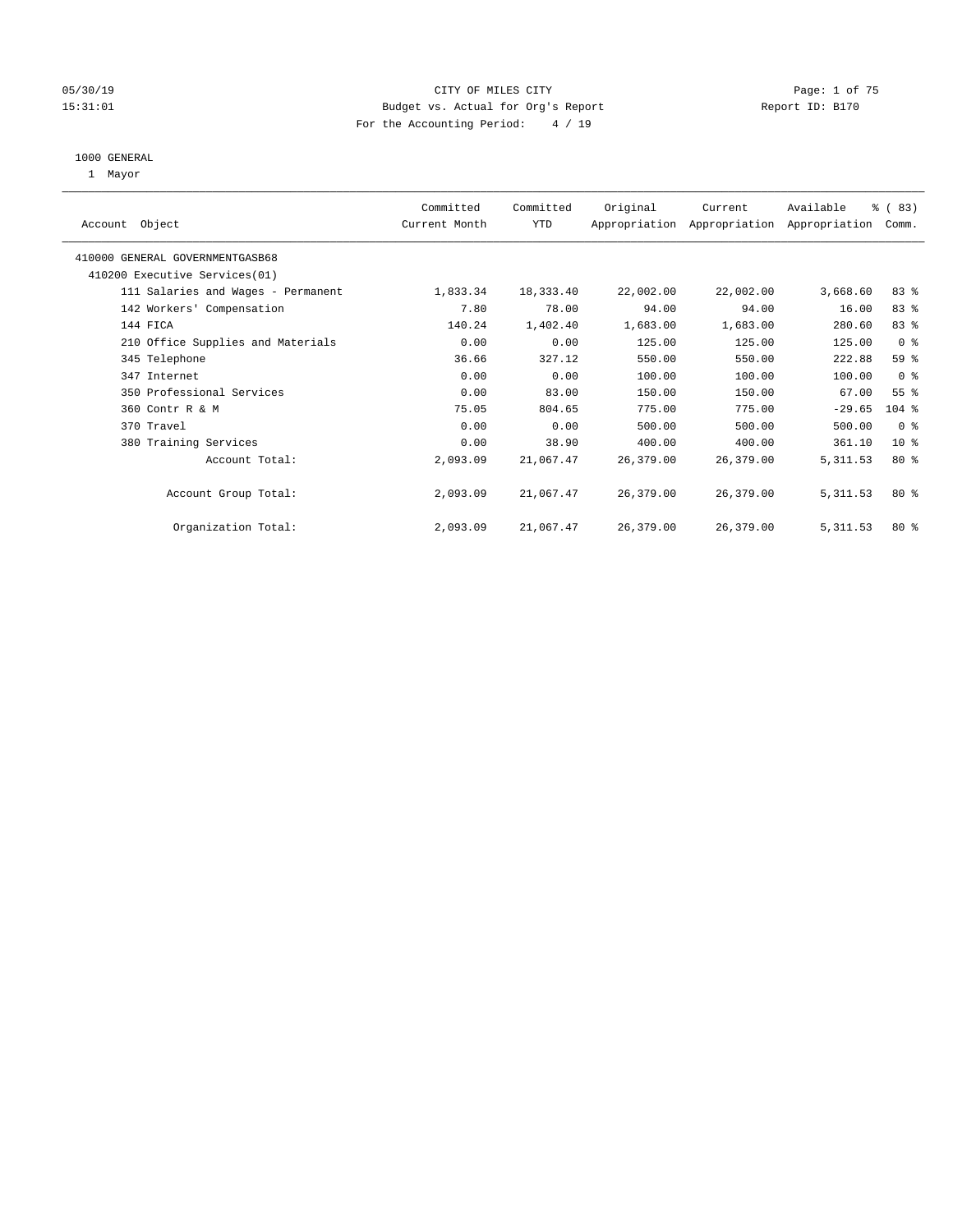05/30/19 CITY OF MILES CITY
15:31:01 Budget vs. Actual for Org's Report Report ID: B170
For the Accounting Period: 4 / 19

1000 GENERAL
1 Mayor

| Account Object | Committed Current Month | Committed YTD | Original Appropriation | Current Appropriation | Available Appropriation | % ( 83) Comm. |
|---|---|---|---|---|---|---|
| 410000 GENERAL GOVERNMENTGASB68 | | | | | | |
| 410200 Executive Services(01) | | | | | | |
| 111 Salaries and Wages - Permanent | 1,833.34 | 18,333.40 | 22,002.00 | 22,002.00 | 3,668.60 | 83 % |
| 142 Workers' Compensation | 7.80 | 78.00 | 94.00 | 94.00 | 16.00 | 83 % |
| 144 FICA | 140.24 | 1,402.40 | 1,683.00 | 1,683.00 | 280.60 | 83 % |
| 210 Office Supplies and Materials | 0.00 | 0.00 | 125.00 | 125.00 | 125.00 | 0 % |
| 345 Telephone | 36.66 | 327.12 | 550.00 | 550.00 | 222.88 | 59 % |
| 347 Internet | 0.00 | 0.00 | 100.00 | 100.00 | 100.00 | 0 % |
| 350 Professional Services | 0.00 | 83.00 | 150.00 | 150.00 | 67.00 | 55 % |
| 360 Contr R & M | 75.05 | 804.65 | 775.00 | 775.00 | -29.65 | 104 % |
| 370 Travel | 0.00 | 0.00 | 500.00 | 500.00 | 500.00 | 0 % |
| 380 Training Services | 0.00 | 38.90 | 400.00 | 400.00 | 361.10 | 10 % |
| Account Total: | 2,093.09 | 21,067.47 | 26,379.00 | 26,379.00 | 5,311.53 | 80 % |
| Account Group Total: | 2,093.09 | 21,067.47 | 26,379.00 | 26,379.00 | 5,311.53 | 80 % |
| Organization Total: | 2,093.09 | 21,067.47 | 26,379.00 | 26,379.00 | 5,311.53 | 80 % |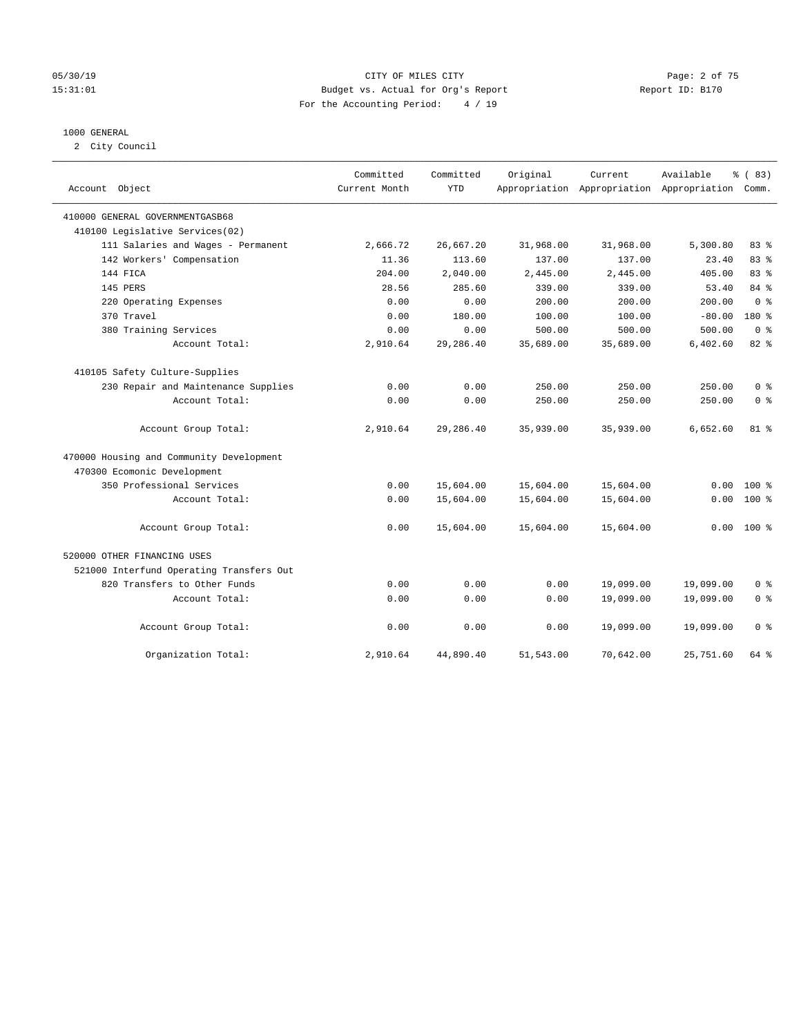CITY OF MILES CITY
Budget vs. Actual for Org's Report
For the Accounting Period: 4 / 19

05/30/19
15:31:01

Report ID: B170

## 1000 GENERAL

2 City Council

| Account Object | Committed Current Month | Committed YTD | Original Appropriation | Current Appropriation | Available Appropriation | % ( 83) Comm. |
|---|---|---|---|---|---|---|
| 410000 GENERAL GOVERNMENTGASB68 | | | | | | |
| 410100 Legislative Services(02) | | | | | | |
| 111 Salaries and Wages - Permanent | 2,666.72 | 26,667.20 | 31,968.00 | 31,968.00 | 5,300.80 | 83 % |
| 142 Workers' Compensation | 11.36 | 113.60 | 137.00 | 137.00 | 23.40 | 83 % |
| 144 FICA | 204.00 | 2,040.00 | 2,445.00 | 2,445.00 | 405.00 | 83 % |
| 145 PERS | 28.56 | 285.60 | 339.00 | 339.00 | 53.40 | 84 % |
| 220 Operating Expenses | 0.00 | 0.00 | 200.00 | 200.00 | 200.00 | 0 % |
| 370 Travel | 0.00 | 180.00 | 100.00 | 100.00 | -80.00 | 180 % |
| 380 Training Services | 0.00 | 0.00 | 500.00 | 500.00 | 500.00 | 0 % |
| Account Total: | 2,910.64 | 29,286.40 | 35,689.00 | 35,689.00 | 6,402.60 | 82 % |
| 410105 Safety Culture-Supplies | | | | | | |
| 230 Repair and Maintenance Supplies | 0.00 | 0.00 | 250.00 | 250.00 | 250.00 | 0 % |
| Account Total: | 0.00 | 0.00 | 250.00 | 250.00 | 250.00 | 0 % |
| Account Group Total: | 2,910.64 | 29,286.40 | 35,939.00 | 35,939.00 | 6,652.60 | 81 % |
| 470000 Housing and Community Development | | | | | | |
| 470300 Ecomonic Development | | | | | | |
| 350 Professional Services | 0.00 | 15,604.00 | 15,604.00 | 15,604.00 | 0.00 | 100 % |
| Account Total: | 0.00 | 15,604.00 | 15,604.00 | 15,604.00 | 0.00 | 100 % |
| Account Group Total: | 0.00 | 15,604.00 | 15,604.00 | 15,604.00 | 0.00 | 100 % |
| 520000 OTHER FINANCING USES | | | | | | |
| 521000 Interfund Operating Transfers Out | | | | | | |
| 820 Transfers to Other Funds | 0.00 | 0.00 | 0.00 | 19,099.00 | 19,099.00 | 0 % |
| Account Total: | 0.00 | 0.00 | 0.00 | 19,099.00 | 19,099.00 | 0 % |
| Account Group Total: | 0.00 | 0.00 | 0.00 | 19,099.00 | 19,099.00 | 0 % |
| Organization Total: | 2,910.64 | 44,890.40 | 51,543.00 | 70,642.00 | 25,751.60 | 64 % |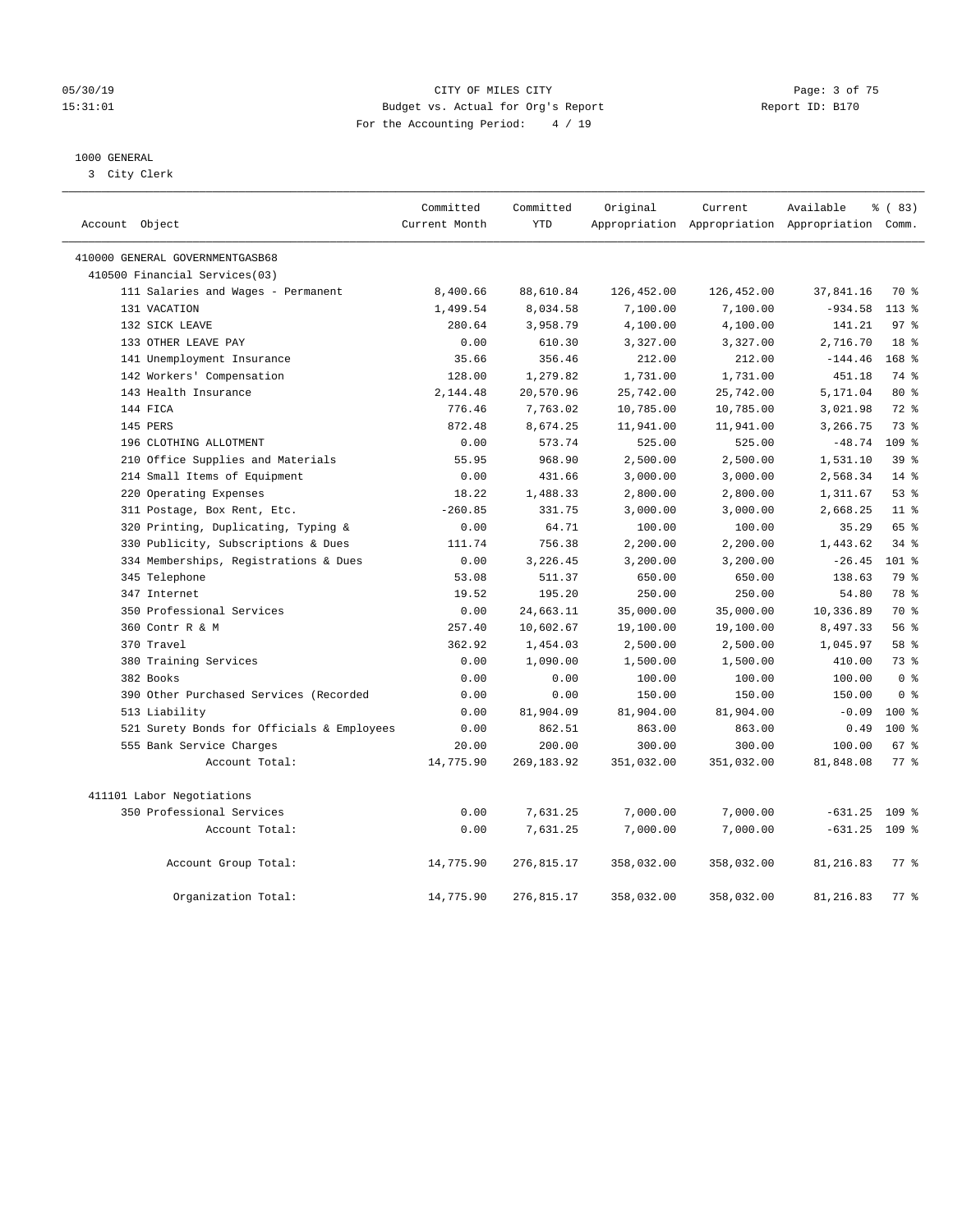CITY OF MILES CITY
Budget vs. Actual for Org's Report
For the Accounting Period: 4 / 19

05/30/19
15:31:01

Report ID: B170

1000 GENERAL
3 City Clerk

| Account Object | Committed Current Month | Committed YTD | Original Appropriation | Current Appropriation | Available Appropriation | % ( 83) Comm. |
|---|---|---|---|---|---|---|
| 410000 GENERAL GOVERNMENTGASB68 | | | | | | |
| 410500 Financial Services(03) | | | | | | |
| 111 Salaries and Wages - Permanent | 8,400.66 | 88,610.84 | 126,452.00 | 126,452.00 | 37,841.16 | 70 % |
| 131 VACATION | 1,499.54 | 8,034.58 | 7,100.00 | 7,100.00 | -934.58 | 113 % |
| 132 SICK LEAVE | 280.64 | 3,958.79 | 4,100.00 | 4,100.00 | 141.21 | 97 % |
| 133 OTHER LEAVE PAY | 0.00 | 610.30 | 3,327.00 | 3,327.00 | 2,716.70 | 18 % |
| 141 Unemployment Insurance | 35.66 | 356.46 | 212.00 | 212.00 | -144.46 | 168 % |
| 142 Workers' Compensation | 128.00 | 1,279.82 | 1,731.00 | 1,731.00 | 451.18 | 74 % |
| 143 Health Insurance | 2,144.48 | 20,570.96 | 25,742.00 | 25,742.00 | 5,171.04 | 80 % |
| 144 FICA | 776.46 | 7,763.02 | 10,785.00 | 10,785.00 | 3,021.98 | 72 % |
| 145 PERS | 872.48 | 8,674.25 | 11,941.00 | 11,941.00 | 3,266.75 | 73 % |
| 196 CLOTHING ALLOTMENT | 0.00 | 573.74 | 525.00 | 525.00 | -48.74 | 109 % |
| 210 Office Supplies and Materials | 55.95 | 968.90 | 2,500.00 | 2,500.00 | 1,531.10 | 39 % |
| 214 Small Items of Equipment | 0.00 | 431.66 | 3,000.00 | 3,000.00 | 2,568.34 | 14 % |
| 220 Operating Expenses | 18.22 | 1,488.33 | 2,800.00 | 2,800.00 | 1,311.67 | 53 % |
| 311 Postage, Box Rent, Etc. | -260.85 | 331.75 | 3,000.00 | 3,000.00 | 2,668.25 | 11 % |
| 320 Printing, Duplicating, Typing & | 0.00 | 64.71 | 100.00 | 100.00 | 35.29 | 65 % |
| 330 Publicity, Subscriptions & Dues | 111.74 | 756.38 | 2,200.00 | 2,200.00 | 1,443.62 | 34 % |
| 334 Memberships, Registrations & Dues | 0.00 | 3,226.45 | 3,200.00 | 3,200.00 | -26.45 | 101 % |
| 345 Telephone | 53.08 | 511.37 | 650.00 | 650.00 | 138.63 | 79 % |
| 347 Internet | 19.52 | 195.20 | 250.00 | 250.00 | 54.80 | 78 % |
| 350 Professional Services | 0.00 | 24,663.11 | 35,000.00 | 35,000.00 | 10,336.89 | 70 % |
| 360 Contr R & M | 257.40 | 10,602.67 | 19,100.00 | 19,100.00 | 8,497.33 | 56 % |
| 370 Travel | 362.92 | 1,454.03 | 2,500.00 | 2,500.00 | 1,045.97 | 58 % |
| 380 Training Services | 0.00 | 1,090.00 | 1,500.00 | 1,500.00 | 410.00 | 73 % |
| 382 Books | 0.00 | 0.00 | 100.00 | 100.00 | 100.00 | 0 % |
| 390 Other Purchased Services (Recorded | 0.00 | 0.00 | 150.00 | 150.00 | 150.00 | 0 % |
| 513 Liability | 0.00 | 81,904.09 | 81,904.00 | 81,904.00 | -0.09 | 100 % |
| 521 Surety Bonds for Officials & Employees | 0.00 | 862.51 | 863.00 | 863.00 | 0.49 | 100 % |
| 555 Bank Service Charges | 20.00 | 200.00 | 300.00 | 300.00 | 100.00 | 67 % |
| Account Total: | 14,775.90 | 269,183.92 | 351,032.00 | 351,032.00 | 81,848.08 | 77 % |
| 411101 Labor Negotiations | | | | | | |
| 350 Professional Services | 0.00 | 7,631.25 | 7,000.00 | 7,000.00 | -631.25 | 109 % |
| Account Total: | 0.00 | 7,631.25 | 7,000.00 | 7,000.00 | -631.25 | 109 % |
| Account Group Total: | 14,775.90 | 276,815.17 | 358,032.00 | 358,032.00 | 81,216.83 | 77 % |
| Organization Total: | 14,775.90 | 276,815.17 | 358,032.00 | 358,032.00 | 81,216.83 | 77 % |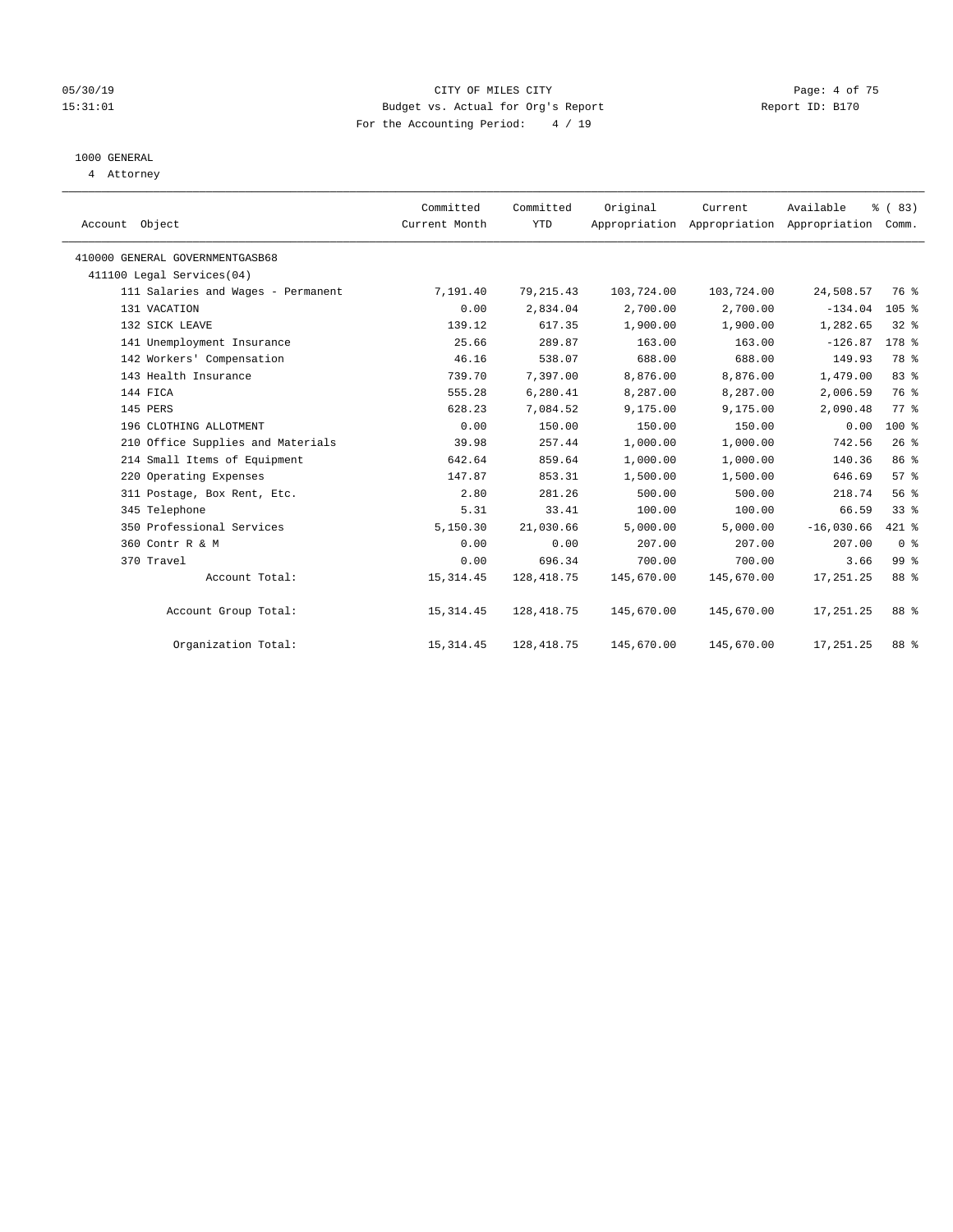CITY OF MILES CITY
Budget vs. Actual for Org's Report
For the Accounting Period: 4 / 19

05/30/19
15:31:01

Report ID: B170

## 1000 GENERAL

4 Attorney

| Account Object | Committed Current Month | Committed YTD | Original Appropriation | Current Appropriation | Available Appropriation | % ( 83) Comm. |
|---|---|---|---|---|---|---|
| 410000 GENERAL GOVERNMENTGASB68 | | | | | | |
| 411100 Legal Services(04) | | | | | | |
| 111 Salaries and Wages - Permanent | 7,191.40 | 79,215.43 | 103,724.00 | 103,724.00 | 24,508.57 | 76 % |
| 131 VACATION | 0.00 | 2,834.04 | 2,700.00 | 2,700.00 | -134.04 | 105 % |
| 132 SICK LEAVE | 139.12 | 617.35 | 1,900.00 | 1,900.00 | 1,282.65 | 32 % |
| 141 Unemployment Insurance | 25.66 | 289.87 | 163.00 | 163.00 | -126.87 | 178 % |
| 142 Workers' Compensation | 46.16 | 538.07 | 688.00 | 688.00 | 149.93 | 78 % |
| 143 Health Insurance | 739.70 | 7,397.00 | 8,876.00 | 8,876.00 | 1,479.00 | 83 % |
| 144 FICA | 555.28 | 6,280.41 | 8,287.00 | 8,287.00 | 2,006.59 | 76 % |
| 145 PERS | 628.23 | 7,084.52 | 9,175.00 | 9,175.00 | 2,090.48 | 77 % |
| 196 CLOTHING ALLOTMENT | 0.00 | 150.00 | 150.00 | 150.00 | 0.00 | 100 % |
| 210 Office Supplies and Materials | 39.98 | 257.44 | 1,000.00 | 1,000.00 | 742.56 | 26 % |
| 214 Small Items of Equipment | 642.64 | 859.64 | 1,000.00 | 1,000.00 | 140.36 | 86 % |
| 220 Operating Expenses | 147.87 | 853.31 | 1,500.00 | 1,500.00 | 646.69 | 57 % |
| 311 Postage, Box Rent, Etc. | 2.80 | 281.26 | 500.00 | 500.00 | 218.74 | 56 % |
| 345 Telephone | 5.31 | 33.41 | 100.00 | 100.00 | 66.59 | 33 % |
| 350 Professional Services | 5,150.30 | 21,030.66 | 5,000.00 | 5,000.00 | -16,030.66 | 421 % |
| 360 Contr R & M | 0.00 | 0.00 | 207.00 | 207.00 | 207.00 | 0 % |
| 370 Travel | 0.00 | 696.34 | 700.00 | 700.00 | 3.66 | 99 % |
| Account Total: | 15,314.45 | 128,418.75 | 145,670.00 | 145,670.00 | 17,251.25 | 88 % |
| Account Group Total: | 15,314.45 | 128,418.75 | 145,670.00 | 145,670.00 | 17,251.25 | 88 % |
| Organization Total: | 15,314.45 | 128,418.75 | 145,670.00 | 145,670.00 | 17,251.25 | 88 % |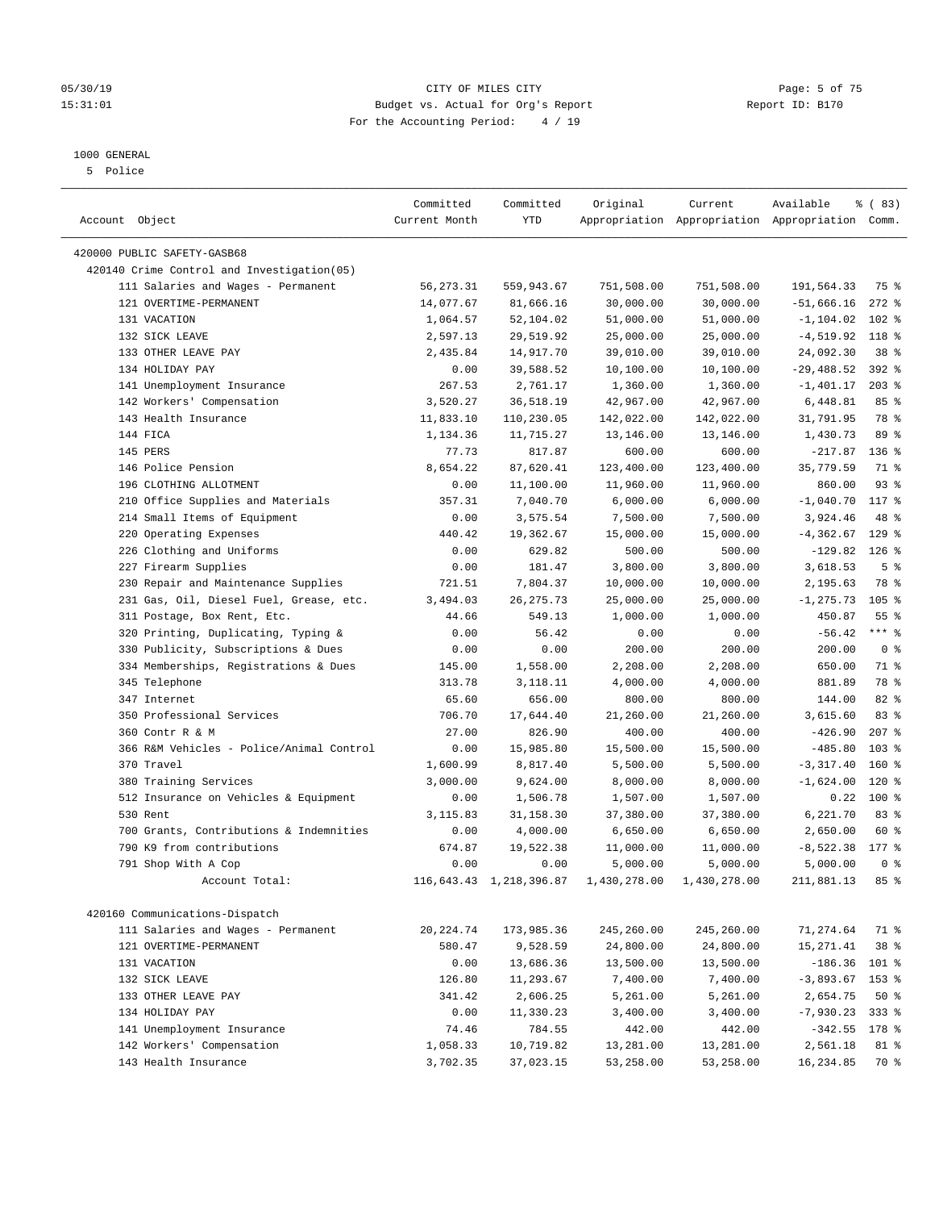CITY OF MILES CITY
Budget vs. Actual for Org's Report
For the Accounting Period: 4 / 19

05/30/19
15:31:01

Report ID: B170

1000 GENERAL
5 Police

| Account Object | Committed Current Month | Committed YTD | Original Appropriation | Current Appropriation | Available Appropriation | % ( 83) Comm. |
|---|---|---|---|---|---|---|
| 420000 PUBLIC SAFETY-GASB68 | | | | | | |
| 420140 Crime Control and Investigation(05) | | | | | | |
| 111 Salaries and Wages - Permanent | 56,273.31 | 559,943.67 | 751,508.00 | 751,508.00 | 191,564.33 | 75 % |
| 121 OVERTIME-PERMANENT | 14,077.67 | 81,666.16 | 30,000.00 | 30,000.00 | -51,666.16 | 272 % |
| 131 VACATION | 1,064.57 | 52,104.02 | 51,000.00 | 51,000.00 | -1,104.02 | 102 % |
| 132 SICK LEAVE | 2,597.13 | 29,519.92 | 25,000.00 | 25,000.00 | -4,519.92 | 118 % |
| 133 OTHER LEAVE PAY | 2,435.84 | 14,917.70 | 39,010.00 | 39,010.00 | 24,092.30 | 38 % |
| 134 HOLIDAY PAY | 0.00 | 39,588.52 | 10,100.00 | 10,100.00 | -29,488.52 | 392 % |
| 141 Unemployment Insurance | 267.53 | 2,761.17 | 1,360.00 | 1,360.00 | -1,401.17 | 203 % |
| 142 Workers' Compensation | 3,520.27 | 36,518.19 | 42,967.00 | 42,967.00 | 6,448.81 | 85 % |
| 143 Health Insurance | 11,833.10 | 110,230.05 | 142,022.00 | 142,022.00 | 31,791.95 | 78 % |
| 144 FICA | 1,134.36 | 11,715.27 | 13,146.00 | 13,146.00 | 1,430.73 | 89 % |
| 145 PERS | 77.73 | 817.87 | 600.00 | 600.00 | -217.87 | 136 % |
| 146 Police Pension | 8,654.22 | 87,620.41 | 123,400.00 | 123,400.00 | 35,779.59 | 71 % |
| 196 CLOTHING ALLOTMENT | 0.00 | 11,100.00 | 11,960.00 | 11,960.00 | 860.00 | 93 % |
| 210 Office Supplies and Materials | 357.31 | 7,040.70 | 6,000.00 | 6,000.00 | -1,040.70 | 117 % |
| 214 Small Items of Equipment | 0.00 | 3,575.54 | 7,500.00 | 7,500.00 | 3,924.46 | 48 % |
| 220 Operating Expenses | 440.42 | 19,362.67 | 15,000.00 | 15,000.00 | -4,362.67 | 129 % |
| 226 Clothing and Uniforms | 0.00 | 629.82 | 500.00 | 500.00 | -129.82 | 126 % |
| 227 Firearm Supplies | 0.00 | 181.47 | 3,800.00 | 3,800.00 | 3,618.53 | 5 % |
| 230 Repair and Maintenance Supplies | 721.51 | 7,804.37 | 10,000.00 | 10,000.00 | 2,195.63 | 78 % |
| 231 Gas, Oil, Diesel Fuel, Grease, etc. | 3,494.03 | 26,275.73 | 25,000.00 | 25,000.00 | -1,275.73 | 105 % |
| 311 Postage, Box Rent, Etc. | 44.66 | 549.13 | 1,000.00 | 1,000.00 | 450.87 | 55 % |
| 320 Printing, Duplicating, Typing & | 0.00 | 56.42 | 0.00 | 0.00 | -56.42 | *** % |
| 330 Publicity, Subscriptions & Dues | 0.00 | 0.00 | 200.00 | 200.00 | 200.00 | 0 % |
| 334 Memberships, Registrations & Dues | 145.00 | 1,558.00 | 2,208.00 | 2,208.00 | 650.00 | 71 % |
| 345 Telephone | 313.78 | 3,118.11 | 4,000.00 | 4,000.00 | 881.89 | 78 % |
| 347 Internet | 65.60 | 656.00 | 800.00 | 800.00 | 144.00 | 82 % |
| 350 Professional Services | 706.70 | 17,644.40 | 21,260.00 | 21,260.00 | 3,615.60 | 83 % |
| 360 Contr R & M | 27.00 | 826.90 | 400.00 | 400.00 | -426.90 | 207 % |
| 366 R&M Vehicles - Police/Animal Control | 0.00 | 15,985.80 | 15,500.00 | 15,500.00 | -485.80 | 103 % |
| 370 Travel | 1,600.99 | 8,817.40 | 5,500.00 | 5,500.00 | -3,317.40 | 160 % |
| 380 Training Services | 3,000.00 | 9,624.00 | 8,000.00 | 8,000.00 | -1,624.00 | 120 % |
| 512 Insurance on Vehicles & Equipment | 0.00 | 1,506.78 | 1,507.00 | 1,507.00 | 0.22 | 100 % |
| 530 Rent | 3,115.83 | 31,158.30 | 37,380.00 | 37,380.00 | 6,221.70 | 83 % |
| 700 Grants, Contributions & Indemnities | 0.00 | 4,000.00 | 6,650.00 | 6,650.00 | 2,650.00 | 60 % |
| 790 K9 from contributions | 674.87 | 19,522.38 | 11,000.00 | 11,000.00 | -8,522.38 | 177 % |
| 791 Shop With A Cop | 0.00 | 0.00 | 5,000.00 | 5,000.00 | 5,000.00 | 0 % |
| Account Total: | 116,643.43 | 1,218,396.87 | 1,430,278.00 | 1,430,278.00 | 211,881.13 | 85 % |
| 420160 Communications-Dispatch | | | | | | |
| 111 Salaries and Wages - Permanent | 20,224.74 | 173,985.36 | 245,260.00 | 245,260.00 | 71,274.64 | 71 % |
| 121 OVERTIME-PERMANENT | 580.47 | 9,528.59 | 24,800.00 | 24,800.00 | 15,271.41 | 38 % |
| 131 VACATION | 0.00 | 13,686.36 | 13,500.00 | 13,500.00 | -186.36 | 101 % |
| 132 SICK LEAVE | 126.80 | 11,293.67 | 7,400.00 | 7,400.00 | -3,893.67 | 153 % |
| 133 OTHER LEAVE PAY | 341.42 | 2,606.25 | 5,261.00 | 5,261.00 | 2,654.75 | 50 % |
| 134 HOLIDAY PAY | 0.00 | 11,330.23 | 3,400.00 | 3,400.00 | -7,930.23 | 333 % |
| 141 Unemployment Insurance | 74.46 | 784.55 | 442.00 | 442.00 | -342.55 | 178 % |
| 142 Workers' Compensation | 1,058.33 | 10,719.82 | 13,281.00 | 13,281.00 | 2,561.18 | 81 % |
| 143 Health Insurance | 3,702.35 | 37,023.15 | 53,258.00 | 53,258.00 | 16,234.85 | 70 % |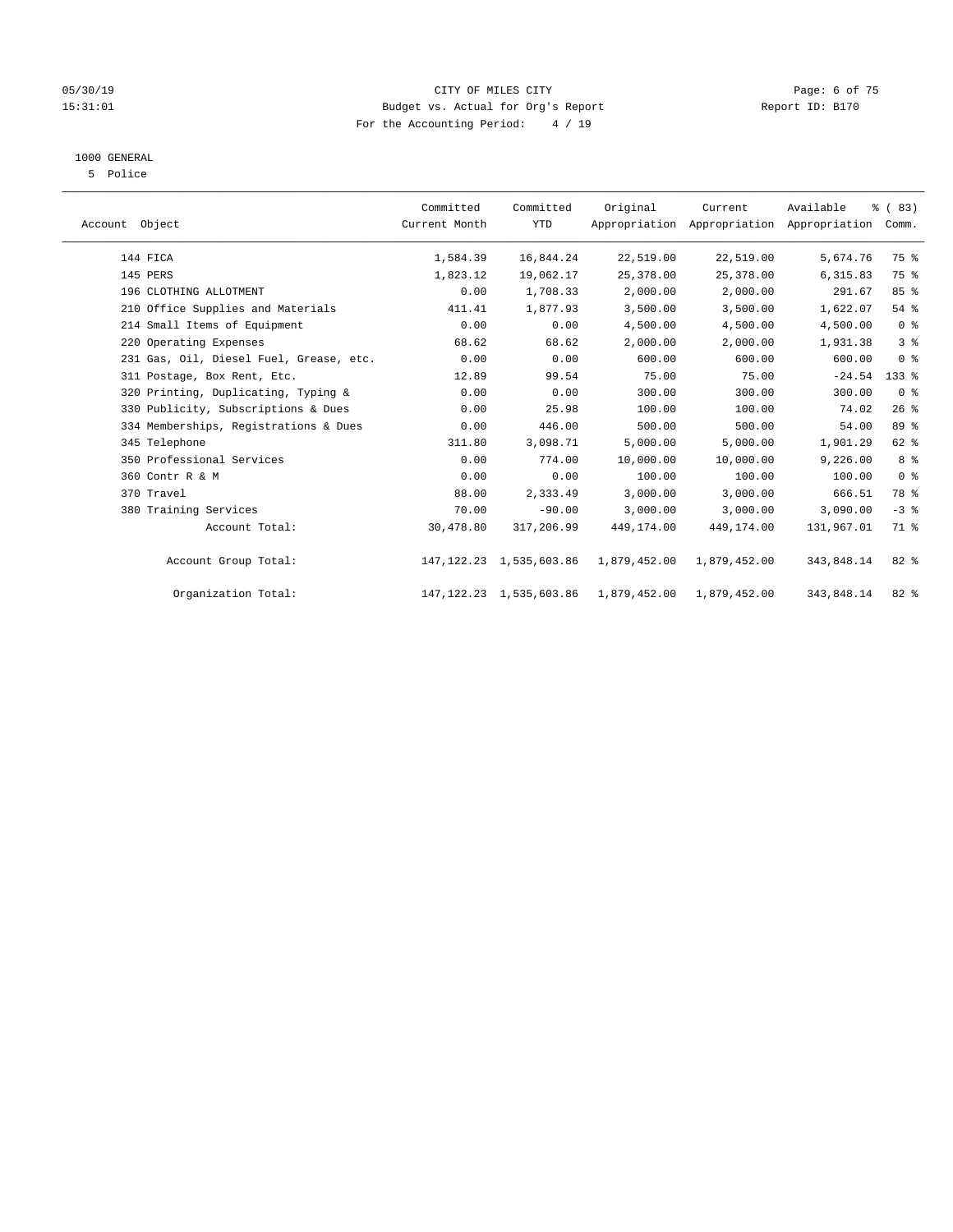CITY OF MILES CITY

Budget vs. Actual for Org's Report

For the Accounting Period: 4 / 19

05/30/19
15:31:01

Report ID: B170

1000 GENERAL
5 Police

| Account Object | Committed Current Month | Committed YTD | Original Appropriation | Current Appropriation | Available Appropriation | % ( 83) Comm. |
|---|---|---|---|---|---|---|
| 144 FICA | 1,584.39 | 16,844.24 | 22,519.00 | 22,519.00 | 5,674.76 | 75 % |
| 145 PERS | 1,823.12 | 19,062.17 | 25,378.00 | 25,378.00 | 6,315.83 | 75 % |
| 196 CLOTHING ALLOTMENT | 0.00 | 1,708.33 | 2,000.00 | 2,000.00 | 291.67 | 85 % |
| 210 Office Supplies and Materials | 411.41 | 1,877.93 | 3,500.00 | 3,500.00 | 1,622.07 | 54 % |
| 214 Small Items of Equipment | 0.00 | 0.00 | 4,500.00 | 4,500.00 | 4,500.00 | 0 % |
| 220 Operating Expenses | 68.62 | 68.62 | 2,000.00 | 2,000.00 | 1,931.38 | 3 % |
| 231 Gas, Oil, Diesel Fuel, Grease, etc. | 0.00 | 0.00 | 600.00 | 600.00 | 600.00 | 0 % |
| 311 Postage, Box Rent, Etc. | 12.89 | 99.54 | 75.00 | 75.00 | -24.54 | 133 % |
| 320 Printing, Duplicating, Typing & | 0.00 | 0.00 | 300.00 | 300.00 | 300.00 | 0 % |
| 330 Publicity, Subscriptions & Dues | 0.00 | 25.98 | 100.00 | 100.00 | 74.02 | 26 % |
| 334 Memberships, Registrations & Dues | 0.00 | 446.00 | 500.00 | 500.00 | 54.00 | 89 % |
| 345 Telephone | 311.80 | 3,098.71 | 5,000.00 | 5,000.00 | 1,901.29 | 62 % |
| 350 Professional Services | 0.00 | 774.00 | 10,000.00 | 10,000.00 | 9,226.00 | 8 % |
| 360 Contr R & M | 0.00 | 0.00 | 100.00 | 100.00 | 100.00 | 0 % |
| 370 Travel | 88.00 | 2,333.49 | 3,000.00 | 3,000.00 | 666.51 | 78 % |
| 380 Training Services | 70.00 | -90.00 | 3,000.00 | 3,000.00 | 3,090.00 | -3 % |
| Account Total: | 30,478.80 | 317,206.99 | 449,174.00 | 449,174.00 | 131,967.01 | 71 % |
| Account Group Total: | 147,122.23 | 1,535,603.86 | 1,879,452.00 | 1,879,452.00 | 343,848.14 | 82 % |
| Organization Total: | 147,122.23 | 1,535,603.86 | 1,879,452.00 | 1,879,452.00 | 343,848.14 | 82 % |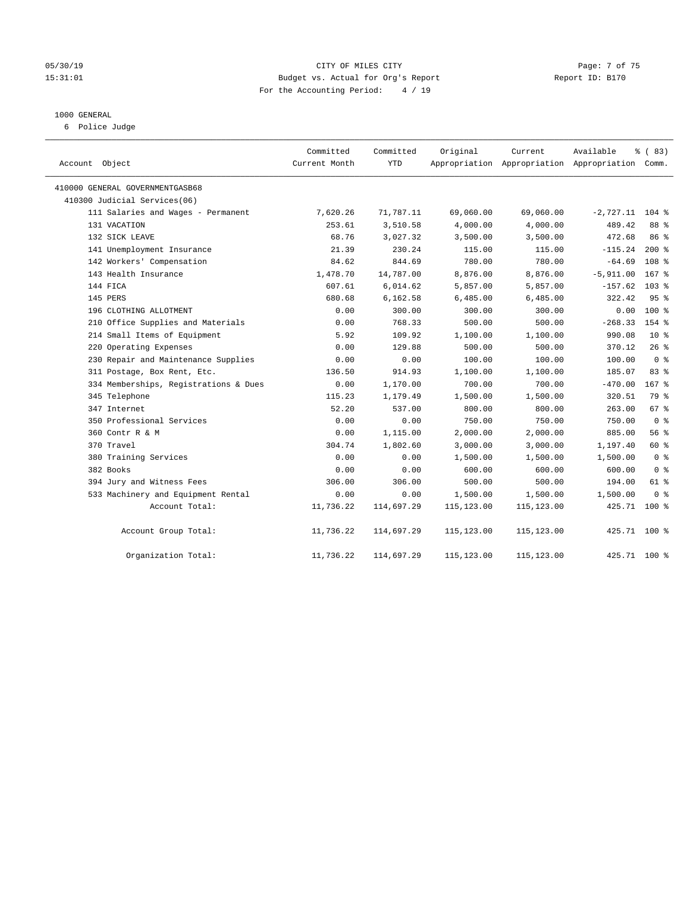CITY OF MILES CITY
Budget vs. Actual for Org's Report
For the Accounting Period: 4 / 19

05/30/19
15:31:01

Report ID: B170

1000 GENERAL
6 Police Judge

| Account Object | Committed Current Month | Committed YTD | Original Appropriation | Current Appropriation | Available Appropriation | % ( 83) Comm. |
|---|---|---|---|---|---|---|
| 410000 GENERAL GOVERNMENTGASB68 | | | | | | |
| 410300 Judicial Services(06) | | | | | | |
| 111 Salaries and Wages - Permanent | 7,620.26 | 71,787.11 | 69,060.00 | 69,060.00 | -2,727.11 | 104 % |
| 131 VACATION | 253.61 | 3,510.58 | 4,000.00 | 4,000.00 | 489.42 | 88 % |
| 132 SICK LEAVE | 68.76 | 3,027.32 | 3,500.00 | 3,500.00 | 472.68 | 86 % |
| 141 Unemployment Insurance | 21.39 | 230.24 | 115.00 | 115.00 | -115.24 | 200 % |
| 142 Workers' Compensation | 84.62 | 844.69 | 780.00 | 780.00 | -64.69 | 108 % |
| 143 Health Insurance | 1,478.70 | 14,787.00 | 8,876.00 | 8,876.00 | -5,911.00 | 167 % |
| 144 FICA | 607.61 | 6,014.62 | 5,857.00 | 5,857.00 | -157.62 | 103 % |
| 145 PERS | 680.68 | 6,162.58 | 6,485.00 | 6,485.00 | 322.42 | 95 % |
| 196 CLOTHING ALLOTMENT | 0.00 | 300.00 | 300.00 | 300.00 | 0.00 | 100 % |
| 210 Office Supplies and Materials | 0.00 | 768.33 | 500.00 | 500.00 | -268.33 | 154 % |
| 214 Small Items of Equipment | 5.92 | 109.92 | 1,100.00 | 1,100.00 | 990.08 | 10 % |
| 220 Operating Expenses | 0.00 | 129.88 | 500.00 | 500.00 | 370.12 | 26 % |
| 230 Repair and Maintenance Supplies | 0.00 | 0.00 | 100.00 | 100.00 | 100.00 | 0 % |
| 311 Postage, Box Rent, Etc. | 136.50 | 914.93 | 1,100.00 | 1,100.00 | 185.07 | 83 % |
| 334 Memberships, Registrations & Dues | 0.00 | 1,170.00 | 700.00 | 700.00 | -470.00 | 167 % |
| 345 Telephone | 115.23 | 1,179.49 | 1,500.00 | 1,500.00 | 320.51 | 79 % |
| 347 Internet | 52.20 | 537.00 | 800.00 | 800.00 | 263.00 | 67 % |
| 350 Professional Services | 0.00 | 0.00 | 750.00 | 750.00 | 750.00 | 0 % |
| 360 Contr R & M | 0.00 | 1,115.00 | 2,000.00 | 2,000.00 | 885.00 | 56 % |
| 370 Travel | 304.74 | 1,802.60 | 3,000.00 | 3,000.00 | 1,197.40 | 60 % |
| 380 Training Services | 0.00 | 0.00 | 1,500.00 | 1,500.00 | 1,500.00 | 0 % |
| 382 Books | 0.00 | 0.00 | 600.00 | 600.00 | 600.00 | 0 % |
| 394 Jury and Witness Fees | 306.00 | 306.00 | 500.00 | 500.00 | 194.00 | 61 % |
| 533 Machinery and Equipment Rental | 0.00 | 0.00 | 1,500.00 | 1,500.00 | 1,500.00 | 0 % |
| Account Total: | 11,736.22 | 114,697.29 | 115,123.00 | 115,123.00 | 425.71 | 100 % |
| Account Group Total: | 11,736.22 | 114,697.29 | 115,123.00 | 115,123.00 | 425.71 | 100 % |
| Organization Total: | 11,736.22 | 114,697.29 | 115,123.00 | 115,123.00 | 425.71 | 100 % |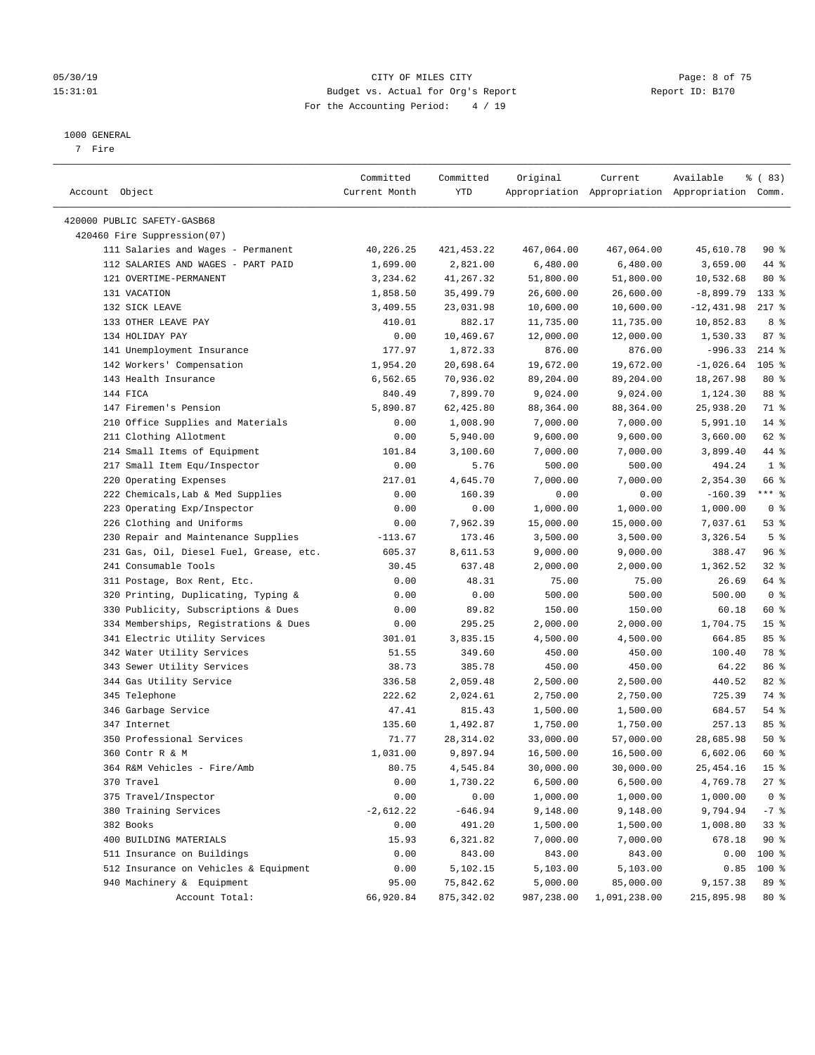CITY OF MILES CITY
Budget vs. Actual for Org's Report
For the Accounting Period: 4 / 19

05/30/19
15:31:01

Report ID: B170

1000 GENERAL
7 Fire

| Account Object | Committed Current Month | Committed YTD | Original Appropriation | Current Appropriation | Available Appropriation | % ( 83) Comm. |
|---|---|---|---|---|---|---|
| 420000 PUBLIC SAFETY-GASB68 | | | | | | |
| 420460 Fire Suppression(07) | | | | | | |
| 111 Salaries and Wages - Permanent | 40,226.25 | 421,453.22 | 467,064.00 | 467,064.00 | 45,610.78 | 90 % |
| 112 SALARIES AND WAGES - PART PAID | 1,699.00 | 2,821.00 | 6,480.00 | 6,480.00 | 3,659.00 | 44 % |
| 121 OVERTIME-PERMANENT | 3,234.62 | 41,267.32 | 51,800.00 | 51,800.00 | 10,532.68 | 80 % |
| 131 VACATION | 1,858.50 | 35,499.79 | 26,600.00 | 26,600.00 | -8,899.79 | 133 % |
| 132 SICK LEAVE | 3,409.55 | 23,031.98 | 10,600.00 | 10,600.00 | -12,431.98 | 217 % |
| 133 OTHER LEAVE PAY | 410.01 | 882.17 | 11,735.00 | 11,735.00 | 10,852.83 | 8 % |
| 134 HOLIDAY PAY | 0.00 | 10,469.67 | 12,000.00 | 12,000.00 | 1,530.33 | 87 % |
| 141 Unemployment Insurance | 177.97 | 1,872.33 | 876.00 | 876.00 | -996.33 | 214 % |
| 142 Workers' Compensation | 1,954.20 | 20,698.64 | 19,672.00 | 19,672.00 | -1,026.64 | 105 % |
| 143 Health Insurance | 6,562.65 | 70,936.02 | 89,204.00 | 89,204.00 | 18,267.98 | 80 % |
| 144 FICA | 840.49 | 7,899.70 | 9,024.00 | 9,024.00 | 1,124.30 | 88 % |
| 147 Firemen's Pension | 5,890.87 | 62,425.80 | 88,364.00 | 88,364.00 | 25,938.20 | 71 % |
| 210 Office Supplies and Materials | 0.00 | 1,008.90 | 7,000.00 | 7,000.00 | 5,991.10 | 14 % |
| 211 Clothing Allotment | 0.00 | 5,940.00 | 9,600.00 | 9,600.00 | 3,660.00 | 62 % |
| 214 Small Items of Equipment | 101.84 | 3,100.60 | 7,000.00 | 7,000.00 | 3,899.40 | 44 % |
| 217 Small Item Equ/Inspector | 0.00 | 5.76 | 500.00 | 500.00 | 494.24 | 1 % |
| 220 Operating Expenses | 217.01 | 4,645.70 | 7,000.00 | 7,000.00 | 2,354.30 | 66 % |
| 222 Chemicals,Lab & Med Supplies | 0.00 | 160.39 | 0.00 | 0.00 | -160.39 | *** % |
| 223 Operating Exp/Inspector | 0.00 | 0.00 | 1,000.00 | 1,000.00 | 1,000.00 | 0 % |
| 226 Clothing and Uniforms | 0.00 | 7,962.39 | 15,000.00 | 15,000.00 | 7,037.61 | 53 % |
| 230 Repair and Maintenance Supplies | -113.67 | 173.46 | 3,500.00 | 3,500.00 | 3,326.54 | 5 % |
| 231 Gas, Oil, Diesel Fuel, Grease, etc. | 605.37 | 8,611.53 | 9,000.00 | 9,000.00 | 388.47 | 96 % |
| 241 Consumable Tools | 30.45 | 637.48 | 2,000.00 | 2,000.00 | 1,362.52 | 32 % |
| 311 Postage, Box Rent, Etc. | 0.00 | 48.31 | 75.00 | 75.00 | 26.69 | 64 % |
| 320 Printing, Duplicating, Typing & | 0.00 | 0.00 | 500.00 | 500.00 | 500.00 | 0 % |
| 330 Publicity, Subscriptions & Dues | 0.00 | 89.82 | 150.00 | 150.00 | 60.18 | 60 % |
| 334 Memberships, Registrations & Dues | 0.00 | 295.25 | 2,000.00 | 2,000.00 | 1,704.75 | 15 % |
| 341 Electric Utility Services | 301.01 | 3,835.15 | 4,500.00 | 4,500.00 | 664.85 | 85 % |
| 342 Water Utility Services | 51.55 | 349.60 | 450.00 | 450.00 | 100.40 | 78 % |
| 343 Sewer Utility Services | 38.73 | 385.78 | 450.00 | 450.00 | 64.22 | 86 % |
| 344 Gas Utility Service | 336.58 | 2,059.48 | 2,500.00 | 2,500.00 | 440.52 | 82 % |
| 345 Telephone | 222.62 | 2,024.61 | 2,750.00 | 2,750.00 | 725.39 | 74 % |
| 346 Garbage Service | 47.41 | 815.43 | 1,500.00 | 1,500.00 | 684.57 | 54 % |
| 347 Internet | 135.60 | 1,492.87 | 1,750.00 | 1,750.00 | 257.13 | 85 % |
| 350 Professional Services | 71.77 | 28,314.02 | 33,000.00 | 57,000.00 | 28,685.98 | 50 % |
| 360 Contr R & M | 1,031.00 | 9,897.94 | 16,500.00 | 16,500.00 | 6,602.06 | 60 % |
| 364 R&M Vehicles - Fire/Amb | 80.75 | 4,545.84 | 30,000.00 | 30,000.00 | 25,454.16 | 15 % |
| 370 Travel | 0.00 | 1,730.22 | 6,500.00 | 6,500.00 | 4,769.78 | 27 % |
| 375 Travel/Inspector | 0.00 | 0.00 | 1,000.00 | 1,000.00 | 1,000.00 | 0 % |
| 380 Training Services | -2,612.22 | -646.94 | 9,148.00 | 9,148.00 | 9,794.94 | -7 % |
| 382 Books | 0.00 | 491.20 | 1,500.00 | 1,500.00 | 1,008.80 | 33 % |
| 400 BUILDING MATERIALS | 15.93 | 6,321.82 | 7,000.00 | 7,000.00 | 678.18 | 90 % |
| 511 Insurance on Buildings | 0.00 | 843.00 | 843.00 | 843.00 | 0.00 | 100 % |
| 512 Insurance on Vehicles & Equipment | 0.00 | 5,102.15 | 5,103.00 | 5,103.00 | 0.85 | 100 % |
| 940 Machinery & Equipment | 95.00 | 75,842.62 | 5,000.00 | 85,000.00 | 9,157.38 | 89 % |
| Account Total: | 66,920.84 | 875,342.02 | 987,238.00 | 1,091,238.00 | 215,895.98 | 80 % |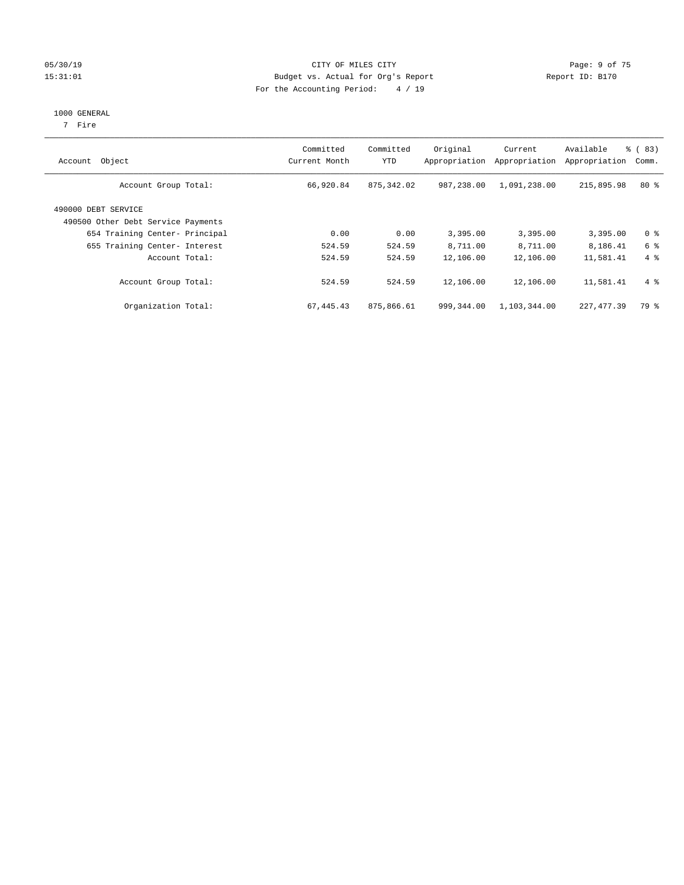05/30/19 CITY OF MILES CITY
15:31:01 Budget vs. Actual for Org's Report Report ID: B170
For the Accounting Period: 4 / 19

1000 GENERAL
7 Fire

| Account Object | Committed Current Month | Committed YTD | Original Appropriation | Current Appropriation | Available Appropriation | % ( 83) Comm. |
|---|---|---|---|---|---|---|
| Account Group Total: | 66,920.84 | 875,342.02 | 987,238.00 | 1,091,238.00 | 215,895.98 | 80 % |
| 490000 DEBT SERVICE | | | | | | |
| 490500 Other Debt Service Payments | | | | | | |
| 654 Training Center- Principal | 0.00 | 0.00 | 3,395.00 | 3,395.00 | 3,395.00 | 0 % |
| 655 Training Center- Interest | 524.59 | 524.59 | 8,711.00 | 8,711.00 | 8,186.41 | 6 % |
| Account Total: | 524.59 | 524.59 | 12,106.00 | 12,106.00 | 11,581.41 | 4 % |
| Account Group Total: | 524.59 | 524.59 | 12,106.00 | 12,106.00 | 11,581.41 | 4 % |
| Organization Total: | 67,445.43 | 875,866.61 | 999,344.00 | 1,103,344.00 | 227,477.39 | 79 % |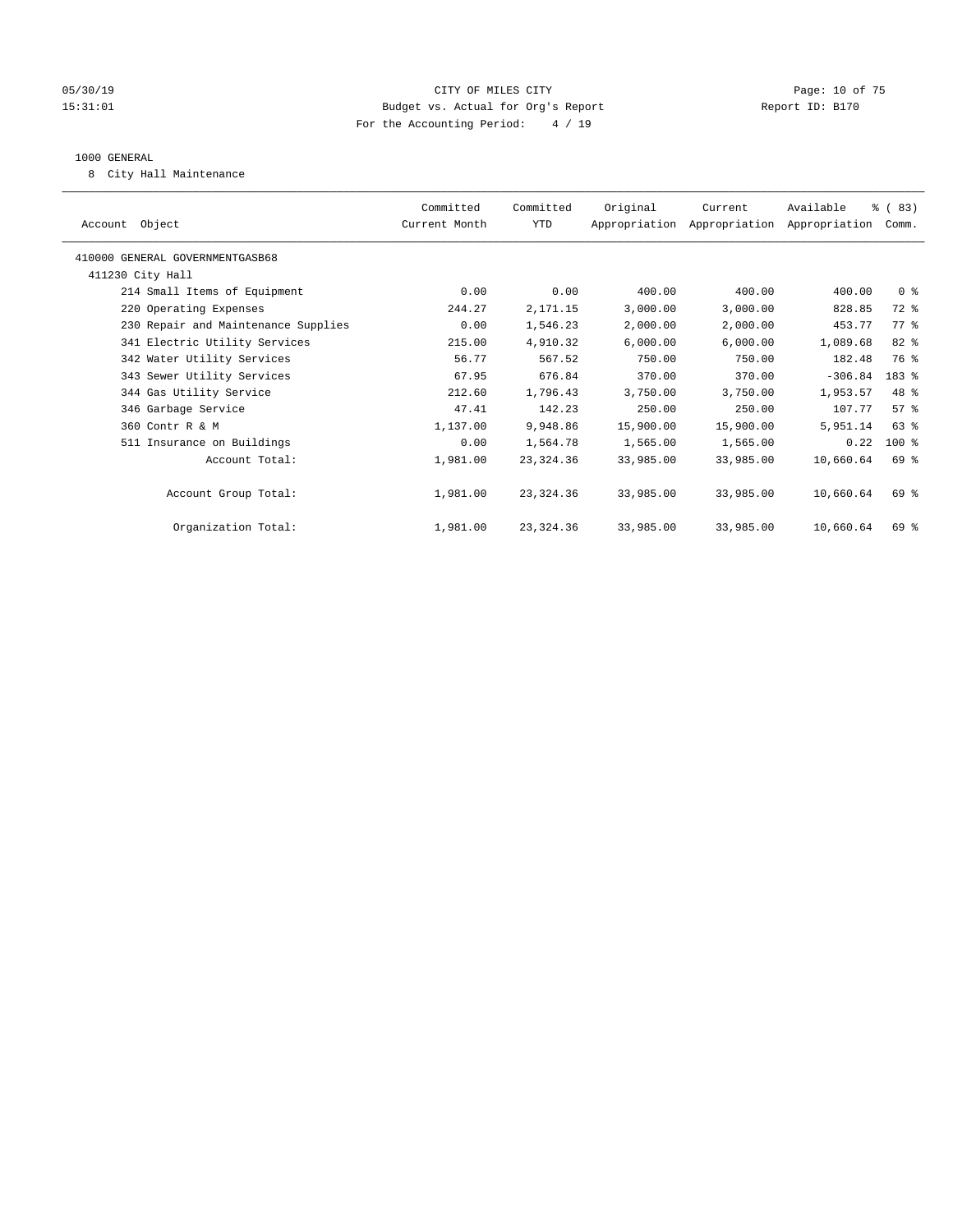CITY OF MILES CITY
Budget vs. Actual for Org's Report
For the Accounting Period: 4 / 19

05/30/19
15:31:01

Report ID: B170

1000 GENERAL

8 City Hall Maintenance

| Account Object | Committed Current Month | Committed YTD | Original Appropriation | Current Appropriation | Available Appropriation | % ( 83) Comm. |
|---|---|---|---|---|---|---|
| 410000 GENERAL GOVERNMENTGASB68 | | | | | | |
| 411230 City Hall | | | | | | |
| 214 Small Items of Equipment | 0.00 | 0.00 | 400.00 | 400.00 | 400.00 | 0 % |
| 220 Operating Expenses | 244.27 | 2,171.15 | 3,000.00 | 3,000.00 | 828.85 | 72 % |
| 230 Repair and Maintenance Supplies | 0.00 | 1,546.23 | 2,000.00 | 2,000.00 | 453.77 | 77 % |
| 341 Electric Utility Services | 215.00 | 4,910.32 | 6,000.00 | 6,000.00 | 1,089.68 | 82 % |
| 342 Water Utility Services | 56.77 | 567.52 | 750.00 | 750.00 | 182.48 | 76 % |
| 343 Sewer Utility Services | 67.95 | 676.84 | 370.00 | 370.00 | -306.84 | 183 % |
| 344 Gas Utility Service | 212.60 | 1,796.43 | 3,750.00 | 3,750.00 | 1,953.57 | 48 % |
| 346 Garbage Service | 47.41 | 142.23 | 250.00 | 250.00 | 107.77 | 57 % |
| 360 Contr R & M | 1,137.00 | 9,948.86 | 15,900.00 | 15,900.00 | 5,951.14 | 63 % |
| 511 Insurance on Buildings | 0.00 | 1,564.78 | 1,565.00 | 1,565.00 | 0.22 | 100 % |
| Account Total: | 1,981.00 | 23,324.36 | 33,985.00 | 33,985.00 | 10,660.64 | 69 % |
| Account Group Total: | 1,981.00 | 23,324.36 | 33,985.00 | 33,985.00 | 10,660.64 | 69 % |
| Organization Total: | 1,981.00 | 23,324.36 | 33,985.00 | 33,985.00 | 10,660.64 | 69 % |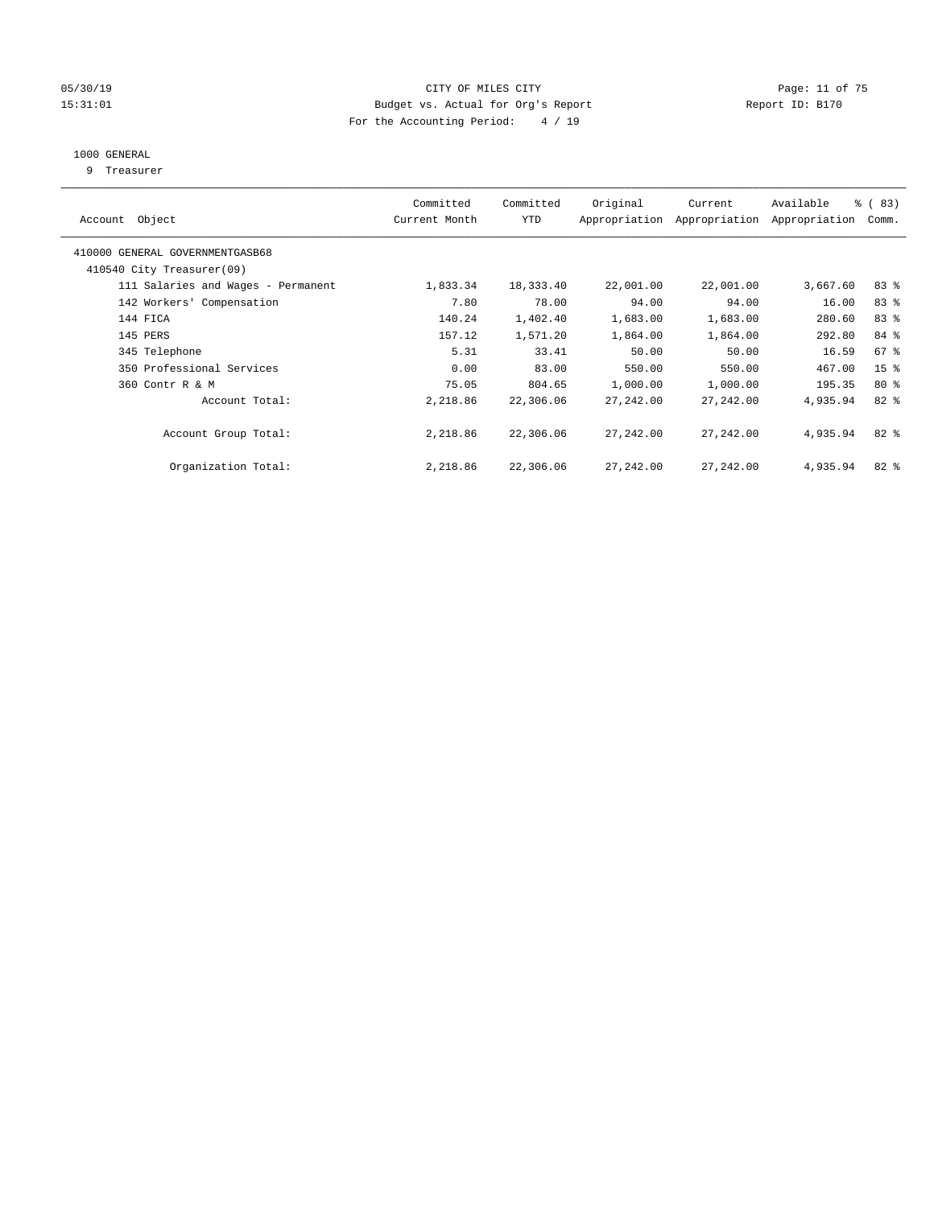CITY OF MILES CITY
Budget vs. Actual for Org's Report
For the Accounting Period: 4 / 19

05/30/19
15:31:01

Report ID: B170

## 1000 GENERAL

9 Treasurer

| Account Object | Committed Current Month | Committed YTD | Original Appropriation | Current Appropriation | Available Appropriation | % ( 83) Comm. |
|---|---|---|---|---|---|---|
| 410000 GENERAL GOVERNMENTGASB68 | | | | | | |
| 410540 City Treasurer(09) | | | | | | |
| 111 Salaries and Wages - Permanent | 1,833.34 | 18,333.40 | 22,001.00 | 22,001.00 | 3,667.60 | 83 % |
| 142 Workers' Compensation | 7.80 | 78.00 | 94.00 | 94.00 | 16.00 | 83 % |
| 144 FICA | 140.24 | 1,402.40 | 1,683.00 | 1,683.00 | 280.60 | 83 % |
| 145 PERS | 157.12 | 1,571.20 | 1,864.00 | 1,864.00 | 292.80 | 84 % |
| 345 Telephone | 5.31 | 33.41 | 50.00 | 50.00 | 16.59 | 67 % |
| 350 Professional Services | 0.00 | 83.00 | 550.00 | 550.00 | 467.00 | 15 % |
| 360 Contr R & M | 75.05 | 804.65 | 1,000.00 | 1,000.00 | 195.35 | 80 % |
| Account Total: | 2,218.86 | 22,306.06 | 27,242.00 | 27,242.00 | 4,935.94 | 82 % |
| Account Group Total: | 2,218.86 | 22,306.06 | 27,242.00 | 27,242.00 | 4,935.94 | 82 % |
| Organization Total: | 2,218.86 | 22,306.06 | 27,242.00 | 27,242.00 | 4,935.94 | 82 % |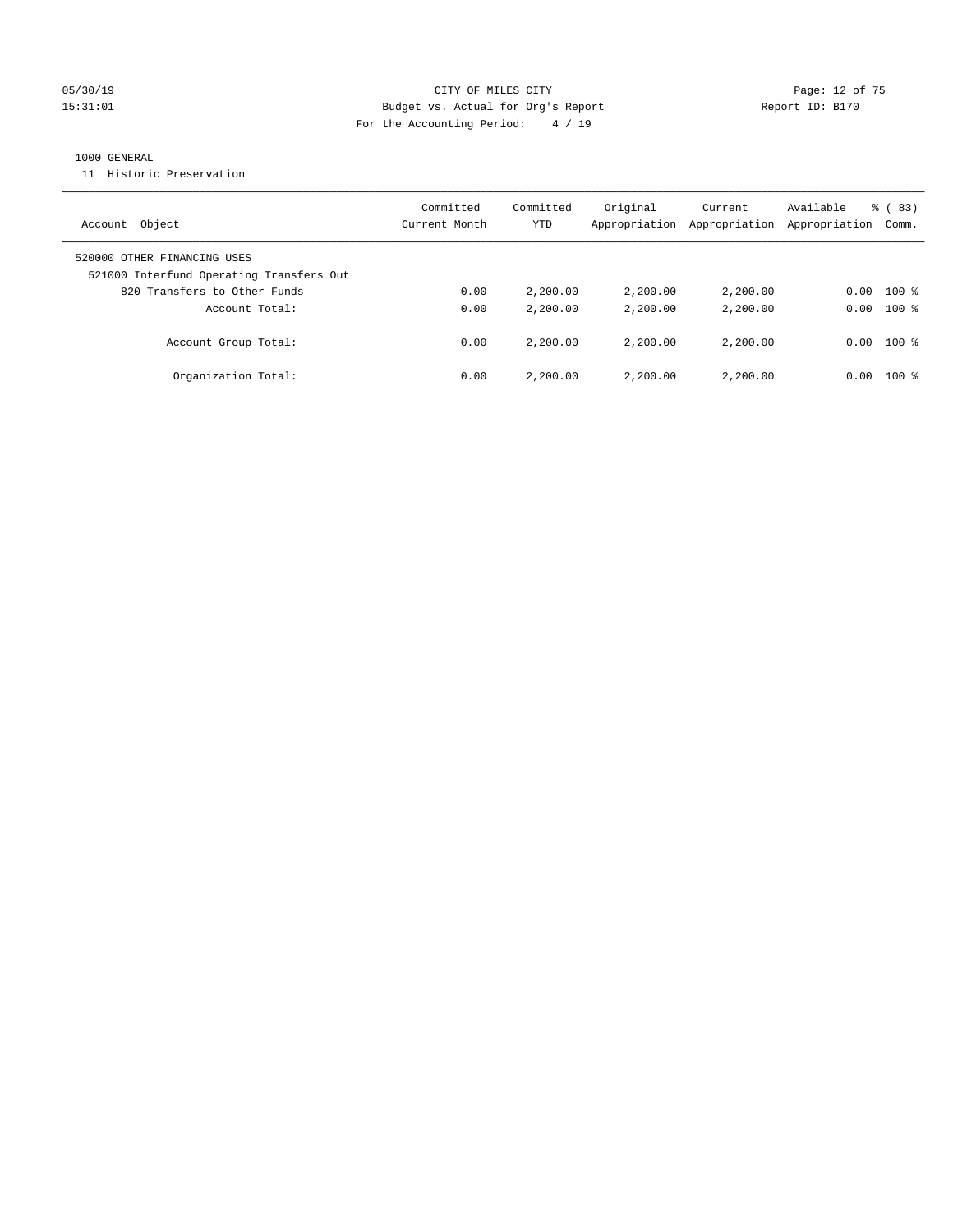CITY OF MILES CITY
Budget vs. Actual for Org's Report
For the Accounting Period: 4 / 19

05/30/19
15:31:01

Report ID: B170

1000 GENERAL

11 Historic Preservation

| Account Object | Committed Current Month | Committed YTD | Original Appropriation | Current Appropriation | Available Appropriation | % ( 83) Comm. |
|---|---|---|---|---|---|---|
| 520000 OTHER FINANCING USES | | | | | | |
| 521000 Interfund Operating Transfers Out | | | | | | |
| 820 Transfers to Other Funds | 0.00 | 2,200.00 | 2,200.00 | 2,200.00 | 0.00 | 100 % |
| Account Total: | 0.00 | 2,200.00 | 2,200.00 | 2,200.00 | 0.00 | 100 % |
| Account Group Total: | 0.00 | 2,200.00 | 2,200.00 | 2,200.00 | 0.00 | 100 % |
| Organization Total: | 0.00 | 2,200.00 | 2,200.00 | 2,200.00 | 0.00 | 100 % |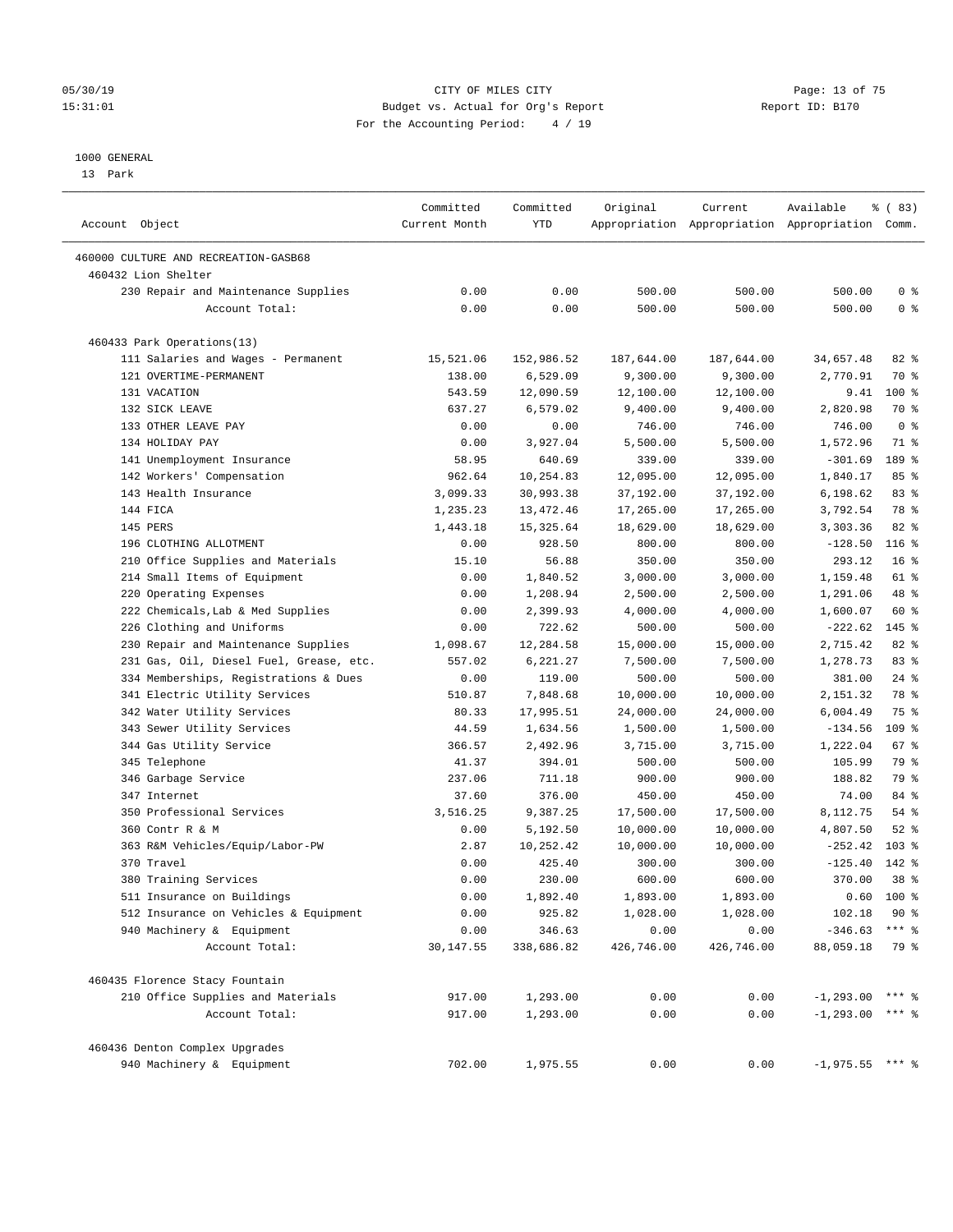CITY OF MILES CITY
Budget vs. Actual for Org's Report
For the Accounting Period: 4 / 19

1000 GENERAL
13 Park

| Account Object | Committed Current Month | Committed YTD | Original Appropriation | Current Appropriation | Available Appropriation | % ( 83) Comm. |
|---|---|---|---|---|---|---|
| 460000 CULTURE AND RECREATION-GASB68 | | | | | | |
| 460432 Lion Shelter | | | | | | |
| 230 Repair and Maintenance Supplies | 0.00 | 0.00 | 500.00 | 500.00 | 500.00 | 0 % |
| Account Total: | 0.00 | 0.00 | 500.00 | 500.00 | 500.00 | 0 % |
| 460433 Park Operations(13) | | | | | | |
| 111 Salaries and Wages - Permanent | 15,521.06 | 152,986.52 | 187,644.00 | 187,644.00 | 34,657.48 | 82 % |
| 121 OVERTIME-PERMANENT | 138.00 | 6,529.09 | 9,300.00 | 9,300.00 | 2,770.91 | 70 % |
| 131 VACATION | 543.59 | 12,090.59 | 12,100.00 | 12,100.00 | 9.41 | 100 % |
| 132 SICK LEAVE | 637.27 | 6,579.02 | 9,400.00 | 9,400.00 | 2,820.98 | 70 % |
| 133 OTHER LEAVE PAY | 0.00 | 0.00 | 746.00 | 746.00 | 746.00 | 0 % |
| 134 HOLIDAY PAY | 0.00 | 3,927.04 | 5,500.00 | 5,500.00 | 1,572.96 | 71 % |
| 141 Unemployment Insurance | 58.95 | 640.69 | 339.00 | 339.00 | -301.69 | 189 % |
| 142 Workers' Compensation | 962.64 | 10,254.83 | 12,095.00 | 12,095.00 | 1,840.17 | 85 % |
| 143 Health Insurance | 3,099.33 | 30,993.38 | 37,192.00 | 37,192.00 | 6,198.62 | 83 % |
| 144 FICA | 1,235.23 | 13,472.46 | 17,265.00 | 17,265.00 | 3,792.54 | 78 % |
| 145 PERS | 1,443.18 | 15,325.64 | 18,629.00 | 18,629.00 | 3,303.36 | 82 % |
| 196 CLOTHING ALLOTMENT | 0.00 | 928.50 | 800.00 | 800.00 | -128.50 | 116 % |
| 210 Office Supplies and Materials | 15.10 | 56.88 | 350.00 | 350.00 | 293.12 | 16 % |
| 214 Small Items of Equipment | 0.00 | 1,840.52 | 3,000.00 | 3,000.00 | 1,159.48 | 61 % |
| 220 Operating Expenses | 0.00 | 1,208.94 | 2,500.00 | 2,500.00 | 1,291.06 | 48 % |
| 222 Chemicals,Lab & Med Supplies | 0.00 | 2,399.93 | 4,000.00 | 4,000.00 | 1,600.07 | 60 % |
| 226 Clothing and Uniforms | 0.00 | 722.62 | 500.00 | 500.00 | -222.62 | 145 % |
| 230 Repair and Maintenance Supplies | 1,098.67 | 12,284.58 | 15,000.00 | 15,000.00 | 2,715.42 | 82 % |
| 231 Gas, Oil, Diesel Fuel, Grease, etc. | 557.02 | 6,221.27 | 7,500.00 | 7,500.00 | 1,278.73 | 83 % |
| 334 Memberships, Registrations & Dues | 0.00 | 119.00 | 500.00 | 500.00 | 381.00 | 24 % |
| 341 Electric Utility Services | 510.87 | 7,848.68 | 10,000.00 | 10,000.00 | 2,151.32 | 78 % |
| 342 Water Utility Services | 80.33 | 17,995.51 | 24,000.00 | 24,000.00 | 6,004.49 | 75 % |
| 343 Sewer Utility Services | 44.59 | 1,634.56 | 1,500.00 | 1,500.00 | -134.56 | 109 % |
| 344 Gas Utility Service | 366.57 | 2,492.96 | 3,715.00 | 3,715.00 | 1,222.04 | 67 % |
| 345 Telephone | 41.37 | 394.01 | 500.00 | 500.00 | 105.99 | 79 % |
| 346 Garbage Service | 237.06 | 711.18 | 900.00 | 900.00 | 188.82 | 79 % |
| 347 Internet | 37.60 | 376.00 | 450.00 | 450.00 | 74.00 | 84 % |
| 350 Professional Services | 3,516.25 | 9,387.25 | 17,500.00 | 17,500.00 | 8,112.75 | 54 % |
| 360 Contr R & M | 0.00 | 5,192.50 | 10,000.00 | 10,000.00 | 4,807.50 | 52 % |
| 363 R&M Vehicles/Equip/Labor-PW | 2.87 | 10,252.42 | 10,000.00 | 10,000.00 | -252.42 | 103 % |
| 370 Travel | 0.00 | 425.40 | 300.00 | 300.00 | -125.40 | 142 % |
| 380 Training Services | 0.00 | 230.00 | 600.00 | 600.00 | 370.00 | 38 % |
| 511 Insurance on Buildings | 0.00 | 1,892.40 | 1,893.00 | 1,893.00 | 0.60 | 100 % |
| 512 Insurance on Vehicles & Equipment | 0.00 | 925.82 | 1,028.00 | 1,028.00 | 102.18 | 90 % |
| 940 Machinery & Equipment | 0.00 | 346.63 | 0.00 | 0.00 | -346.63 | *** % |
| Account Total: | 30,147.55 | 338,686.82 | 426,746.00 | 426,746.00 | 88,059.18 | 79 % |
| 460435 Florence Stacy Fountain | | | | | | |
| 210 Office Supplies and Materials | 917.00 | 1,293.00 | 0.00 | 0.00 | -1,293.00 | *** % |
| Account Total: | 917.00 | 1,293.00 | 0.00 | 0.00 | -1,293.00 | *** % |
| 460436 Denton Complex Upgrades | | | | | | |
| 940 Machinery & Equipment | 702.00 | 1,975.55 | 0.00 | 0.00 | -1,975.55 | *** % |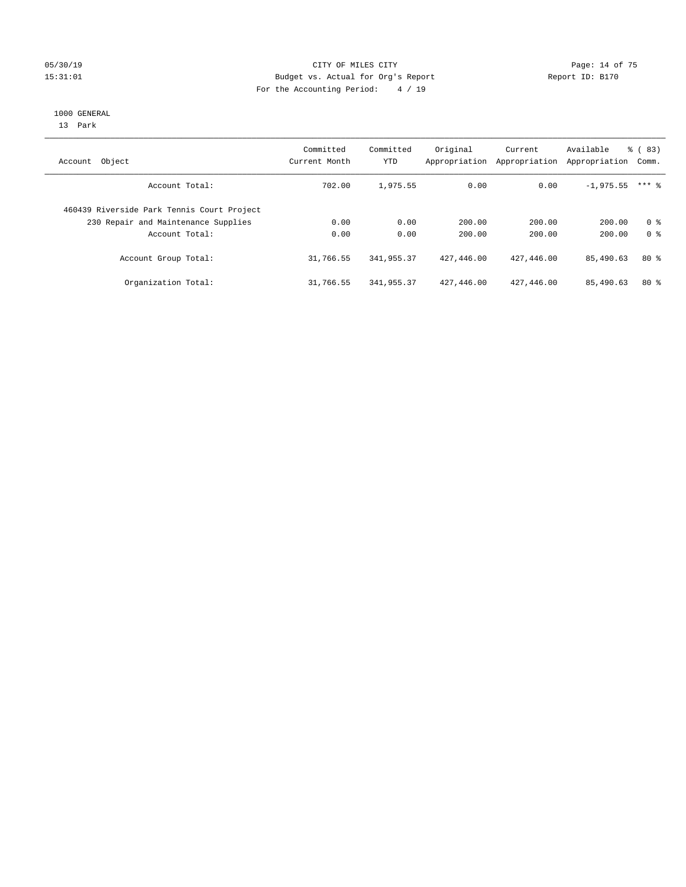CITY OF MILES CITY
Budget vs. Actual for Org's Report
For the Accounting Period: 4 / 19

05/30/19
15:31:01

Report ID: B170

1000 GENERAL
13 Park

| Account Object | Committed Current Month | Committed YTD | Original Appropriation | Current Appropriation | Available Appropriation | % ( 83) Comm. |
|---|---|---|---|---|---|---|
| Account Total: | 702.00 | 1,975.55 | 0.00 | 0.00 | -1,975.55 | *** % |
| 460439 Riverside Park Tennis Court Project | | | | | | |
| 230 Repair and Maintenance Supplies | 0.00 | 0.00 | 200.00 | 200.00 | 200.00 | 0 % |
| Account Total: | 0.00 | 0.00 | 200.00 | 200.00 | 200.00 | 0 % |
| Account Group Total: | 31,766.55 | 341,955.37 | 427,446.00 | 427,446.00 | 85,490.63 | 80 % |
| Organization Total: | 31,766.55 | 341,955.37 | 427,446.00 | 427,446.00 | 85,490.63 | 80 % |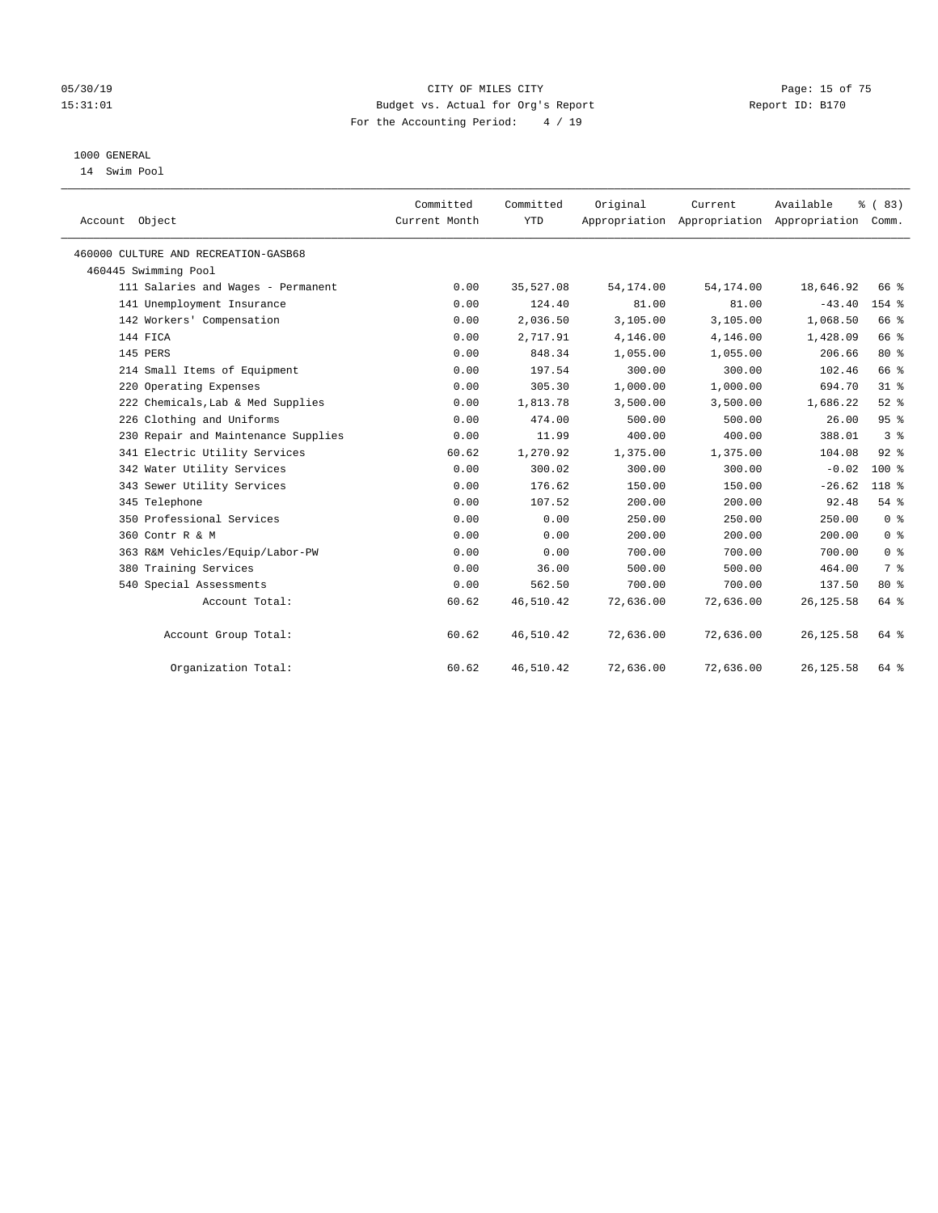CITY OF MILES CITY
Budget vs. Actual for Org's Report
For the Accounting Period: 4 / 19

Report ID: B170

05/30/19
15:31:01

1000 GENERAL
14 Swim Pool

| Account Object | Committed Current Month | Committed YTD | Original Appropriation | Current Appropriation | Available Appropriation | % ( 83) Comm. |
|---|---|---|---|---|---|---|
| 460000 CULTURE AND RECREATION-GASB68 | | | | | | |
| 460445 Swimming Pool | | | | | | |
| 111 Salaries and Wages - Permanent | 0.00 | 35,527.08 | 54,174.00 | 54,174.00 | 18,646.92 | 66 % |
| 141 Unemployment Insurance | 0.00 | 124.40 | 81.00 | 81.00 | -43.40 | 154 % |
| 142 Workers' Compensation | 0.00 | 2,036.50 | 3,105.00 | 3,105.00 | 1,068.50 | 66 % |
| 144 FICA | 0.00 | 2,717.91 | 4,146.00 | 4,146.00 | 1,428.09 | 66 % |
| 145 PERS | 0.00 | 848.34 | 1,055.00 | 1,055.00 | 206.66 | 80 % |
| 214 Small Items of Equipment | 0.00 | 197.54 | 300.00 | 300.00 | 102.46 | 66 % |
| 220 Operating Expenses | 0.00 | 305.30 | 1,000.00 | 1,000.00 | 694.70 | 31 % |
| 222 Chemicals,Lab & Med Supplies | 0.00 | 1,813.78 | 3,500.00 | 3,500.00 | 1,686.22 | 52 % |
| 226 Clothing and Uniforms | 0.00 | 474.00 | 500.00 | 500.00 | 26.00 | 95 % |
| 230 Repair and Maintenance Supplies | 0.00 | 11.99 | 400.00 | 400.00 | 388.01 | 3 % |
| 341 Electric Utility Services | 60.62 | 1,270.92 | 1,375.00 | 1,375.00 | 104.08 | 92 % |
| 342 Water Utility Services | 0.00 | 300.02 | 300.00 | 300.00 | -0.02 | 100 % |
| 343 Sewer Utility Services | 0.00 | 176.62 | 150.00 | 150.00 | -26.62 | 118 % |
| 345 Telephone | 0.00 | 107.52 | 200.00 | 200.00 | 92.48 | 54 % |
| 350 Professional Services | 0.00 | 0.00 | 250.00 | 250.00 | 250.00 | 0 % |
| 360 Contr R & M | 0.00 | 0.00 | 200.00 | 200.00 | 200.00 | 0 % |
| 363 R&M Vehicles/Equip/Labor-PW | 0.00 | 0.00 | 700.00 | 700.00 | 700.00 | 0 % |
| 380 Training Services | 0.00 | 36.00 | 500.00 | 500.00 | 464.00 | 7 % |
| 540 Special Assessments | 0.00 | 562.50 | 700.00 | 700.00 | 137.50 | 80 % |
| Account Total: | 60.62 | 46,510.42 | 72,636.00 | 72,636.00 | 26,125.58 | 64 % |
| Account Group Total: | 60.62 | 46,510.42 | 72,636.00 | 72,636.00 | 26,125.58 | 64 % |
| Organization Total: | 60.62 | 46,510.42 | 72,636.00 | 72,636.00 | 26,125.58 | 64 % |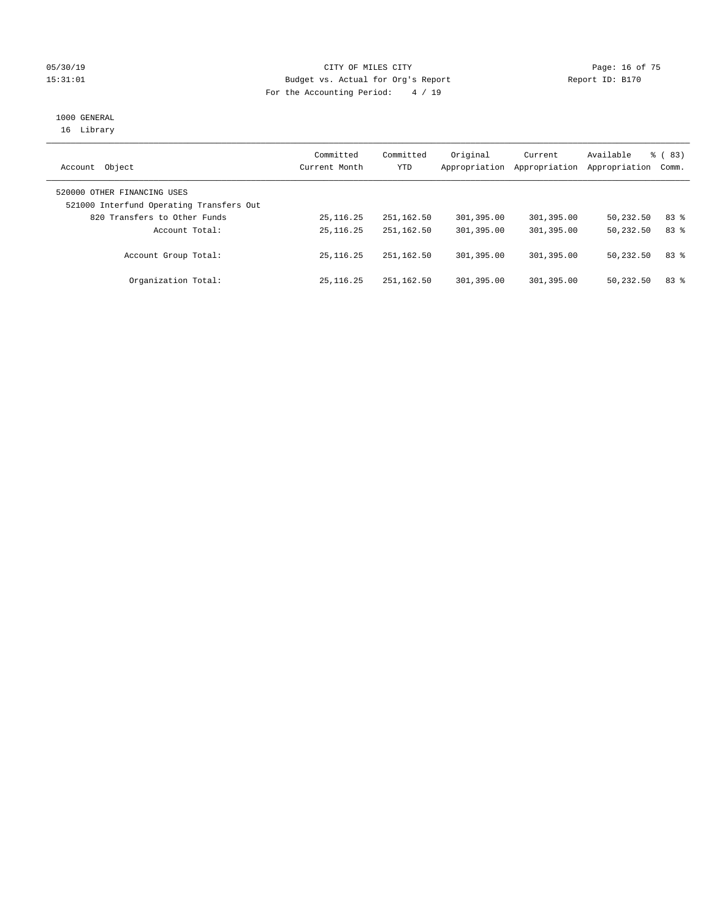05/30/19 CITY OF MILES CITY
15:31:01 Budget vs. Actual for Org's Report Report ID: B170
For the Accounting Period: 4 / 19

1000 GENERAL
16 Library

| Account Object | Committed Current Month | Committed YTD | Original Appropriation | Current Appropriation | Available Appropriation | % ( 83) Comm. |
|---|---|---|---|---|---|---|
| 520000 OTHER FINANCING USES | | | | | | |
| 521000 Interfund Operating Transfers Out | | | | | | |
| 820 Transfers to Other Funds | 25,116.25 | 251,162.50 | 301,395.00 | 301,395.00 | 50,232.50 | 83 % |
| Account Total: | 25,116.25 | 251,162.50 | 301,395.00 | 301,395.00 | 50,232.50 | 83 % |
| Account Group Total: | 25,116.25 | 251,162.50 | 301,395.00 | 301,395.00 | 50,232.50 | 83 % |
| Organization Total: | 25,116.25 | 251,162.50 | 301,395.00 | 301,395.00 | 50,232.50 | 83 % |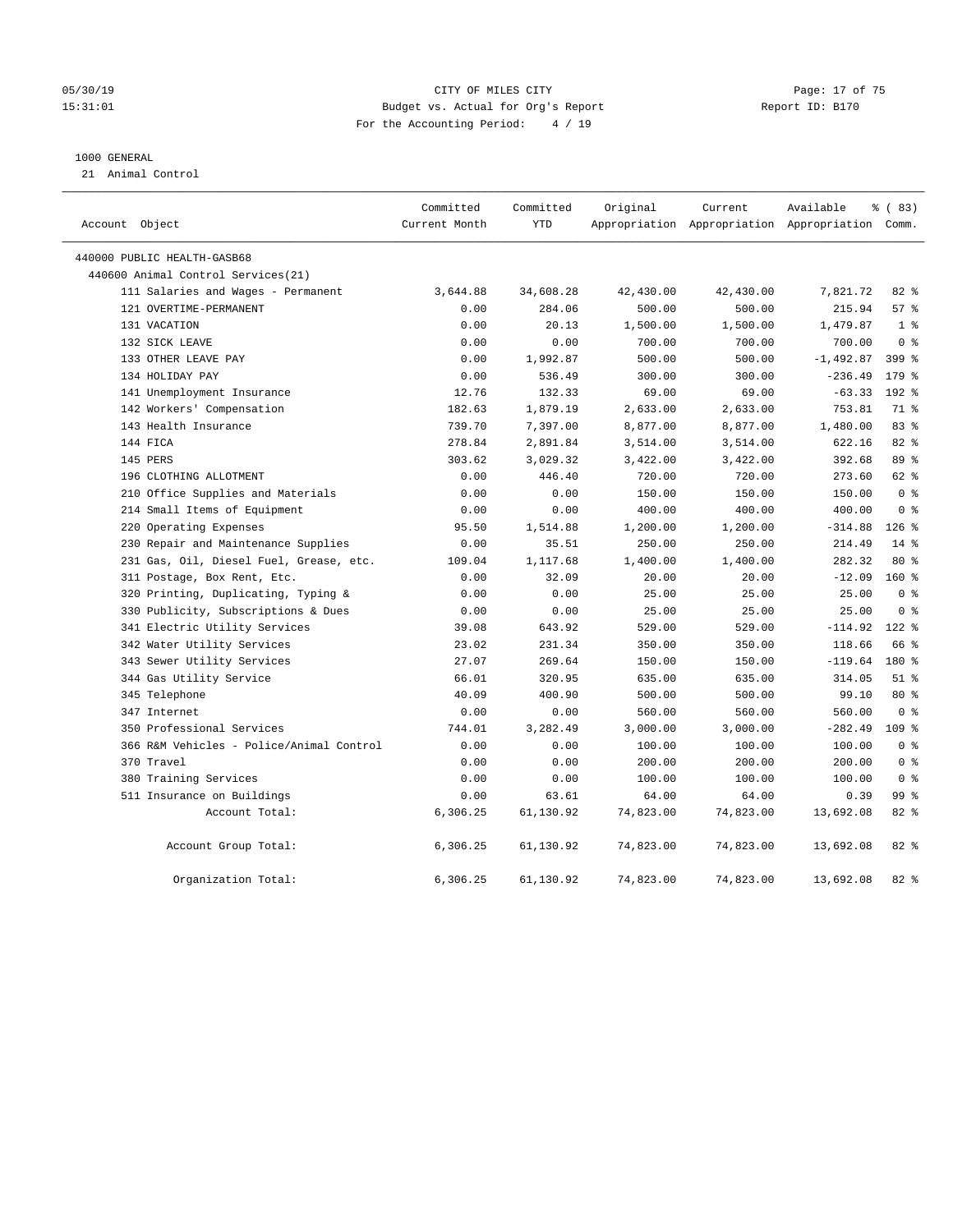CITY OF MILES CITY
Budget vs. Actual for Org's Report
For the Accounting Period: 4 / 19

1000 GENERAL
21 Animal Control

| Account Object | Committed Current Month | Committed YTD | Original Appropriation | Current Appropriation | Available Appropriation | % ( 83) Comm. |
|---|---|---|---|---|---|---|
| 440000 PUBLIC HEALTH-GASB68 | | | | | | |
| 440600 Animal Control Services(21) | | | | | | |
| 111 Salaries and Wages - Permanent | 3,644.88 | 34,608.28 | 42,430.00 | 42,430.00 | 7,821.72 | 82 % |
| 121 OVERTIME-PERMANENT | 0.00 | 284.06 | 500.00 | 500.00 | 215.94 | 57 % |
| 131 VACATION | 0.00 | 20.13 | 1,500.00 | 1,500.00 | 1,479.87 | 1 % |
| 132 SICK LEAVE | 0.00 | 0.00 | 700.00 | 700.00 | 700.00 | 0 % |
| 133 OTHER LEAVE PAY | 0.00 | 1,992.87 | 500.00 | 500.00 | -1,492.87 | 399 % |
| 134 HOLIDAY PAY | 0.00 | 536.49 | 300.00 | 300.00 | -236.49 | 179 % |
| 141 Unemployment Insurance | 12.76 | 132.33 | 69.00 | 69.00 | -63.33 | 192 % |
| 142 Workers' Compensation | 182.63 | 1,879.19 | 2,633.00 | 2,633.00 | 753.81 | 71 % |
| 143 Health Insurance | 739.70 | 7,397.00 | 8,877.00 | 8,877.00 | 1,480.00 | 83 % |
| 144 FICA | 278.84 | 2,891.84 | 3,514.00 | 3,514.00 | 622.16 | 82 % |
| 145 PERS | 303.62 | 3,029.32 | 3,422.00 | 3,422.00 | 392.68 | 89 % |
| 196 CLOTHING ALLOTMENT | 0.00 | 446.40 | 720.00 | 720.00 | 273.60 | 62 % |
| 210 Office Supplies and Materials | 0.00 | 0.00 | 150.00 | 150.00 | 150.00 | 0 % |
| 214 Small Items of Equipment | 0.00 | 0.00 | 400.00 | 400.00 | 400.00 | 0 % |
| 220 Operating Expenses | 95.50 | 1,514.88 | 1,200.00 | 1,200.00 | -314.88 | 126 % |
| 230 Repair and Maintenance Supplies | 0.00 | 35.51 | 250.00 | 250.00 | 214.49 | 14 % |
| 231 Gas, Oil, Diesel Fuel, Grease, etc. | 109.04 | 1,117.68 | 1,400.00 | 1,400.00 | 282.32 | 80 % |
| 311 Postage, Box Rent, Etc. | 0.00 | 32.09 | 20.00 | 20.00 | -12.09 | 160 % |
| 320 Printing, Duplicating, Typing & | 0.00 | 0.00 | 25.00 | 25.00 | 25.00 | 0 % |
| 330 Publicity, Subscriptions & Dues | 0.00 | 0.00 | 25.00 | 25.00 | 25.00 | 0 % |
| 341 Electric Utility Services | 39.08 | 643.92 | 529.00 | 529.00 | -114.92 | 122 % |
| 342 Water Utility Services | 23.02 | 231.34 | 350.00 | 350.00 | 118.66 | 66 % |
| 343 Sewer Utility Services | 27.07 | 269.64 | 150.00 | 150.00 | -119.64 | 180 % |
| 344 Gas Utility Service | 66.01 | 320.95 | 635.00 | 635.00 | 314.05 | 51 % |
| 345 Telephone | 40.09 | 400.90 | 500.00 | 500.00 | 99.10 | 80 % |
| 347 Internet | 0.00 | 0.00 | 560.00 | 560.00 | 560.00 | 0 % |
| 350 Professional Services | 744.01 | 3,282.49 | 3,000.00 | 3,000.00 | -282.49 | 109 % |
| 366 R&M Vehicles - Police/Animal Control | 0.00 | 0.00 | 100.00 | 100.00 | 100.00 | 0 % |
| 370 Travel | 0.00 | 0.00 | 200.00 | 200.00 | 200.00 | 0 % |
| 380 Training Services | 0.00 | 0.00 | 100.00 | 100.00 | 100.00 | 0 % |
| 511 Insurance on Buildings | 0.00 | 63.61 | 64.00 | 64.00 | 0.39 | 99 % |
| Account Total: | 6,306.25 | 61,130.92 | 74,823.00 | 74,823.00 | 13,692.08 | 82 % |
| Account Group Total: | 6,306.25 | 61,130.92 | 74,823.00 | 74,823.00 | 13,692.08 | 82 % |
| Organization Total: | 6,306.25 | 61,130.92 | 74,823.00 | 74,823.00 | 13,692.08 | 82 % |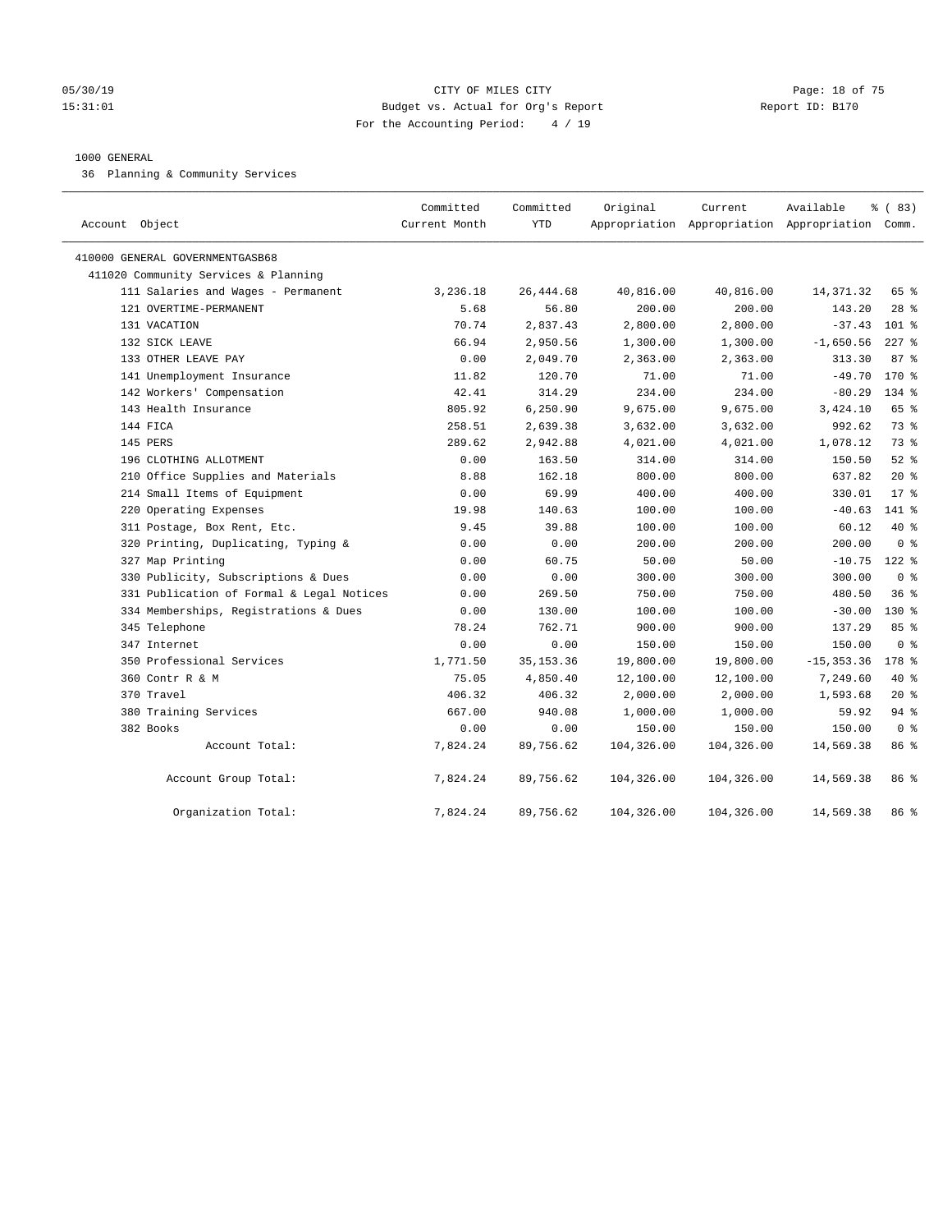05/30/19 CITY OF MILES CITY
15:31:01 Budget vs. Actual for Org's Report Report ID: B170
For the Accounting Period: 4 / 19

1000 GENERAL

36 Planning & Community Services

| Account Object | Committed Current Month | Committed YTD | Original Appropriation | Current Appropriation | Available Appropriation | % ( 83) Comm. |
|---|---|---|---|---|---|---|
| 410000 GENERAL GOVERNMENTGASB68 | | | | | | |
| 411020 Community Services & Planning | | | | | | |
| 111 Salaries and Wages - Permanent | 3,236.18 | 26,444.68 | 40,816.00 | 40,816.00 | 14,371.32 | 65 % |
| 121 OVERTIME-PERMANENT | 5.68 | 56.80 | 200.00 | 200.00 | 143.20 | 28 % |
| 131 VACATION | 70.74 | 2,837.43 | 2,800.00 | 2,800.00 | -37.43 | 101 % |
| 132 SICK LEAVE | 66.94 | 2,950.56 | 1,300.00 | 1,300.00 | -1,650.56 | 227 % |
| 133 OTHER LEAVE PAY | 0.00 | 2,049.70 | 2,363.00 | 2,363.00 | 313.30 | 87 % |
| 141 Unemployment Insurance | 11.82 | 120.70 | 71.00 | 71.00 | -49.70 | 170 % |
| 142 Workers' Compensation | 42.41 | 314.29 | 234.00 | 234.00 | -80.29 | 134 % |
| 143 Health Insurance | 805.92 | 6,250.90 | 9,675.00 | 9,675.00 | 3,424.10 | 65 % |
| 144 FICA | 258.51 | 2,639.38 | 3,632.00 | 3,632.00 | 992.62 | 73 % |
| 145 PERS | 289.62 | 2,942.88 | 4,021.00 | 4,021.00 | 1,078.12 | 73 % |
| 196 CLOTHING ALLOTMENT | 0.00 | 163.50 | 314.00 | 314.00 | 150.50 | 52 % |
| 210 Office Supplies and Materials | 8.88 | 162.18 | 800.00 | 800.00 | 637.82 | 20 % |
| 214 Small Items of Equipment | 0.00 | 69.99 | 400.00 | 400.00 | 330.01 | 17 % |
| 220 Operating Expenses | 19.98 | 140.63 | 100.00 | 100.00 | -40.63 | 141 % |
| 311 Postage, Box Rent, Etc. | 9.45 | 39.88 | 100.00 | 100.00 | 60.12 | 40 % |
| 320 Printing, Duplicating, Typing & | 0.00 | 0.00 | 200.00 | 200.00 | 200.00 | 0 % |
| 327 Map Printing | 0.00 | 60.75 | 50.00 | 50.00 | -10.75 | 122 % |
| 330 Publicity, Subscriptions & Dues | 0.00 | 0.00 | 300.00 | 300.00 | 300.00 | 0 % |
| 331 Publication of Formal & Legal Notices | 0.00 | 269.50 | 750.00 | 750.00 | 480.50 | 36 % |
| 334 Memberships, Registrations & Dues | 0.00 | 130.00 | 100.00 | 100.00 | -30.00 | 130 % |
| 345 Telephone | 78.24 | 762.71 | 900.00 | 900.00 | 137.29 | 85 % |
| 347 Internet | 0.00 | 0.00 | 150.00 | 150.00 | 150.00 | 0 % |
| 350 Professional Services | 1,771.50 | 35,153.36 | 19,800.00 | 19,800.00 | -15,353.36 | 178 % |
| 360 Contr R & M | 75.05 | 4,850.40 | 12,100.00 | 12,100.00 | 7,249.60 | 40 % |
| 370 Travel | 406.32 | 406.32 | 2,000.00 | 2,000.00 | 1,593.68 | 20 % |
| 380 Training Services | 667.00 | 940.08 | 1,000.00 | 1,000.00 | 59.92 | 94 % |
| 382 Books | 0.00 | 0.00 | 150.00 | 150.00 | 150.00 | 0 % |
| Account Total: | 7,824.24 | 89,756.62 | 104,326.00 | 104,326.00 | 14,569.38 | 86 % |
| Account Group Total: | 7,824.24 | 89,756.62 | 104,326.00 | 104,326.00 | 14,569.38 | 86 % |
| Organization Total: | 7,824.24 | 89,756.62 | 104,326.00 | 104,326.00 | 14,569.38 | 86 % |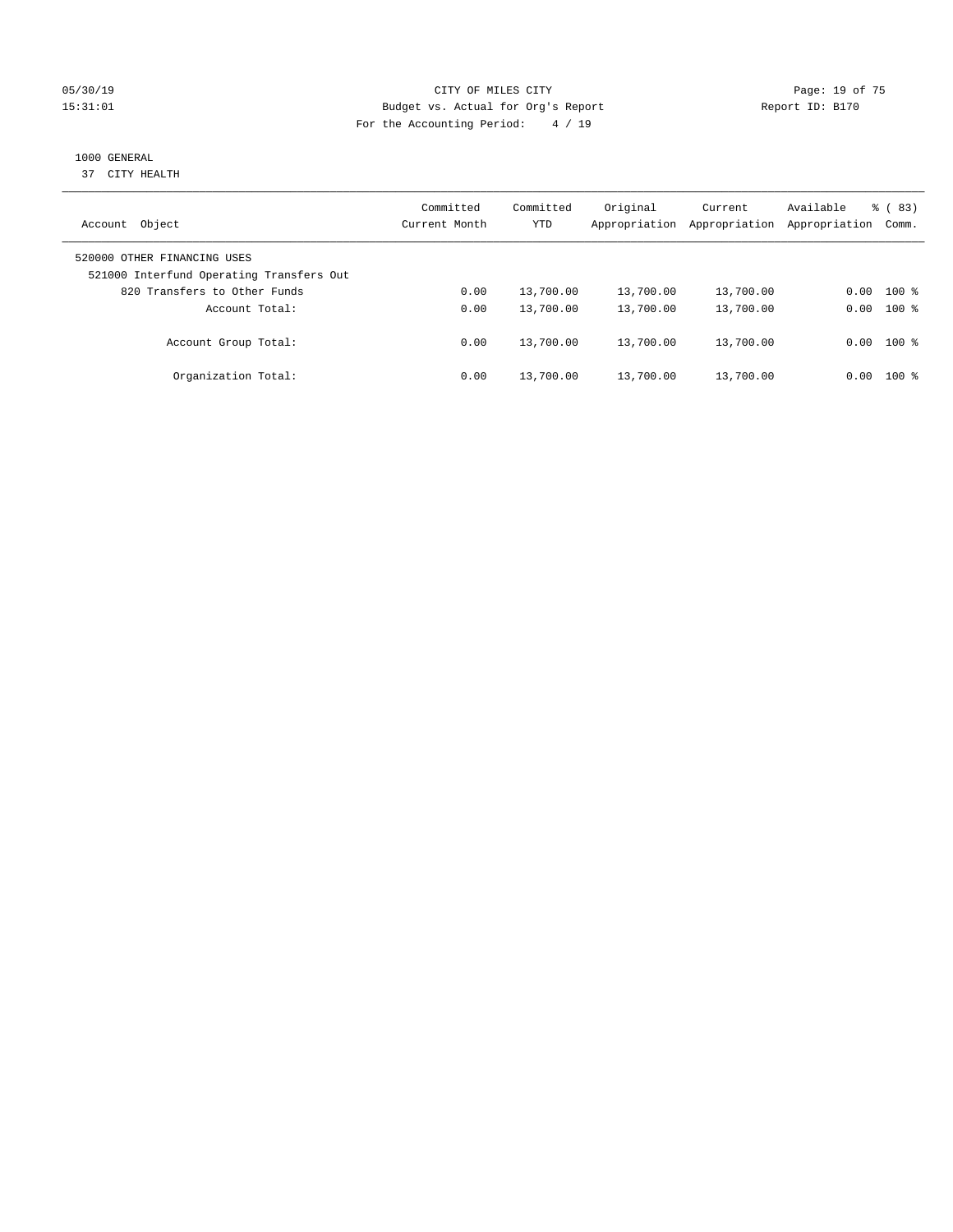CITY OF MILES CITY
Budget vs. Actual for Org's Report
For the Accounting Period: 4 / 19

05/30/19
15:31:01

Report ID: B170

1000 GENERAL
37 CITY HEALTH

| Account Object | Committed Current Month | Committed YTD | Original Appropriation | Current Appropriation | Available Appropriation | % ( 83) Comm. |
|---|---|---|---|---|---|---|
| 520000 OTHER FINANCING USES | | | | | | |
| 521000 Interfund Operating Transfers Out | | | | | | |
| 820 Transfers to Other Funds | 0.00 | 13,700.00 | 13,700.00 | 13,700.00 | 0.00 | 100 % |
| Account Total: | 0.00 | 13,700.00 | 13,700.00 | 13,700.00 | 0.00 | 100 % |
| Account Group Total: | 0.00 | 13,700.00 | 13,700.00 | 13,700.00 | 0.00 | 100 % |
| Organization Total: | 0.00 | 13,700.00 | 13,700.00 | 13,700.00 | 0.00 | 100 % |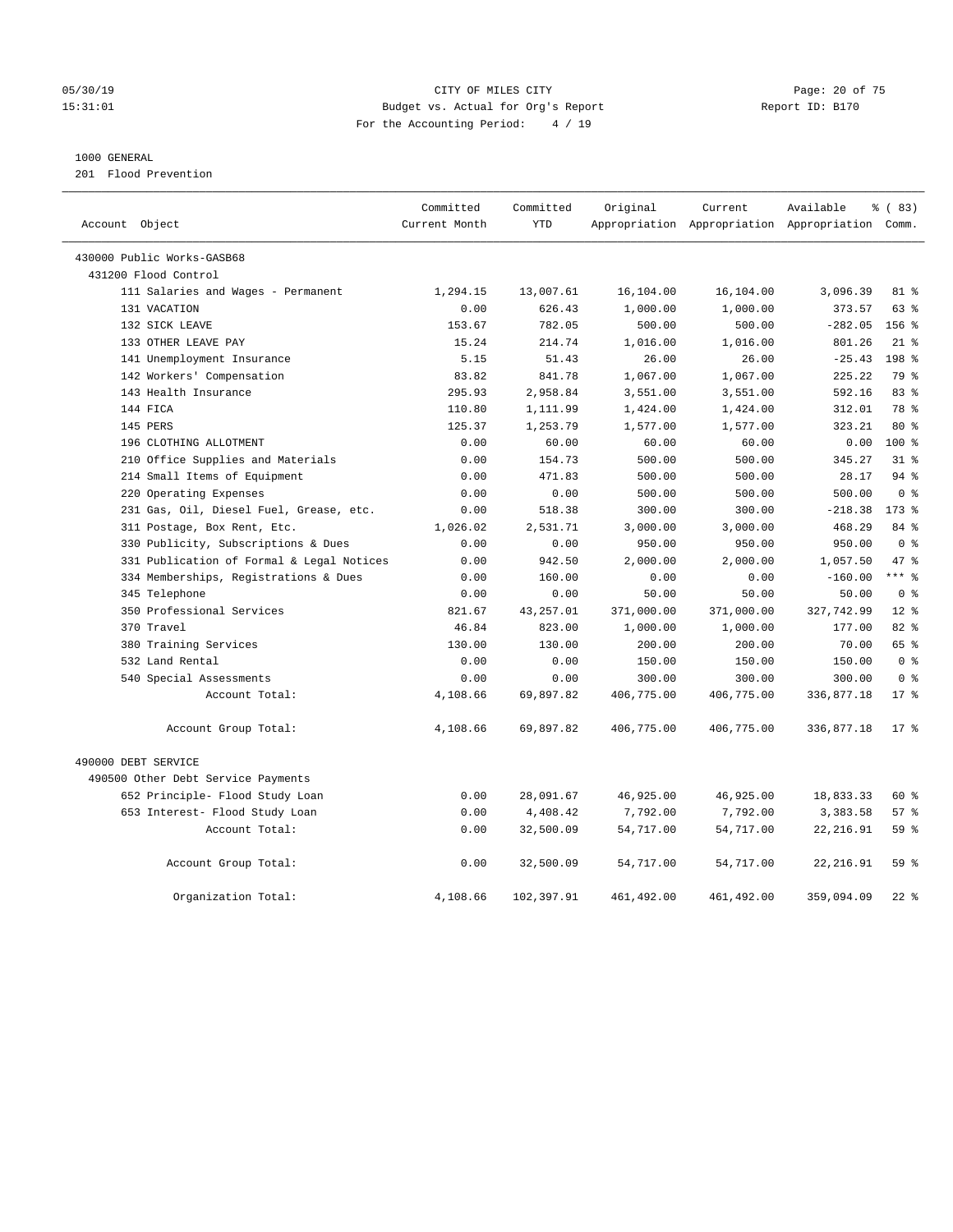CITY OF MILES CITY
Budget vs. Actual for Org's Report
For the Accounting Period: 4 / 19

05/30/19
15:31:01

Report ID: B170

1000 GENERAL
201 Flood Prevention

| Account Object | Committed Current Month | Committed YTD | Original Appropriation | Current Appropriation | Available Appropriation | % ( 83) Comm. |
|---|---|---|---|---|---|---|
| 430000 Public Works-GASB68 | | | | | | |
| 431200 Flood Control | | | | | | |
| 111 Salaries and Wages - Permanent | 1,294.15 | 13,007.61 | 16,104.00 | 16,104.00 | 3,096.39 | 81 % |
| 131 VACATION | 0.00 | 626.43 | 1,000.00 | 1,000.00 | 373.57 | 63 % |
| 132 SICK LEAVE | 153.67 | 782.05 | 500.00 | 500.00 | -282.05 | 156 % |
| 133 OTHER LEAVE PAY | 15.24 | 214.74 | 1,016.00 | 1,016.00 | 801.26 | 21 % |
| 141 Unemployment Insurance | 5.15 | 51.43 | 26.00 | 26.00 | -25.43 | 198 % |
| 142 Workers' Compensation | 83.82 | 841.78 | 1,067.00 | 1,067.00 | 225.22 | 79 % |
| 143 Health Insurance | 295.93 | 2,958.84 | 3,551.00 | 3,551.00 | 592.16 | 83 % |
| 144 FICA | 110.80 | 1,111.99 | 1,424.00 | 1,424.00 | 312.01 | 78 % |
| 145 PERS | 125.37 | 1,253.79 | 1,577.00 | 1,577.00 | 323.21 | 80 % |
| 196 CLOTHING ALLOTMENT | 0.00 | 60.00 | 60.00 | 60.00 | 0.00 | 100 % |
| 210 Office Supplies and Materials | 0.00 | 154.73 | 500.00 | 500.00 | 345.27 | 31 % |
| 214 Small Items of Equipment | 0.00 | 471.83 | 500.00 | 500.00 | 28.17 | 94 % |
| 220 Operating Expenses | 0.00 | 0.00 | 500.00 | 500.00 | 500.00 | 0 % |
| 231 Gas, Oil, Diesel Fuel, Grease, etc. | 0.00 | 518.38 | 300.00 | 300.00 | -218.38 | 173 % |
| 311 Postage, Box Rent, Etc. | 1,026.02 | 2,531.71 | 3,000.00 | 3,000.00 | 468.29 | 84 % |
| 330 Publicity, Subscriptions & Dues | 0.00 | 0.00 | 950.00 | 950.00 | 950.00 | 0 % |
| 331 Publication of Formal & Legal Notices | 0.00 | 942.50 | 2,000.00 | 2,000.00 | 1,057.50 | 47 % |
| 334 Memberships, Registrations & Dues | 0.00 | 160.00 | 0.00 | 0.00 | -160.00 | *** % |
| 345 Telephone | 0.00 | 0.00 | 50.00 | 50.00 | 50.00 | 0 % |
| 350 Professional Services | 821.67 | 43,257.01 | 371,000.00 | 371,000.00 | 327,742.99 | 12 % |
| 370 Travel | 46.84 | 823.00 | 1,000.00 | 1,000.00 | 177.00 | 82 % |
| 380 Training Services | 130.00 | 130.00 | 200.00 | 200.00 | 70.00 | 65 % |
| 532 Land Rental | 0.00 | 0.00 | 150.00 | 150.00 | 150.00 | 0 % |
| 540 Special Assessments | 0.00 | 0.00 | 300.00 | 300.00 | 300.00 | 0 % |
| Account Total: | 4,108.66 | 69,897.82 | 406,775.00 | 406,775.00 | 336,877.18 | 17 % |
| Account Group Total: | 4,108.66 | 69,897.82 | 406,775.00 | 406,775.00 | 336,877.18 | 17 % |
| 490000 DEBT SERVICE | | | | | | |
| 490500 Other Debt Service Payments | | | | | | |
| 652 Principle- Flood Study Loan | 0.00 | 28,091.67 | 46,925.00 | 46,925.00 | 18,833.33 | 60 % |
| 653 Interest- Flood Study Loan | 0.00 | 4,408.42 | 7,792.00 | 7,792.00 | 3,383.58 | 57 % |
| Account Total: | 0.00 | 32,500.09 | 54,717.00 | 54,717.00 | 22,216.91 | 59 % |
| Account Group Total: | 0.00 | 32,500.09 | 54,717.00 | 54,717.00 | 22,216.91 | 59 % |
| Organization Total: | 4,108.66 | 102,397.91 | 461,492.00 | 461,492.00 | 359,094.09 | 22 % |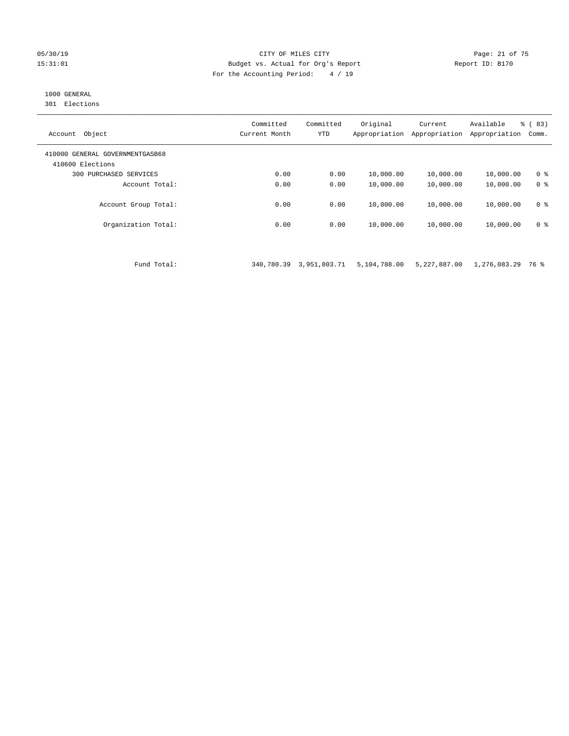CITY OF MILES CITY
Budget vs. Actual for Org's Report
For the Accounting Period: 4 / 19

05/30/19
15:31:01

Report ID: B170

1000 GENERAL
301 Elections

| Account Object | Committed Current Month | Committed YTD | Original Appropriation | Current Appropriation | Available Appropriation | % ( 83) Comm. |
|---|---|---|---|---|---|---|
| 410000 GENERAL GOVERNMENTGASB68 | | | | | | |
| 410600 Elections | | | | | | |
| 300 PURCHASED SERVICES | 0.00 | 0.00 | 10,000.00 | 10,000.00 | 10,000.00 | 0 % |
| Account Total: | 0.00 | 0.00 | 10,000.00 | 10,000.00 | 10,000.00 | 0 % |
| Account Group Total: | 0.00 | 0.00 | 10,000.00 | 10,000.00 | 10,000.00 | 0 % |
| Organization Total: | 0.00 | 0.00 | 10,000.00 | 10,000.00 | 10,000.00 | 0 % |
| Fund Total: | 340,780.39 | 3,951,803.71 | 5,104,788.00 | 5,227,887.00 | 1,276,083.29 | 76 % |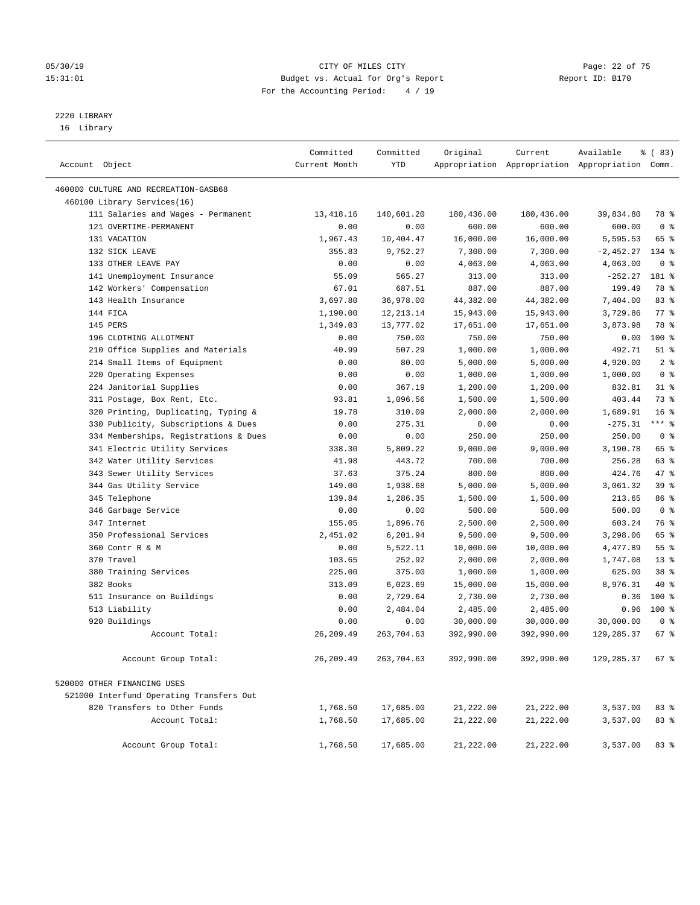CITY OF MILES CITY
Budget vs. Actual for Org's Report
For the Accounting Period: 4 / 19

Report ID: B170

## 2220 LIBRARY

16 Library

| Account Object | Committed Current Month | Committed YTD | Original Appropriation | Current Appropriation | Available Appropriation | % ( 83) Comm. |
|---|---|---|---|---|---|---|
| 460000 CULTURE AND RECREATION-GASB68 | | | | | | |
| 460100 Library Services(16) | | | | | | |
| 111 Salaries and Wages - Permanent | 13,418.16 | 140,601.20 | 180,436.00 | 180,436.00 | 39,834.80 | 78 % |
| 121 OVERTIME-PERMANENT | 0.00 | 0.00 | 600.00 | 600.00 | 600.00 | 0 % |
| 131 VACATION | 1,967.43 | 10,404.47 | 16,000.00 | 16,000.00 | 5,595.53 | 65 % |
| 132 SICK LEAVE | 355.83 | 9,752.27 | 7,300.00 | 7,300.00 | -2,452.27 | 134 % |
| 133 OTHER LEAVE PAY | 0.00 | 0.00 | 4,063.00 | 4,063.00 | 4,063.00 | 0 % |
| 141 Unemployment Insurance | 55.09 | 565.27 | 313.00 | 313.00 | -252.27 | 181 % |
| 142 Workers' Compensation | 67.01 | 687.51 | 887.00 | 887.00 | 199.49 | 78 % |
| 143 Health Insurance | 3,697.80 | 36,978.00 | 44,382.00 | 44,382.00 | 7,404.00 | 83 % |
| 144 FICA | 1,190.00 | 12,213.14 | 15,943.00 | 15,943.00 | 3,729.86 | 77 % |
| 145 PERS | 1,349.03 | 13,777.02 | 17,651.00 | 17,651.00 | 3,873.98 | 78 % |
| 196 CLOTHING ALLOTMENT | 0.00 | 750.00 | 750.00 | 750.00 | 0.00 | 100 % |
| 210 Office Supplies and Materials | 40.99 | 507.29 | 1,000.00 | 1,000.00 | 492.71 | 51 % |
| 214 Small Items of Equipment | 0.00 | 80.00 | 5,000.00 | 5,000.00 | 4,920.00 | 2 % |
| 220 Operating Expenses | 0.00 | 0.00 | 1,000.00 | 1,000.00 | 1,000.00 | 0 % |
| 224 Janitorial Supplies | 0.00 | 367.19 | 1,200.00 | 1,200.00 | 832.81 | 31 % |
| 311 Postage, Box Rent, Etc. | 93.81 | 1,096.56 | 1,500.00 | 1,500.00 | 403.44 | 73 % |
| 320 Printing, Duplicating, Typing & | 19.78 | 310.09 | 2,000.00 | 2,000.00 | 1,689.91 | 16 % |
| 330 Publicity, Subscriptions & Dues | 0.00 | 275.31 | 0.00 | 0.00 | -275.31 | *** % |
| 334 Memberships, Registrations & Dues | 0.00 | 0.00 | 250.00 | 250.00 | 250.00 | 0 % |
| 341 Electric Utility Services | 338.30 | 5,809.22 | 9,000.00 | 9,000.00 | 3,190.78 | 65 % |
| 342 Water Utility Services | 41.98 | 443.72 | 700.00 | 700.00 | 256.28 | 63 % |
| 343 Sewer Utility Services | 37.63 | 375.24 | 800.00 | 800.00 | 424.76 | 47 % |
| 344 Gas Utility Service | 149.00 | 1,938.68 | 5,000.00 | 5,000.00 | 3,061.32 | 39 % |
| 345 Telephone | 139.84 | 1,286.35 | 1,500.00 | 1,500.00 | 213.65 | 86 % |
| 346 Garbage Service | 0.00 | 0.00 | 500.00 | 500.00 | 500.00 | 0 % |
| 347 Internet | 155.05 | 1,896.76 | 2,500.00 | 2,500.00 | 603.24 | 76 % |
| 350 Professional Services | 2,451.02 | 6,201.94 | 9,500.00 | 9,500.00 | 3,298.06 | 65 % |
| 360 Contr R & M | 0.00 | 5,522.11 | 10,000.00 | 10,000.00 | 4,477.89 | 55 % |
| 370 Travel | 103.65 | 252.92 | 2,000.00 | 2,000.00 | 1,747.08 | 13 % |
| 380 Training Services | 225.00 | 375.00 | 1,000.00 | 1,000.00 | 625.00 | 38 % |
| 382 Books | 313.09 | 6,023.69 | 15,000.00 | 15,000.00 | 8,976.31 | 40 % |
| 511 Insurance on Buildings | 0.00 | 2,729.64 | 2,730.00 | 2,730.00 | 0.36 | 100 % |
| 513 Liability | 0.00 | 2,484.04 | 2,485.00 | 2,485.00 | 0.96 | 100 % |
| 920 Buildings | 0.00 | 0.00 | 30,000.00 | 30,000.00 | 30,000.00 | 0 % |
| Account Total: | 26,209.49 | 263,704.63 | 392,990.00 | 392,990.00 | 129,285.37 | 67 % |
| Account Group Total: | 26,209.49 | 263,704.63 | 392,990.00 | 392,990.00 | 129,285.37 | 67 % |
| 520000 OTHER FINANCING USES | | | | | | |
| 521000 Interfund Operating Transfers Out | | | | | | |
| 820 Transfers to Other Funds | 1,768.50 | 17,685.00 | 21,222.00 | 21,222.00 | 3,537.00 | 83 % |
| Account Total: | 1,768.50 | 17,685.00 | 21,222.00 | 21,222.00 | 3,537.00 | 83 % |
| Account Group Total: | 1,768.50 | 17,685.00 | 21,222.00 | 21,222.00 | 3,537.00 | 83 % |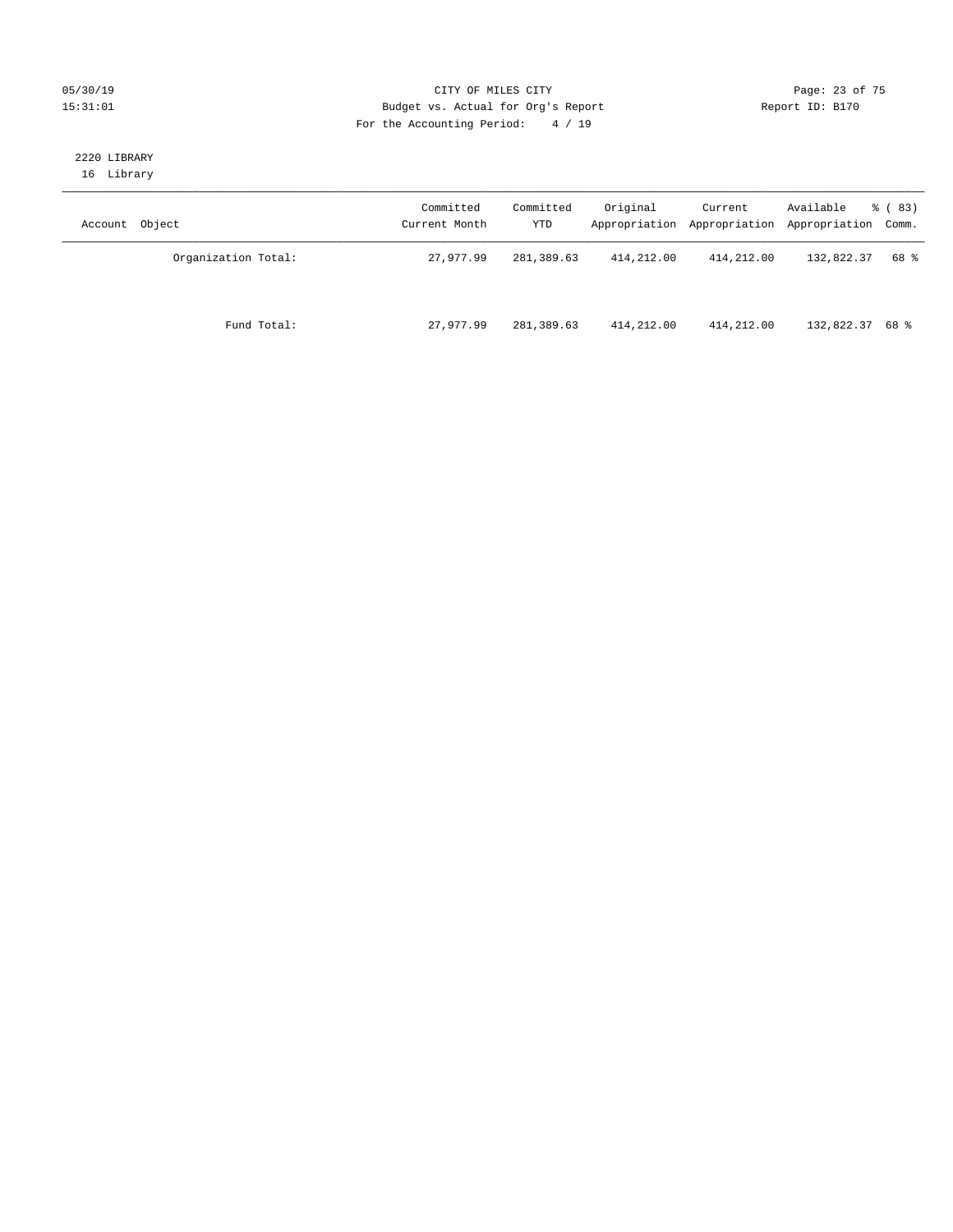2220 LIBRARY
16 Library

| Account Object | Committed Current Month | Committed YTD | Original Appropriation | Current Appropriation | Available Appropriation | % ( 83) Comm. |
|---|---|---|---|---|---|---|
| Organization Total: | 27,977.99 | 281,389.63 | 414,212.00 | 414,212.00 | 132,822.37 | 68 % |
| Fund Total: | 27,977.99 | 281,389.63 | 414,212.00 | 414,212.00 | 132,822.37 | 68 % |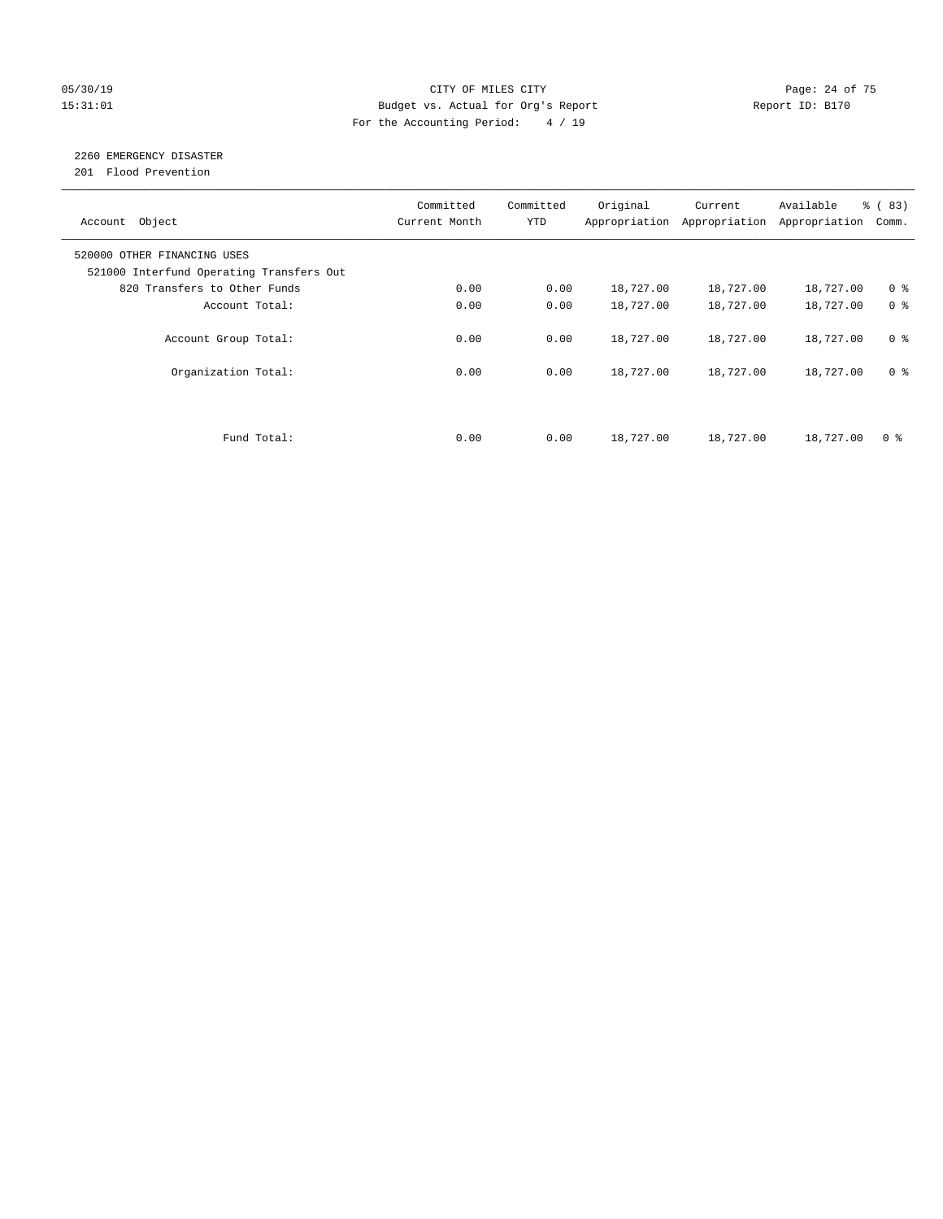05/30/19 CITY OF MILES CITY
15:31:01 Budget vs. Actual for Org's Report Report ID: B170
For the Accounting Period: 4 / 19

## 2260 EMERGENCY DISASTER
201 Flood Prevention

| Account Object | Committed Current Month | Committed YTD | Original Appropriation | Current Appropriation | Available Appropriation | % ( 83) Comm. |
|---|---|---|---|---|---|---|
| 520000 OTHER FINANCING USES | | | | | | |
| 521000 Interfund Operating Transfers Out | | | | | | |
| 820 Transfers to Other Funds | 0.00 | 0.00 | 18,727.00 | 18,727.00 | 18,727.00 | 0 % |
| Account Total: | 0.00 | 0.00 | 18,727.00 | 18,727.00 | 18,727.00 | 0 % |
| Account Group Total: | 0.00 | 0.00 | 18,727.00 | 18,727.00 | 18,727.00 | 0 % |
| Organization Total: | 0.00 | 0.00 | 18,727.00 | 18,727.00 | 18,727.00 | 0 % |
| Fund Total: | 0.00 | 0.00 | 18,727.00 | 18,727.00 | 18,727.00 | 0 % |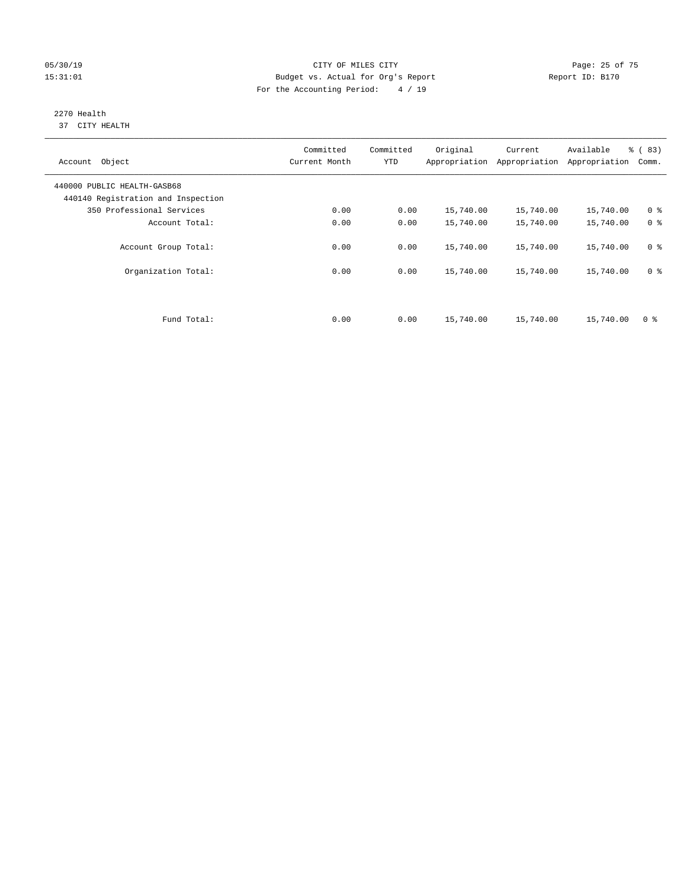CITY OF MILES CITY
Budget vs. Actual for Org's Report
For the Accounting Period: 4 / 19

05/30/19
15:31:01

Report ID: B170

2270 Health
37 CITY HEALTH

| Account Object | Committed Current Month | Committed YTD | Original Appropriation | Current Appropriation | Available Appropriation | % ( 83) Comm. |
|---|---|---|---|---|---|---|
| 440000 PUBLIC HEALTH-GASB68 | | | | | | |
| 440140 Registration and Inspection | | | | | | |
| 350 Professional Services | 0.00 | 0.00 | 15,740.00 | 15,740.00 | 15,740.00 | 0 % |
| Account Total: | 0.00 | 0.00 | 15,740.00 | 15,740.00 | 15,740.00 | 0 % |
| Account Group Total: | 0.00 | 0.00 | 15,740.00 | 15,740.00 | 15,740.00 | 0 % |
| Organization Total: | 0.00 | 0.00 | 15,740.00 | 15,740.00 | 15,740.00 | 0 % |
| Fund Total: | 0.00 | 0.00 | 15,740.00 | 15,740.00 | 15,740.00 | 0 % |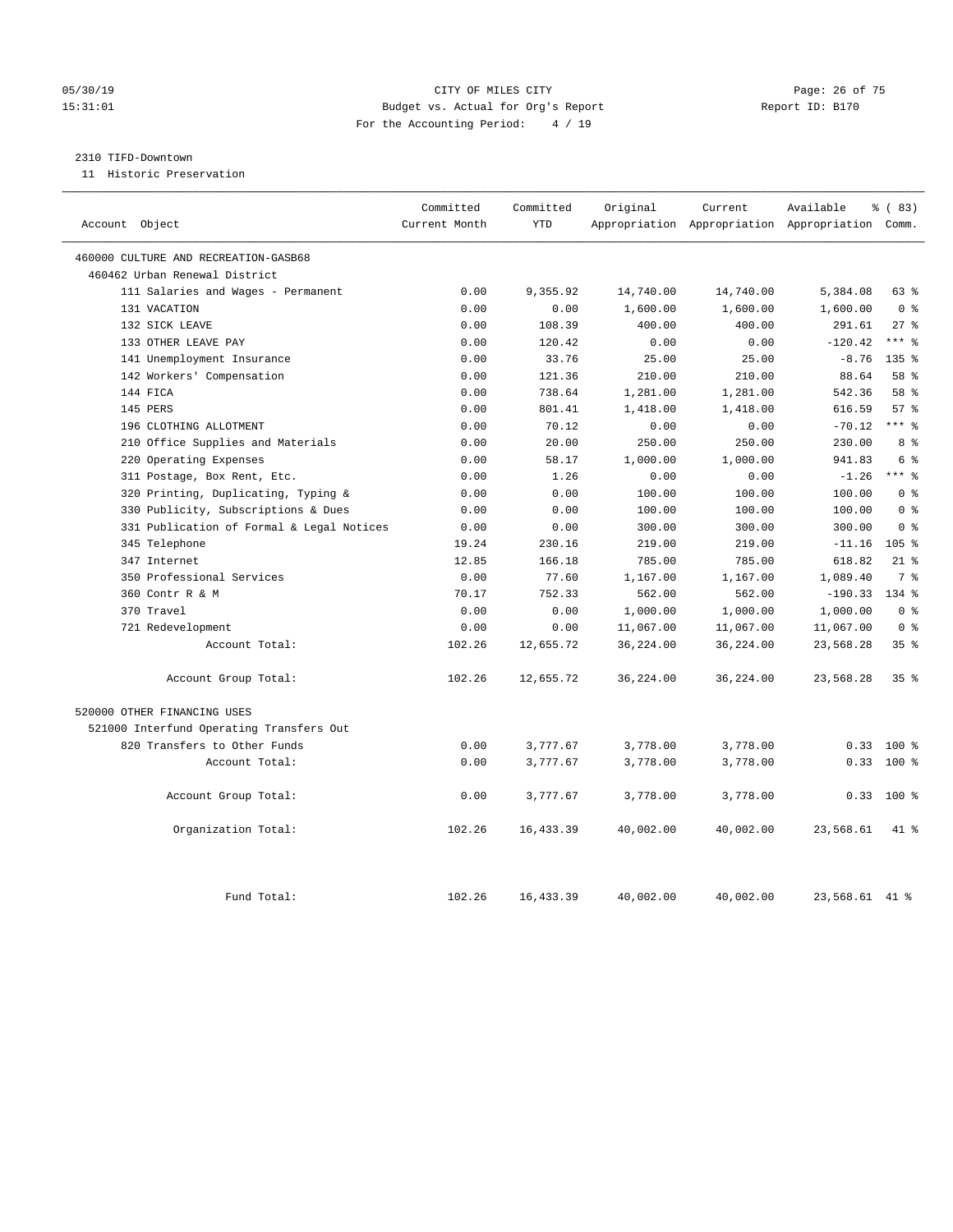CITY OF MILES CITY
Budget vs. Actual for Org's Report
For the Accounting Period: 4 / 19

05/30/19
15:31:01

Report ID: B170

2310 TIFD-Downtown
11 Historic Preservation

| Account Object | Committed Current Month | Committed YTD | Original Appropriation | Current Appropriation | Available Appropriation | % ( 83) Comm. |
|---|---|---|---|---|---|---|
| 460000 CULTURE AND RECREATION-GASB68 | | | | | | |
| 460462 Urban Renewal District | | | | | | |
| 111 Salaries and Wages - Permanent | 0.00 | 9,355.92 | 14,740.00 | 14,740.00 | 5,384.08 | 63 % |
| 131 VACATION | 0.00 | 0.00 | 1,600.00 | 1,600.00 | 1,600.00 | 0 % |
| 132 SICK LEAVE | 0.00 | 108.39 | 400.00 | 400.00 | 291.61 | 27 % |
| 133 OTHER LEAVE PAY | 0.00 | 120.42 | 0.00 | 0.00 | -120.42 | *** % |
| 141 Unemployment Insurance | 0.00 | 33.76 | 25.00 | 25.00 | -8.76 | 135 % |
| 142 Workers' Compensation | 0.00 | 121.36 | 210.00 | 210.00 | 88.64 | 58 % |
| 144 FICA | 0.00 | 738.64 | 1,281.00 | 1,281.00 | 542.36 | 58 % |
| 145 PERS | 0.00 | 801.41 | 1,418.00 | 1,418.00 | 616.59 | 57 % |
| 196 CLOTHING ALLOTMENT | 0.00 | 70.12 | 0.00 | 0.00 | -70.12 | *** % |
| 210 Office Supplies and Materials | 0.00 | 20.00 | 250.00 | 250.00 | 230.00 | 8 % |
| 220 Operating Expenses | 0.00 | 58.17 | 1,000.00 | 1,000.00 | 941.83 | 6 % |
| 311 Postage, Box Rent, Etc. | 0.00 | 1.26 | 0.00 | 0.00 | -1.26 | *** % |
| 320 Printing, Duplicating, Typing & | 0.00 | 0.00 | 100.00 | 100.00 | 100.00 | 0 % |
| 330 Publicity, Subscriptions & Dues | 0.00 | 0.00 | 100.00 | 100.00 | 100.00 | 0 % |
| 331 Publication of Formal & Legal Notices | 0.00 | 0.00 | 300.00 | 300.00 | 300.00 | 0 % |
| 345 Telephone | 19.24 | 230.16 | 219.00 | 219.00 | -11.16 | 105 % |
| 347 Internet | 12.85 | 166.18 | 785.00 | 785.00 | 618.82 | 21 % |
| 350 Professional Services | 0.00 | 77.60 | 1,167.00 | 1,167.00 | 1,089.40 | 7 % |
| 360 Contr R & M | 70.17 | 752.33 | 562.00 | 562.00 | -190.33 | 134 % |
| 370 Travel | 0.00 | 0.00 | 1,000.00 | 1,000.00 | 1,000.00 | 0 % |
| 721 Redevelopment | 0.00 | 0.00 | 11,067.00 | 11,067.00 | 11,067.00 | 0 % |
| Account Total: | 102.26 | 12,655.72 | 36,224.00 | 36,224.00 | 23,568.28 | 35 % |
| Account Group Total: | 102.26 | 12,655.72 | 36,224.00 | 36,224.00 | 23,568.28 | 35 % |
| 520000 OTHER FINANCING USES | | | | | | |
| 521000 Interfund Operating Transfers Out | | | | | | |
| 820 Transfers to Other Funds | 0.00 | 3,777.67 | 3,778.00 | 3,778.00 | 0.33 | 100 % |
| Account Total: | 0.00 | 3,777.67 | 3,778.00 | 3,778.00 | 0.33 | 100 % |
| Account Group Total: | 0.00 | 3,777.67 | 3,778.00 | 3,778.00 | 0.33 | 100 % |
| Organization Total: | 102.26 | 16,433.39 | 40,002.00 | 40,002.00 | 23,568.61 | 41 % |
| Fund Total: | 102.26 | 16,433.39 | 40,002.00 | 40,002.00 | 23,568.61 | 41 % |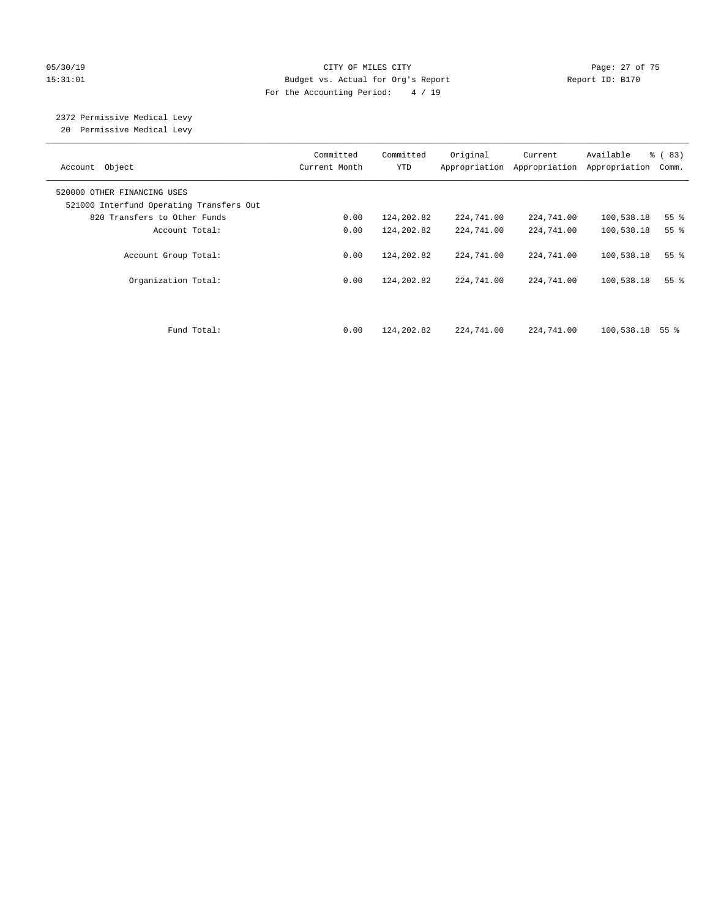CITY OF MILES CITY
Budget vs. Actual for Org's Report
For the Accounting Period: 4 / 19

05/30/19
15:31:01

Report ID: B170

2372 Permissive Medical Levy
20 Permissive Medical Levy

| Account Object | Committed Current Month | Committed YTD | Original Appropriation | Current Appropriation | Available Appropriation | % ( 83) Comm. |
|---|---|---|---|---|---|---|
| 520000 OTHER FINANCING USES | | | | | | |
| 521000 Interfund Operating Transfers Out | | | | | | |
| 820 Transfers to Other Funds | 0.00 | 124,202.82 | 224,741.00 | 224,741.00 | 100,538.18 | 55 % |
| Account Total: | 0.00 | 124,202.82 | 224,741.00 | 224,741.00 | 100,538.18 | 55 % |
| Account Group Total: | 0.00 | 124,202.82 | 224,741.00 | 224,741.00 | 100,538.18 | 55 % |
| Organization Total: | 0.00 | 124,202.82 | 224,741.00 | 224,741.00 | 100,538.18 | 55 % |
| Fund Total: | 0.00 | 124,202.82 | 224,741.00 | 224,741.00 | 100,538.18 | 55 % |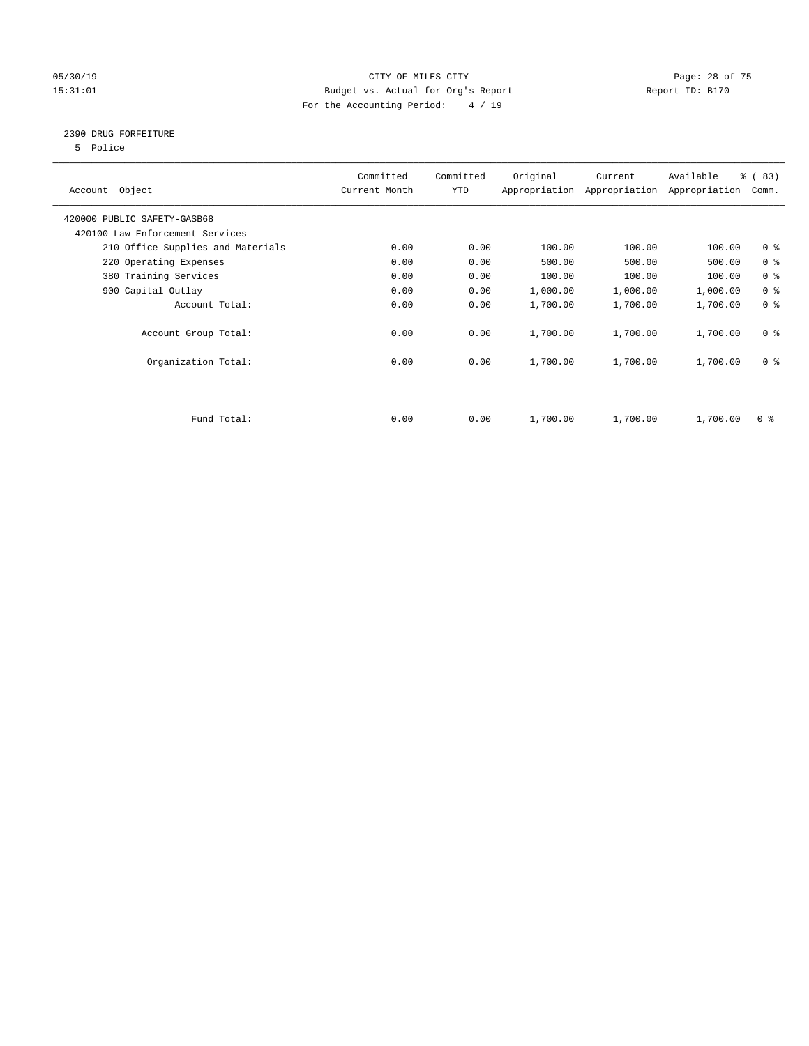05/30/19 CITY OF MILES CITY
15:31:01 Budget vs. Actual for Org's Report Report ID: B170
For the Accounting Period: 4 / 19

2390 DRUG FORFEITURE
5 Police

| Account Object | Committed Current Month | Committed YTD | Original Appropriation | Current Appropriation | Available Appropriation | % ( 83) Comm. |
|---|---|---|---|---|---|---|
| 420000 PUBLIC SAFETY-GASB68 | | | | | | |
| 420100 Law Enforcement Services | | | | | | |
| 210 Office Supplies and Materials | 0.00 | 0.00 | 100.00 | 100.00 | 100.00 | 0 % |
| 220 Operating Expenses | 0.00 | 0.00 | 500.00 | 500.00 | 500.00 | 0 % |
| 380 Training Services | 0.00 | 0.00 | 100.00 | 100.00 | 100.00 | 0 % |
| 900 Capital Outlay | 0.00 | 0.00 | 1,000.00 | 1,000.00 | 1,000.00 | 0 % |
| Account Total: | 0.00 | 0.00 | 1,700.00 | 1,700.00 | 1,700.00 | 0 % |
| Account Group Total: | 0.00 | 0.00 | 1,700.00 | 1,700.00 | 1,700.00 | 0 % |
| Organization Total: | 0.00 | 0.00 | 1,700.00 | 1,700.00 | 1,700.00 | 0 % |
| Fund Total: | 0.00 | 0.00 | 1,700.00 | 1,700.00 | 1,700.00 | 0 % |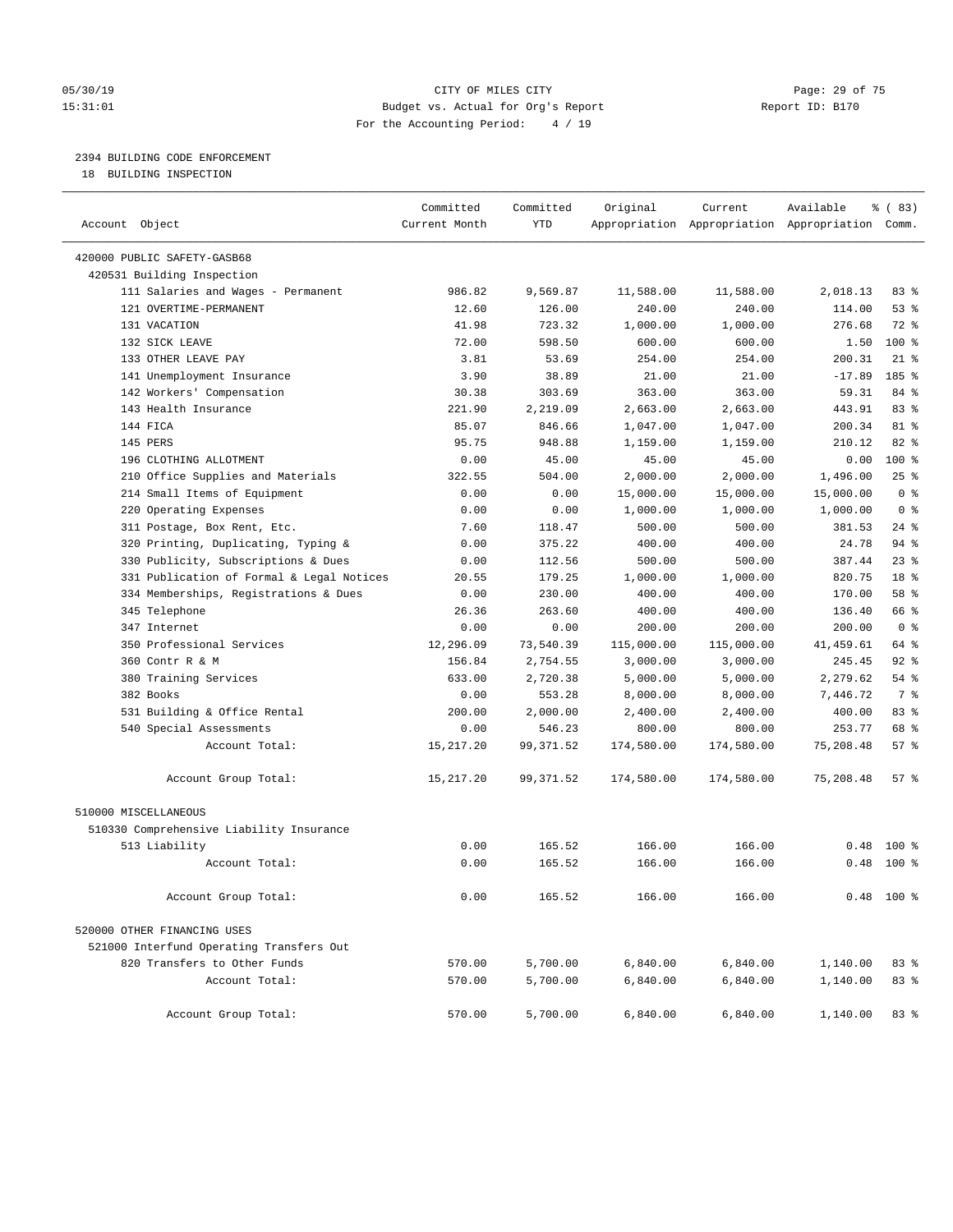CITY OF MILES CITY
Budget vs. Actual for Org's Report
For the Accounting Period: 4 / 19

2394 BUILDING CODE ENFORCEMENT
18 BUILDING INSPECTION

| Account Object | Committed Current Month | Committed YTD | Original Appropriation | Current Appropriation | Available Appropriation | % ( 83) Comm. |
|---|---|---|---|---|---|---|
| 420000 PUBLIC SAFETY-GASB68 | | | | | | |
| 420531 Building Inspection | | | | | | |
| 111 Salaries and Wages - Permanent | 986.82 | 9,569.87 | 11,588.00 | 11,588.00 | 2,018.13 | 83 % |
| 121 OVERTIME-PERMANENT | 12.60 | 126.00 | 240.00 | 240.00 | 114.00 | 53 % |
| 131 VACATION | 41.98 | 723.32 | 1,000.00 | 1,000.00 | 276.68 | 72 % |
| 132 SICK LEAVE | 72.00 | 598.50 | 600.00 | 600.00 | 1.50 | 100 % |
| 133 OTHER LEAVE PAY | 3.81 | 53.69 | 254.00 | 254.00 | 200.31 | 21 % |
| 141 Unemployment Insurance | 3.90 | 38.89 | 21.00 | 21.00 | -17.89 | 185 % |
| 142 Workers' Compensation | 30.38 | 303.69 | 363.00 | 363.00 | 59.31 | 84 % |
| 143 Health Insurance | 221.90 | 2,219.09 | 2,663.00 | 2,663.00 | 443.91 | 83 % |
| 144 FICA | 85.07 | 846.66 | 1,047.00 | 1,047.00 | 200.34 | 81 % |
| 145 PERS | 95.75 | 948.88 | 1,159.00 | 1,159.00 | 210.12 | 82 % |
| 196 CLOTHING ALLOTMENT | 0.00 | 45.00 | 45.00 | 45.00 | 0.00 | 100 % |
| 210 Office Supplies and Materials | 322.55 | 504.00 | 2,000.00 | 2,000.00 | 1,496.00 | 25 % |
| 214 Small Items of Equipment | 0.00 | 0.00 | 15,000.00 | 15,000.00 | 15,000.00 | 0 % |
| 220 Operating Expenses | 0.00 | 0.00 | 1,000.00 | 1,000.00 | 1,000.00 | 0 % |
| 311 Postage, Box Rent, Etc. | 7.60 | 118.47 | 500.00 | 500.00 | 381.53 | 24 % |
| 320 Printing, Duplicating, Typing & | 0.00 | 375.22 | 400.00 | 400.00 | 24.78 | 94 % |
| 330 Publicity, Subscriptions & Dues | 0.00 | 112.56 | 500.00 | 500.00 | 387.44 | 23 % |
| 331 Publication of Formal & Legal Notices | 20.55 | 179.25 | 1,000.00 | 1,000.00 | 820.75 | 18 % |
| 334 Memberships, Registrations & Dues | 0.00 | 230.00 | 400.00 | 400.00 | 170.00 | 58 % |
| 345 Telephone | 26.36 | 263.60 | 400.00 | 400.00 | 136.40 | 66 % |
| 347 Internet | 0.00 | 0.00 | 200.00 | 200.00 | 200.00 | 0 % |
| 350 Professional Services | 12,296.09 | 73,540.39 | 115,000.00 | 115,000.00 | 41,459.61 | 64 % |
| 360 Contr R & M | 156.84 | 2,754.55 | 3,000.00 | 3,000.00 | 245.45 | 92 % |
| 380 Training Services | 633.00 | 2,720.38 | 5,000.00 | 5,000.00 | 2,279.62 | 54 % |
| 382 Books | 0.00 | 553.28 | 8,000.00 | 8,000.00 | 7,446.72 | 7 % |
| 531 Building & Office Rental | 200.00 | 2,000.00 | 2,400.00 | 2,400.00 | 400.00 | 83 % |
| 540 Special Assessments | 0.00 | 546.23 | 800.00 | 800.00 | 253.77 | 68 % |
| Account Total: | 15,217.20 | 99,371.52 | 174,580.00 | 174,580.00 | 75,208.48 | 57 % |
| Account Group Total: | 15,217.20 | 99,371.52 | 174,580.00 | 174,580.00 | 75,208.48 | 57 % |
| 510000 MISCELLANEOUS | | | | | | |
| 510330 Comprehensive Liability Insurance | | | | | | |
| 513 Liability | 0.00 | 165.52 | 166.00 | 166.00 | 0.48 | 100 % |
| Account Total: | 0.00 | 165.52 | 166.00 | 166.00 | 0.48 | 100 % |
| Account Group Total: | 0.00 | 165.52 | 166.00 | 166.00 | 0.48 | 100 % |
| 520000 OTHER FINANCING USES | | | | | | |
| 521000 Interfund Operating Transfers Out | | | | | | |
| 820 Transfers to Other Funds | 570.00 | 5,700.00 | 6,840.00 | 6,840.00 | 1,140.00 | 83 % |
| Account Total: | 570.00 | 5,700.00 | 6,840.00 | 6,840.00 | 1,140.00 | 83 % |
| Account Group Total: | 570.00 | 5,700.00 | 6,840.00 | 6,840.00 | 1,140.00 | 83 % |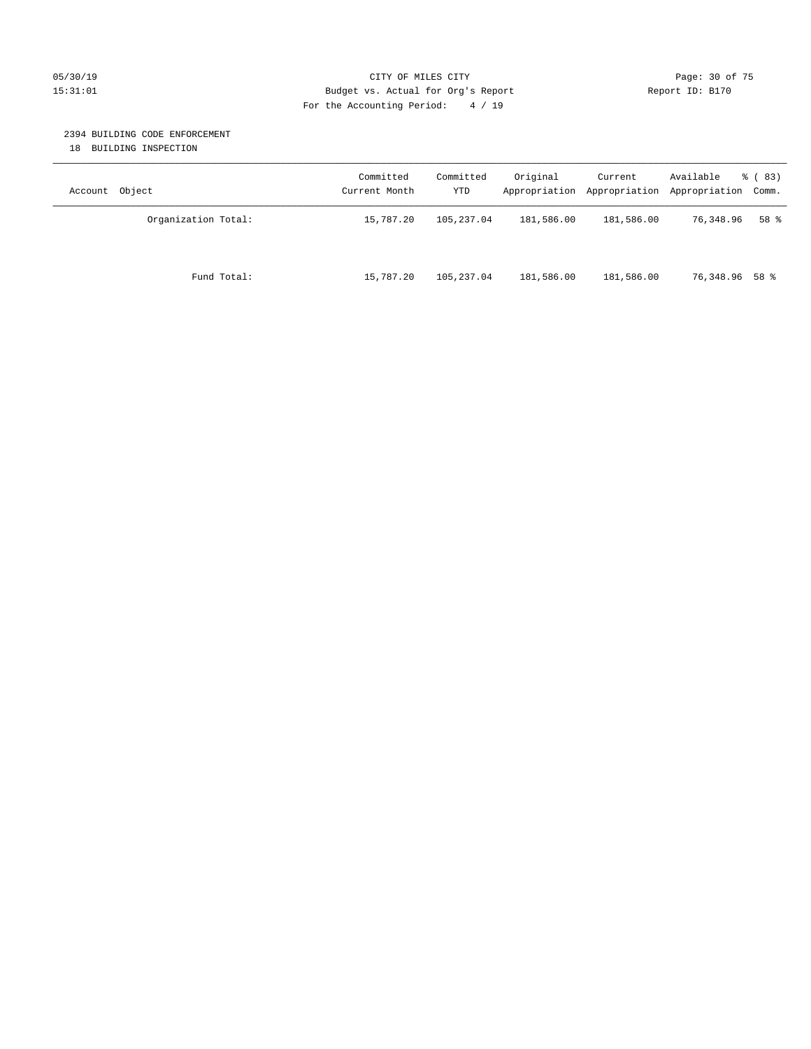CITY OF MILES CITY
Budget vs. Actual for Org's Report
For the Accounting Period: 4 / 19

Report ID: B170

## 2394 BUILDING CODE ENFORCEMENT

18 BUILDING INSPECTION

| Account Object | Committed Current Month | Committed YTD | Original Appropriation | Current Appropriation | Available Appropriation | % ( 83) Comm. |
|---|---|---|---|---|---|---|
| Organization Total: | 15,787.20 | 105,237.04 | 181,586.00 | 181,586.00 | 76,348.96 | 58 % |
| Fund Total: | 15,787.20 | 105,237.04 | 181,586.00 | 181,586.00 | 76,348.96 | 58 % |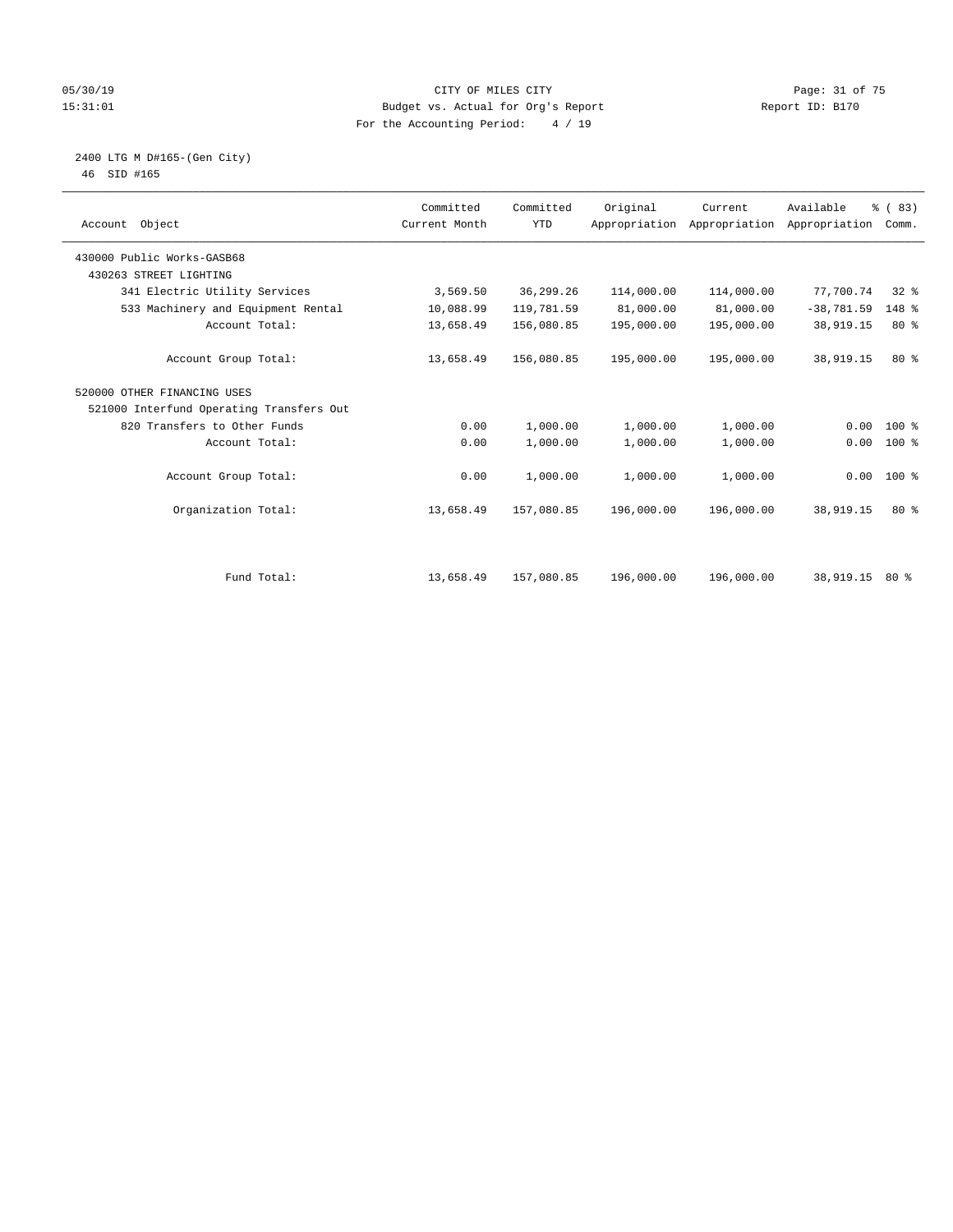CITY OF MILES CITY
Budget vs. Actual for Org's Report
For the Accounting Period: 4 / 19

05/30/19
15:31:01

Report ID: B170

2400 LTG M D#165-(Gen City)
46 SID #165

| Account Object | Committed Current Month | Committed YTD | Original Appropriation | Current Appropriation | Available Appropriation | % ( 83) Comm. |
|---|---|---|---|---|---|---|
| 430000 Public Works-GASB68 | | | | | | |
| 430263 STREET LIGHTING | | | | | | |
| 341 Electric Utility Services | 3,569.50 | 36,299.26 | 114,000.00 | 114,000.00 | 77,700.74 | 32 % |
| 533 Machinery and Equipment Rental | 10,088.99 | 119,781.59 | 81,000.00 | 81,000.00 | -38,781.59 | 148 % |
| Account Total: | 13,658.49 | 156,080.85 | 195,000.00 | 195,000.00 | 38,919.15 | 80 % |
| Account Group Total: | 13,658.49 | 156,080.85 | 195,000.00 | 195,000.00 | 38,919.15 | 80 % |
| 520000 OTHER FINANCING USES | | | | | | |
| 521000 Interfund Operating Transfers Out | | | | | | |
| 820 Transfers to Other Funds | 0.00 | 1,000.00 | 1,000.00 | 1,000.00 | 0.00 | 100 % |
| Account Total: | 0.00 | 1,000.00 | 1,000.00 | 1,000.00 | 0.00 | 100 % |
| Account Group Total: | 0.00 | 1,000.00 | 1,000.00 | 1,000.00 | 0.00 | 100 % |
| Organization Total: | 13,658.49 | 157,080.85 | 196,000.00 | 196,000.00 | 38,919.15 | 80 % |
| Fund Total: | 13,658.49 | 157,080.85 | 196,000.00 | 196,000.00 | 38,919.15 | 80 % |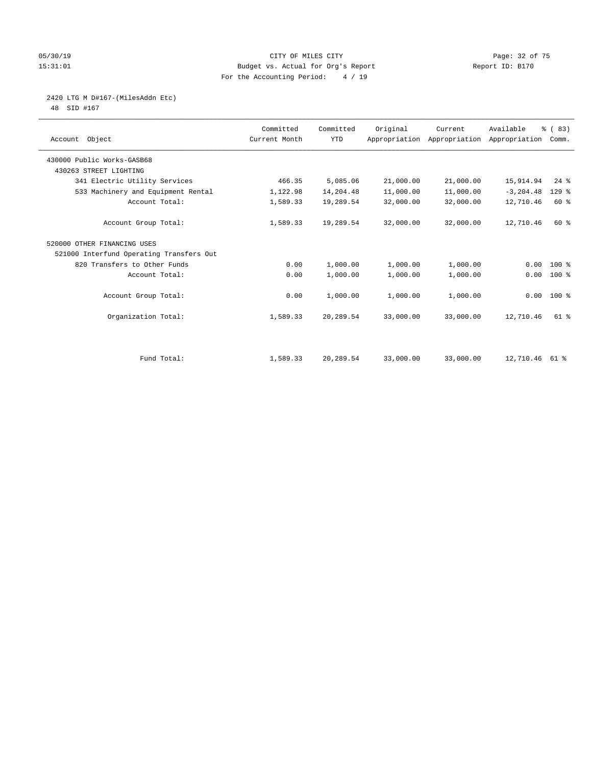# CITY OF MILES CITY

Budget vs. Actual for Org's Report

For the Accounting Period: 4 / 19

05/30/19 15:31:01 — Report ID: B170

## 2420 LTG M D#167-(MilesAddn Etc)

48 SID #167

| Account Object | Committed Current Month | Committed YTD | Original Appropriation | Current Appropriation | Available Appropriation | % ( 83) Comm. |
|---|---|---|---|---|---|---|
| 430000 Public Works-GASB68 | | | | | | |
| 430263 STREET LIGHTING | | | | | | |
| 341 Electric Utility Services | 466.35 | 5,085.06 | 21,000.00 | 21,000.00 | 15,914.94 | 24 % |
| 533 Machinery and Equipment Rental | 1,122.98 | 14,204.48 | 11,000.00 | 11,000.00 | -3,204.48 | 129 % |
| Account Total: | 1,589.33 | 19,289.54 | 32,000.00 | 32,000.00 | 12,710.46 | 60 % |
| Account Group Total: | 1,589.33 | 19,289.54 | 32,000.00 | 32,000.00 | 12,710.46 | 60 % |
| 520000 OTHER FINANCING USES | | | | | | |
| 521000 Interfund Operating Transfers Out | | | | | | |
| 820 Transfers to Other Funds | 0.00 | 1,000.00 | 1,000.00 | 1,000.00 | 0.00 | 100 % |
| Account Total: | 0.00 | 1,000.00 | 1,000.00 | 1,000.00 | 0.00 | 100 % |
| Account Group Total: | 0.00 | 1,000.00 | 1,000.00 | 1,000.00 | 0.00 | 100 % |
| Organization Total: | 1,589.33 | 20,289.54 | 33,000.00 | 33,000.00 | 12,710.46 | 61 % |
| Fund Total: | 1,589.33 | 20,289.54 | 33,000.00 | 33,000.00 | 12,710.46 | 61 % |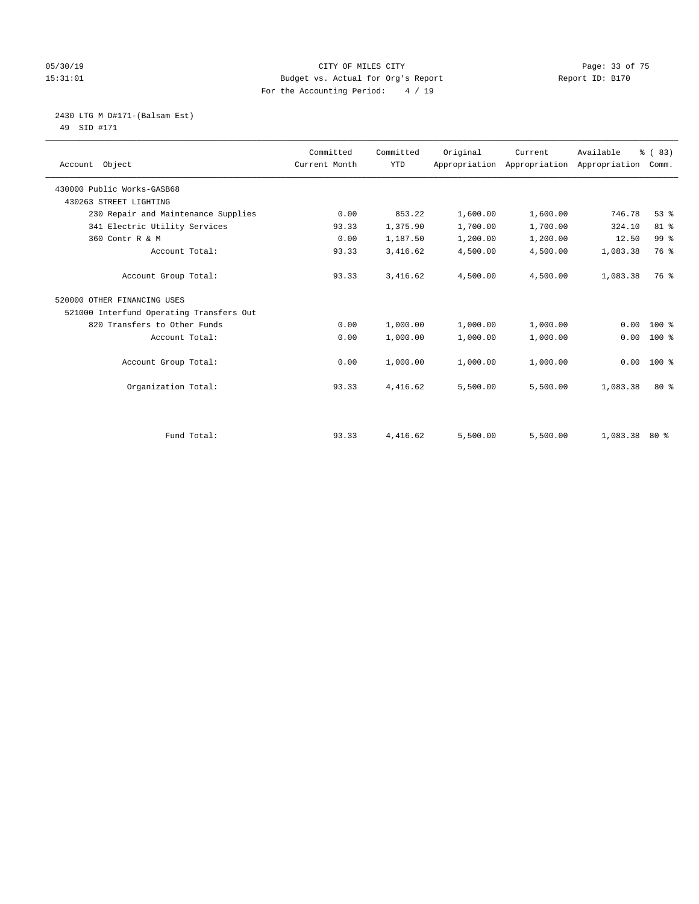CITY OF MILES CITY
Budget vs. Actual for Org's Report
For the Accounting Period: 4 / 19

05/30/19
15:31:01

Report ID: B170

2430 LTG M D#171-(Balsam Est)
49 SID #171

| Account Object | Committed Current Month | Committed YTD | Original Appropriation | Current Appropriation | Available Appropriation | % ( 83) Comm. |
|---|---|---|---|---|---|---|
| 430000 Public Works-GASB68 | | | | | | |
| 430263 STREET LIGHTING | | | | | | |
| 230 Repair and Maintenance Supplies | 0.00 | 853.22 | 1,600.00 | 1,600.00 | 746.78 | 53 % |
| 341 Electric Utility Services | 93.33 | 1,375.90 | 1,700.00 | 1,700.00 | 324.10 | 81 % |
| 360 Contr R & M | 0.00 | 1,187.50 | 1,200.00 | 1,200.00 | 12.50 | 99 % |
| Account Total: | 93.33 | 3,416.62 | 4,500.00 | 4,500.00 | 1,083.38 | 76 % |
| Account Group Total: | 93.33 | 3,416.62 | 4,500.00 | 4,500.00 | 1,083.38 | 76 % |
| 520000 OTHER FINANCING USES | | | | | | |
| 521000 Interfund Operating Transfers Out | | | | | | |
| 820 Transfers to Other Funds | 0.00 | 1,000.00 | 1,000.00 | 1,000.00 | 0.00 | 100 % |
| Account Total: | 0.00 | 1,000.00 | 1,000.00 | 1,000.00 | 0.00 | 100 % |
| Account Group Total: | 0.00 | 1,000.00 | 1,000.00 | 1,000.00 | 0.00 | 100 % |
| Organization Total: | 93.33 | 4,416.62 | 5,500.00 | 5,500.00 | 1,083.38 | 80 % |
| Fund Total: | 93.33 | 4,416.62 | 5,500.00 | 5,500.00 | 1,083.38 | 80 % |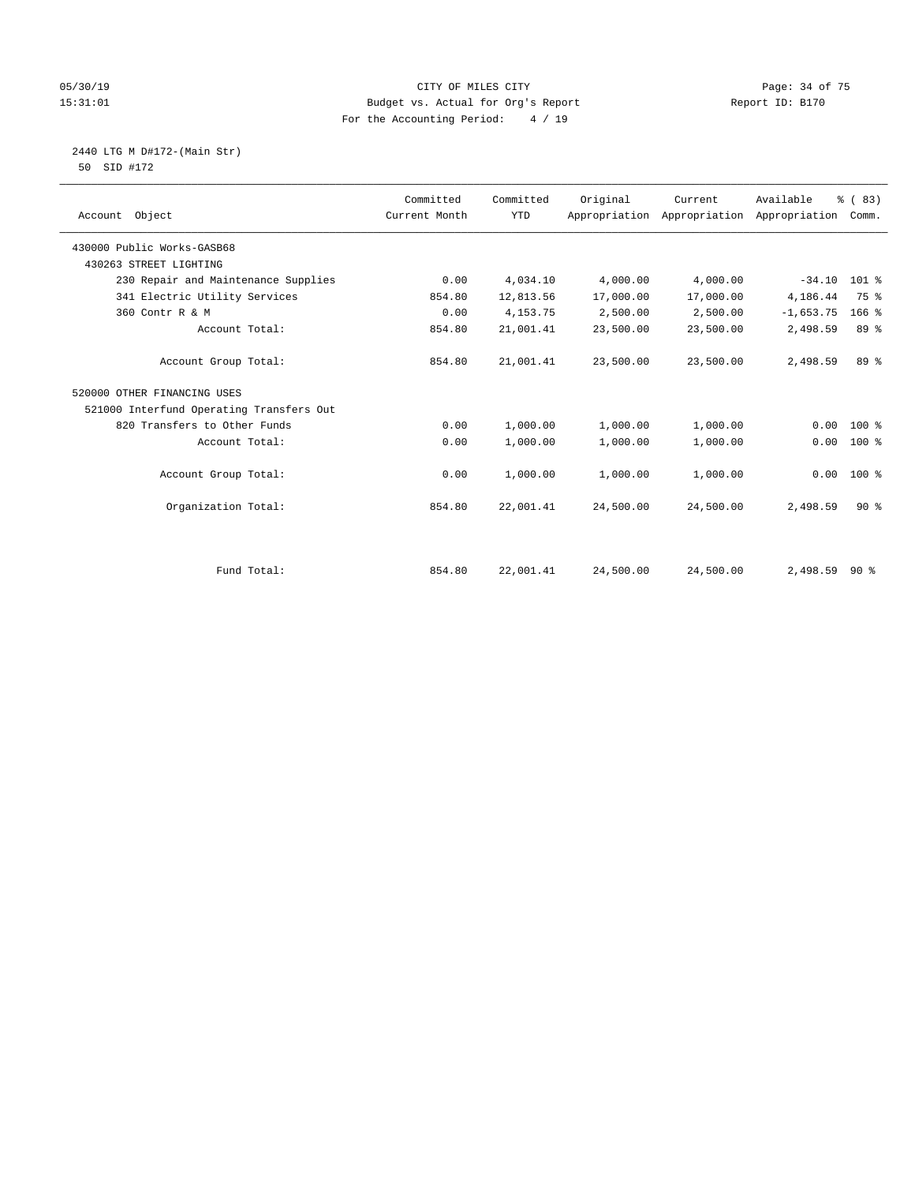CITY OF MILES CITY
Budget vs. Actual for Org's Report
For the Accounting Period: 4 / 19

05/30/19
15:31:01

Report ID: B170

2440 LTG M D#172-(Main Str)
50 SID #172

| Account Object | Committed Current Month | Committed YTD | Original Appropriation | Current Appropriation | Available Appropriation | % ( 83) Comm. |
|---|---|---|---|---|---|---|
| 430000 Public Works-GASB68 | | | | | | |
| 430263 STREET LIGHTING | | | | | | |
| 230 Repair and Maintenance Supplies | 0.00 | 4,034.10 | 4,000.00 | 4,000.00 | -34.10 | 101 % |
| 341 Electric Utility Services | 854.80 | 12,813.56 | 17,000.00 | 17,000.00 | 4,186.44 | 75 % |
| 360 Contr R & M | 0.00 | 4,153.75 | 2,500.00 | 2,500.00 | -1,653.75 | 166 % |
| Account Total: | 854.80 | 21,001.41 | 23,500.00 | 23,500.00 | 2,498.59 | 89 % |
| Account Group Total: | 854.80 | 21,001.41 | 23,500.00 | 23,500.00 | 2,498.59 | 89 % |
| 520000 OTHER FINANCING USES | | | | | | |
| 521000 Interfund Operating Transfers Out | | | | | | |
| 820 Transfers to Other Funds | 0.00 | 1,000.00 | 1,000.00 | 1,000.00 | 0.00 | 100 % |
| Account Total: | 0.00 | 1,000.00 | 1,000.00 | 1,000.00 | 0.00 | 100 % |
| Account Group Total: | 0.00 | 1,000.00 | 1,000.00 | 1,000.00 | 0.00 | 100 % |
| Organization Total: | 854.80 | 22,001.41 | 24,500.00 | 24,500.00 | 2,498.59 | 90 % |
| Fund Total: | 854.80 | 22,001.41 | 24,500.00 | 24,500.00 | 2,498.59 | 90 % |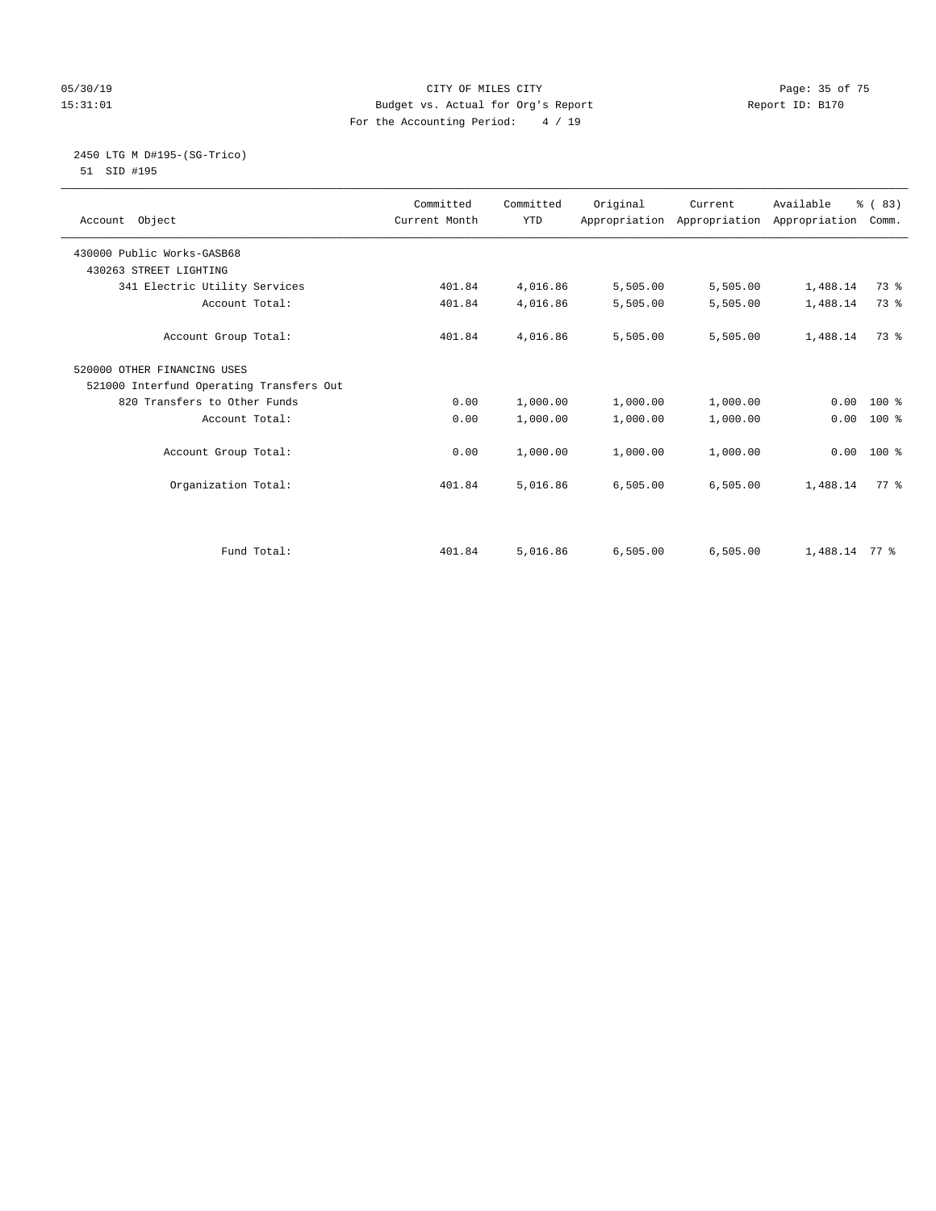CITY OF MILES CITY
Budget vs. Actual for Org's Report
For the Accounting Period: 4 / 19

05/30/19
15:31:01

Report ID: B170

2450 LTG M D#195-(SG-Trico)
51 SID #195

| Account Object | Committed Current Month | Committed YTD | Original Appropriation | Current Appropriation | Available Appropriation | % ( 83) Comm. |
|---|---|---|---|---|---|---|
| 430000 Public Works-GASB68 | | | | | | |
| 430263 STREET LIGHTING | | | | | | |
| 341 Electric Utility Services | 401.84 | 4,016.86 | 5,505.00 | 5,505.00 | 1,488.14 | 73 % |
| Account Total: | 401.84 | 4,016.86 | 5,505.00 | 5,505.00 | 1,488.14 | 73 % |
| Account Group Total: | 401.84 | 4,016.86 | 5,505.00 | 5,505.00 | 1,488.14 | 73 % |
| 520000 OTHER FINANCING USES | | | | | | |
| 521000 Interfund Operating Transfers Out | | | | | | |
| 820 Transfers to Other Funds | 0.00 | 1,000.00 | 1,000.00 | 1,000.00 | 0.00 | 100 % |
| Account Total: | 0.00 | 1,000.00 | 1,000.00 | 1,000.00 | 0.00 | 100 % |
| Account Group Total: | 0.00 | 1,000.00 | 1,000.00 | 1,000.00 | 0.00 | 100 % |
| Organization Total: | 401.84 | 5,016.86 | 6,505.00 | 6,505.00 | 1,488.14 | 77 % |
| Fund Total: | 401.84 | 5,016.86 | 6,505.00 | 6,505.00 | 1,488.14 | 77 % |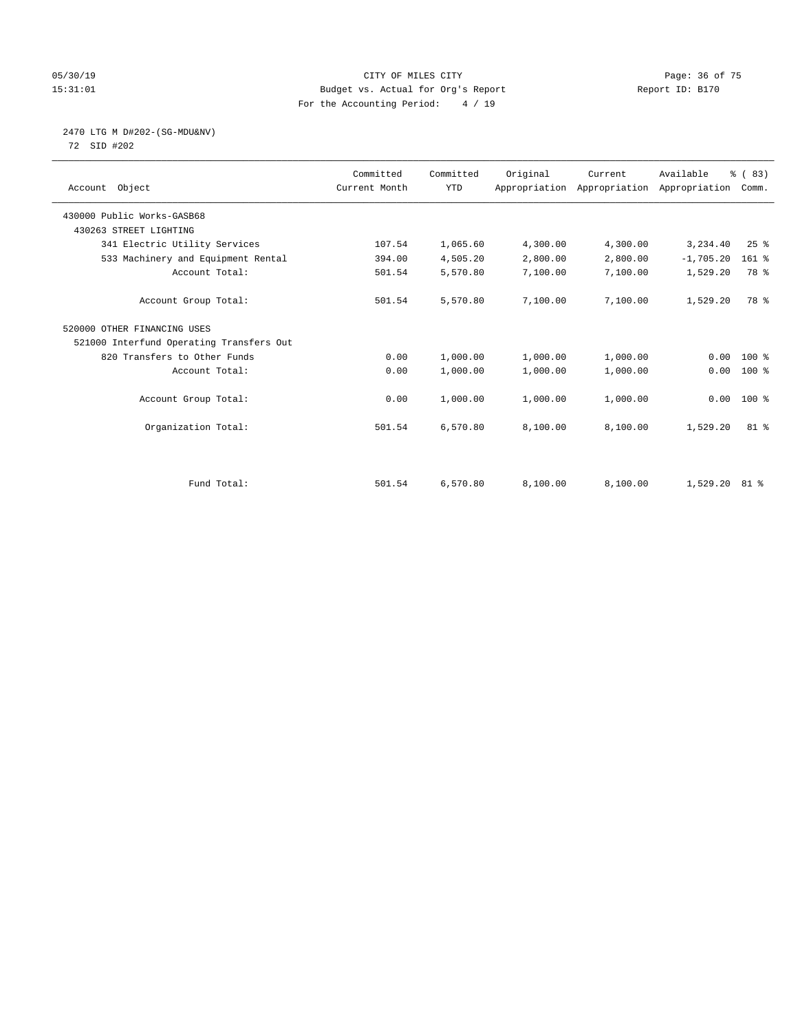05/30/19 CITY OF MILES CITY
15:31:01 Budget vs. Actual for Org's Report Report ID: B170
For the Accounting Period: 4 / 19

2470 LTG M D#202-(SG-MDU&NV)
72 SID #202

| Account Object | Committed Current Month | Committed YTD | Original Appropriation | Current Appropriation | Available Appropriation | % ( 83) Comm. |
|---|---|---|---|---|---|---|
| 430000 Public Works-GASB68 | | | | | | |
| 430263 STREET LIGHTING | | | | | | |
| 341 Electric Utility Services | 107.54 | 1,065.60 | 4,300.00 | 4,300.00 | 3,234.40 | 25 % |
| 533 Machinery and Equipment Rental | 394.00 | 4,505.20 | 2,800.00 | 2,800.00 | -1,705.20 | 161 % |
| Account Total: | 501.54 | 5,570.80 | 7,100.00 | 7,100.00 | 1,529.20 | 78 % |
| Account Group Total: | 501.54 | 5,570.80 | 7,100.00 | 7,100.00 | 1,529.20 | 78 % |
| 520000 OTHER FINANCING USES | | | | | | |
| 521000 Interfund Operating Transfers Out | | | | | | |
| 820 Transfers to Other Funds | 0.00 | 1,000.00 | 1,000.00 | 1,000.00 | 0.00 | 100 % |
| Account Total: | 0.00 | 1,000.00 | 1,000.00 | 1,000.00 | 0.00 | 100 % |
| Account Group Total: | 0.00 | 1,000.00 | 1,000.00 | 1,000.00 | 0.00 | 100 % |
| Organization Total: | 501.54 | 6,570.80 | 8,100.00 | 8,100.00 | 1,529.20 | 81 % |
| Fund Total: | 501.54 | 6,570.80 | 8,100.00 | 8,100.00 | 1,529.20 | 81 % |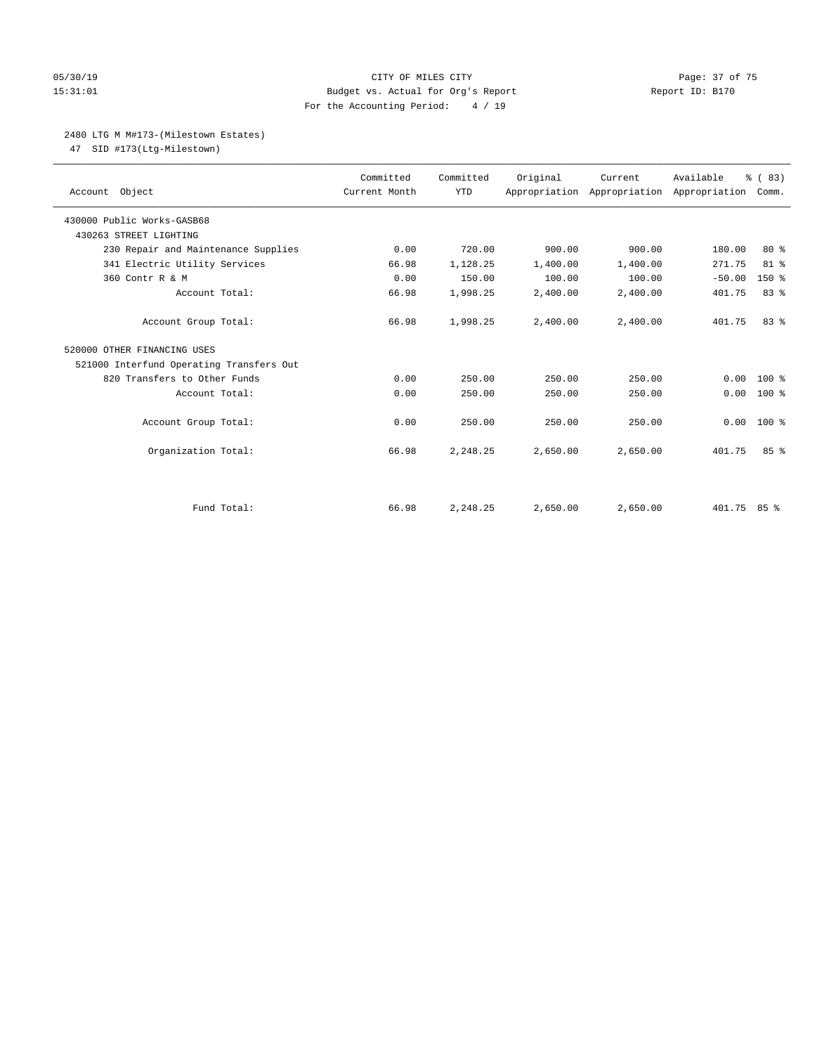CITY OF MILES CITY
Budget vs. Actual for Org's Report
For the Accounting Period: 4 / 19

05/30/19
15:31:01

Report ID: B170

2480 LTG M M#173-(Milestown Estates)
47 SID #173(Ltg-Milestown)

| Account Object | Committed Current Month | Committed YTD | Original Appropriation | Current Appropriation | Available Appropriation | % ( 83) Comm. |
|---|---|---|---|---|---|---|
| 430000 Public Works-GASB68 | | | | | | |
| 430263 STREET LIGHTING | | | | | | |
| 230 Repair and Maintenance Supplies | 0.00 | 720.00 | 900.00 | 900.00 | 180.00 | 80 % |
| 341 Electric Utility Services | 66.98 | 1,128.25 | 1,400.00 | 1,400.00 | 271.75 | 81 % |
| 360 Contr R & M | 0.00 | 150.00 | 100.00 | 100.00 | -50.00 | 150 % |
| Account Total: | 66.98 | 1,998.25 | 2,400.00 | 2,400.00 | 401.75 | 83 % |
| Account Group Total: | 66.98 | 1,998.25 | 2,400.00 | 2,400.00 | 401.75 | 83 % |
| 520000 OTHER FINANCING USES | | | | | | |
| 521000 Interfund Operating Transfers Out | | | | | | |
| 820 Transfers to Other Funds | 0.00 | 250.00 | 250.00 | 250.00 | 0.00 | 100 % |
| Account Total: | 0.00 | 250.00 | 250.00 | 250.00 | 0.00 | 100 % |
| Account Group Total: | 0.00 | 250.00 | 250.00 | 250.00 | 0.00 | 100 % |
| Organization Total: | 66.98 | 2,248.25 | 2,650.00 | 2,650.00 | 401.75 | 85 % |
| Fund Total: | 66.98 | 2,248.25 | 2,650.00 | 2,650.00 | 401.75 | 85 % |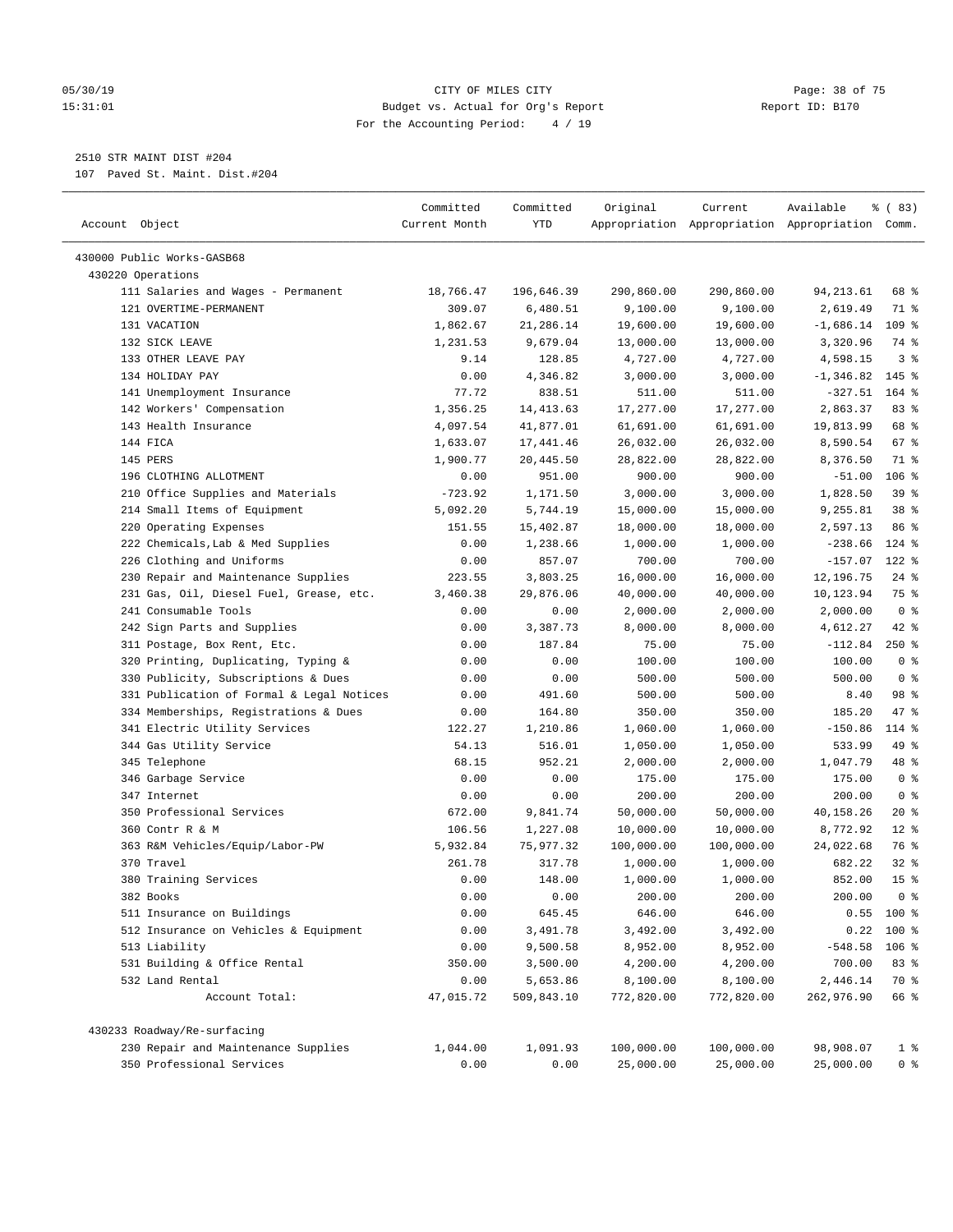CITY OF MILES CITY
Budget vs. Actual for Org's Report
For the Accounting Period: 4 / 19

05/30/19
15:31:01

Report ID: B170

2510 STR MAINT DIST #204
107 Paved St. Maint. Dist.#204

| Account Object | Committed Current Month | Committed YTD | Original Appropriation | Current Appropriation | Available Appropriation | % ( 83) Comm. |
|---|---|---|---|---|---|---|
| 430000 Public Works-GASB68 | | | | | | |
| 430220 Operations | | | | | | |
| 111 Salaries and Wages - Permanent | 18,766.47 | 196,646.39 | 290,860.00 | 290,860.00 | 94,213.61 | 68 % |
| 121 OVERTIME-PERMANENT | 309.07 | 6,480.51 | 9,100.00 | 9,100.00 | 2,619.49 | 71 % |
| 131 VACATION | 1,862.67 | 21,286.14 | 19,600.00 | 19,600.00 | -1,686.14 | 109 % |
| 132 SICK LEAVE | 1,231.53 | 9,679.04 | 13,000.00 | 13,000.00 | 3,320.96 | 74 % |
| 133 OTHER LEAVE PAY | 9.14 | 128.85 | 4,727.00 | 4,727.00 | 4,598.15 | 3 % |
| 134 HOLIDAY PAY | 0.00 | 4,346.82 | 3,000.00 | 3,000.00 | -1,346.82 | 145 % |
| 141 Unemployment Insurance | 77.72 | 838.51 | 511.00 | 511.00 | -327.51 | 164 % |
| 142 Workers' Compensation | 1,356.25 | 14,413.63 | 17,277.00 | 17,277.00 | 2,863.37 | 83 % |
| 143 Health Insurance | 4,097.54 | 41,877.01 | 61,691.00 | 61,691.00 | 19,813.99 | 68 % |
| 144 FICA | 1,633.07 | 17,441.46 | 26,032.00 | 26,032.00 | 8,590.54 | 67 % |
| 145 PERS | 1,900.77 | 20,445.50 | 28,822.00 | 28,822.00 | 8,376.50 | 71 % |
| 196 CLOTHING ALLOTMENT | 0.00 | 951.00 | 900.00 | 900.00 | -51.00 | 106 % |
| 210 Office Supplies and Materials | -723.92 | 1,171.50 | 3,000.00 | 3,000.00 | 1,828.50 | 39 % |
| 214 Small Items of Equipment | 5,092.20 | 5,744.19 | 15,000.00 | 15,000.00 | 9,255.81 | 38 % |
| 220 Operating Expenses | 151.55 | 15,402.87 | 18,000.00 | 18,000.00 | 2,597.13 | 86 % |
| 222 Chemicals,Lab & Med Supplies | 0.00 | 1,238.66 | 1,000.00 | 1,000.00 | -238.66 | 124 % |
| 226 Clothing and Uniforms | 0.00 | 857.07 | 700.00 | 700.00 | -157.07 | 122 % |
| 230 Repair and Maintenance Supplies | 223.55 | 3,803.25 | 16,000.00 | 16,000.00 | 12,196.75 | 24 % |
| 231 Gas, Oil, Diesel Fuel, Grease, etc. | 3,460.38 | 29,876.06 | 40,000.00 | 40,000.00 | 10,123.94 | 75 % |
| 241 Consumable Tools | 0.00 | 0.00 | 2,000.00 | 2,000.00 | 2,000.00 | 0 % |
| 242 Sign Parts and Supplies | 0.00 | 3,387.73 | 8,000.00 | 8,000.00 | 4,612.27 | 42 % |
| 311 Postage, Box Rent, Etc. | 0.00 | 187.84 | 75.00 | 75.00 | -112.84 | 250 % |
| 320 Printing, Duplicating, Typing & | 0.00 | 0.00 | 100.00 | 100.00 | 100.00 | 0 % |
| 330 Publicity, Subscriptions & Dues | 0.00 | 0.00 | 500.00 | 500.00 | 500.00 | 0 % |
| 331 Publication of Formal & Legal Notices | 0.00 | 491.60 | 500.00 | 500.00 | 8.40 | 98 % |
| 334 Memberships, Registrations & Dues | 0.00 | 164.80 | 350.00 | 350.00 | 185.20 | 47 % |
| 341 Electric Utility Services | 122.27 | 1,210.86 | 1,060.00 | 1,060.00 | -150.86 | 114 % |
| 344 Gas Utility Service | 54.13 | 516.01 | 1,050.00 | 1,050.00 | 533.99 | 49 % |
| 345 Telephone | 68.15 | 952.21 | 2,000.00 | 2,000.00 | 1,047.79 | 48 % |
| 346 Garbage Service | 0.00 | 0.00 | 175.00 | 175.00 | 175.00 | 0 % |
| 347 Internet | 0.00 | 0.00 | 200.00 | 200.00 | 200.00 | 0 % |
| 350 Professional Services | 672.00 | 9,841.74 | 50,000.00 | 50,000.00 | 40,158.26 | 20 % |
| 360 Contr R & M | 106.56 | 1,227.08 | 10,000.00 | 10,000.00 | 8,772.92 | 12 % |
| 363 R&M Vehicles/Equip/Labor-PW | 5,932.84 | 75,977.32 | 100,000.00 | 100,000.00 | 24,022.68 | 76 % |
| 370 Travel | 261.78 | 317.78 | 1,000.00 | 1,000.00 | 682.22 | 32 % |
| 380 Training Services | 0.00 | 148.00 | 1,000.00 | 1,000.00 | 852.00 | 15 % |
| 382 Books | 0.00 | 0.00 | 200.00 | 200.00 | 200.00 | 0 % |
| 511 Insurance on Buildings | 0.00 | 645.45 | 646.00 | 646.00 | 0.55 | 100 % |
| 512 Insurance on Vehicles & Equipment | 0.00 | 3,491.78 | 3,492.00 | 3,492.00 | 0.22 | 100 % |
| 513 Liability | 0.00 | 9,500.58 | 8,952.00 | 8,952.00 | -548.58 | 106 % |
| 531 Building & Office Rental | 350.00 | 3,500.00 | 4,200.00 | 4,200.00 | 700.00 | 83 % |
| 532 Land Rental | 0.00 | 5,653.86 | 8,100.00 | 8,100.00 | 2,446.14 | 70 % |
| Account Total: | 47,015.72 | 509,843.10 | 772,820.00 | 772,820.00 | 262,976.90 | 66 % |
| 430233 Roadway/Re-surfacing | | | | | | |
| 230 Repair and Maintenance Supplies | 1,044.00 | 1,091.93 | 100,000.00 | 100,000.00 | 98,908.07 | 1 % |
| 350 Professional Services | 0.00 | 0.00 | 25,000.00 | 25,000.00 | 25,000.00 | 0 % |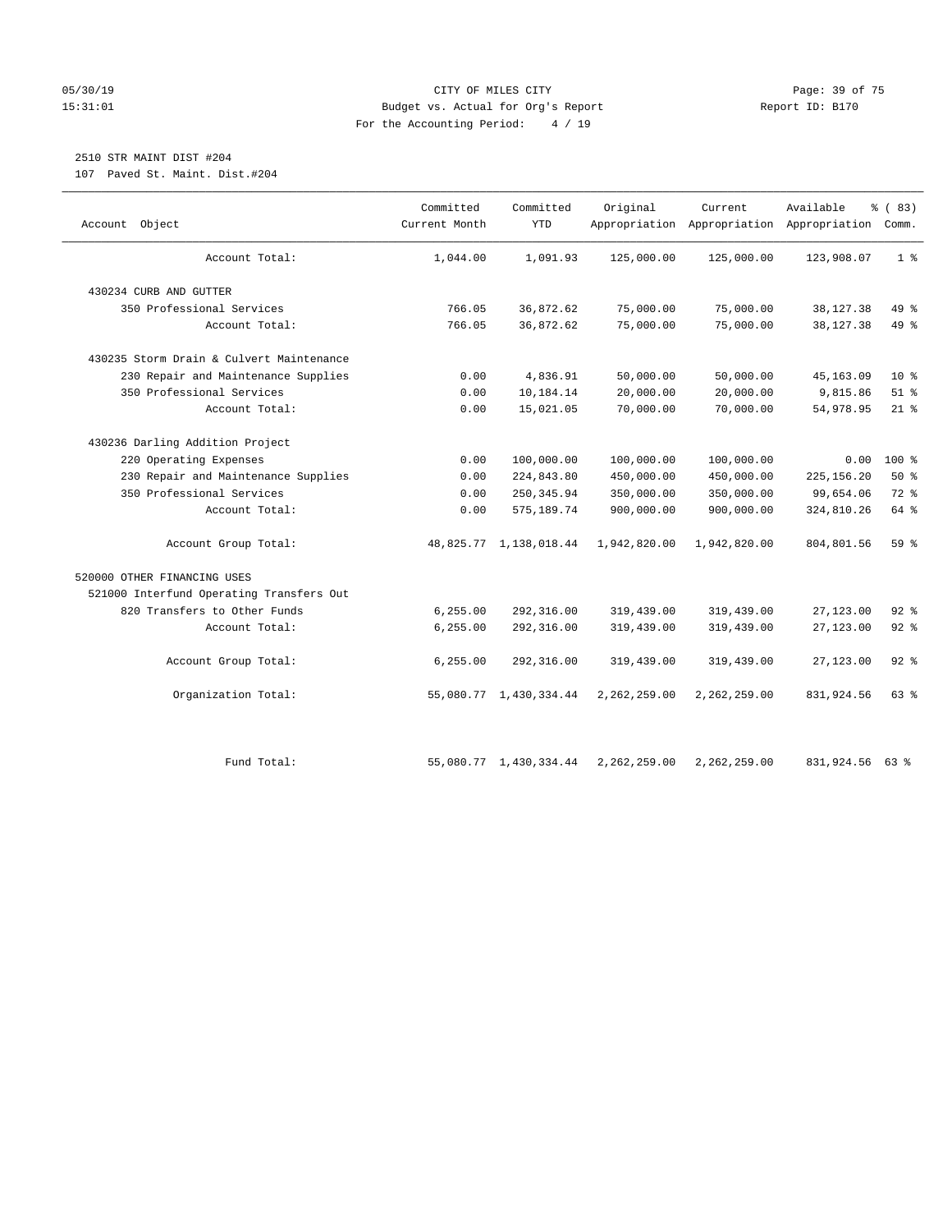CITY OF MILES CITY
Budget vs. Actual for Org's Report
For the Accounting Period: 4 / 19

05/30/19
15:31:01

Report ID: B170

2510 STR MAINT DIST #204
107 Paved St. Maint. Dist.#204

| Account Object | Committed Current Month | Committed YTD | Original Appropriation | Current Appropriation | Available Appropriation | % ( 83) Comm. |
|---|---|---|---|---|---|---|
| Account Total: | 1,044.00 | 1,091.93 | 125,000.00 | 125,000.00 | 123,908.07 | 1 % |
| 430234 CURB AND GUTTER | | | | | | |
| 350 Professional Services | 766.05 | 36,872.62 | 75,000.00 | 75,000.00 | 38,127.38 | 49 % |
| Account Total: | 766.05 | 36,872.62 | 75,000.00 | 75,000.00 | 38,127.38 | 49 % |
| 430235 Storm Drain & Culvert Maintenance | | | | | | |
| 230 Repair and Maintenance Supplies | 0.00 | 4,836.91 | 50,000.00 | 50,000.00 | 45,163.09 | 10 % |
| 350 Professional Services | 0.00 | 10,184.14 | 20,000.00 | 20,000.00 | 9,815.86 | 51 % |
| Account Total: | 0.00 | 15,021.05 | 70,000.00 | 70,000.00 | 54,978.95 | 21 % |
| 430236 Darling Addition Project | | | | | | |
| 220 Operating Expenses | 0.00 | 100,000.00 | 100,000.00 | 100,000.00 | 0.00 | 100 % |
| 230 Repair and Maintenance Supplies | 0.00 | 224,843.80 | 450,000.00 | 450,000.00 | 225,156.20 | 50 % |
| 350 Professional Services | 0.00 | 250,345.94 | 350,000.00 | 350,000.00 | 99,654.06 | 72 % |
| Account Total: | 0.00 | 575,189.74 | 900,000.00 | 900,000.00 | 324,810.26 | 64 % |
| Account Group Total: | 48,825.77 | 1,138,018.44 | 1,942,820.00 | 1,942,820.00 | 804,801.56 | 59 % |
| 520000 OTHER FINANCING USES | | | | | | |
| 521000 Interfund Operating Transfers Out | | | | | | |
| 820 Transfers to Other Funds | 6,255.00 | 292,316.00 | 319,439.00 | 319,439.00 | 27,123.00 | 92 % |
| Account Total: | 6,255.00 | 292,316.00 | 319,439.00 | 319,439.00 | 27,123.00 | 92 % |
| Account Group Total: | 6,255.00 | 292,316.00 | 319,439.00 | 319,439.00 | 27,123.00 | 92 % |
| Organization Total: | 55,080.77 | 1,430,334.44 | 2,262,259.00 | 2,262,259.00 | 831,924.56 | 63 % |
| Fund Total: | 55,080.77 | 1,430,334.44 | 2,262,259.00 | 2,262,259.00 | 831,924.56 | 63 % |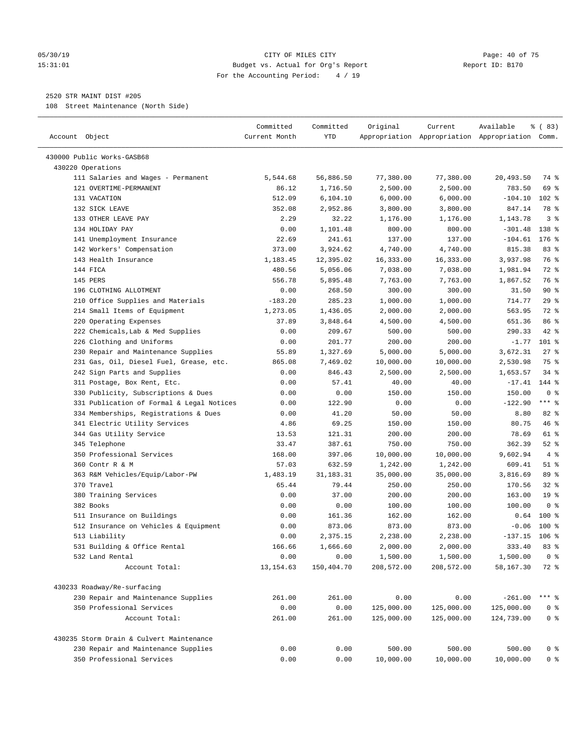CITY OF MILES CITY
Budget vs. Actual for Org's Report
For the Accounting Period: 4 / 19

2520 STR MAINT DIST #205
108 Street Maintenance (North Side)

| Account Object | Committed Current Month | Committed YTD | Original Appropriation | Current Appropriation | Available Appropriation | % ( 83) Comm. |
|---|---|---|---|---|---|---|
| 430000 Public Works-GASB68 | | | | | | |
| 430220 Operations | | | | | | |
| 111 Salaries and Wages - Permanent | 5,544.68 | 56,886.50 | 77,380.00 | 77,380.00 | 20,493.50 | 74 % |
| 121 OVERTIME-PERMANENT | 86.12 | 1,716.50 | 2,500.00 | 2,500.00 | 783.50 | 69 % |
| 131 VACATION | 512.09 | 6,104.10 | 6,000.00 | 6,000.00 | -104.10 | 102 % |
| 132 SICK LEAVE | 352.08 | 2,952.86 | 3,800.00 | 3,800.00 | 847.14 | 78 % |
| 133 OTHER LEAVE PAY | 2.29 | 32.22 | 1,176.00 | 1,176.00 | 1,143.78 | 3 % |
| 134 HOLIDAY PAY | 0.00 | 1,101.48 | 800.00 | 800.00 | -301.48 | 138 % |
| 141 Unemployment Insurance | 22.69 | 241.61 | 137.00 | 137.00 | -104.61 | 176 % |
| 142 Workers' Compensation | 373.00 | 3,924.62 | 4,740.00 | 4,740.00 | 815.38 | 83 % |
| 143 Health Insurance | 1,183.45 | 12,395.02 | 16,333.00 | 16,333.00 | 3,937.98 | 76 % |
| 144 FICA | 480.56 | 5,056.06 | 7,038.00 | 7,038.00 | 1,981.94 | 72 % |
| 145 PERS | 556.78 | 5,895.48 | 7,763.00 | 7,763.00 | 1,867.52 | 76 % |
| 196 CLOTHING ALLOTMENT | 0.00 | 268.50 | 300.00 | 300.00 | 31.50 | 90 % |
| 210 Office Supplies and Materials | -183.20 | 285.23 | 1,000.00 | 1,000.00 | 714.77 | 29 % |
| 214 Small Items of Equipment | 1,273.05 | 1,436.05 | 2,000.00 | 2,000.00 | 563.95 | 72 % |
| 220 Operating Expenses | 37.89 | 3,848.64 | 4,500.00 | 4,500.00 | 651.36 | 86 % |
| 222 Chemicals,Lab & Med Supplies | 0.00 | 209.67 | 500.00 | 500.00 | 290.33 | 42 % |
| 226 Clothing and Uniforms | 0.00 | 201.77 | 200.00 | 200.00 | -1.77 | 101 % |
| 230 Repair and Maintenance Supplies | 55.89 | 1,327.69 | 5,000.00 | 5,000.00 | 3,672.31 | 27 % |
| 231 Gas, Oil, Diesel Fuel, Grease, etc. | 865.08 | 7,469.02 | 10,000.00 | 10,000.00 | 2,530.98 | 75 % |
| 242 Sign Parts and Supplies | 0.00 | 846.43 | 2,500.00 | 2,500.00 | 1,653.57 | 34 % |
| 311 Postage, Box Rent, Etc. | 0.00 | 57.41 | 40.00 | 40.00 | -17.41 | 144 % |
| 330 Publicity, Subscriptions & Dues | 0.00 | 0.00 | 150.00 | 150.00 | 150.00 | 0 % |
| 331 Publication of Formal & Legal Notices | 0.00 | 122.90 | 0.00 | 0.00 | -122.90 | *** % |
| 334 Memberships, Registrations & Dues | 0.00 | 41.20 | 50.00 | 50.00 | 8.80 | 82 % |
| 341 Electric Utility Services | 4.86 | 69.25 | 150.00 | 150.00 | 80.75 | 46 % |
| 344 Gas Utility Service | 13.53 | 121.31 | 200.00 | 200.00 | 78.69 | 61 % |
| 345 Telephone | 33.47 | 387.61 | 750.00 | 750.00 | 362.39 | 52 % |
| 350 Professional Services | 168.00 | 397.06 | 10,000.00 | 10,000.00 | 9,602.94 | 4 % |
| 360 Contr R & M | 57.03 | 632.59 | 1,242.00 | 1,242.00 | 609.41 | 51 % |
| 363 R&M Vehicles/Equip/Labor-PW | 1,483.19 | 31,183.31 | 35,000.00 | 35,000.00 | 3,816.69 | 89 % |
| 370 Travel | 65.44 | 79.44 | 250.00 | 250.00 | 170.56 | 32 % |
| 380 Training Services | 0.00 | 37.00 | 200.00 | 200.00 | 163.00 | 19 % |
| 382 Books | 0.00 | 0.00 | 100.00 | 100.00 | 100.00 | 0 % |
| 511 Insurance on Buildings | 0.00 | 161.36 | 162.00 | 162.00 | 0.64 | 100 % |
| 512 Insurance on Vehicles & Equipment | 0.00 | 873.06 | 873.00 | 873.00 | -0.06 | 100 % |
| 513 Liability | 0.00 | 2,375.15 | 2,238.00 | 2,238.00 | -137.15 | 106 % |
| 531 Building & Office Rental | 166.66 | 1,666.60 | 2,000.00 | 2,000.00 | 333.40 | 83 % |
| 532 Land Rental | 0.00 | 0.00 | 1,500.00 | 1,500.00 | 1,500.00 | 0 % |
| Account Total: | 13,154.63 | 150,404.70 | 208,572.00 | 208,572.00 | 58,167.30 | 72 % |
| 430233 Roadway/Re-surfacing | | | | | | |
| 230 Repair and Maintenance Supplies | 261.00 | 261.00 | 0.00 | 0.00 | -261.00 | *** % |
| 350 Professional Services | 0.00 | 0.00 | 125,000.00 | 125,000.00 | 125,000.00 | 0 % |
| Account Total: | 261.00 | 261.00 | 125,000.00 | 125,000.00 | 124,739.00 | 0 % |
| 430235 Storm Drain & Culvert Maintenance | | | | | | |
| 230 Repair and Maintenance Supplies | 0.00 | 0.00 | 500.00 | 500.00 | 500.00 | 0 % |
| 350 Professional Services | 0.00 | 0.00 | 10,000.00 | 10,000.00 | 10,000.00 | 0 % |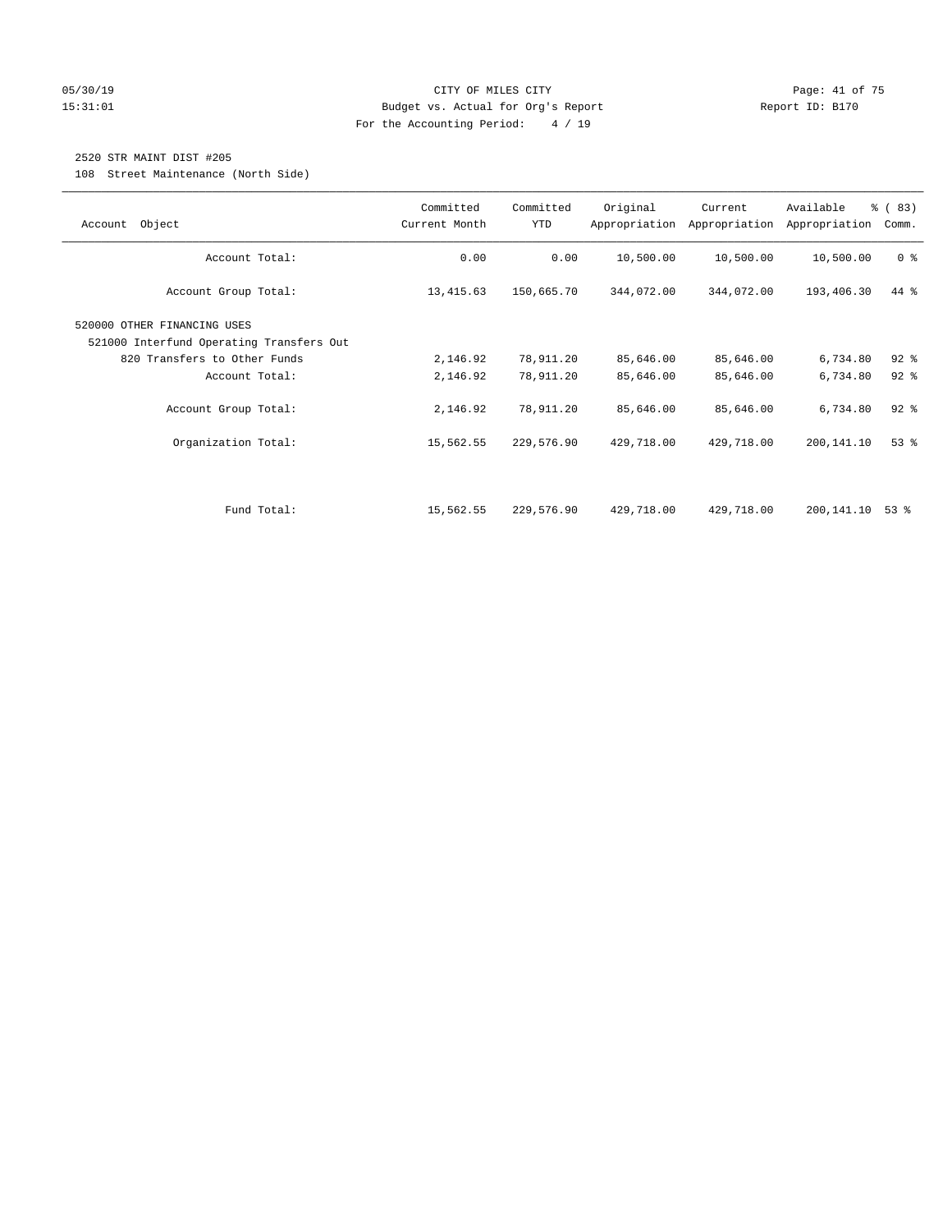CITY OF MILES CITY
Budget vs. Actual for Org's Report
For the Accounting Period: 4 / 19

2520 STR MAINT DIST #205
108 Street Maintenance (North Side)

| Account Object | Committed Current Month | Committed YTD | Original Appropriation | Current Appropriation | Available Appropriation | % ( 83) Comm. |
|---|---|---|---|---|---|---|
| Account Total: | 0.00 | 0.00 | 10,500.00 | 10,500.00 | 10,500.00 | 0 % |
| Account Group Total: | 13,415.63 | 150,665.70 | 344,072.00 | 344,072.00 | 193,406.30 | 44 % |
| 520000 OTHER FINANCING USES | | | | | | |
| 521000 Interfund Operating Transfers Out | | | | | | |
| 820 Transfers to Other Funds | 2,146.92 | 78,911.20 | 85,646.00 | 85,646.00 | 6,734.80 | 92 % |
| Account Total: | 2,146.92 | 78,911.20 | 85,646.00 | 85,646.00 | 6,734.80 | 92 % |
| Account Group Total: | 2,146.92 | 78,911.20 | 85,646.00 | 85,646.00 | 6,734.80 | 92 % |
| Organization Total: | 15,562.55 | 229,576.90 | 429,718.00 | 429,718.00 | 200,141.10 | 53 % |
| Fund Total: | 15,562.55 | 229,576.90 | 429,718.00 | 429,718.00 | 200,141.10 | 53 % |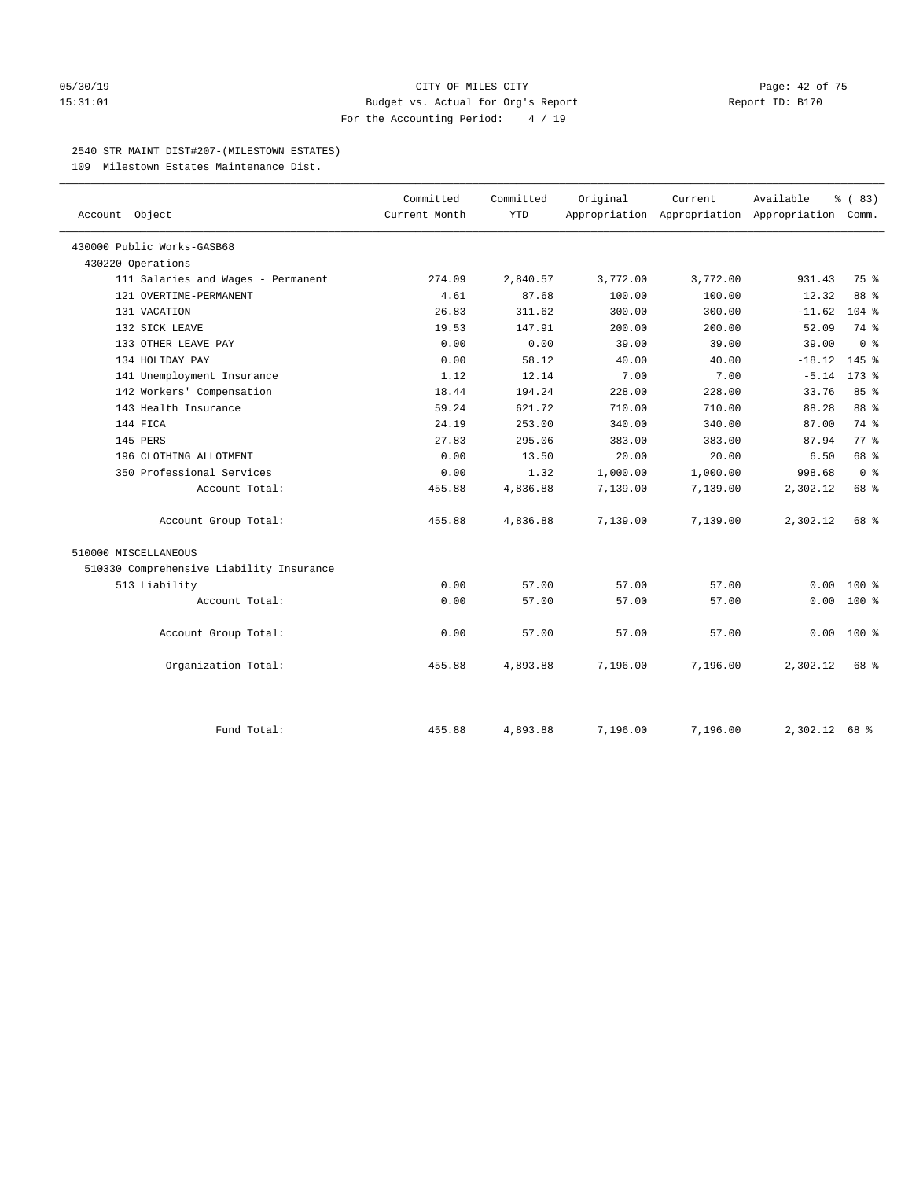CITY OF MILES CITY
Budget vs. Actual for Org's Report
For the Accounting Period: 4 / 19

05/30/19
15:31:01

Report ID: B170

## 2540 STR MAINT DIST#207-(MILESTOWN ESTATES)

109 Milestown Estates Maintenance Dist.

| Account Object | Committed Current Month | Committed YTD | Original Appropriation | Current Appropriation | Available Appropriation | % ( 83) Comm. |
|---|---|---|---|---|---|---|
| 430000 Public Works-GASB68 | | | | | | |
| 430220 Operations | | | | | | |
| 111 Salaries and Wages - Permanent | 274.09 | 2,840.57 | 3,772.00 | 3,772.00 | 931.43 | 75 % |
| 121 OVERTIME-PERMANENT | 4.61 | 87.68 | 100.00 | 100.00 | 12.32 | 88 % |
| 131 VACATION | 26.83 | 311.62 | 300.00 | 300.00 | -11.62 | 104 % |
| 132 SICK LEAVE | 19.53 | 147.91 | 200.00 | 200.00 | 52.09 | 74 % |
| 133 OTHER LEAVE PAY | 0.00 | 0.00 | 39.00 | 39.00 | 39.00 | 0 % |
| 134 HOLIDAY PAY | 0.00 | 58.12 | 40.00 | 40.00 | -18.12 | 145 % |
| 141 Unemployment Insurance | 1.12 | 12.14 | 7.00 | 7.00 | -5.14 | 173 % |
| 142 Workers' Compensation | 18.44 | 194.24 | 228.00 | 228.00 | 33.76 | 85 % |
| 143 Health Insurance | 59.24 | 621.72 | 710.00 | 710.00 | 88.28 | 88 % |
| 144 FICA | 24.19 | 253.00 | 340.00 | 340.00 | 87.00 | 74 % |
| 145 PERS | 27.83 | 295.06 | 383.00 | 383.00 | 87.94 | 77 % |
| 196 CLOTHING ALLOTMENT | 0.00 | 13.50 | 20.00 | 20.00 | 6.50 | 68 % |
| 350 Professional Services | 0.00 | 1.32 | 1,000.00 | 1,000.00 | 998.68 | 0 % |
| Account Total: | 455.88 | 4,836.88 | 7,139.00 | 7,139.00 | 2,302.12 | 68 % |
| Account Group Total: | 455.88 | 4,836.88 | 7,139.00 | 7,139.00 | 2,302.12 | 68 % |
| 510000 MISCELLANEOUS | | | | | | |
| 510330 Comprehensive Liability Insurance | | | | | | |
| 513 Liability | 0.00 | 57.00 | 57.00 | 57.00 | 0.00 | 100 % |
| Account Total: | 0.00 | 57.00 | 57.00 | 57.00 | 0.00 | 100 % |
| Account Group Total: | 0.00 | 57.00 | 57.00 | 57.00 | 0.00 | 100 % |
| Organization Total: | 455.88 | 4,893.88 | 7,196.00 | 7,196.00 | 2,302.12 | 68 % |
| Fund Total: | 455.88 | 4,893.88 | 7,196.00 | 7,196.00 | 2,302.12 | 68 % |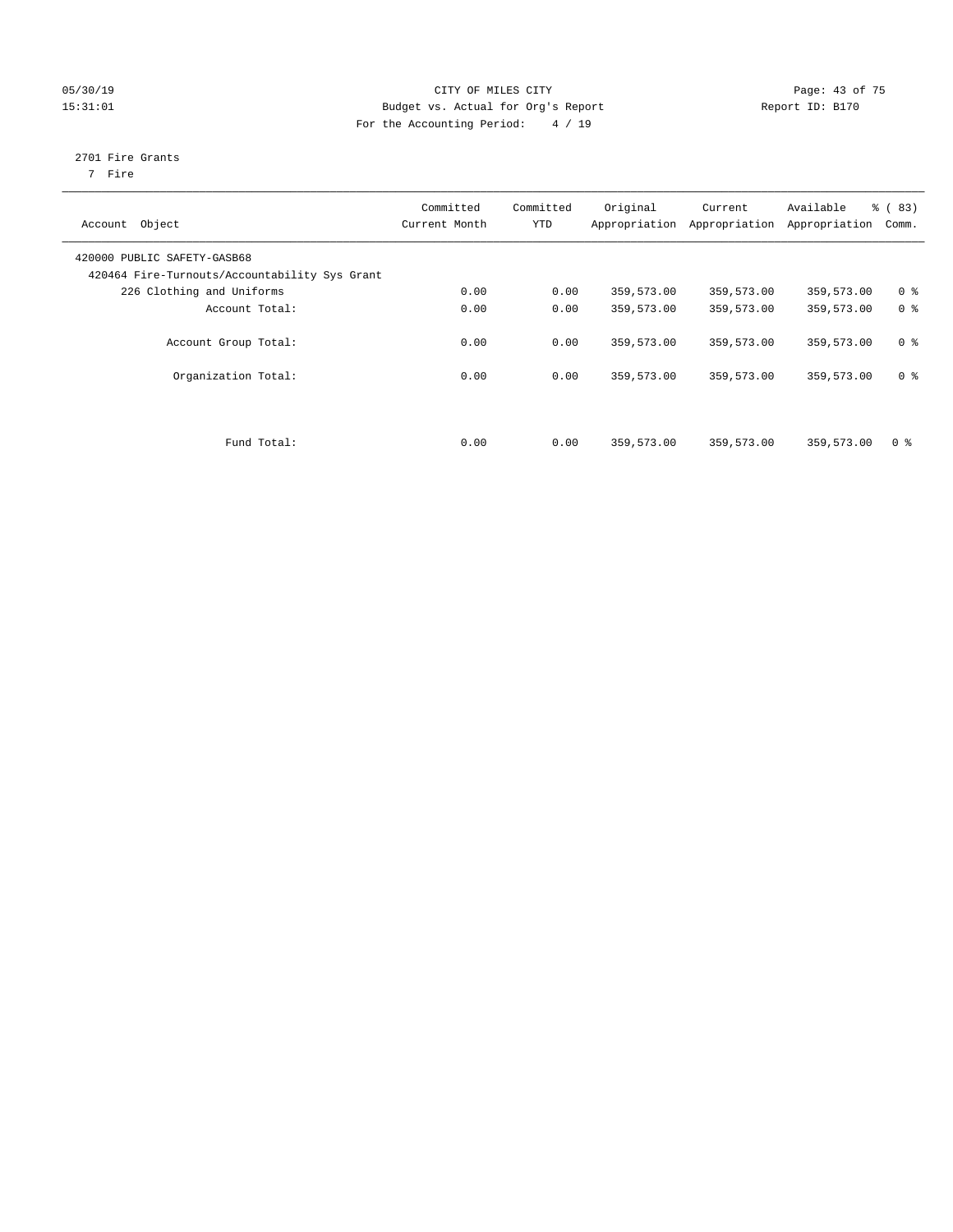CITY OF MILES CITY
Budget vs. Actual for Org's Report
For the Accounting Period: 4 / 19

05/30/19
15:31:01

Report ID: B170

2701 Fire Grants
7 Fire

| Account Object | Committed Current Month | Committed YTD | Original Appropriation | Current Appropriation | Available Appropriation | % ( 83) Comm. |
|---|---|---|---|---|---|---|
| 420000 PUBLIC SAFETY-GASB68 | | | | | | |
| 420464 Fire-Turnouts/Accountability Sys Grant | | | | | | |
| 226 Clothing and Uniforms | 0.00 | 0.00 | 359,573.00 | 359,573.00 | 359,573.00 | 0 % |
| Account Total: | 0.00 | 0.00 | 359,573.00 | 359,573.00 | 359,573.00 | 0 % |
| Account Group Total: | 0.00 | 0.00 | 359,573.00 | 359,573.00 | 359,573.00 | 0 % |
| Organization Total: | 0.00 | 0.00 | 359,573.00 | 359,573.00 | 359,573.00 | 0 % |
| Fund Total: | 0.00 | 0.00 | 359,573.00 | 359,573.00 | 359,573.00 | 0 % |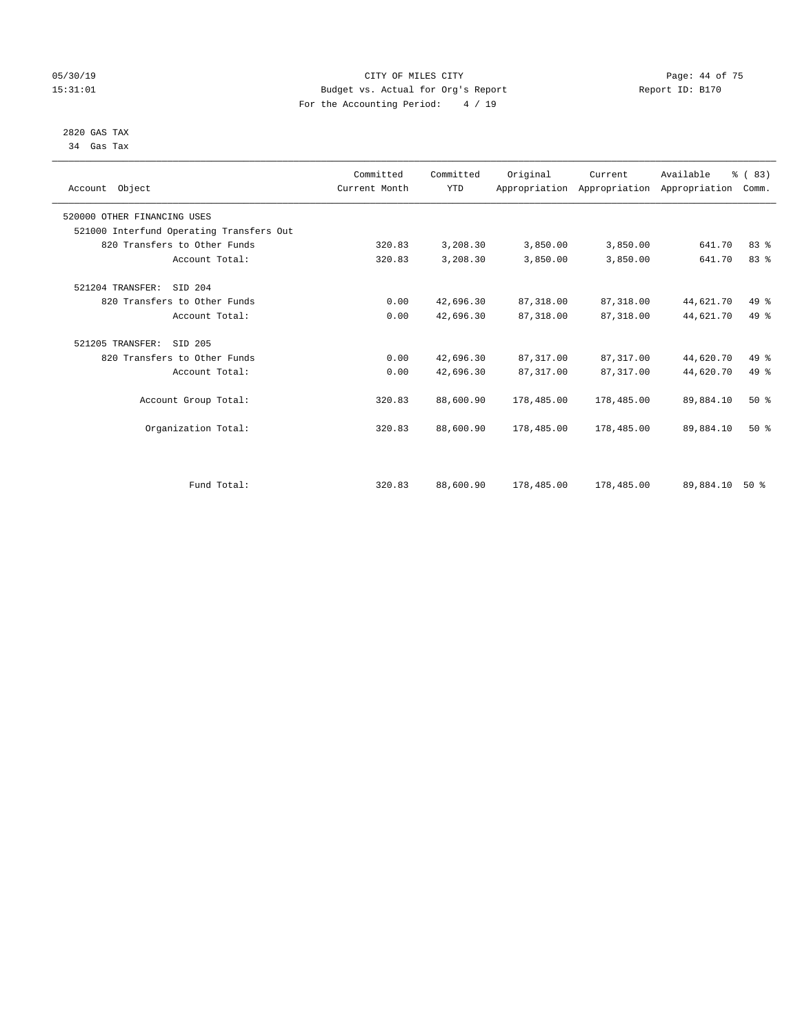CITY OF MILES CITY
Budget vs. Actual for Org's Report
For the Accounting Period: 4 / 19

05/30/19
15:31:01

Report ID: B170

2820 GAS TAX
34 Gas Tax

| Account Object | Committed Current Month | Committed YTD | Original Appropriation | Current Appropriation | Available Appropriation | % ( 83) Comm. |
|---|---|---|---|---|---|---|
| 520000 OTHER FINANCING USES | | | | | | |
| 521000 Interfund Operating Transfers Out | | | | | | |
| 820 Transfers to Other Funds | 320.83 | 3,208.30 | 3,850.00 | 3,850.00 | 641.70 | 83 % |
| Account Total: | 320.83 | 3,208.30 | 3,850.00 | 3,850.00 | 641.70 | 83 % |
| 521204 TRANSFER: SID 204 | | | | | | |
| 820 Transfers to Other Funds | 0.00 | 42,696.30 | 87,318.00 | 87,318.00 | 44,621.70 | 49 % |
| Account Total: | 0.00 | 42,696.30 | 87,318.00 | 87,318.00 | 44,621.70 | 49 % |
| 521205 TRANSFER: SID 205 | | | | | | |
| 820 Transfers to Other Funds | 0.00 | 42,696.30 | 87,317.00 | 87,317.00 | 44,620.70 | 49 % |
| Account Total: | 0.00 | 42,696.30 | 87,317.00 | 87,317.00 | 44,620.70 | 49 % |
| Account Group Total: | 320.83 | 88,600.90 | 178,485.00 | 178,485.00 | 89,884.10 | 50 % |
| Organization Total: | 320.83 | 88,600.90 | 178,485.00 | 178,485.00 | 89,884.10 | 50 % |
| Fund Total: | 320.83 | 88,600.90 | 178,485.00 | 178,485.00 | 89,884.10 | 50 % |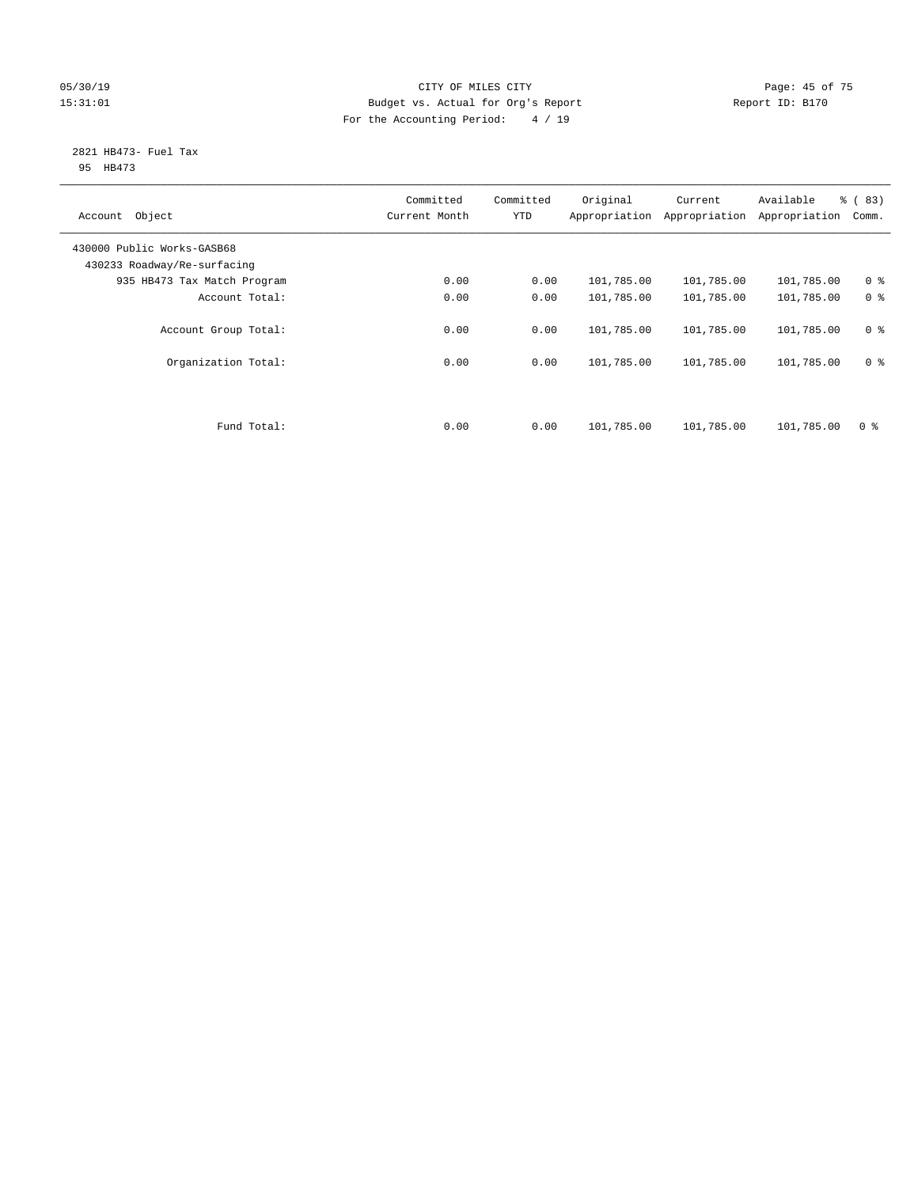CITY OF MILES CITY
Budget vs. Actual for Org's Report
For the Accounting Period: 4 / 19

05/30/19
15:31:01

Report ID: B170

2821 HB473- Fuel Tax
95 HB473

| Account Object | Committed Current Month | Committed YTD | Original Appropriation | Current Appropriation | Available Appropriation | % ( 83) Comm. |
|---|---|---|---|---|---|---|
| 430000 Public Works-GASB68 | | | | | | |
| 430233 Roadway/Re-surfacing | | | | | | |
| 935 HB473 Tax Match Program | 0.00 | 0.00 | 101,785.00 | 101,785.00 | 101,785.00 | 0 % |
| Account Total: | 0.00 | 0.00 | 101,785.00 | 101,785.00 | 101,785.00 | 0 % |
| Account Group Total: | 0.00 | 0.00 | 101,785.00 | 101,785.00 | 101,785.00 | 0 % |
| Organization Total: | 0.00 | 0.00 | 101,785.00 | 101,785.00 | 101,785.00 | 0 % |
| Fund Total: | 0.00 | 0.00 | 101,785.00 | 101,785.00 | 101,785.00 | 0 % |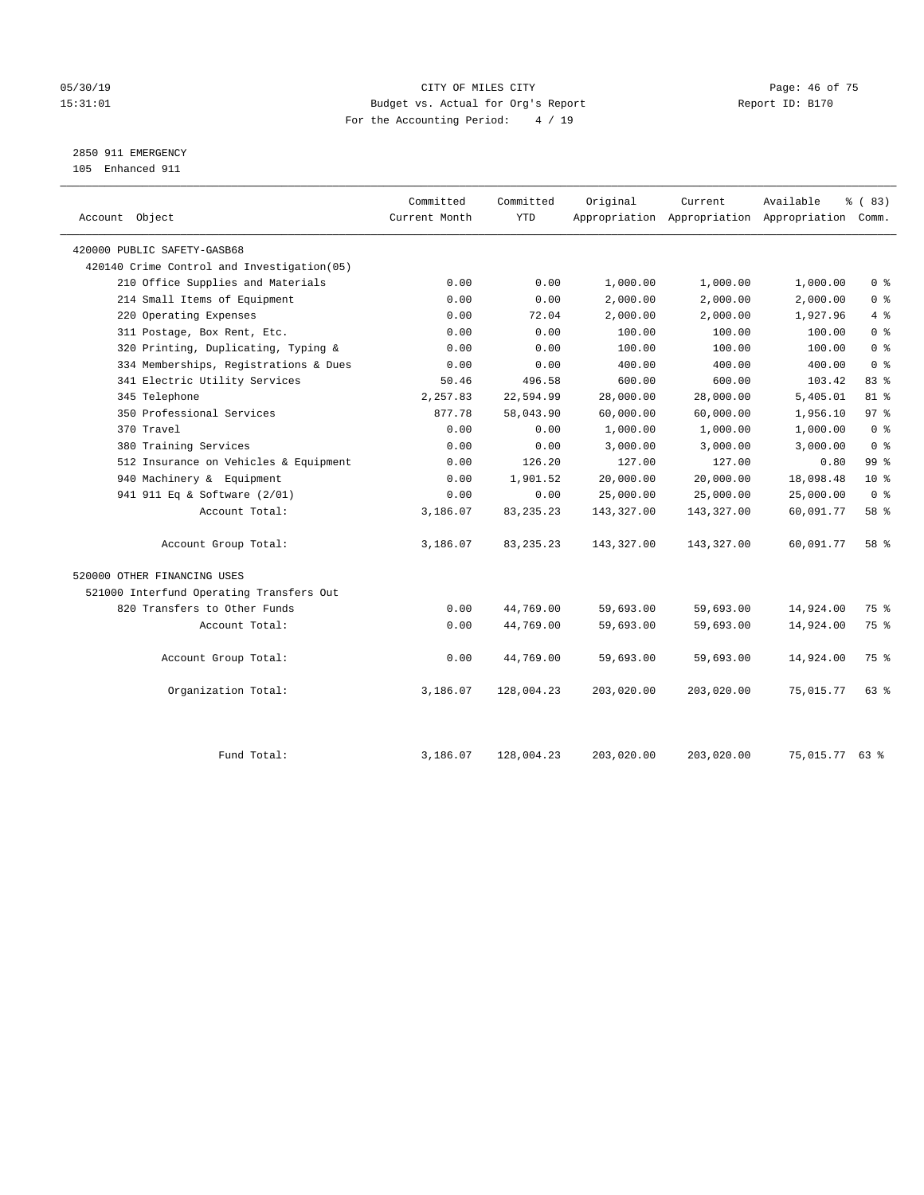CITY OF MILES CITY
Budget vs. Actual for Org's Report
For the Accounting Period: 4 / 19

2850 911 EMERGENCY
105 Enhanced 911

| Account Object | Committed Current Month | Committed YTD | Original Appropriation | Current Appropriation | Available Appropriation | % ( 83) Comm. |
|---|---|---|---|---|---|---|
| 420000 PUBLIC SAFETY-GASB68 | | | | | | |
| 420140 Crime Control and Investigation(05) | | | | | | |
| 210 Office Supplies and Materials | 0.00 | 0.00 | 1,000.00 | 1,000.00 | 1,000.00 | 0 % |
| 214 Small Items of Equipment | 0.00 | 0.00 | 2,000.00 | 2,000.00 | 2,000.00 | 0 % |
| 220 Operating Expenses | 0.00 | 72.04 | 2,000.00 | 2,000.00 | 1,927.96 | 4 % |
| 311 Postage, Box Rent, Etc. | 0.00 | 0.00 | 100.00 | 100.00 | 100.00 | 0 % |
| 320 Printing, Duplicating, Typing & | 0.00 | 0.00 | 100.00 | 100.00 | 100.00 | 0 % |
| 334 Memberships, Registrations & Dues | 0.00 | 0.00 | 400.00 | 400.00 | 400.00 | 0 % |
| 341 Electric Utility Services | 50.46 | 496.58 | 600.00 | 600.00 | 103.42 | 83 % |
| 345 Telephone | 2,257.83 | 22,594.99 | 28,000.00 | 28,000.00 | 5,405.01 | 81 % |
| 350 Professional Services | 877.78 | 58,043.90 | 60,000.00 | 60,000.00 | 1,956.10 | 97 % |
| 370 Travel | 0.00 | 0.00 | 1,000.00 | 1,000.00 | 1,000.00 | 0 % |
| 380 Training Services | 0.00 | 0.00 | 3,000.00 | 3,000.00 | 3,000.00 | 0 % |
| 512 Insurance on Vehicles & Equipment | 0.00 | 126.20 | 127.00 | 127.00 | 0.80 | 99 % |
| 940 Machinery & Equipment | 0.00 | 1,901.52 | 20,000.00 | 20,000.00 | 18,098.48 | 10 % |
| 941 911 Eq & Software (2/01) | 0.00 | 0.00 | 25,000.00 | 25,000.00 | 25,000.00 | 0 % |
| Account Total: | 3,186.07 | 83,235.23 | 143,327.00 | 143,327.00 | 60,091.77 | 58 % |
| Account Group Total: | 3,186.07 | 83,235.23 | 143,327.00 | 143,327.00 | 60,091.77 | 58 % |
| 520000 OTHER FINANCING USES | | | | | | |
| 521000 Interfund Operating Transfers Out | | | | | | |
| 820 Transfers to Other Funds | 0.00 | 44,769.00 | 59,693.00 | 59,693.00 | 14,924.00 | 75 % |
| Account Total: | 0.00 | 44,769.00 | 59,693.00 | 59,693.00 | 14,924.00 | 75 % |
| Account Group Total: | 0.00 | 44,769.00 | 59,693.00 | 59,693.00 | 14,924.00 | 75 % |
| Organization Total: | 3,186.07 | 128,004.23 | 203,020.00 | 203,020.00 | 75,015.77 | 63 % |
| Fund Total: | 3,186.07 | 128,004.23 | 203,020.00 | 203,020.00 | 75,015.77 | 63 % |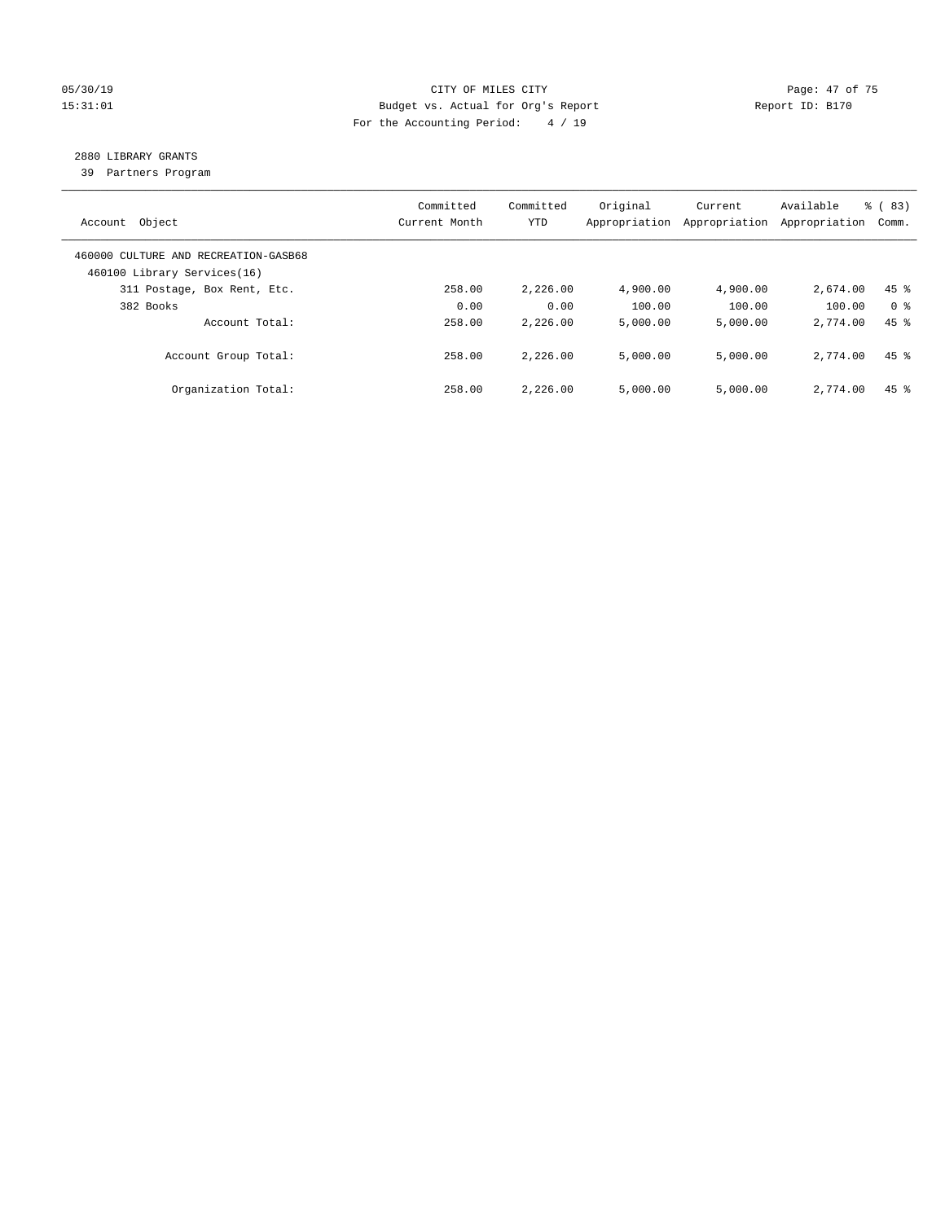CITY OF MILES CITY
Budget vs. Actual for Org's Report
For the Accounting Period: 4 / 19

05/30/19
15:31:01

Report ID: B170

## 2880 LIBRARY GRANTS

39 Partners Program

| Account Object | Committed Current Month | Committed YTD | Original Appropriation | Current Appropriation | Available Appropriation | % ( 83) Comm. |
|---|---|---|---|---|---|---|
| 460000 CULTURE AND RECREATION-GASB68 | | | | | | |
| 460100 Library Services(16) | | | | | | |
| 311 Postage, Box Rent, Etc. | 258.00 | 2,226.00 | 4,900.00 | 4,900.00 | 2,674.00 | 45 % |
| 382 Books | 0.00 | 0.00 | 100.00 | 100.00 | 100.00 | 0 % |
| Account Total: | 258.00 | 2,226.00 | 5,000.00 | 5,000.00 | 2,774.00 | 45 % |
| Account Group Total: | 258.00 | 2,226.00 | 5,000.00 | 5,000.00 | 2,774.00 | 45 % |
| Organization Total: | 258.00 | 2,226.00 | 5,000.00 | 5,000.00 | 2,774.00 | 45 % |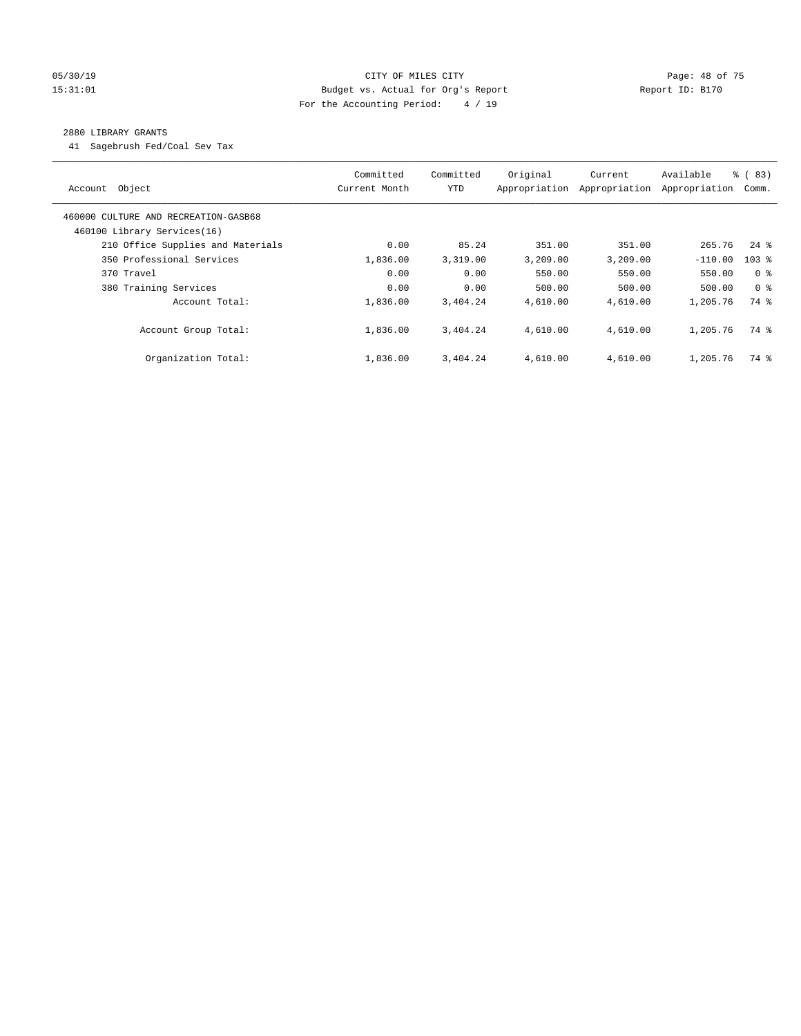05/30/19 CITY OF MILES CITY
15:31:01 Budget vs. Actual for Org's Report Report ID: B170
For the Accounting Period: 4 / 19

## 2880 LIBRARY GRANTS

41 Sagebrush Fed/Coal Sev Tax

| Account Object | Committed Current Month | Committed YTD | Original Appropriation | Current Appropriation | Available Appropriation | % ( 83) Comm. |
|---|---|---|---|---|---|---|
| 460000 CULTURE AND RECREATION-GASB68 | | | | | | |
| 460100 Library Services(16) | | | | | | |
| 210 Office Supplies and Materials | 0.00 | 85.24 | 351.00 | 351.00 | 265.76 | 24 % |
| 350 Professional Services | 1,836.00 | 3,319.00 | 3,209.00 | 3,209.00 | -110.00 | 103 % |
| 370 Travel | 0.00 | 0.00 | 550.00 | 550.00 | 550.00 | 0 % |
| 380 Training Services | 0.00 | 0.00 | 500.00 | 500.00 | 500.00 | 0 % |
| Account Total: | 1,836.00 | 3,404.24 | 4,610.00 | 4,610.00 | 1,205.76 | 74 % |
| Account Group Total: | 1,836.00 | 3,404.24 | 4,610.00 | 4,610.00 | 1,205.76 | 74 % |
| Organization Total: | 1,836.00 | 3,404.24 | 4,610.00 | 4,610.00 | 1,205.76 | 74 % |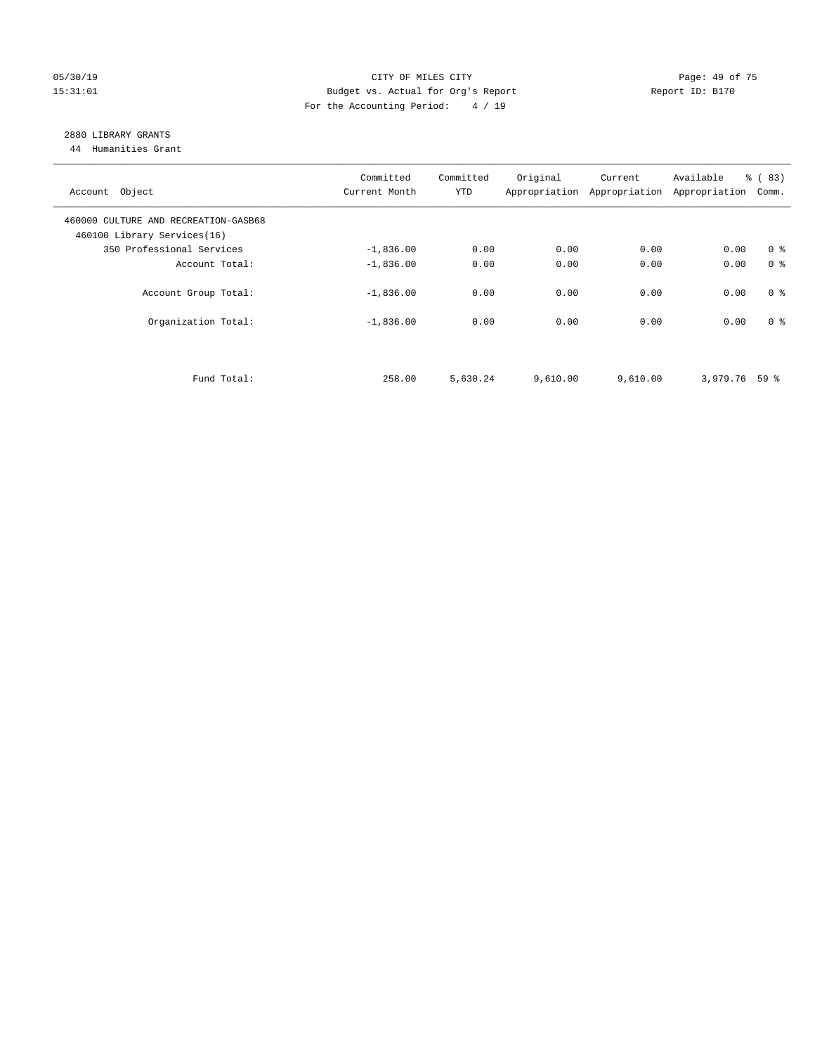CITY OF MILES CITY
Budget vs. Actual for Org's Report
For the Accounting Period: 4 / 19

05/30/19
15:31:01

Report ID: B170

## 2880 LIBRARY GRANTS

44 Humanities Grant

| Account Object | Committed Current Month | Committed YTD | Original Appropriation | Current Appropriation | Available Appropriation | % ( 83) Comm. |
|---|---|---|---|---|---|---|
| 460000 CULTURE AND RECREATION-GASB68 | | | | | | |
| 460100 Library Services(16) | | | | | | |
| 350 Professional Services | -1,836.00 | 0.00 | 0.00 | 0.00 | 0.00 | 0 % |
| Account Total: | -1,836.00 | 0.00 | 0.00 | 0.00 | 0.00 | 0 % |
| Account Group Total: | -1,836.00 | 0.00 | 0.00 | 0.00 | 0.00 | 0 % |
| Organization Total: | -1,836.00 | 0.00 | 0.00 | 0.00 | 0.00 | 0 % |
| Fund Total: | 258.00 | 5,630.24 | 9,610.00 | 9,610.00 | 3,979.76 | 59 % |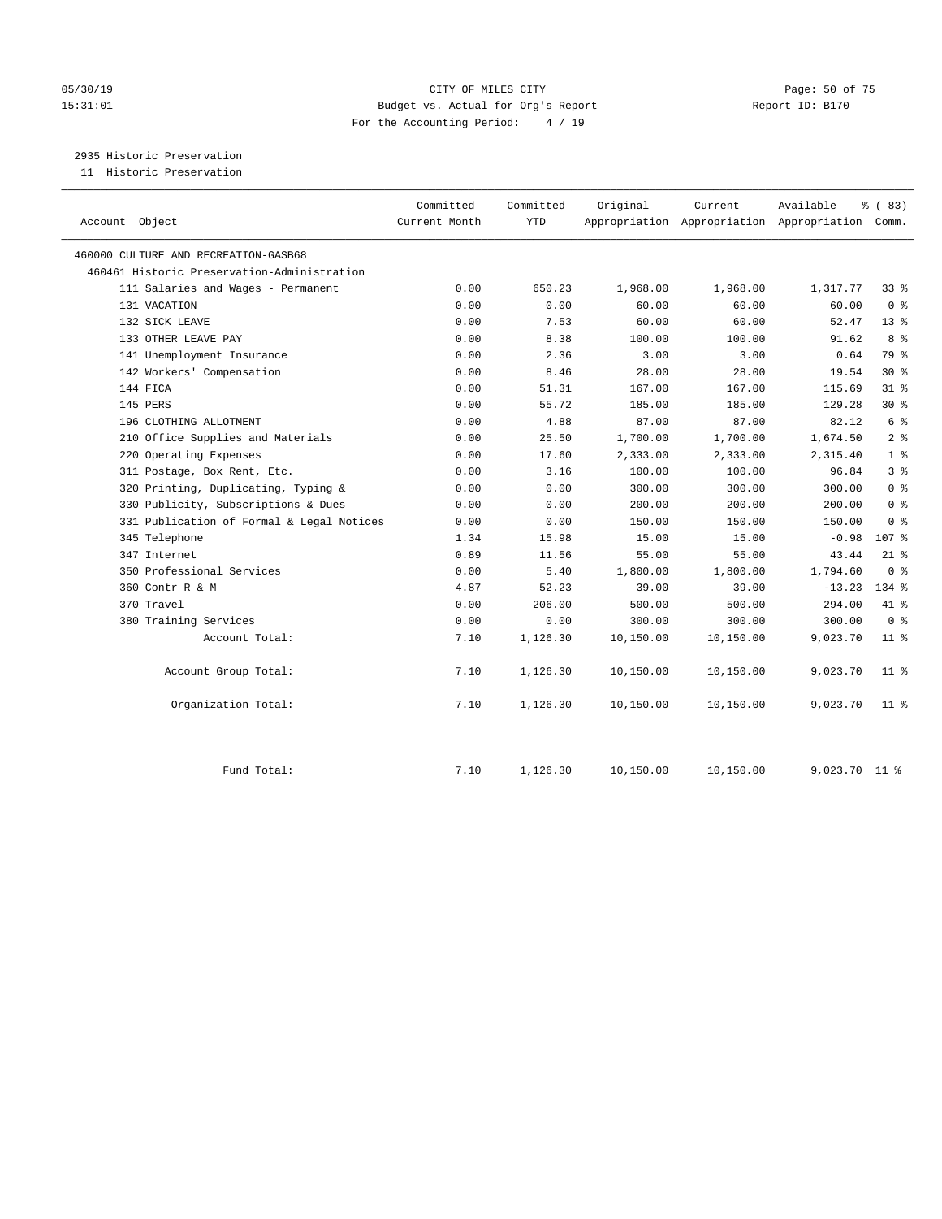CITY OF MILES CITY
Budget vs. Actual for Org's Report
For the Accounting Period: 4 / 19

05/30/19
15:31:01

Report ID: B170

## 2935 Historic Preservation

11 Historic Preservation

| Account Object | Committed Current Month | Committed YTD | Original Appropriation | Current Appropriation | Available Appropriation | % ( 83) Comm. |
|---|---|---|---|---|---|---|
| 460000 CULTURE AND RECREATION-GASB68 | | | | | | |
| 460461 Historic Preservation-Administration | | | | | | |
| 111 Salaries and Wages - Permanent | 0.00 | 650.23 | 1,968.00 | 1,968.00 | 1,317.77 | 33 % |
| 131 VACATION | 0.00 | 0.00 | 60.00 | 60.00 | 60.00 | 0 % |
| 132 SICK LEAVE | 0.00 | 7.53 | 60.00 | 60.00 | 52.47 | 13 % |
| 133 OTHER LEAVE PAY | 0.00 | 8.38 | 100.00 | 100.00 | 91.62 | 8 % |
| 141 Unemployment Insurance | 0.00 | 2.36 | 3.00 | 3.00 | 0.64 | 79 % |
| 142 Workers' Compensation | 0.00 | 8.46 | 28.00 | 28.00 | 19.54 | 30 % |
| 144 FICA | 0.00 | 51.31 | 167.00 | 167.00 | 115.69 | 31 % |
| 145 PERS | 0.00 | 55.72 | 185.00 | 185.00 | 129.28 | 30 % |
| 196 CLOTHING ALLOTMENT | 0.00 | 4.88 | 87.00 | 87.00 | 82.12 | 6 % |
| 210 Office Supplies and Materials | 0.00 | 25.50 | 1,700.00 | 1,700.00 | 1,674.50 | 2 % |
| 220 Operating Expenses | 0.00 | 17.60 | 2,333.00 | 2,333.00 | 2,315.40 | 1 % |
| 311 Postage, Box Rent, Etc. | 0.00 | 3.16 | 100.00 | 100.00 | 96.84 | 3 % |
| 320 Printing, Duplicating, Typing & | 0.00 | 0.00 | 300.00 | 300.00 | 300.00 | 0 % |
| 330 Publicity, Subscriptions & Dues | 0.00 | 0.00 | 200.00 | 200.00 | 200.00 | 0 % |
| 331 Publication of Formal & Legal Notices | 0.00 | 0.00 | 150.00 | 150.00 | 150.00 | 0 % |
| 345 Telephone | 1.34 | 15.98 | 15.00 | 15.00 | -0.98 | 107 % |
| 347 Internet | 0.89 | 11.56 | 55.00 | 55.00 | 43.44 | 21 % |
| 350 Professional Services | 0.00 | 5.40 | 1,800.00 | 1,800.00 | 1,794.60 | 0 % |
| 360 Contr R & M | 4.87 | 52.23 | 39.00 | 39.00 | -13.23 | 134 % |
| 370 Travel | 0.00 | 206.00 | 500.00 | 500.00 | 294.00 | 41 % |
| 380 Training Services | 0.00 | 0.00 | 300.00 | 300.00 | 300.00 | 0 % |
| Account Total: | 7.10 | 1,126.30 | 10,150.00 | 10,150.00 | 9,023.70 | 11 % |
| Account Group Total: | 7.10 | 1,126.30 | 10,150.00 | 10,150.00 | 9,023.70 | 11 % |
| Organization Total: | 7.10 | 1,126.30 | 10,150.00 | 10,150.00 | 9,023.70 | 11 % |
| Fund Total: | 7.10 | 1,126.30 | 10,150.00 | 10,150.00 | 9,023.70 | 11 % |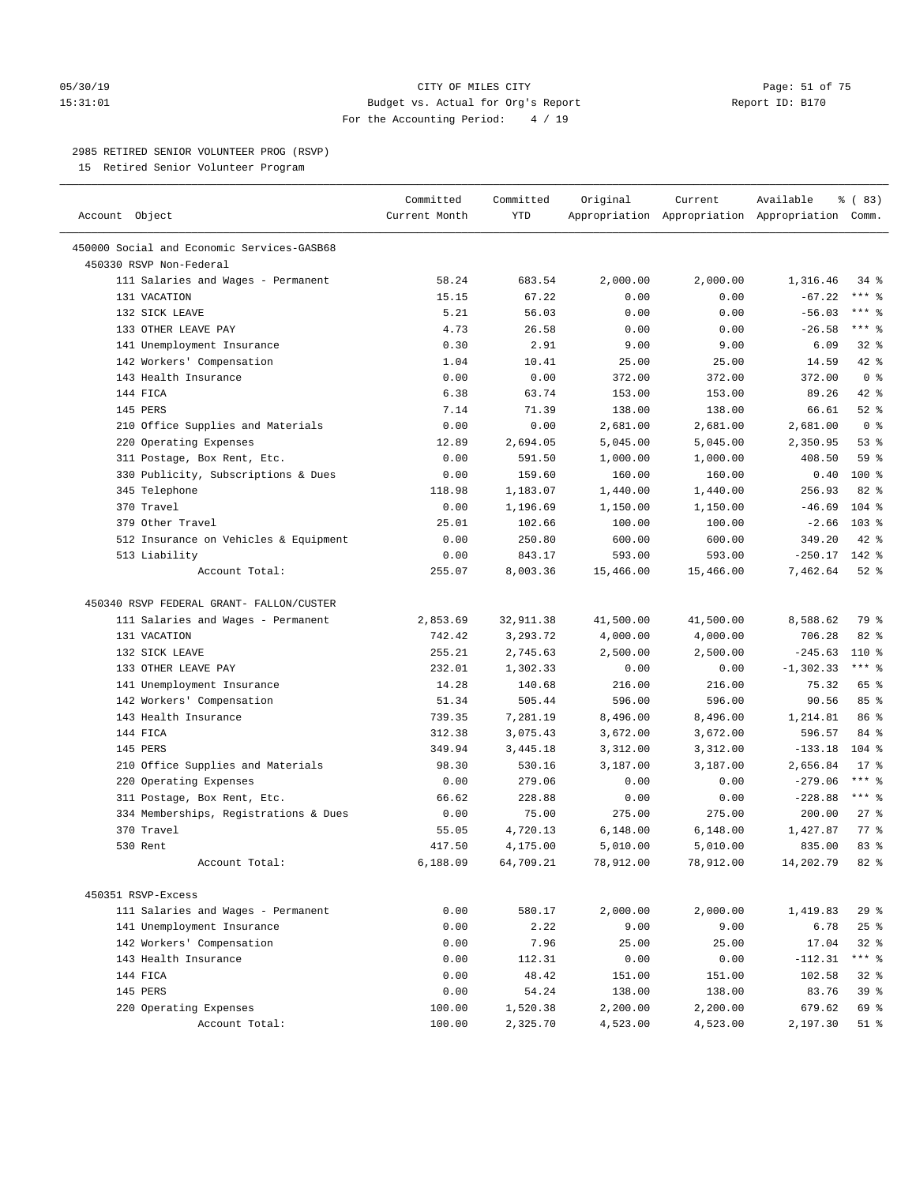05/30/19 CITY OF MILES CITY
15:31:01 Budget vs. Actual for Org's Report Report ID: B170
For the Accounting Period: 4 / 19

2985 RETIRED SENIOR VOLUNTEER PROG (RSVP)
15 Retired Senior Volunteer Program

| Account Object | Committed Current Month | Committed YTD | Original Appropriation | Current Appropriation | Available Appropriation | % ( 83) Comm. |
|---|---|---|---|---|---|---|
| 450000 Social and Economic Services-GASB68 | | | | | | |
| 450330 RSVP Non-Federal | | | | | | |
| 111 Salaries and Wages - Permanent | 58.24 | 683.54 | 2,000.00 | 2,000.00 | 1,316.46 | 34 % |
| 131 VACATION | 15.15 | 67.22 | 0.00 | 0.00 | -67.22 | *** % |
| 132 SICK LEAVE | 5.21 | 56.03 | 0.00 | 0.00 | -56.03 | *** % |
| 133 OTHER LEAVE PAY | 4.73 | 26.58 | 0.00 | 0.00 | -26.58 | *** % |
| 141 Unemployment Insurance | 0.30 | 2.91 | 9.00 | 9.00 | 6.09 | 32 % |
| 142 Workers' Compensation | 1.04 | 10.41 | 25.00 | 25.00 | 14.59 | 42 % |
| 143 Health Insurance | 0.00 | 0.00 | 372.00 | 372.00 | 372.00 | 0 % |
| 144 FICA | 6.38 | 63.74 | 153.00 | 153.00 | 89.26 | 42 % |
| 145 PERS | 7.14 | 71.39 | 138.00 | 138.00 | 66.61 | 52 % |
| 210 Office Supplies and Materials | 0.00 | 0.00 | 2,681.00 | 2,681.00 | 2,681.00 | 0 % |
| 220 Operating Expenses | 12.89 | 2,694.05 | 5,045.00 | 5,045.00 | 2,350.95 | 53 % |
| 311 Postage, Box Rent, Etc. | 0.00 | 591.50 | 1,000.00 | 1,000.00 | 408.50 | 59 % |
| 330 Publicity, Subscriptions & Dues | 0.00 | 159.60 | 160.00 | 160.00 | 0.40 | 100 % |
| 345 Telephone | 118.98 | 1,183.07 | 1,440.00 | 1,440.00 | 256.93 | 82 % |
| 370 Travel | 0.00 | 1,196.69 | 1,150.00 | 1,150.00 | -46.69 | 104 % |
| 379 Other Travel | 25.01 | 102.66 | 100.00 | 100.00 | -2.66 | 103 % |
| 512 Insurance on Vehicles & Equipment | 0.00 | 250.80 | 600.00 | 600.00 | 349.20 | 42 % |
| 513 Liability | 0.00 | 843.17 | 593.00 | 593.00 | -250.17 | 142 % |
| Account Total: | 255.07 | 8,003.36 | 15,466.00 | 15,466.00 | 7,462.64 | 52 % |
| 450340 RSVP FEDERAL GRANT- FALLON/CUSTER | | | | | | |
| 111 Salaries and Wages - Permanent | 2,853.69 | 32,911.38 | 41,500.00 | 41,500.00 | 8,588.62 | 79 % |
| 131 VACATION | 742.42 | 3,293.72 | 4,000.00 | 4,000.00 | 706.28 | 82 % |
| 132 SICK LEAVE | 255.21 | 2,745.63 | 2,500.00 | 2,500.00 | -245.63 | 110 % |
| 133 OTHER LEAVE PAY | 232.01 | 1,302.33 | 0.00 | 0.00 | -1,302.33 | *** % |
| 141 Unemployment Insurance | 14.28 | 140.68 | 216.00 | 216.00 | 75.32 | 65 % |
| 142 Workers' Compensation | 51.34 | 505.44 | 596.00 | 596.00 | 90.56 | 85 % |
| 143 Health Insurance | 739.35 | 7,281.19 | 8,496.00 | 8,496.00 | 1,214.81 | 86 % |
| 144 FICA | 312.38 | 3,075.43 | 3,672.00 | 3,672.00 | 596.57 | 84 % |
| 145 PERS | 349.94 | 3,445.18 | 3,312.00 | 3,312.00 | -133.18 | 104 % |
| 210 Office Supplies and Materials | 98.30 | 530.16 | 3,187.00 | 3,187.00 | 2,656.84 | 17 % |
| 220 Operating Expenses | 0.00 | 279.06 | 0.00 | 0.00 | -279.06 | *** % |
| 311 Postage, Box Rent, Etc. | 66.62 | 228.88 | 0.00 | 0.00 | -228.88 | *** % |
| 334 Memberships, Registrations & Dues | 0.00 | 75.00 | 275.00 | 275.00 | 200.00 | 27 % |
| 370 Travel | 55.05 | 4,720.13 | 6,148.00 | 6,148.00 | 1,427.87 | 77 % |
| 530 Rent | 417.50 | 4,175.00 | 5,010.00 | 5,010.00 | 835.00 | 83 % |
| Account Total: | 6,188.09 | 64,709.21 | 78,912.00 | 78,912.00 | 14,202.79 | 82 % |
| 450351 RSVP-Excess | | | | | | |
| 111 Salaries and Wages - Permanent | 0.00 | 580.17 | 2,000.00 | 2,000.00 | 1,419.83 | 29 % |
| 141 Unemployment Insurance | 0.00 | 2.22 | 9.00 | 9.00 | 6.78 | 25 % |
| 142 Workers' Compensation | 0.00 | 7.96 | 25.00 | 25.00 | 17.04 | 32 % |
| 143 Health Insurance | 0.00 | 112.31 | 0.00 | 0.00 | -112.31 | *** % |
| 144 FICA | 0.00 | 48.42 | 151.00 | 151.00 | 102.58 | 32 % |
| 145 PERS | 0.00 | 54.24 | 138.00 | 138.00 | 83.76 | 39 % |
| 220 Operating Expenses | 100.00 | 1,520.38 | 2,200.00 | 2,200.00 | 679.62 | 69 % |
| Account Total: | 100.00 | 2,325.70 | 4,523.00 | 4,523.00 | 2,197.30 | 51 % |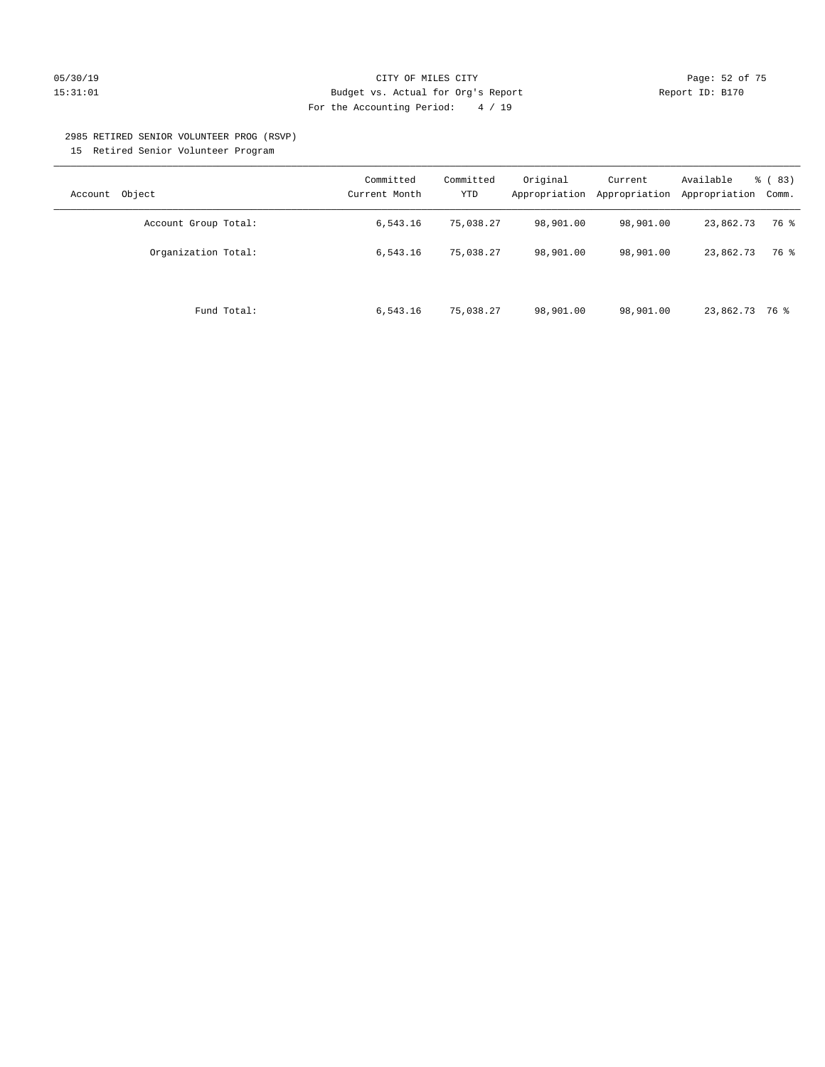CITY OF MILES CITY
Budget vs. Actual for Org's Report
For the Accounting Period: 4 / 19

2985 RETIRED SENIOR VOLUNTEER PROG (RSVP)
15 Retired Senior Volunteer Program

| Account Object | Committed Current Month | Committed YTD | Original Appropriation | Current Appropriation | Available Appropriation | % ( 83) Comm. |
|---|---|---|---|---|---|---|
| Account Group Total: | 6,543.16 | 75,038.27 | 98,901.00 | 98,901.00 | 23,862.73 | 76 % |
| Organization Total: | 6,543.16 | 75,038.27 | 98,901.00 | 98,901.00 | 23,862.73 | 76 % |
| Fund Total: | 6,543.16 | 75,038.27 | 98,901.00 | 98,901.00 | 23,862.73 | 76 % |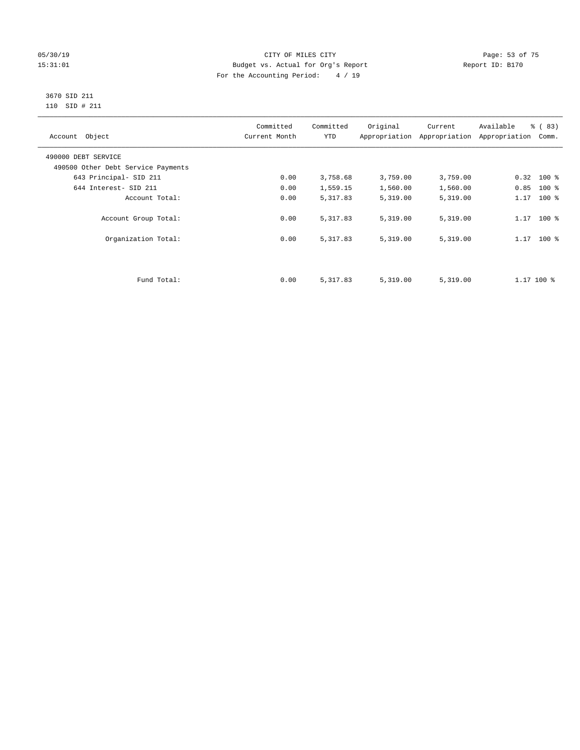CITY OF MILES CITY
Budget vs. Actual for Org's Report
For the Accounting Period: 4 / 19

05/30/19
15:31:01

Report ID: B170

3670 SID 211
110 SID # 211

| Account Object | Committed Current Month | Committed YTD | Original Appropriation | Current Appropriation | Available Appropriation | % ( 83) Comm. |
|---|---|---|---|---|---|---|
| 490000 DEBT SERVICE | | | | | | |
| 490500 Other Debt Service Payments | | | | | | |
| 643 Principal- SID 211 | 0.00 | 3,758.68 | 3,759.00 | 3,759.00 | 0.32 | 100 % |
| 644 Interest- SID 211 | 0.00 | 1,559.15 | 1,560.00 | 1,560.00 | 0.85 | 100 % |
| Account Total: | 0.00 | 5,317.83 | 5,319.00 | 5,319.00 | 1.17 | 100 % |
| Account Group Total: | 0.00 | 5,317.83 | 5,319.00 | 5,319.00 | 1.17 | 100 % |
| Organization Total: | 0.00 | 5,317.83 | 5,319.00 | 5,319.00 | 1.17 | 100 % |
| Fund Total: | 0.00 | 5,317.83 | 5,319.00 | 5,319.00 | 1.17 | 100 % |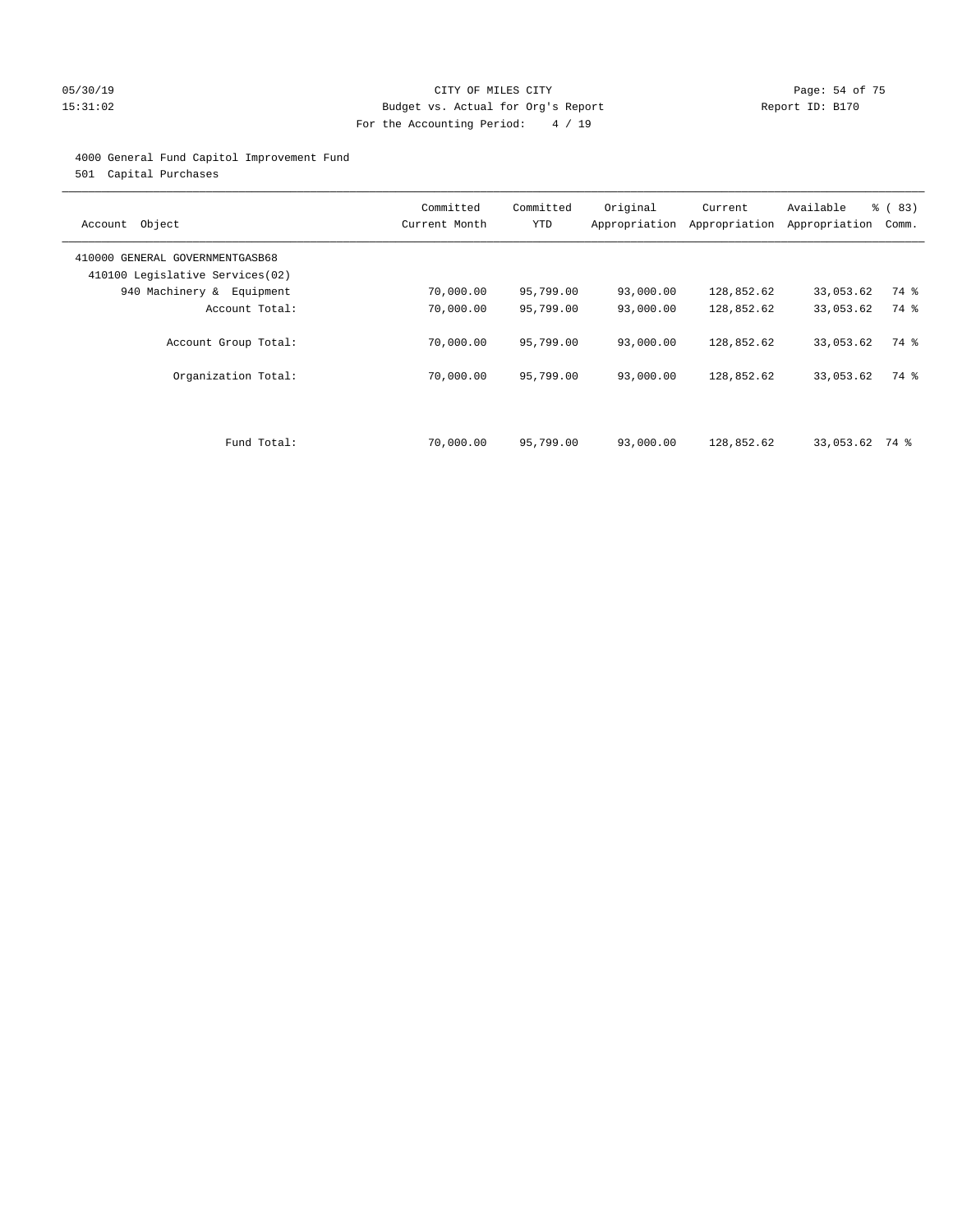CITY OF MILES CITY
Budget vs. Actual for Org's Report
For the Accounting Period: 4 / 19

05/30/19
15:31:02

Report ID: B170

4000 General Fund Capitol Improvement Fund
501 Capital Purchases

| Account Object | Committed Current Month | Committed YTD | Original Appropriation | Current Appropriation | Available Appropriation | % ( 83) Comm. |
|---|---|---|---|---|---|---|
| 410000 GENERAL GOVERNMENTGASB68 | | | | | | |
| 410100 Legislative Services(02) | | | | | | |
| 940 Machinery & Equipment | 70,000.00 | 95,799.00 | 93,000.00 | 128,852.62 | 33,053.62 | 74 % |
| Account Total: | 70,000.00 | 95,799.00 | 93,000.00 | 128,852.62 | 33,053.62 | 74 % |
| Account Group Total: | 70,000.00 | 95,799.00 | 93,000.00 | 128,852.62 | 33,053.62 | 74 % |
| Organization Total: | 70,000.00 | 95,799.00 | 93,000.00 | 128,852.62 | 33,053.62 | 74 % |
| Fund Total: | 70,000.00 | 95,799.00 | 93,000.00 | 128,852.62 | 33,053.62 | 74 % |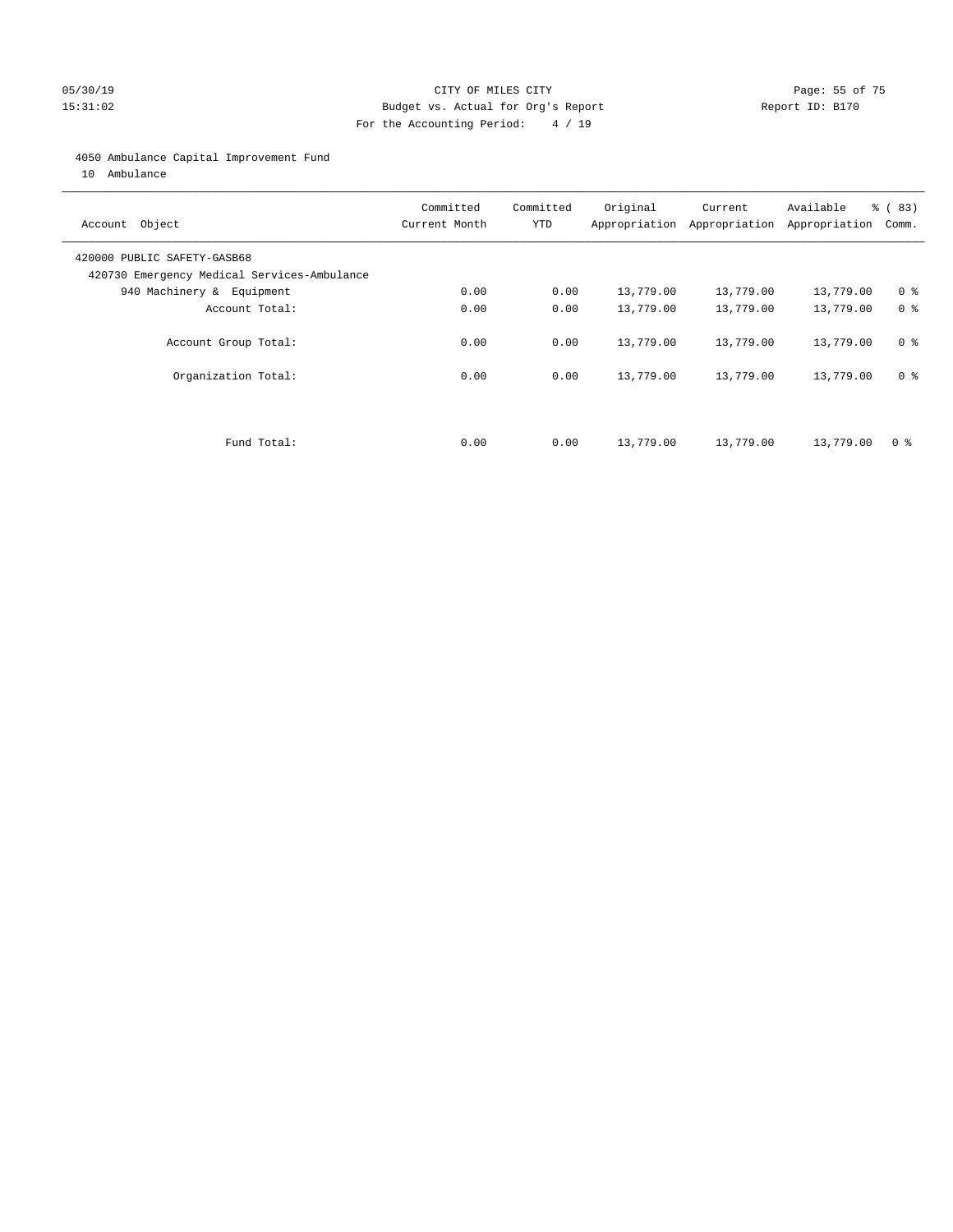CITY OF MILES CITY
Budget vs. Actual for Org's Report
For the Accounting Period: 4 / 19

4050 Ambulance Capital Improvement Fund
10 Ambulance

| Account Object | Committed Current Month | Committed YTD | Original Appropriation | Current Appropriation | Available Appropriation | % ( 83) Comm. |
|---|---|---|---|---|---|---|
| 420000 PUBLIC SAFETY-GASB68 | | | | | | |
| 420730 Emergency Medical Services-Ambulance | | | | | | |
| 940 Machinery & Equipment | 0.00 | 0.00 | 13,779.00 | 13,779.00 | 13,779.00 | 0 % |
| Account Total: | 0.00 | 0.00 | 13,779.00 | 13,779.00 | 13,779.00 | 0 % |
| Account Group Total: | 0.00 | 0.00 | 13,779.00 | 13,779.00 | 13,779.00 | 0 % |
| Organization Total: | 0.00 | 0.00 | 13,779.00 | 13,779.00 | 13,779.00 | 0 % |
| Fund Total: | 0.00 | 0.00 | 13,779.00 | 13,779.00 | 13,779.00 | 0 % |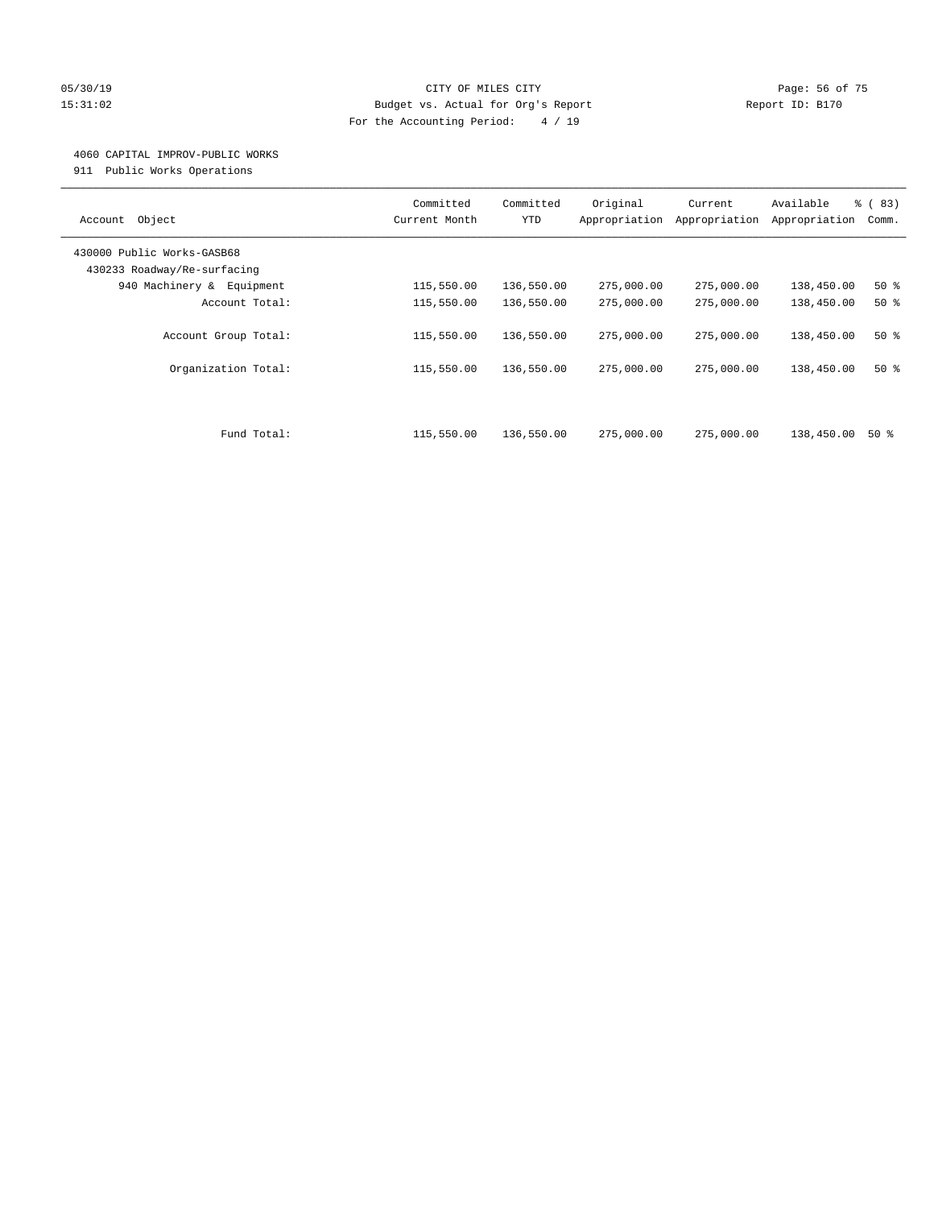CITY OF MILES CITY
Budget vs. Actual for Org's Report
For the Accounting Period: 4 / 19

05/30/19
15:31:02

Report ID: B170

4060 CAPITAL IMPROV-PUBLIC WORKS
911 Public Works Operations

| Account Object | Committed Current Month | Committed YTD | Original Appropriation | Current Appropriation | Available Appropriation | % ( 83) Comm. |
|---|---|---|---|---|---|---|
| 430000 Public Works-GASB68 | | | | | | |
| 430233 Roadway/Re-surfacing | | | | | | |
| 940 Machinery & Equipment | 115,550.00 | 136,550.00 | 275,000.00 | 275,000.00 | 138,450.00 | 50 % |
| Account Total: | 115,550.00 | 136,550.00 | 275,000.00 | 275,000.00 | 138,450.00 | 50 % |
| Account Group Total: | 115,550.00 | 136,550.00 | 275,000.00 | 275,000.00 | 138,450.00 | 50 % |
| Organization Total: | 115,550.00 | 136,550.00 | 275,000.00 | 275,000.00 | 138,450.00 | 50 % |
| Fund Total: | 115,550.00 | 136,550.00 | 275,000.00 | 275,000.00 | 138,450.00 | 50 % |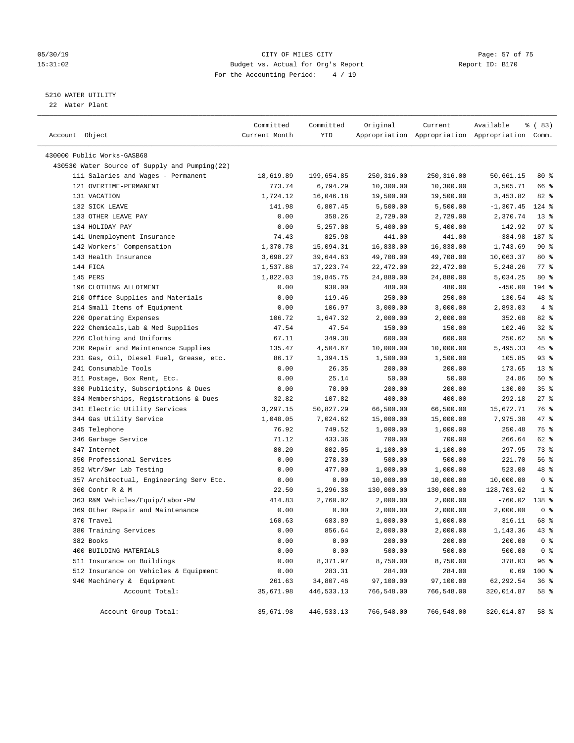CITY OF MILES CITY
Budget vs. Actual for Org's Report
For the Accounting Period: 4 / 19

05/30/19
15:31:02

Report ID: B170

5210 WATER UTILITY
22 Water Plant

| Account Object | Committed Current Month | Committed YTD | Original Appropriation | Current Appropriation | Available Appropriation | % ( 83) Comm. |
|---|---|---|---|---|---|---|
| 430000 Public Works-GASB68 | | | | | | |
| 430530 Water Source of Supply and Pumping(22) | | | | | | |
| 111 Salaries and Wages - Permanent | 18,619.89 | 199,654.85 | 250,316.00 | 250,316.00 | 50,661.15 | 80 % |
| 121 OVERTIME-PERMANENT | 773.74 | 6,794.29 | 10,300.00 | 10,300.00 | 3,505.71 | 66 % |
| 131 VACATION | 1,724.12 | 16,046.18 | 19,500.00 | 19,500.00 | 3,453.82 | 82 % |
| 132 SICK LEAVE | 141.98 | 6,807.45 | 5,500.00 | 5,500.00 | -1,307.45 | 124 % |
| 133 OTHER LEAVE PAY | 0.00 | 358.26 | 2,729.00 | 2,729.00 | 2,370.74 | 13 % |
| 134 HOLIDAY PAY | 0.00 | 5,257.08 | 5,400.00 | 5,400.00 | 142.92 | 97 % |
| 141 Unemployment Insurance | 74.43 | 825.98 | 441.00 | 441.00 | -384.98 | 187 % |
| 142 Workers' Compensation | 1,370.78 | 15,094.31 | 16,838.00 | 16,838.00 | 1,743.69 | 90 % |
| 143 Health Insurance | 3,698.27 | 39,644.63 | 49,708.00 | 49,708.00 | 10,063.37 | 80 % |
| 144 FICA | 1,537.88 | 17,223.74 | 22,472.00 | 22,472.00 | 5,248.26 | 77 % |
| 145 PERS | 1,822.03 | 19,845.75 | 24,880.00 | 24,880.00 | 5,034.25 | 80 % |
| 196 CLOTHING ALLOTMENT | 0.00 | 930.00 | 480.00 | 480.00 | -450.00 | 194 % |
| 210 Office Supplies and Materials | 0.00 | 119.46 | 250.00 | 250.00 | 130.54 | 48 % |
| 214 Small Items of Equipment | 0.00 | 106.97 | 3,000.00 | 3,000.00 | 2,893.03 | 4 % |
| 220 Operating Expenses | 106.72 | 1,647.32 | 2,000.00 | 2,000.00 | 352.68 | 82 % |
| 222 Chemicals,Lab & Med Supplies | 47.54 | 47.54 | 150.00 | 150.00 | 102.46 | 32 % |
| 226 Clothing and Uniforms | 67.11 | 349.38 | 600.00 | 600.00 | 250.62 | 58 % |
| 230 Repair and Maintenance Supplies | 135.47 | 4,504.67 | 10,000.00 | 10,000.00 | 5,495.33 | 45 % |
| 231 Gas, Oil, Diesel Fuel, Grease, etc. | 86.17 | 1,394.15 | 1,500.00 | 1,500.00 | 105.85 | 93 % |
| 241 Consumable Tools | 0.00 | 26.35 | 200.00 | 200.00 | 173.65 | 13 % |
| 311 Postage, Box Rent, Etc. | 0.00 | 25.14 | 50.00 | 50.00 | 24.86 | 50 % |
| 330 Publicity, Subscriptions & Dues | 0.00 | 70.00 | 200.00 | 200.00 | 130.00 | 35 % |
| 334 Memberships, Registrations & Dues | 32.82 | 107.82 | 400.00 | 400.00 | 292.18 | 27 % |
| 341 Electric Utility Services | 3,297.15 | 50,827.29 | 66,500.00 | 66,500.00 | 15,672.71 | 76 % |
| 344 Gas Utility Service | 1,048.05 | 7,024.62 | 15,000.00 | 15,000.00 | 7,975.38 | 47 % |
| 345 Telephone | 76.92 | 749.52 | 1,000.00 | 1,000.00 | 250.48 | 75 % |
| 346 Garbage Service | 71.12 | 433.36 | 700.00 | 700.00 | 266.64 | 62 % |
| 347 Internet | 80.20 | 802.05 | 1,100.00 | 1,100.00 | 297.95 | 73 % |
| 350 Professional Services | 0.00 | 278.30 | 500.00 | 500.00 | 221.70 | 56 % |
| 352 Wtr/Swr Lab Testing | 0.00 | 477.00 | 1,000.00 | 1,000.00 | 523.00 | 48 % |
| 357 Architectual, Engineering Serv Etc. | 0.00 | 0.00 | 10,000.00 | 10,000.00 | 10,000.00 | 0 % |
| 360 Contr R & M | 22.50 | 1,296.38 | 130,000.00 | 130,000.00 | 128,703.62 | 1 % |
| 363 R&M Vehicles/Equip/Labor-PW | 414.83 | 2,760.02 | 2,000.00 | 2,000.00 | -760.02 | 138 % |
| 369 Other Repair and Maintenance | 0.00 | 0.00 | 2,000.00 | 2,000.00 | 2,000.00 | 0 % |
| 370 Travel | 160.63 | 683.89 | 1,000.00 | 1,000.00 | 316.11 | 68 % |
| 380 Training Services | 0.00 | 856.64 | 2,000.00 | 2,000.00 | 1,143.36 | 43 % |
| 382 Books | 0.00 | 0.00 | 200.00 | 200.00 | 200.00 | 0 % |
| 400 BUILDING MATERIALS | 0.00 | 0.00 | 500.00 | 500.00 | 500.00 | 0 % |
| 511 Insurance on Buildings | 0.00 | 8,371.97 | 8,750.00 | 8,750.00 | 378.03 | 96 % |
| 512 Insurance on Vehicles & Equipment | 0.00 | 283.31 | 284.00 | 284.00 | 0.69 | 100 % |
| 940 Machinery & Equipment | 261.63 | 34,807.46 | 97,100.00 | 97,100.00 | 62,292.54 | 36 % |
| Account Total: | 35,671.98 | 446,533.13 | 766,548.00 | 766,548.00 | 320,014.87 | 58 % |
| Account Group Total: | 35,671.98 | 446,533.13 | 766,548.00 | 766,548.00 | 320,014.87 | 58 % |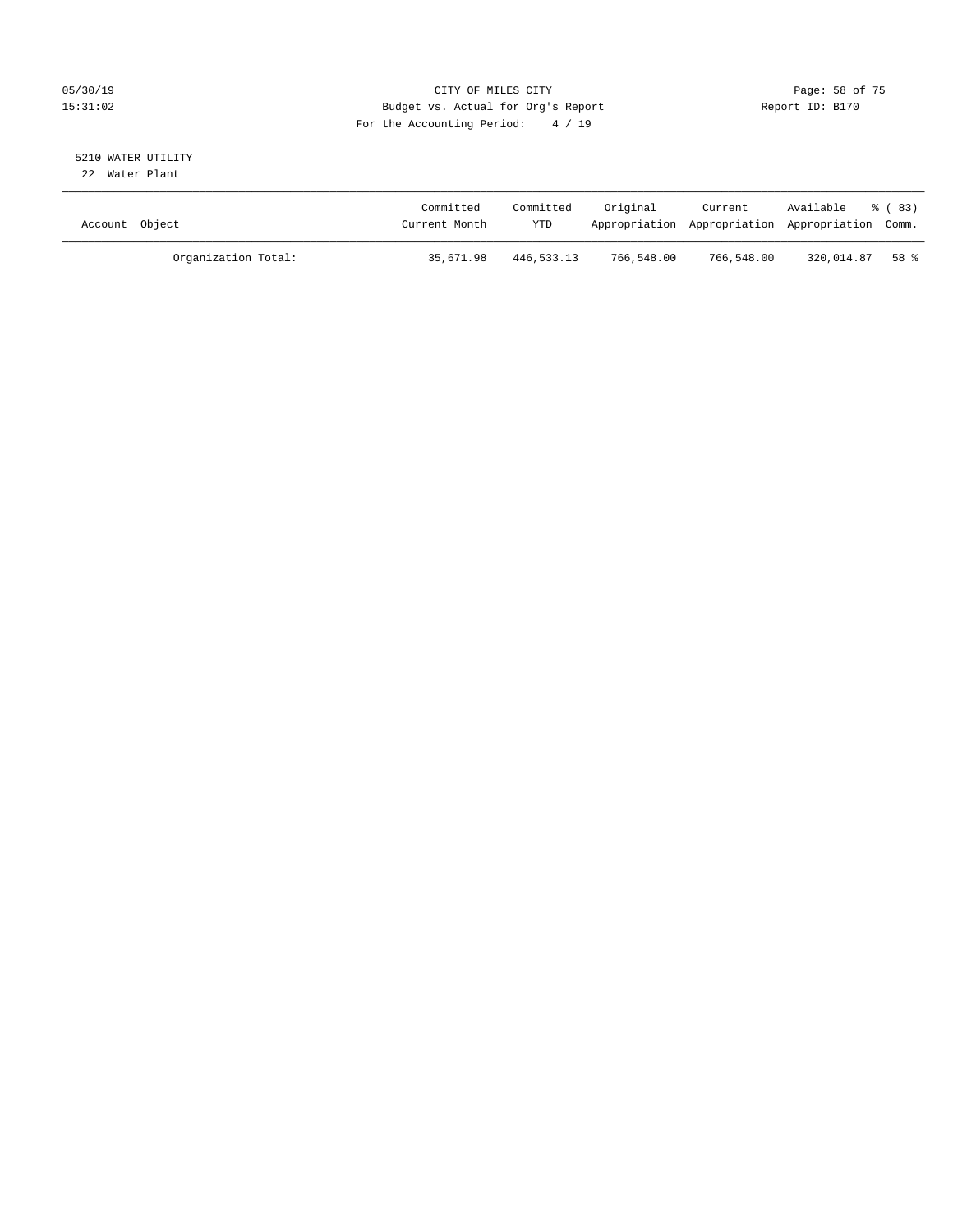CITY OF MILES CITY
Budget vs. Actual for Org's Report
For the Accounting Period: 4 / 19

05/30/19
15:31:02

Report ID: B170

5210 WATER UTILITY
22 Water Plant

| Account Object | Committed Current Month | Committed YTD | Original Appropriation | Current Appropriation | Available Appropriation | % ( 83) Comm. |
|---|---|---|---|---|---|---|
| Organization Total: | 35,671.98 | 446,533.13 | 766,548.00 | 766,548.00 | 320,014.87 | 58 % |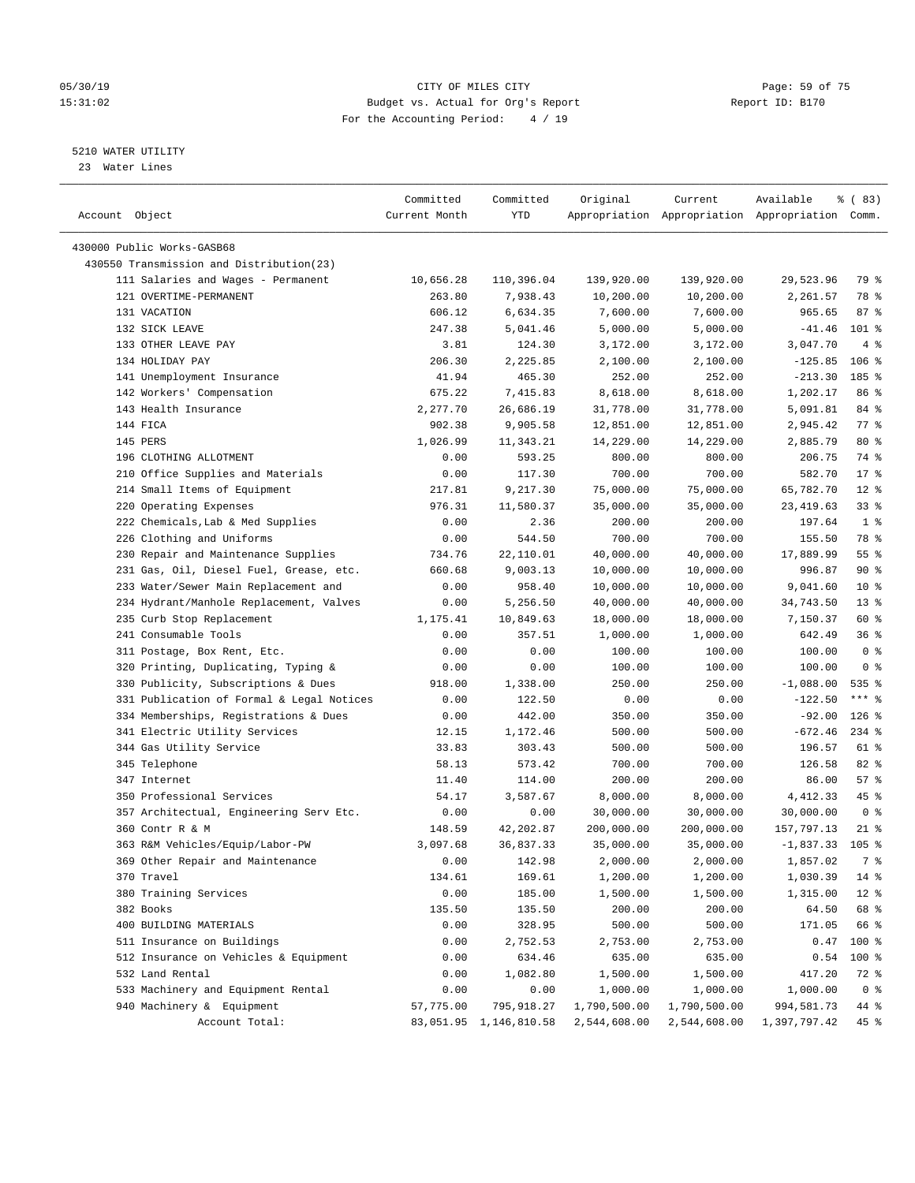05/30/19 CITY OF MILES CITY
15:31:02 Budget vs. Actual for Org's Report Report ID: B170
For the Accounting Period: 4 / 19

5210 WATER UTILITY
23 Water Lines

| Account Object | Committed Current Month | Committed YTD | Original Appropriation | Current Appropriation | Available Appropriation | % ( 83) Comm. |
|---|---|---|---|---|---|---|
| 430000 Public Works-GASB68 | | | | | | |
| 430550 Transmission and Distribution(23) | | | | | | |
| 111 Salaries and Wages - Permanent | 10,656.28 | 110,396.04 | 139,920.00 | 139,920.00 | 29,523.96 | 79 % |
| 121 OVERTIME-PERMANENT | 263.80 | 7,938.43 | 10,200.00 | 10,200.00 | 2,261.57 | 78 % |
| 131 VACATION | 606.12 | 6,634.35 | 7,600.00 | 7,600.00 | 965.65 | 87 % |
| 132 SICK LEAVE | 247.38 | 5,041.46 | 5,000.00 | 5,000.00 | -41.46 | 101 % |
| 133 OTHER LEAVE PAY | 3.81 | 124.30 | 3,172.00 | 3,172.00 | 3,047.70 | 4 % |
| 134 HOLIDAY PAY | 206.30 | 2,225.85 | 2,100.00 | 2,100.00 | -125.85 | 106 % |
| 141 Unemployment Insurance | 41.94 | 465.30 | 252.00 | 252.00 | -213.30 | 185 % |
| 142 Workers' Compensation | 675.22 | 7,415.83 | 8,618.00 | 8,618.00 | 1,202.17 | 86 % |
| 143 Health Insurance | 2,277.70 | 26,686.19 | 31,778.00 | 31,778.00 | 5,091.81 | 84 % |
| 144 FICA | 902.38 | 9,905.58 | 12,851.00 | 12,851.00 | 2,945.42 | 77 % |
| 145 PERS | 1,026.99 | 11,343.21 | 14,229.00 | 14,229.00 | 2,885.79 | 80 % |
| 196 CLOTHING ALLOTMENT | 0.00 | 593.25 | 800.00 | 800.00 | 206.75 | 74 % |
| 210 Office Supplies and Materials | 0.00 | 117.30 | 700.00 | 700.00 | 582.70 | 17 % |
| 214 Small Items of Equipment | 217.81 | 9,217.30 | 75,000.00 | 75,000.00 | 65,782.70 | 12 % |
| 220 Operating Expenses | 976.31 | 11,580.37 | 35,000.00 | 35,000.00 | 23,419.63 | 33 % |
| 222 Chemicals,Lab & Med Supplies | 0.00 | 2.36 | 200.00 | 200.00 | 197.64 | 1 % |
| 226 Clothing and Uniforms | 0.00 | 544.50 | 700.00 | 700.00 | 155.50 | 78 % |
| 230 Repair and Maintenance Supplies | 734.76 | 22,110.01 | 40,000.00 | 40,000.00 | 17,889.99 | 55 % |
| 231 Gas, Oil, Diesel Fuel, Grease, etc. | 660.68 | 9,003.13 | 10,000.00 | 10,000.00 | 996.87 | 90 % |
| 233 Water/Sewer Main Replacement and | 0.00 | 958.40 | 10,000.00 | 10,000.00 | 9,041.60 | 10 % |
| 234 Hydrant/Manhole Replacement, Valves | 0.00 | 5,256.50 | 40,000.00 | 40,000.00 | 34,743.50 | 13 % |
| 235 Curb Stop Replacement | 1,175.41 | 10,849.63 | 18,000.00 | 18,000.00 | 7,150.37 | 60 % |
| 241 Consumable Tools | 0.00 | 357.51 | 1,000.00 | 1,000.00 | 642.49 | 36 % |
| 311 Postage, Box Rent, Etc. | 0.00 | 0.00 | 100.00 | 100.00 | 100.00 | 0 % |
| 320 Printing, Duplicating, Typing & | 0.00 | 0.00 | 100.00 | 100.00 | 100.00 | 0 % |
| 330 Publicity, Subscriptions & Dues | 918.00 | 1,338.00 | 250.00 | 250.00 | -1,088.00 | 535 % |
| 331 Publication of Formal & Legal Notices | 0.00 | 122.50 | 0.00 | 0.00 | -122.50 | *** % |
| 334 Memberships, Registrations & Dues | 0.00 | 442.00 | 350.00 | 350.00 | -92.00 | 126 % |
| 341 Electric Utility Services | 12.15 | 1,172.46 | 500.00 | 500.00 | -672.46 | 234 % |
| 344 Gas Utility Service | 33.83 | 303.43 | 500.00 | 500.00 | 196.57 | 61 % |
| 345 Telephone | 58.13 | 573.42 | 700.00 | 700.00 | 126.58 | 82 % |
| 347 Internet | 11.40 | 114.00 | 200.00 | 200.00 | 86.00 | 57 % |
| 350 Professional Services | 54.17 | 3,587.67 | 8,000.00 | 8,000.00 | 4,412.33 | 45 % |
| 357 Architectual, Engineering Serv Etc. | 0.00 | 0.00 | 30,000.00 | 30,000.00 | 30,000.00 | 0 % |
| 360 Contr R & M | 148.59 | 42,202.87 | 200,000.00 | 200,000.00 | 157,797.13 | 21 % |
| 363 R&M Vehicles/Equip/Labor-PW | 3,097.68 | 36,837.33 | 35,000.00 | 35,000.00 | -1,837.33 | 105 % |
| 369 Other Repair and Maintenance | 0.00 | 142.98 | 2,000.00 | 2,000.00 | 1,857.02 | 7 % |
| 370 Travel | 134.61 | 169.61 | 1,200.00 | 1,200.00 | 1,030.39 | 14 % |
| 380 Training Services | 0.00 | 185.00 | 1,500.00 | 1,500.00 | 1,315.00 | 12 % |
| 382 Books | 135.50 | 135.50 | 200.00 | 200.00 | 64.50 | 68 % |
| 400 BUILDING MATERIALS | 0.00 | 328.95 | 500.00 | 500.00 | 171.05 | 66 % |
| 511 Insurance on Buildings | 0.00 | 2,752.53 | 2,753.00 | 2,753.00 | 0.47 | 100 % |
| 512 Insurance on Vehicles & Equipment | 0.00 | 634.46 | 635.00 | 635.00 | 0.54 | 100 % |
| 532 Land Rental | 0.00 | 1,082.80 | 1,500.00 | 1,500.00 | 417.20 | 72 % |
| 533 Machinery and Equipment Rental | 0.00 | 0.00 | 1,000.00 | 1,000.00 | 1,000.00 | 0 % |
| 940 Machinery & Equipment | 57,775.00 | 795,918.27 | 1,790,500.00 | 1,790,500.00 | 994,581.73 | 44 % |
| Account Total: | 83,051.95 | 1,146,810.58 | 2,544,608.00 | 2,544,608.00 | 1,397,797.42 | 45 % |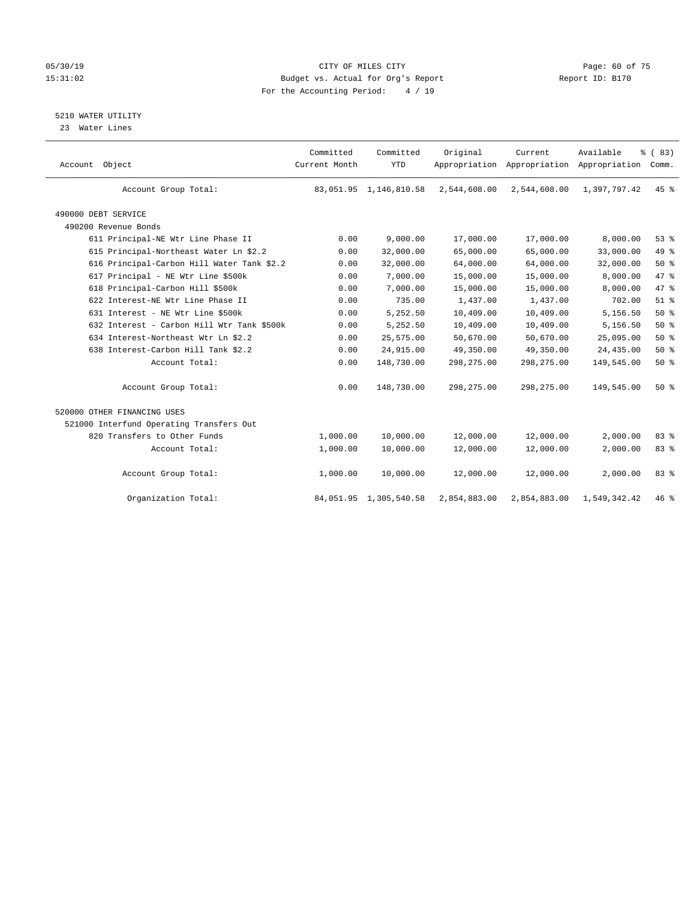05/30/19 CITY OF MILES CITY
15:31:02 Budget vs. Actual for Org's Report Report ID: B170
For the Accounting Period: 4 / 19

5210 WATER UTILITY
23 Water Lines

| Account Object | Committed Current Month | Committed YTD | Original Appropriation | Current Appropriation | Available Appropriation | % ( 83) Comm. |
|---|---|---|---|---|---|---|
| Account Group Total: | 83,051.95 | 1,146,810.58 | 2,544,608.00 | 2,544,608.00 | 1,397,797.42 | 45 % |
| 490000 DEBT SERVICE | | | | | | |
| 490200 Revenue Bonds | | | | | | |
| 611 Principal-NE Wtr Line Phase II | 0.00 | 9,000.00 | 17,000.00 | 17,000.00 | 8,000.00 | 53 % |
| 615 Principal-Northeast Water Ln $2.2 | 0.00 | 32,000.00 | 65,000.00 | 65,000.00 | 33,000.00 | 49 % |
| 616 Principal-Carbon Hill Water Tank $2.2 | 0.00 | 32,000.00 | 64,000.00 | 64,000.00 | 32,000.00 | 50 % |
| 617 Principal - NE Wtr Line $500k | 0.00 | 7,000.00 | 15,000.00 | 15,000.00 | 8,000.00 | 47 % |
| 618 Principal-Carbon Hill $500k | 0.00 | 7,000.00 | 15,000.00 | 15,000.00 | 8,000.00 | 47 % |
| 622 Interest-NE Wtr Line Phase II | 0.00 | 735.00 | 1,437.00 | 1,437.00 | 702.00 | 51 % |
| 631 Interest - NE Wtr Line $500k | 0.00 | 5,252.50 | 10,409.00 | 10,409.00 | 5,156.50 | 50 % |
| 632 Interest - Carbon Hill Wtr Tank $500k | 0.00 | 5,252.50 | 10,409.00 | 10,409.00 | 5,156.50 | 50 % |
| 634 Interest-Northeast Wtr Ln $2.2 | 0.00 | 25,575.00 | 50,670.00 | 50,670.00 | 25,095.00 | 50 % |
| 638 Interest-Carbon Hill Tank $2.2 | 0.00 | 24,915.00 | 49,350.00 | 49,350.00 | 24,435.00 | 50 % |
| Account Total: | 0.00 | 148,730.00 | 298,275.00 | 298,275.00 | 149,545.00 | 50 % |
| Account Group Total: | 0.00 | 148,730.00 | 298,275.00 | 298,275.00 | 149,545.00 | 50 % |
| 520000 OTHER FINANCING USES | | | | | | |
| 521000 Interfund Operating Transfers Out | | | | | | |
| 820 Transfers to Other Funds | 1,000.00 | 10,000.00 | 12,000.00 | 12,000.00 | 2,000.00 | 83 % |
| Account Total: | 1,000.00 | 10,000.00 | 12,000.00 | 12,000.00 | 2,000.00 | 83 % |
| Account Group Total: | 1,000.00 | 10,000.00 | 12,000.00 | 12,000.00 | 2,000.00 | 83 % |
| Organization Total: | 84,051.95 | 1,305,540.58 | 2,854,883.00 | 2,854,883.00 | 1,549,342.42 | 46 % |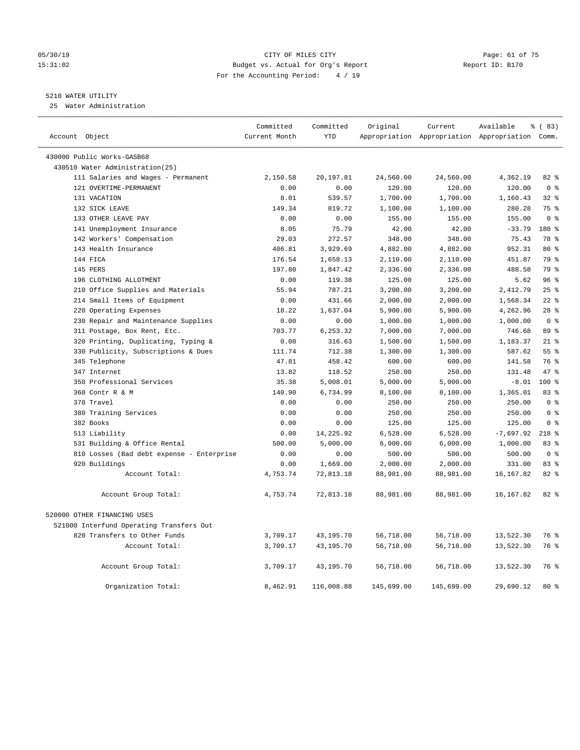05/30/19 CITY OF MILES CITY
15:31:02 Budget vs. Actual for Org's Report Report ID: B170
For the Accounting Period: 4 / 19

5210 WATER UTILITY
25 Water Administration

| Account Object | Committed Current Month | Committed YTD | Original Appropriation | Current Appropriation | Available Appropriation | % ( 83) Comm. |
|---|---|---|---|---|---|---|
| 430000 Public Works-GASB68 | | | | | | |
| 430510 Water Administration(25) | | | | | | |
| 111 Salaries and Wages - Permanent | 2,150.58 | 20,197.81 | 24,560.00 | 24,560.00 | 4,362.19 | 82 % |
| 121 OVERTIME-PERMANENT | 0.00 | 0.00 | 120.00 | 120.00 | 120.00 | 0 % |
| 131 VACATION | 8.01 | 539.57 | 1,700.00 | 1,700.00 | 1,160.43 | 32 % |
| 132 SICK LEAVE | 149.34 | 819.72 | 1,100.00 | 1,100.00 | 280.28 | 75 % |
| 133 OTHER LEAVE PAY | 0.00 | 0.00 | 155.00 | 155.00 | 155.00 | 0 % |
| 141 Unemployment Insurance | 8.05 | 75.79 | 42.00 | 42.00 | -33.79 | 180 % |
| 142 Workers' Compensation | 29.03 | 272.57 | 348.00 | 348.00 | 75.43 | 78 % |
| 143 Health Insurance | 406.81 | 3,929.69 | 4,882.00 | 4,882.00 | 952.31 | 80 % |
| 144 FICA | 176.54 | 1,658.13 | 2,110.00 | 2,110.00 | 451.87 | 79 % |
| 145 PERS | 197.80 | 1,847.42 | 2,336.00 | 2,336.00 | 488.58 | 79 % |
| 196 CLOTHING ALLOTMENT | 0.00 | 119.38 | 125.00 | 125.00 | 5.62 | 96 % |
| 210 Office Supplies and Materials | 55.94 | 787.21 | 3,200.00 | 3,200.00 | 2,412.79 | 25 % |
| 214 Small Items of Equipment | 0.00 | 431.66 | 2,000.00 | 2,000.00 | 1,568.34 | 22 % |
| 220 Operating Expenses | 18.22 | 1,637.04 | 5,900.00 | 5,900.00 | 4,262.96 | 28 % |
| 230 Repair and Maintenance Supplies | 0.00 | 0.00 | 1,000.00 | 1,000.00 | 1,000.00 | 0 % |
| 311 Postage, Box Rent, Etc. | 703.77 | 6,253.32 | 7,000.00 | 7,000.00 | 746.68 | 89 % |
| 320 Printing, Duplicating, Typing & | 0.00 | 316.63 | 1,500.00 | 1,500.00 | 1,183.37 | 21 % |
| 330 Publicity, Subscriptions & Dues | 111.74 | 712.38 | 1,300.00 | 1,300.00 | 587.62 | 55 % |
| 345 Telephone | 47.81 | 458.42 | 600.00 | 600.00 | 141.58 | 76 % |
| 347 Internet | 13.82 | 118.52 | 250.00 | 250.00 | 131.48 | 47 % |
| 350 Professional Services | 35.38 | 5,008.01 | 5,000.00 | 5,000.00 | -8.01 | 100 % |
| 360 Contr R & M | 140.90 | 6,734.99 | 8,100.00 | 8,100.00 | 1,365.01 | 83 % |
| 370 Travel | 0.00 | 0.00 | 250.00 | 250.00 | 250.00 | 0 % |
| 380 Training Services | 0.00 | 0.00 | 250.00 | 250.00 | 250.00 | 0 % |
| 382 Books | 0.00 | 0.00 | 125.00 | 125.00 | 125.00 | 0 % |
| 513 Liability | 0.00 | 14,225.92 | 6,528.00 | 6,528.00 | -7,697.92 | 218 % |
| 531 Building & Office Rental | 500.00 | 5,000.00 | 6,000.00 | 6,000.00 | 1,000.00 | 83 % |
| 810 Losses (Bad debt expense - Enterprise | 0.00 | 0.00 | 500.00 | 500.00 | 500.00 | 0 % |
| 920 Buildings | 0.00 | 1,669.00 | 2,000.00 | 2,000.00 | 331.00 | 83 % |
| Account Total: | 4,753.74 | 72,813.18 | 88,981.00 | 88,981.00 | 16,167.82 | 82 % |
| Account Group Total: | 4,753.74 | 72,813.18 | 88,981.00 | 88,981.00 | 16,167.82 | 82 % |
| 520000 OTHER FINANCING USES | | | | | | |
| 521000 Interfund Operating Transfers Out | | | | | | |
| 820 Transfers to Other Funds | 3,709.17 | 43,195.70 | 56,718.00 | 56,718.00 | 13,522.30 | 76 % |
| Account Total: | 3,709.17 | 43,195.70 | 56,718.00 | 56,718.00 | 13,522.30 | 76 % |
| Account Group Total: | 3,709.17 | 43,195.70 | 56,718.00 | 56,718.00 | 13,522.30 | 76 % |
| Organization Total: | 8,462.91 | 116,008.88 | 145,699.00 | 145,699.00 | 29,690.12 | 80 % |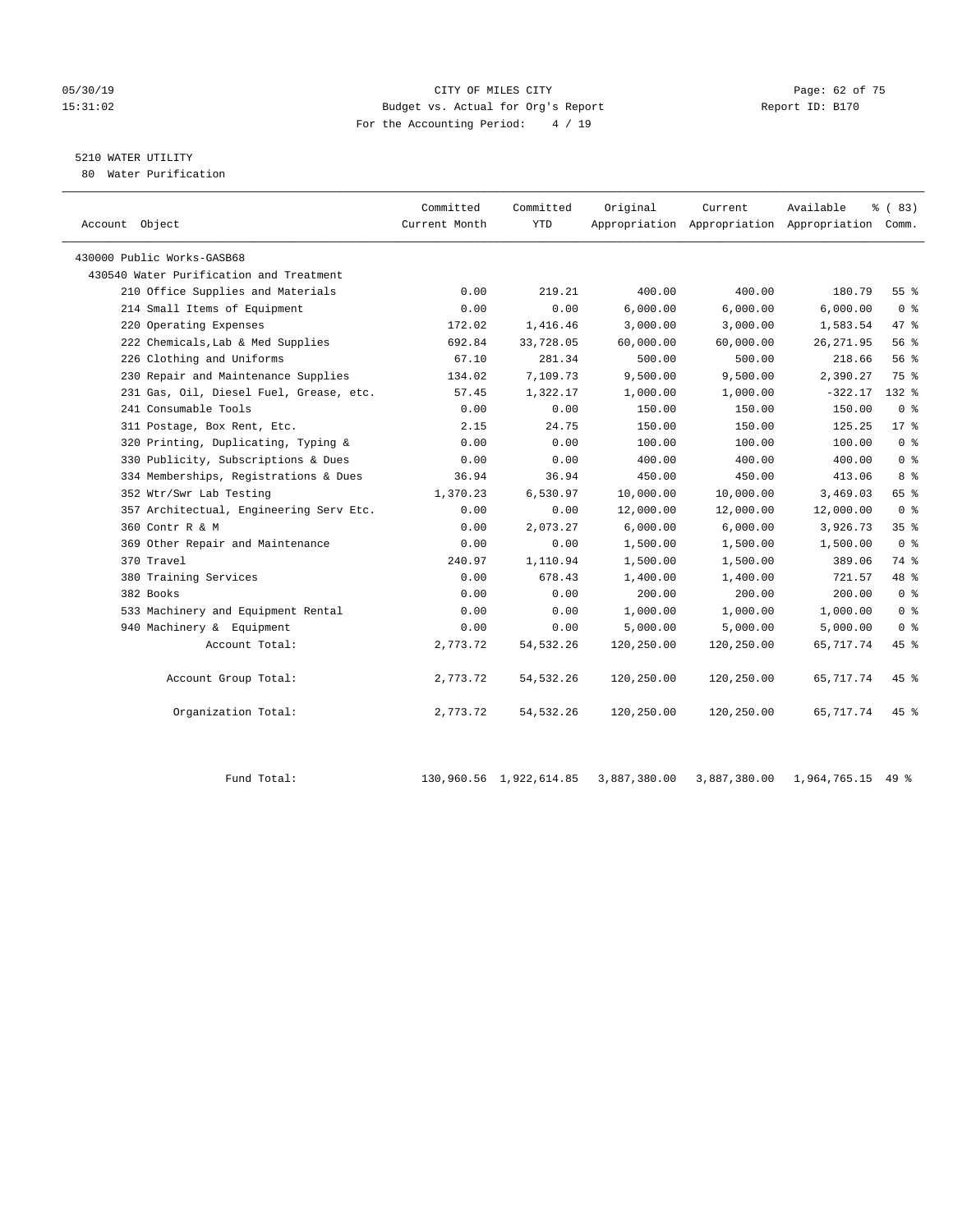CITY OF MILES CITY
Budget vs. Actual for Org's Report
For the Accounting Period: 4 / 19

05/30/19
15:31:02

Report ID: B170

## 5210 WATER UTILITY

80 Water Purification

| Account Object | Committed Current Month | Committed YTD | Original Appropriation | Current Appropriation | Available Appropriation | % ( 83) Comm. |
|---|---|---|---|---|---|---|
| 430000 Public Works-GASB68 | | | | | | |
| 430540 Water Purification and Treatment | | | | | | |
| 210 Office Supplies and Materials | 0.00 | 219.21 | 400.00 | 400.00 | 180.79 | 55 % |
| 214 Small Items of Equipment | 0.00 | 0.00 | 6,000.00 | 6,000.00 | 6,000.00 | 0 % |
| 220 Operating Expenses | 172.02 | 1,416.46 | 3,000.00 | 3,000.00 | 1,583.54 | 47 % |
| 222 Chemicals,Lab & Med Supplies | 692.84 | 33,728.05 | 60,000.00 | 60,000.00 | 26,271.95 | 56 % |
| 226 Clothing and Uniforms | 67.10 | 281.34 | 500.00 | 500.00 | 218.66 | 56 % |
| 230 Repair and Maintenance Supplies | 134.02 | 7,109.73 | 9,500.00 | 9,500.00 | 2,390.27 | 75 % |
| 231 Gas, Oil, Diesel Fuel, Grease, etc. | 57.45 | 1,322.17 | 1,000.00 | 1,000.00 | -322.17 | 132 % |
| 241 Consumable Tools | 0.00 | 0.00 | 150.00 | 150.00 | 150.00 | 0 % |
| 311 Postage, Box Rent, Etc. | 2.15 | 24.75 | 150.00 | 150.00 | 125.25 | 17 % |
| 320 Printing, Duplicating, Typing & | 0.00 | 0.00 | 100.00 | 100.00 | 100.00 | 0 % |
| 330 Publicity, Subscriptions & Dues | 0.00 | 0.00 | 400.00 | 400.00 | 400.00 | 0 % |
| 334 Memberships, Registrations & Dues | 36.94 | 36.94 | 450.00 | 450.00 | 413.06 | 8 % |
| 352 Wtr/Swr Lab Testing | 1,370.23 | 6,530.97 | 10,000.00 | 10,000.00 | 3,469.03 | 65 % |
| 357 Architectual, Engineering Serv Etc. | 0.00 | 0.00 | 12,000.00 | 12,000.00 | 12,000.00 | 0 % |
| 360 Contr R & M | 0.00 | 2,073.27 | 6,000.00 | 6,000.00 | 3,926.73 | 35 % |
| 369 Other Repair and Maintenance | 0.00 | 0.00 | 1,500.00 | 1,500.00 | 1,500.00 | 0 % |
| 370 Travel | 240.97 | 1,110.94 | 1,500.00 | 1,500.00 | 389.06 | 74 % |
| 380 Training Services | 0.00 | 678.43 | 1,400.00 | 1,400.00 | 721.57 | 48 % |
| 382 Books | 0.00 | 0.00 | 200.00 | 200.00 | 200.00 | 0 % |
| 533 Machinery and Equipment Rental | 0.00 | 0.00 | 1,000.00 | 1,000.00 | 1,000.00 | 0 % |
| 940 Machinery & Equipment | 0.00 | 0.00 | 5,000.00 | 5,000.00 | 5,000.00 | 0 % |
| Account Total: | 2,773.72 | 54,532.26 | 120,250.00 | 120,250.00 | 65,717.74 | 45 % |
| Account Group Total: | 2,773.72 | 54,532.26 | 120,250.00 | 120,250.00 | 65,717.74 | 45 % |
| Organization Total: | 2,773.72 | 54,532.26 | 120,250.00 | 120,250.00 | 65,717.74 | 45 % |
| Fund Total: | 130,960.56 | 1,922,614.85 | 3,887,380.00 | 3,887,380.00 | 1,964,765.15 | 49 % |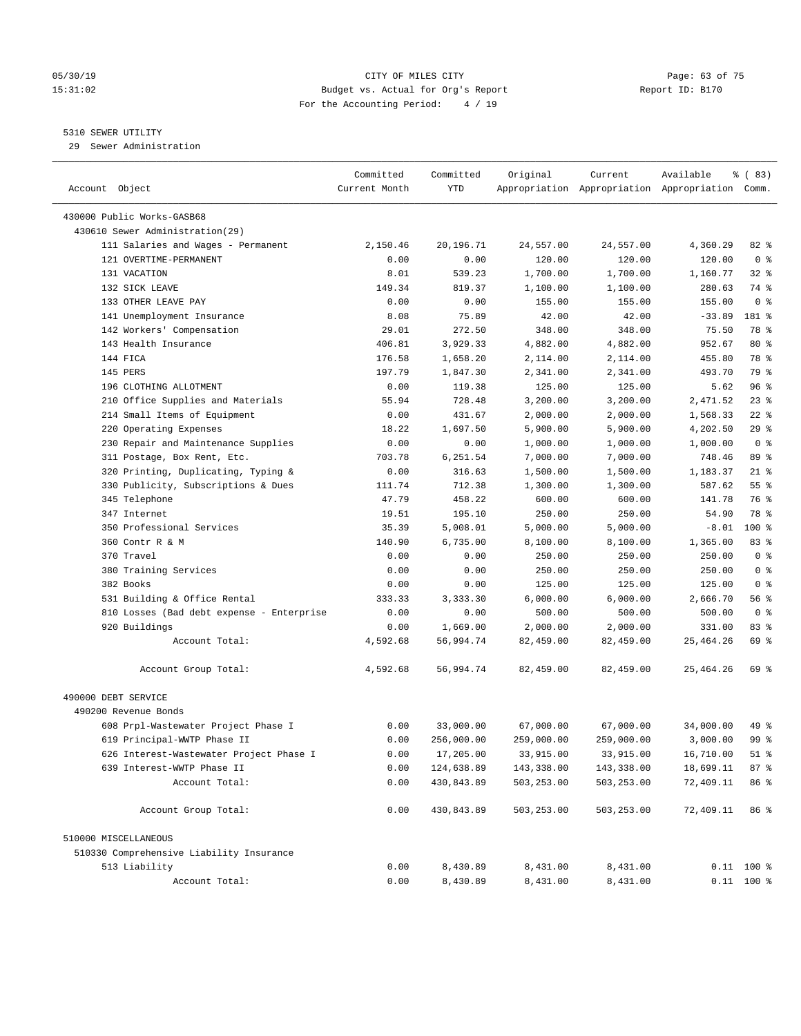CITY OF MILES CITY
Budget vs. Actual for Org's Report
For the Accounting Period: 4 / 19

05/30/19
15:31:02

Report ID: B170

## 5310 SEWER UTILITY

29 Sewer Administration

| Account Object | Committed Current Month | Committed YTD | Original Appropriation | Current Appropriation | Available Appropriation | % ( 83) Comm. |
|---|---|---|---|---|---|---|
| 430000 Public Works-GASB68 | | | | | | |
| 430610 Sewer Administration(29) | | | | | | |
| 111 Salaries and Wages - Permanent | 2,150.46 | 20,196.71 | 24,557.00 | 24,557.00 | 4,360.29 | 82 % |
| 121 OVERTIME-PERMANENT | 0.00 | 0.00 | 120.00 | 120.00 | 120.00 | 0 % |
| 131 VACATION | 8.01 | 539.23 | 1,700.00 | 1,700.00 | 1,160.77 | 32 % |
| 132 SICK LEAVE | 149.34 | 819.37 | 1,100.00 | 1,100.00 | 280.63 | 74 % |
| 133 OTHER LEAVE PAY | 0.00 | 0.00 | 155.00 | 155.00 | 155.00 | 0 % |
| 141 Unemployment Insurance | 8.08 | 75.89 | 42.00 | 42.00 | -33.89 | 181 % |
| 142 Workers' Compensation | 29.01 | 272.50 | 348.00 | 348.00 | 75.50 | 78 % |
| 143 Health Insurance | 406.81 | 3,929.33 | 4,882.00 | 4,882.00 | 952.67 | 80 % |
| 144 FICA | 176.58 | 1,658.20 | 2,114.00 | 2,114.00 | 455.80 | 78 % |
| 145 PERS | 197.79 | 1,847.30 | 2,341.00 | 2,341.00 | 493.70 | 79 % |
| 196 CLOTHING ALLOTMENT | 0.00 | 119.38 | 125.00 | 125.00 | 5.62 | 96 % |
| 210 Office Supplies and Materials | 55.94 | 728.48 | 3,200.00 | 3,200.00 | 2,471.52 | 23 % |
| 214 Small Items of Equipment | 0.00 | 431.67 | 2,000.00 | 2,000.00 | 1,568.33 | 22 % |
| 220 Operating Expenses | 18.22 | 1,697.50 | 5,900.00 | 5,900.00 | 4,202.50 | 29 % |
| 230 Repair and Maintenance Supplies | 0.00 | 0.00 | 1,000.00 | 1,000.00 | 1,000.00 | 0 % |
| 311 Postage, Box Rent, Etc. | 703.78 | 6,251.54 | 7,000.00 | 7,000.00 | 748.46 | 89 % |
| 320 Printing, Duplicating, Typing & | 0.00 | 316.63 | 1,500.00 | 1,500.00 | 1,183.37 | 21 % |
| 330 Publicity, Subscriptions & Dues | 111.74 | 712.38 | 1,300.00 | 1,300.00 | 587.62 | 55 % |
| 345 Telephone | 47.79 | 458.22 | 600.00 | 600.00 | 141.78 | 76 % |
| 347 Internet | 19.51 | 195.10 | 250.00 | 250.00 | 54.90 | 78 % |
| 350 Professional Services | 35.39 | 5,008.01 | 5,000.00 | 5,000.00 | -8.01 | 100 % |
| 360 Contr R & M | 140.90 | 6,735.00 | 8,100.00 | 8,100.00 | 1,365.00 | 83 % |
| 370 Travel | 0.00 | 0.00 | 250.00 | 250.00 | 250.00 | 0 % |
| 380 Training Services | 0.00 | 0.00 | 250.00 | 250.00 | 250.00 | 0 % |
| 382 Books | 0.00 | 0.00 | 125.00 | 125.00 | 125.00 | 0 % |
| 531 Building & Office Rental | 333.33 | 3,333.30 | 6,000.00 | 6,000.00 | 2,666.70 | 56 % |
| 810 Losses (Bad debt expense - Enterprise | 0.00 | 0.00 | 500.00 | 500.00 | 500.00 | 0 % |
| 920 Buildings | 0.00 | 1,669.00 | 2,000.00 | 2,000.00 | 331.00 | 83 % |
| Account Total: | 4,592.68 | 56,994.74 | 82,459.00 | 82,459.00 | 25,464.26 | 69 % |
| Account Group Total: | 4,592.68 | 56,994.74 | 82,459.00 | 82,459.00 | 25,464.26 | 69 % |
| 490000 DEBT SERVICE | | | | | | |
| 490200 Revenue Bonds | | | | | | |
| 608 Prpl-Wastewater Project Phase I | 0.00 | 33,000.00 | 67,000.00 | 67,000.00 | 34,000.00 | 49 % |
| 619 Principal-WWTP Phase II | 0.00 | 256,000.00 | 259,000.00 | 259,000.00 | 3,000.00 | 99 % |
| 626 Interest-Wastewater Project Phase I | 0.00 | 17,205.00 | 33,915.00 | 33,915.00 | 16,710.00 | 51 % |
| 639 Interest-WWTP Phase II | 0.00 | 124,638.89 | 143,338.00 | 143,338.00 | 18,699.11 | 87 % |
| Account Total: | 0.00 | 430,843.89 | 503,253.00 | 503,253.00 | 72,409.11 | 86 % |
| Account Group Total: | 0.00 | 430,843.89 | 503,253.00 | 503,253.00 | 72,409.11 | 86 % |
| 510000 MISCELLANEOUS | | | | | | |
| 510330 Comprehensive Liability Insurance | | | | | | |
| 513 Liability | 0.00 | 8,430.89 | 8,431.00 | 8,431.00 | 0.11 | 100 % |
| Account Total: | 0.00 | 8,430.89 | 8,431.00 | 8,431.00 | 0.11 | 100 % |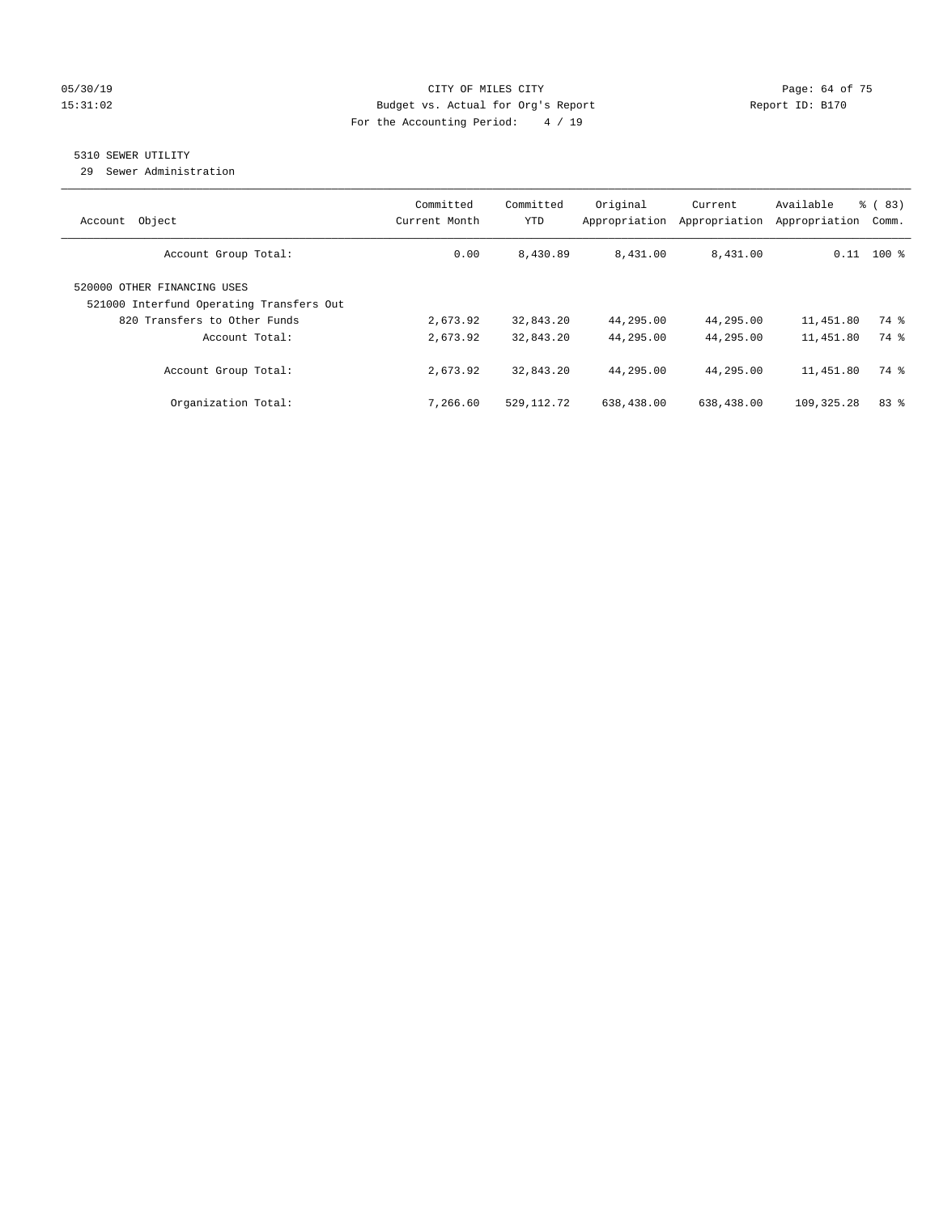05/30/19 CITY OF MILES CITY
15:31:02 Budget vs. Actual for Org's Report Report ID: B170
For the Accounting Period: 4 / 19

5310 SEWER UTILITY
29 Sewer Administration

| Account Object | Committed Current Month | Committed YTD | Original Appropriation | Current Appropriation | Available Appropriation | % ( 83) Comm. |
|---|---|---|---|---|---|---|
| Account Group Total: | 0.00 | 8,430.89 | 8,431.00 | 8,431.00 | 0.11 | 100 % |
| 520000 OTHER FINANCING USES | | | | | | |
| 521000 Interfund Operating Transfers Out | | | | | | |
| 820 Transfers to Other Funds | 2,673.92 | 32,843.20 | 44,295.00 | 44,295.00 | 11,451.80 | 74 % |
| Account Total: | 2,673.92 | 32,843.20 | 44,295.00 | 44,295.00 | 11,451.80 | 74 % |
| Account Group Total: | 2,673.92 | 32,843.20 | 44,295.00 | 44,295.00 | 11,451.80 | 74 % |
| Organization Total: | 7,266.60 | 529,112.72 | 638,438.00 | 638,438.00 | 109,325.28 | 83 % |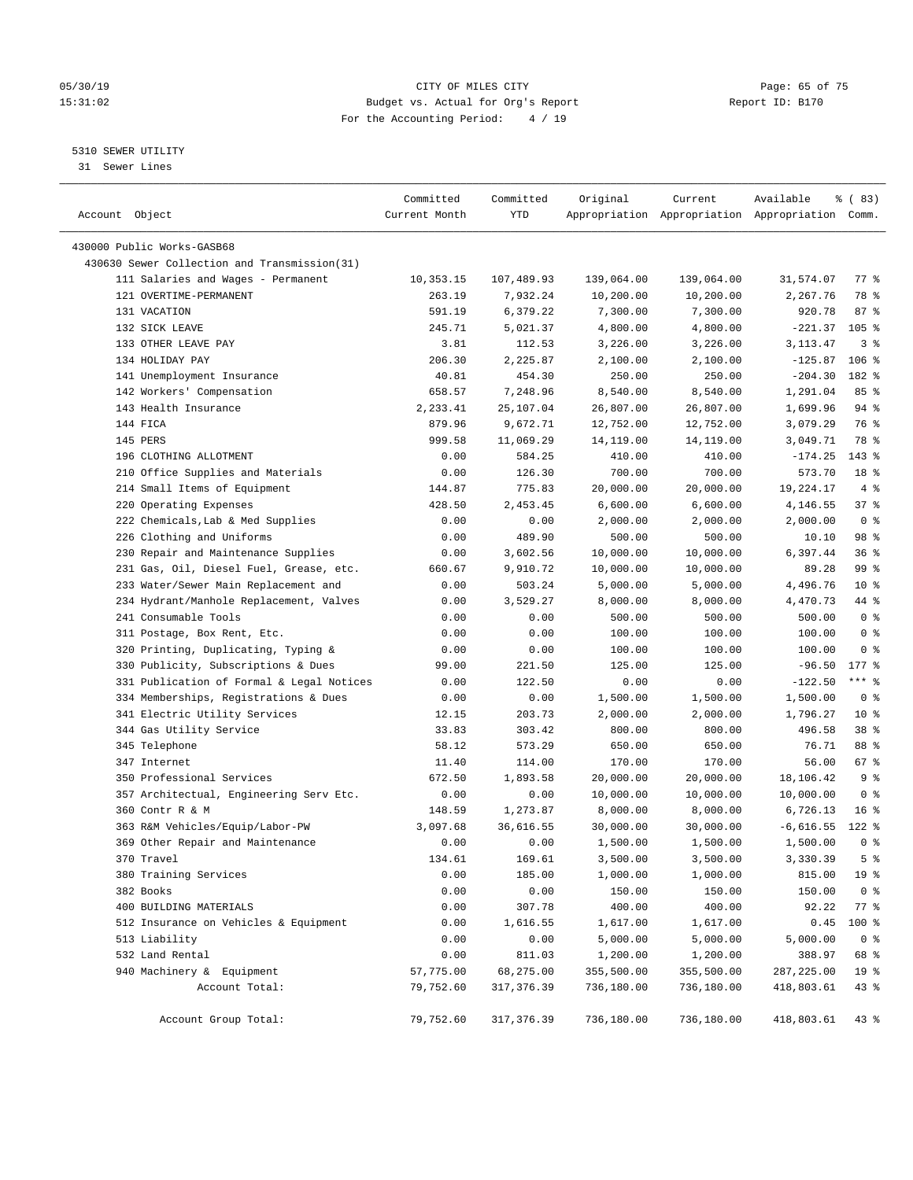CITY OF MILES CITY
Budget vs. Actual for Org's Report
For the Accounting Period: 4 / 19

5310 SEWER UTILITY
31 Sewer Lines

| Account Object | Committed Current Month | Committed YTD | Original Appropriation | Current Appropriation | Available Appropriation | % ( 83) Comm. |
|---|---|---|---|---|---|---|
| 430000 Public Works-GASB68 | | | | | | |
| 430630 Sewer Collection and Transmission(31) | | | | | | |
| 111 Salaries and Wages - Permanent | 10,353.15 | 107,489.93 | 139,064.00 | 139,064.00 | 31,574.07 | 77 % |
| 121 OVERTIME-PERMANENT | 263.19 | 7,932.24 | 10,200.00 | 10,200.00 | 2,267.76 | 78 % |
| 131 VACATION | 591.19 | 6,379.22 | 7,300.00 | 7,300.00 | 920.78 | 87 % |
| 132 SICK LEAVE | 245.71 | 5,021.37 | 4,800.00 | 4,800.00 | -221.37 | 105 % |
| 133 OTHER LEAVE PAY | 3.81 | 112.53 | 3,226.00 | 3,226.00 | 3,113.47 | 3 % |
| 134 HOLIDAY PAY | 206.30 | 2,225.87 | 2,100.00 | 2,100.00 | -125.87 | 106 % |
| 141 Unemployment Insurance | 40.81 | 454.30 | 250.00 | 250.00 | -204.30 | 182 % |
| 142 Workers' Compensation | 658.57 | 7,248.96 | 8,540.00 | 8,540.00 | 1,291.04 | 85 % |
| 143 Health Insurance | 2,233.41 | 25,107.04 | 26,807.00 | 26,807.00 | 1,699.96 | 94 % |
| 144 FICA | 879.96 | 9,672.71 | 12,752.00 | 12,752.00 | 3,079.29 | 76 % |
| 145 PERS | 999.58 | 11,069.29 | 14,119.00 | 14,119.00 | 3,049.71 | 78 % |
| 196 CLOTHING ALLOTMENT | 0.00 | 584.25 | 410.00 | 410.00 | -174.25 | 143 % |
| 210 Office Supplies and Materials | 0.00 | 126.30 | 700.00 | 700.00 | 573.70 | 18 % |
| 214 Small Items of Equipment | 144.87 | 775.83 | 20,000.00 | 20,000.00 | 19,224.17 | 4 % |
| 220 Operating Expenses | 428.50 | 2,453.45 | 6,600.00 | 6,600.00 | 4,146.55 | 37 % |
| 222 Chemicals,Lab & Med Supplies | 0.00 | 0.00 | 2,000.00 | 2,000.00 | 2,000.00 | 0 % |
| 226 Clothing and Uniforms | 0.00 | 489.90 | 500.00 | 500.00 | 10.10 | 98 % |
| 230 Repair and Maintenance Supplies | 0.00 | 3,602.56 | 10,000.00 | 10,000.00 | 6,397.44 | 36 % |
| 231 Gas, Oil, Diesel Fuel, Grease, etc. | 660.67 | 9,910.72 | 10,000.00 | 10,000.00 | 89.28 | 99 % |
| 233 Water/Sewer Main Replacement and | 0.00 | 503.24 | 5,000.00 | 5,000.00 | 4,496.76 | 10 % |
| 234 Hydrant/Manhole Replacement, Valves | 0.00 | 3,529.27 | 8,000.00 | 8,000.00 | 4,470.73 | 44 % |
| 241 Consumable Tools | 0.00 | 0.00 | 500.00 | 500.00 | 500.00 | 0 % |
| 311 Postage, Box Rent, Etc. | 0.00 | 0.00 | 100.00 | 100.00 | 100.00 | 0 % |
| 320 Printing, Duplicating, Typing & | 0.00 | 0.00 | 100.00 | 100.00 | 100.00 | 0 % |
| 330 Publicity, Subscriptions & Dues | 99.00 | 221.50 | 125.00 | 125.00 | -96.50 | 177 % |
| 331 Publication of Formal & Legal Notices | 0.00 | 122.50 | 0.00 | 0.00 | -122.50 | *** % |
| 334 Memberships, Registrations & Dues | 0.00 | 0.00 | 1,500.00 | 1,500.00 | 1,500.00 | 0 % |
| 341 Electric Utility Services | 12.15 | 203.73 | 2,000.00 | 2,000.00 | 1,796.27 | 10 % |
| 344 Gas Utility Service | 33.83 | 303.42 | 800.00 | 800.00 | 496.58 | 38 % |
| 345 Telephone | 58.12 | 573.29 | 650.00 | 650.00 | 76.71 | 88 % |
| 347 Internet | 11.40 | 114.00 | 170.00 | 170.00 | 56.00 | 67 % |
| 350 Professional Services | 672.50 | 1,893.58 | 20,000.00 | 20,000.00 | 18,106.42 | 9 % |
| 357 Architectual, Engineering Serv Etc. | 0.00 | 0.00 | 10,000.00 | 10,000.00 | 10,000.00 | 0 % |
| 360 Contr R & M | 148.59 | 1,273.87 | 8,000.00 | 8,000.00 | 6,726.13 | 16 % |
| 363 R&M Vehicles/Equip/Labor-PW | 3,097.68 | 36,616.55 | 30,000.00 | 30,000.00 | -6,616.55 | 122 % |
| 369 Other Repair and Maintenance | 0.00 | 0.00 | 1,500.00 | 1,500.00 | 1,500.00 | 0 % |
| 370 Travel | 134.61 | 169.61 | 3,500.00 | 3,500.00 | 3,330.39 | 5 % |
| 380 Training Services | 0.00 | 185.00 | 1,000.00 | 1,000.00 | 815.00 | 19 % |
| 382 Books | 0.00 | 0.00 | 150.00 | 150.00 | 150.00 | 0 % |
| 400 BUILDING MATERIALS | 0.00 | 307.78 | 400.00 | 400.00 | 92.22 | 77 % |
| 512 Insurance on Vehicles & Equipment | 0.00 | 1,616.55 | 1,617.00 | 1,617.00 | 0.45 | 100 % |
| 513 Liability | 0.00 | 0.00 | 5,000.00 | 5,000.00 | 5,000.00 | 0 % |
| 532 Land Rental | 0.00 | 811.03 | 1,200.00 | 1,200.00 | 388.97 | 68 % |
| 940 Machinery & Equipment | 57,775.00 | 68,275.00 | 355,500.00 | 355,500.00 | 287,225.00 | 19 % |
| Account Total: | 79,752.60 | 317,376.39 | 736,180.00 | 736,180.00 | 418,803.61 | 43 % |
| Account Group Total: | 79,752.60 | 317,376.39 | 736,180.00 | 736,180.00 | 418,803.61 | 43 % |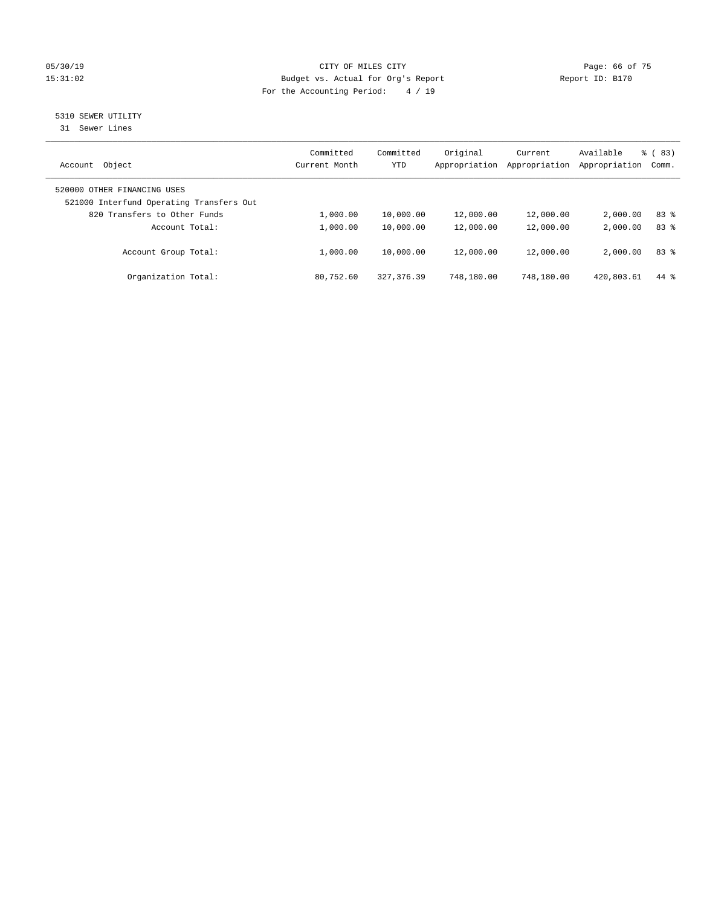CITY OF MILES CITY
Budget vs. Actual for Org's Report
For the Accounting Period: 4 / 19

05/30/19
15:31:02

Report ID: B170

## 5310 SEWER UTILITY

31 Sewer Lines

| Account Object | Committed Current Month | Committed YTD | Original Appropriation | Current Appropriation | Available Appropriation | % ( 83) Comm. |
|---|---|---|---|---|---|---|
| 520000 OTHER FINANCING USES | | | | | | |
| 521000 Interfund Operating Transfers Out | | | | | | |
| 820 Transfers to Other Funds | 1,000.00 | 10,000.00 | 12,000.00 | 12,000.00 | 2,000.00 | 83 % |
| Account Total: | 1,000.00 | 10,000.00 | 12,000.00 | 12,000.00 | 2,000.00 | 83 % |
| Account Group Total: | 1,000.00 | 10,000.00 | 12,000.00 | 12,000.00 | 2,000.00 | 83 % |
| Organization Total: | 80,752.60 | 327,376.39 | 748,180.00 | 748,180.00 | 420,803.61 | 44 % |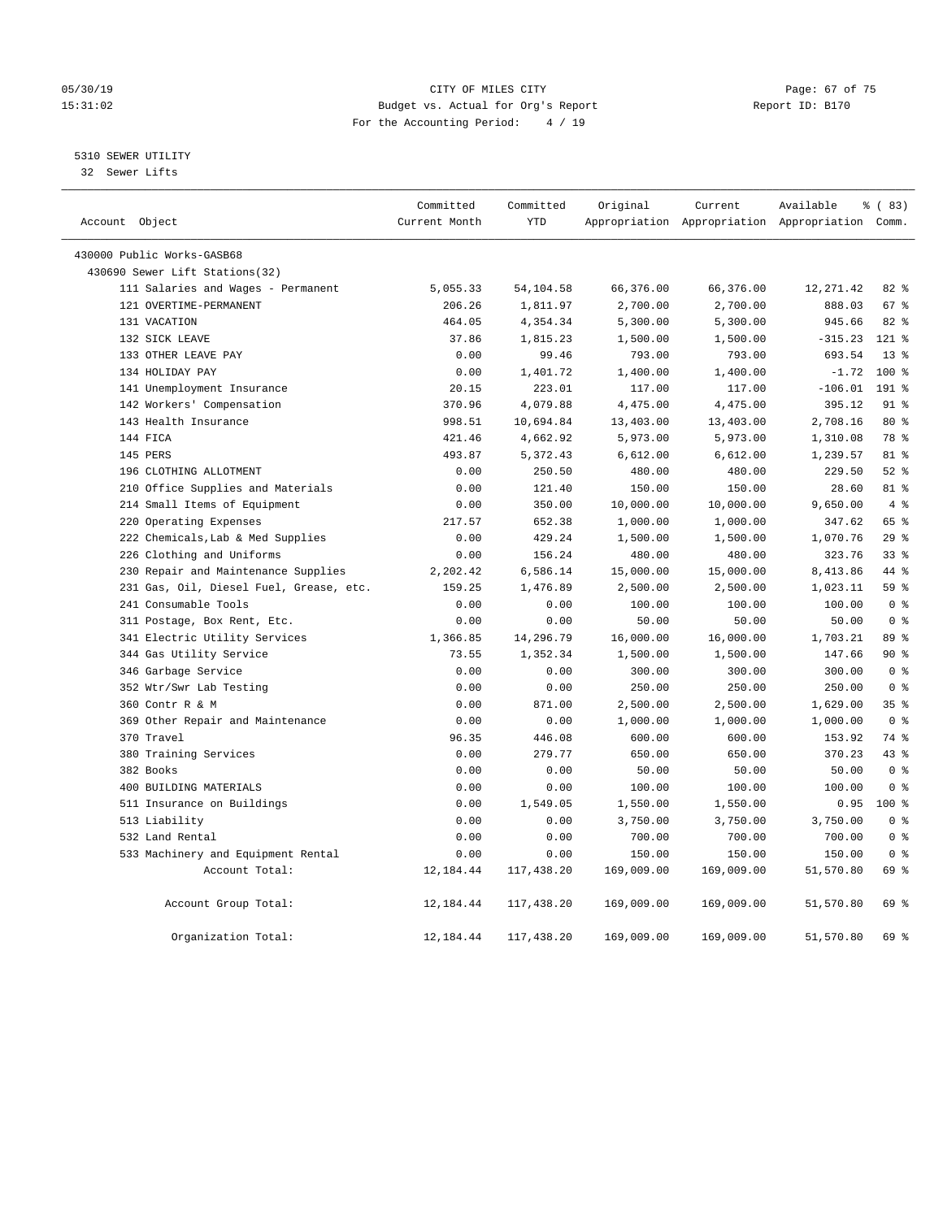CITY OF MILES CITY
Budget vs. Actual for Org's Report
For the Accounting Period: 4 / 19

05/30/19
15:31:02

Report ID: B170

5310 SEWER UTILITY
32 Sewer Lifts

| Account Object | Committed Current Month | Committed YTD | Original Appropriation | Current Appropriation | Available Appropriation | % ( 83) Comm. |
|---|---|---|---|---|---|---|
| 430000 Public Works-GASB68 | | | | | | |
| 430690 Sewer Lift Stations(32) | | | | | | |
| 111 Salaries and Wages - Permanent | 5,055.33 | 54,104.58 | 66,376.00 | 66,376.00 | 12,271.42 | 82 % |
| 121 OVERTIME-PERMANENT | 206.26 | 1,811.97 | 2,700.00 | 2,700.00 | 888.03 | 67 % |
| 131 VACATION | 464.05 | 4,354.34 | 5,300.00 | 5,300.00 | 945.66 | 82 % |
| 132 SICK LEAVE | 37.86 | 1,815.23 | 1,500.00 | 1,500.00 | -315.23 | 121 % |
| 133 OTHER LEAVE PAY | 0.00 | 99.46 | 793.00 | 793.00 | 693.54 | 13 % |
| 134 HOLIDAY PAY | 0.00 | 1,401.72 | 1,400.00 | 1,400.00 | -1.72 | 100 % |
| 141 Unemployment Insurance | 20.15 | 223.01 | 117.00 | 117.00 | -106.01 | 191 % |
| 142 Workers' Compensation | 370.96 | 4,079.88 | 4,475.00 | 4,475.00 | 395.12 | 91 % |
| 143 Health Insurance | 998.51 | 10,694.84 | 13,403.00 | 13,403.00 | 2,708.16 | 80 % |
| 144 FICA | 421.46 | 4,662.92 | 5,973.00 | 5,973.00 | 1,310.08 | 78 % |
| 145 PERS | 493.87 | 5,372.43 | 6,612.00 | 6,612.00 | 1,239.57 | 81 % |
| 196 CLOTHING ALLOTMENT | 0.00 | 250.50 | 480.00 | 480.00 | 229.50 | 52 % |
| 210 Office Supplies and Materials | 0.00 | 121.40 | 150.00 | 150.00 | 28.60 | 81 % |
| 214 Small Items of Equipment | 0.00 | 350.00 | 10,000.00 | 10,000.00 | 9,650.00 | 4 % |
| 220 Operating Expenses | 217.57 | 652.38 | 1,000.00 | 1,000.00 | 347.62 | 65 % |
| 222 Chemicals,Lab & Med Supplies | 0.00 | 429.24 | 1,500.00 | 1,500.00 | 1,070.76 | 29 % |
| 226 Clothing and Uniforms | 0.00 | 156.24 | 480.00 | 480.00 | 323.76 | 33 % |
| 230 Repair and Maintenance Supplies | 2,202.42 | 6,586.14 | 15,000.00 | 15,000.00 | 8,413.86 | 44 % |
| 231 Gas, Oil, Diesel Fuel, Grease, etc. | 159.25 | 1,476.89 | 2,500.00 | 2,500.00 | 1,023.11 | 59 % |
| 241 Consumable Tools | 0.00 | 0.00 | 100.00 | 100.00 | 100.00 | 0 % |
| 311 Postage, Box Rent, Etc. | 0.00 | 0.00 | 50.00 | 50.00 | 50.00 | 0 % |
| 341 Electric Utility Services | 1,366.85 | 14,296.79 | 16,000.00 | 16,000.00 | 1,703.21 | 89 % |
| 344 Gas Utility Service | 73.55 | 1,352.34 | 1,500.00 | 1,500.00 | 147.66 | 90 % |
| 346 Garbage Service | 0.00 | 0.00 | 300.00 | 300.00 | 300.00 | 0 % |
| 352 Wtr/Swr Lab Testing | 0.00 | 0.00 | 250.00 | 250.00 | 250.00 | 0 % |
| 360 Contr R & M | 0.00 | 871.00 | 2,500.00 | 2,500.00 | 1,629.00 | 35 % |
| 369 Other Repair and Maintenance | 0.00 | 0.00 | 1,000.00 | 1,000.00 | 1,000.00 | 0 % |
| 370 Travel | 96.35 | 446.08 | 600.00 | 600.00 | 153.92 | 74 % |
| 380 Training Services | 0.00 | 279.77 | 650.00 | 650.00 | 370.23 | 43 % |
| 382 Books | 0.00 | 0.00 | 50.00 | 50.00 | 50.00 | 0 % |
| 400 BUILDING MATERIALS | 0.00 | 0.00 | 100.00 | 100.00 | 100.00 | 0 % |
| 511 Insurance on Buildings | 0.00 | 1,549.05 | 1,550.00 | 1,550.00 | 0.95 | 100 % |
| 513 Liability | 0.00 | 0.00 | 3,750.00 | 3,750.00 | 3,750.00 | 0 % |
| 532 Land Rental | 0.00 | 0.00 | 700.00 | 700.00 | 700.00 | 0 % |
| 533 Machinery and Equipment Rental | 0.00 | 0.00 | 150.00 | 150.00 | 150.00 | 0 % |
| Account Total: | 12,184.44 | 117,438.20 | 169,009.00 | 169,009.00 | 51,570.80 | 69 % |
| Account Group Total: | 12,184.44 | 117,438.20 | 169,009.00 | 169,009.00 | 51,570.80 | 69 % |
| Organization Total: | 12,184.44 | 117,438.20 | 169,009.00 | 169,009.00 | 51,570.80 | 69 % |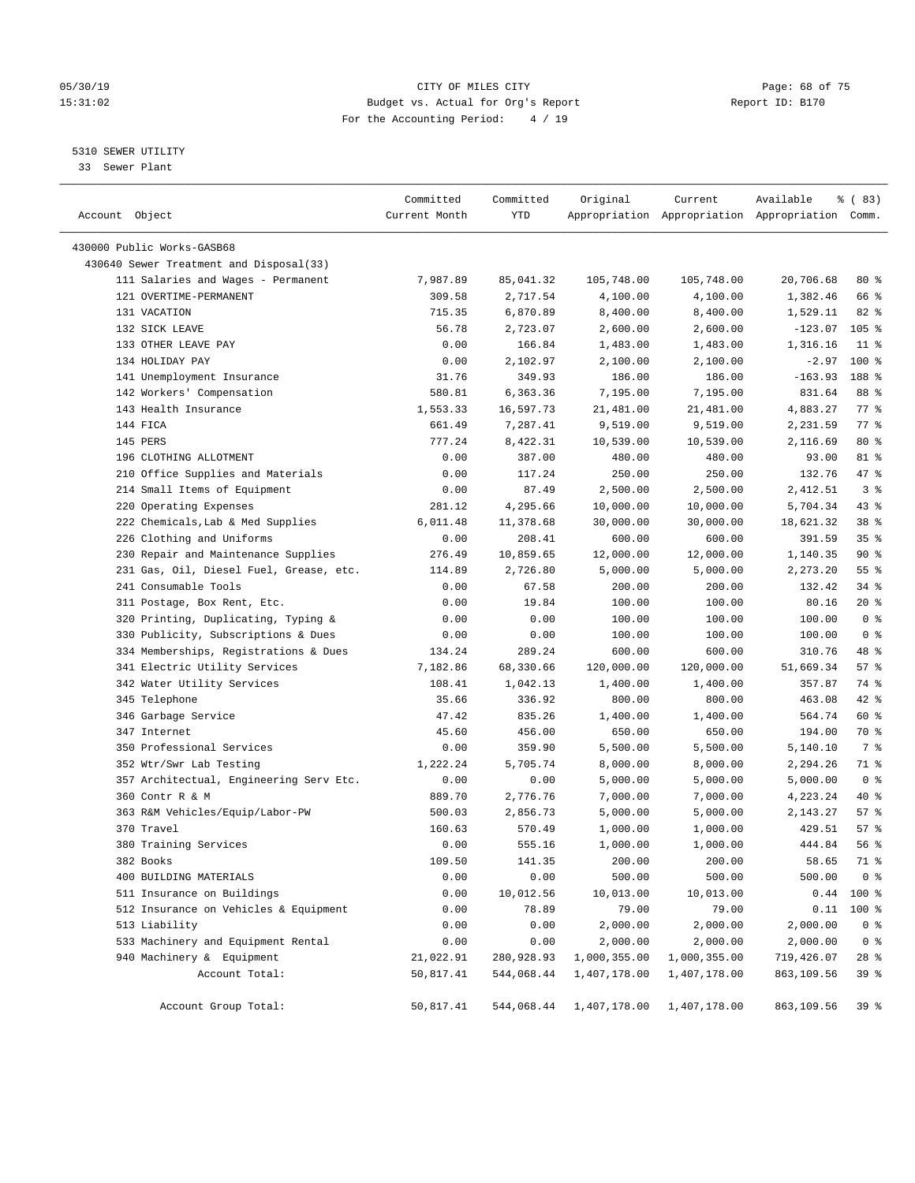CITY OF MILES CITY
Budget vs. Actual for Org's Report
For the Accounting Period: 4 / 19

05/30/19
15:31:02

Report ID: B170

5310 SEWER UTILITY
33 Sewer Plant

| Account Object | Committed Current Month | Committed YTD | Original Appropriation | Current Appropriation | Available Appropriation | % ( 83) Comm. |
|---|---|---|---|---|---|---|
| 430000 Public Works-GASB68 | | | | | | |
| 430640 Sewer Treatment and Disposal(33) | | | | | | |
| 111 Salaries and Wages - Permanent | 7,987.89 | 85,041.32 | 105,748.00 | 105,748.00 | 20,706.68 | 80 % |
| 121 OVERTIME-PERMANENT | 309.58 | 2,717.54 | 4,100.00 | 4,100.00 | 1,382.46 | 66 % |
| 131 VACATION | 715.35 | 6,870.89 | 8,400.00 | 8,400.00 | 1,529.11 | 82 % |
| 132 SICK LEAVE | 56.78 | 2,723.07 | 2,600.00 | 2,600.00 | -123.07 | 105 % |
| 133 OTHER LEAVE PAY | 0.00 | 166.84 | 1,483.00 | 1,483.00 | 1,316.16 | 11 % |
| 134 HOLIDAY PAY | 0.00 | 2,102.97 | 2,100.00 | 2,100.00 | -2.97 | 100 % |
| 141 Unemployment Insurance | 31.76 | 349.93 | 186.00 | 186.00 | -163.93 | 188 % |
| 142 Workers' Compensation | 580.81 | 6,363.36 | 7,195.00 | 7,195.00 | 831.64 | 88 % |
| 143 Health Insurance | 1,553.33 | 16,597.73 | 21,481.00 | 21,481.00 | 4,883.27 | 77 % |
| 144 FICA | 661.49 | 7,287.41 | 9,519.00 | 9,519.00 | 2,231.59 | 77 % |
| 145 PERS | 777.24 | 8,422.31 | 10,539.00 | 10,539.00 | 2,116.69 | 80 % |
| 196 CLOTHING ALLOTMENT | 0.00 | 387.00 | 480.00 | 480.00 | 93.00 | 81 % |
| 210 Office Supplies and Materials | 0.00 | 117.24 | 250.00 | 250.00 | 132.76 | 47 % |
| 214 Small Items of Equipment | 0.00 | 87.49 | 2,500.00 | 2,500.00 | 2,412.51 | 3 % |
| 220 Operating Expenses | 281.12 | 4,295.66 | 10,000.00 | 10,000.00 | 5,704.34 | 43 % |
| 222 Chemicals,Lab & Med Supplies | 6,011.48 | 11,378.68 | 30,000.00 | 30,000.00 | 18,621.32 | 38 % |
| 226 Clothing and Uniforms | 0.00 | 208.41 | 600.00 | 600.00 | 391.59 | 35 % |
| 230 Repair and Maintenance Supplies | 276.49 | 10,859.65 | 12,000.00 | 12,000.00 | 1,140.35 | 90 % |
| 231 Gas, Oil, Diesel Fuel, Grease, etc. | 114.89 | 2,726.80 | 5,000.00 | 5,000.00 | 2,273.20 | 55 % |
| 241 Consumable Tools | 0.00 | 67.58 | 200.00 | 200.00 | 132.42 | 34 % |
| 311 Postage, Box Rent, Etc. | 0.00 | 19.84 | 100.00 | 100.00 | 80.16 | 20 % |
| 320 Printing, Duplicating, Typing & | 0.00 | 0.00 | 100.00 | 100.00 | 100.00 | 0 % |
| 330 Publicity, Subscriptions & Dues | 0.00 | 0.00 | 100.00 | 100.00 | 100.00 | 0 % |
| 334 Memberships, Registrations & Dues | 134.24 | 289.24 | 600.00 | 600.00 | 310.76 | 48 % |
| 341 Electric Utility Services | 7,182.86 | 68,330.66 | 120,000.00 | 120,000.00 | 51,669.34 | 57 % |
| 342 Water Utility Services | 108.41 | 1,042.13 | 1,400.00 | 1,400.00 | 357.87 | 74 % |
| 345 Telephone | 35.66 | 336.92 | 800.00 | 800.00 | 463.08 | 42 % |
| 346 Garbage Service | 47.42 | 835.26 | 1,400.00 | 1,400.00 | 564.74 | 60 % |
| 347 Internet | 45.60 | 456.00 | 650.00 | 650.00 | 194.00 | 70 % |
| 350 Professional Services | 0.00 | 359.90 | 5,500.00 | 5,500.00 | 5,140.10 | 7 % |
| 352 Wtr/Swr Lab Testing | 1,222.24 | 5,705.74 | 8,000.00 | 8,000.00 | 2,294.26 | 71 % |
| 357 Architectual, Engineering Serv Etc. | 0.00 | 0.00 | 5,000.00 | 5,000.00 | 5,000.00 | 0 % |
| 360 Contr R & M | 889.70 | 2,776.76 | 7,000.00 | 7,000.00 | 4,223.24 | 40 % |
| 363 R&M Vehicles/Equip/Labor-PW | 500.03 | 2,856.73 | 5,000.00 | 5,000.00 | 2,143.27 | 57 % |
| 370 Travel | 160.63 | 570.49 | 1,000.00 | 1,000.00 | 429.51 | 57 % |
| 380 Training Services | 0.00 | 555.16 | 1,000.00 | 1,000.00 | 444.84 | 56 % |
| 382 Books | 109.50 | 141.35 | 200.00 | 200.00 | 58.65 | 71 % |
| 400 BUILDING MATERIALS | 0.00 | 0.00 | 500.00 | 500.00 | 500.00 | 0 % |
| 511 Insurance on Buildings | 0.00 | 10,012.56 | 10,013.00 | 10,013.00 | 0.44 | 100 % |
| 512 Insurance on Vehicles & Equipment | 0.00 | 78.89 | 79.00 | 79.00 | 0.11 | 100 % |
| 513 Liability | 0.00 | 0.00 | 2,000.00 | 2,000.00 | 2,000.00 | 0 % |
| 533 Machinery and Equipment Rental | 0.00 | 0.00 | 2,000.00 | 2,000.00 | 2,000.00 | 0 % |
| 940 Machinery & Equipment | 21,022.91 | 280,928.93 | 1,000,355.00 | 1,000,355.00 | 719,426.07 | 28 % |
| Account Total: | 50,817.41 | 544,068.44 | 1,407,178.00 | 1,407,178.00 | 863,109.56 | 39 % |
| Account Group Total: | 50,817.41 | 544,068.44 | 1,407,178.00 | 1,407,178.00 | 863,109.56 | 39 % |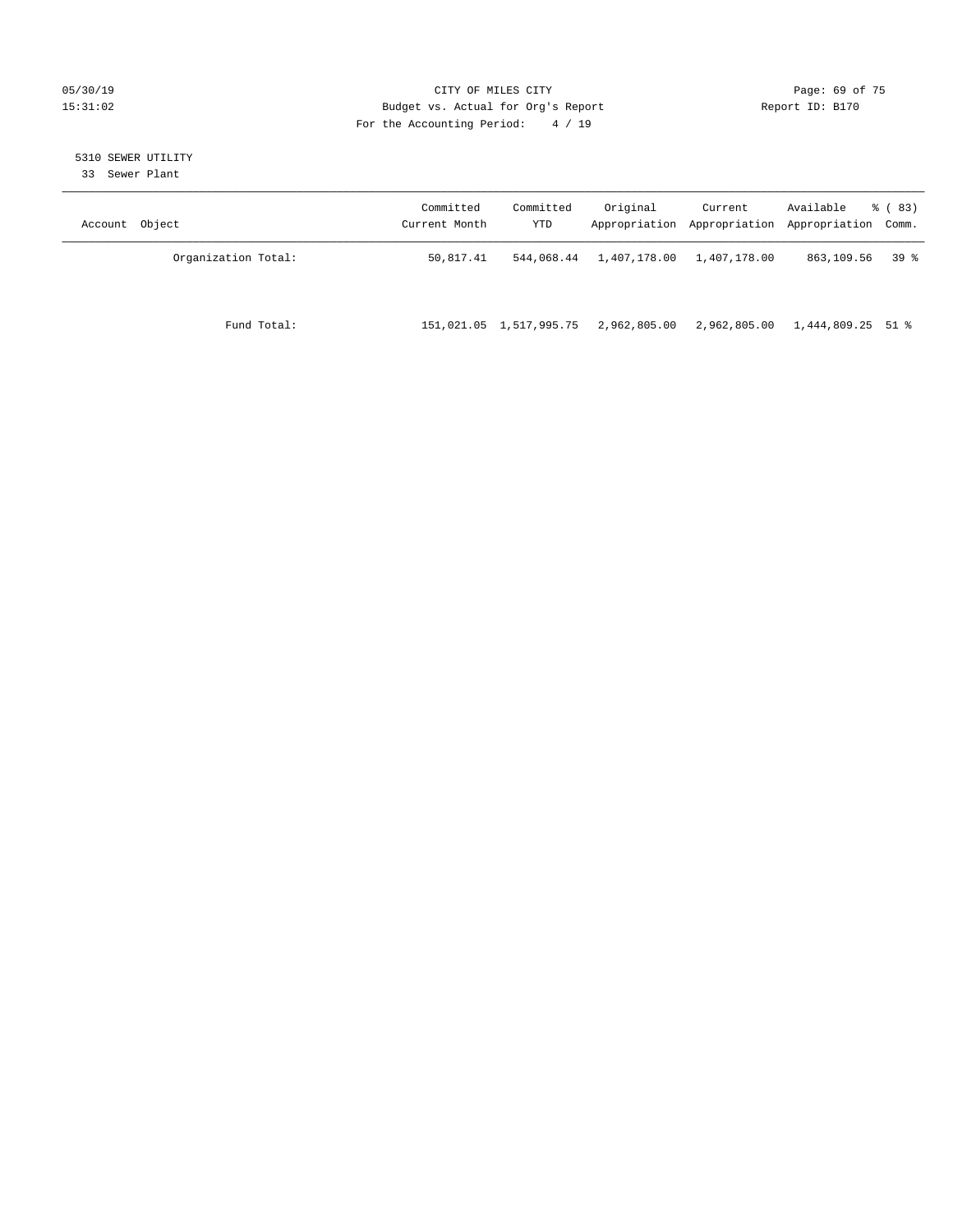CITY OF MILES CITY
Budget vs. Actual for Org's Report
For the Accounting Period: 4 / 19

Report ID: B170

05/30/19
15:31:02

5310 SEWER UTILITY
33 Sewer Plant

| Account Object | Committed Current Month | Committed YTD | Original Appropriation | Current Appropriation | Available Appropriation | % ( 83) Comm. |
|---|---|---|---|---|---|---|
| Organization Total: | 50,817.41 | 544,068.44 | 1,407,178.00 | 1,407,178.00 | 863,109.56 | 39 % |
| Fund Total: | 151,021.05 | 1,517,995.75 | 2,962,805.00 | 2,962,805.00 | 1,444,809.25 | 51 % |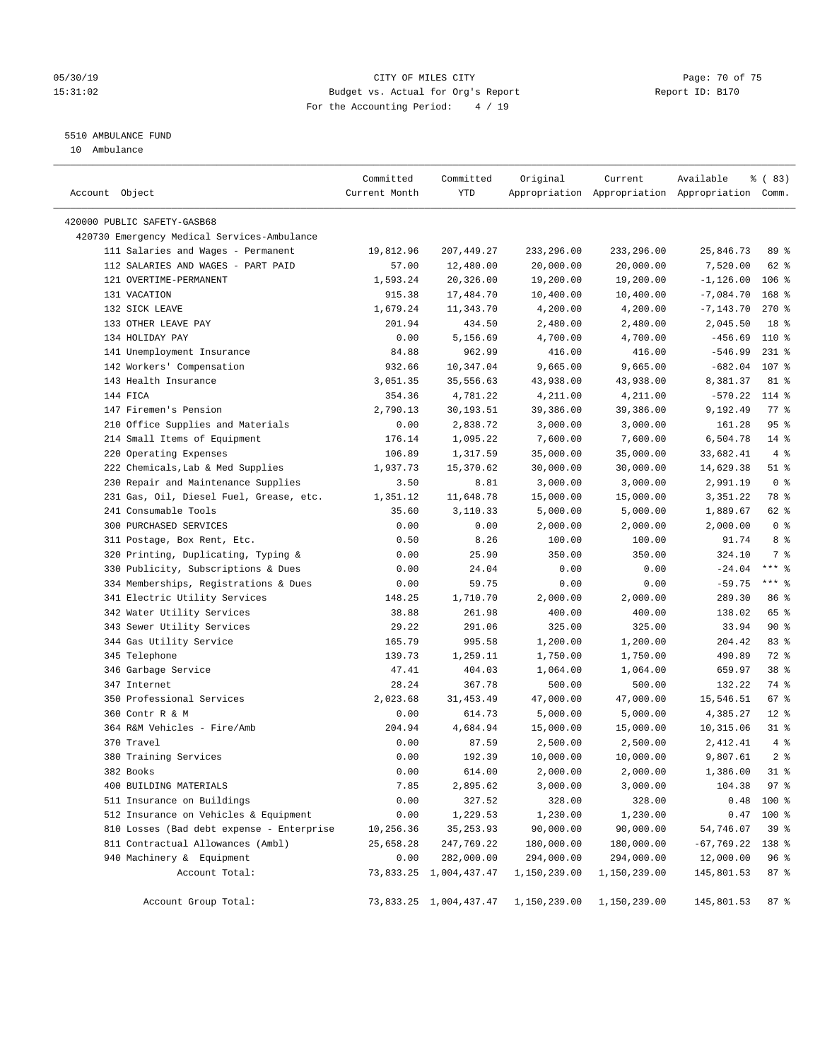CITY OF MILES CITY
Budget vs. Actual for Org's Report
For the Accounting Period: 4 / 19

05/30/19
15:31:02

Report ID: B170

5510 AMBULANCE FUND
10 Ambulance

| Account Object | Committed Current Month | Committed YTD | Original Appropriation | Current Appropriation | Available Appropriation | % ( 83) Comm. |
|---|---|---|---|---|---|---|
| 420000 PUBLIC SAFETY-GASB68 | | | | | | |
| 420730 Emergency Medical Services-Ambulance | | | | | | |
| 111 Salaries and Wages - Permanent | 19,812.96 | 207,449.27 | 233,296.00 | 233,296.00 | 25,846.73 | 89 % |
| 112 SALARIES AND WAGES - PART PAID | 57.00 | 12,480.00 | 20,000.00 | 20,000.00 | 7,520.00 | 62 % |
| 121 OVERTIME-PERMANENT | 1,593.24 | 20,326.00 | 19,200.00 | 19,200.00 | -1,126.00 | 106 % |
| 131 VACATION | 915.38 | 17,484.70 | 10,400.00 | 10,400.00 | -7,084.70 | 168 % |
| 132 SICK LEAVE | 1,679.24 | 11,343.70 | 4,200.00 | 4,200.00 | -7,143.70 | 270 % |
| 133 OTHER LEAVE PAY | 201.94 | 434.50 | 2,480.00 | 2,480.00 | 2,045.50 | 18 % |
| 134 HOLIDAY PAY | 0.00 | 5,156.69 | 4,700.00 | 4,700.00 | -456.69 | 110 % |
| 141 Unemployment Insurance | 84.88 | 962.99 | 416.00 | 416.00 | -546.99 | 231 % |
| 142 Workers' Compensation | 932.66 | 10,347.04 | 9,665.00 | 9,665.00 | -682.04 | 107 % |
| 143 Health Insurance | 3,051.35 | 35,556.63 | 43,938.00 | 43,938.00 | 8,381.37 | 81 % |
| 144 FICA | 354.36 | 4,781.22 | 4,211.00 | 4,211.00 | -570.22 | 114 % |
| 147 Firemen's Pension | 2,790.13 | 30,193.51 | 39,386.00 | 39,386.00 | 9,192.49 | 77 % |
| 210 Office Supplies and Materials | 0.00 | 2,838.72 | 3,000.00 | 3,000.00 | 161.28 | 95 % |
| 214 Small Items of Equipment | 176.14 | 1,095.22 | 7,600.00 | 7,600.00 | 6,504.78 | 14 % |
| 220 Operating Expenses | 106.89 | 1,317.59 | 35,000.00 | 35,000.00 | 33,682.41 | 4 % |
| 222 Chemicals,Lab & Med Supplies | 1,937.73 | 15,370.62 | 30,000.00 | 30,000.00 | 14,629.38 | 51 % |
| 230 Repair and Maintenance Supplies | 3.50 | 8.81 | 3,000.00 | 3,000.00 | 2,991.19 | 0 % |
| 231 Gas, Oil, Diesel Fuel, Grease, etc. | 1,351.12 | 11,648.78 | 15,000.00 | 15,000.00 | 3,351.22 | 78 % |
| 241 Consumable Tools | 35.60 | 3,110.33 | 5,000.00 | 5,000.00 | 1,889.67 | 62 % |
| 300 PURCHASED SERVICES | 0.00 | 0.00 | 2,000.00 | 2,000.00 | 2,000.00 | 0 % |
| 311 Postage, Box Rent, Etc. | 0.50 | 8.26 | 100.00 | 100.00 | 91.74 | 8 % |
| 320 Printing, Duplicating, Typing & | 0.00 | 25.90 | 350.00 | 350.00 | 324.10 | 7 % |
| 330 Publicity, Subscriptions & Dues | 0.00 | 24.04 | 0.00 | 0.00 | -24.04 | *** % |
| 334 Memberships, Registrations & Dues | 0.00 | 59.75 | 0.00 | 0.00 | -59.75 | *** % |
| 341 Electric Utility Services | 148.25 | 1,710.70 | 2,000.00 | 2,000.00 | 289.30 | 86 % |
| 342 Water Utility Services | 38.88 | 261.98 | 400.00 | 400.00 | 138.02 | 65 % |
| 343 Sewer Utility Services | 29.22 | 291.06 | 325.00 | 325.00 | 33.94 | 90 % |
| 344 Gas Utility Service | 165.79 | 995.58 | 1,200.00 | 1,200.00 | 204.42 | 83 % |
| 345 Telephone | 139.73 | 1,259.11 | 1,750.00 | 1,750.00 | 490.89 | 72 % |
| 346 Garbage Service | 47.41 | 404.03 | 1,064.00 | 1,064.00 | 659.97 | 38 % |
| 347 Internet | 28.24 | 367.78 | 500.00 | 500.00 | 132.22 | 74 % |
| 350 Professional Services | 2,023.68 | 31,453.49 | 47,000.00 | 47,000.00 | 15,546.51 | 67 % |
| 360 Contr R & M | 0.00 | 614.73 | 5,000.00 | 5,000.00 | 4,385.27 | 12 % |
| 364 R&M Vehicles - Fire/Amb | 204.94 | 4,684.94 | 15,000.00 | 15,000.00 | 10,315.06 | 31 % |
| 370 Travel | 0.00 | 87.59 | 2,500.00 | 2,500.00 | 2,412.41 | 4 % |
| 380 Training Services | 0.00 | 192.39 | 10,000.00 | 10,000.00 | 9,807.61 | 2 % |
| 382 Books | 0.00 | 614.00 | 2,000.00 | 2,000.00 | 1,386.00 | 31 % |
| 400 BUILDING MATERIALS | 7.85 | 2,895.62 | 3,000.00 | 3,000.00 | 104.38 | 97 % |
| 511 Insurance on Buildings | 0.00 | 327.52 | 328.00 | 328.00 | 0.48 | 100 % |
| 512 Insurance on Vehicles & Equipment | 0.00 | 1,229.53 | 1,230.00 | 1,230.00 | 0.47 | 100 % |
| 810 Losses (Bad debt expense - Enterprise | 10,256.36 | 35,253.93 | 90,000.00 | 90,000.00 | 54,746.07 | 39 % |
| 811 Contractual Allowances (Ambl) | 25,658.28 | 247,769.22 | 180,000.00 | 180,000.00 | -67,769.22 | 138 % |
| 940 Machinery & Equipment | 0.00 | 282,000.00 | 294,000.00 | 294,000.00 | 12,000.00 | 96 % |
| Account Total: | 73,833.25 | 1,004,437.47 | 1,150,239.00 | 1,150,239.00 | 145,801.53 | 87 % |
| Account Group Total: | 73,833.25 | 1,004,437.47 | 1,150,239.00 | 1,150,239.00 | 145,801.53 | 87 % |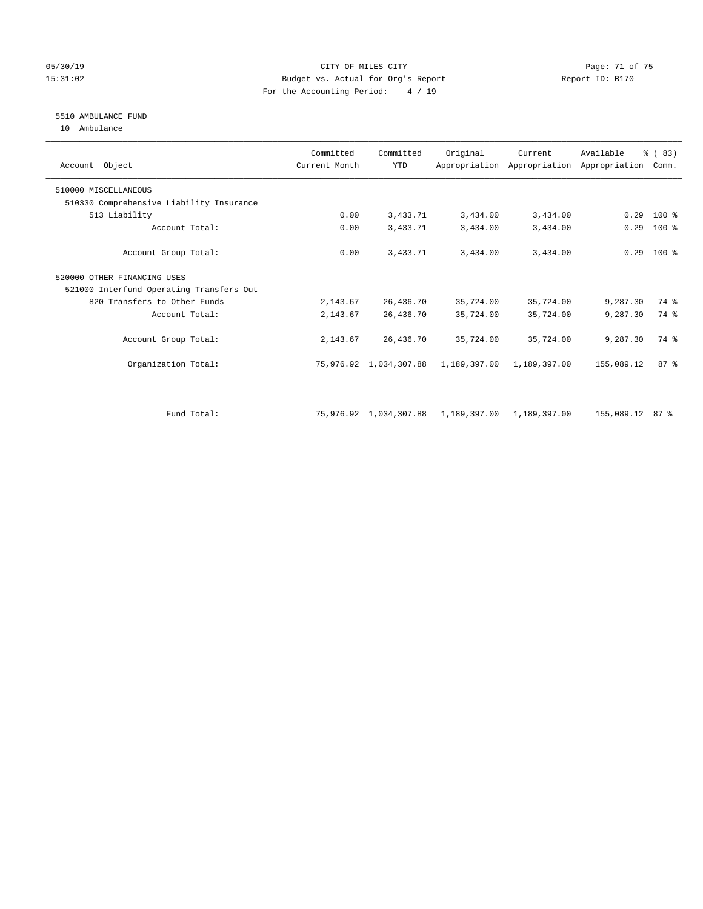CITY OF MILES CITY

Budget vs. Actual for Org's Report

For the Accounting Period: 4 / 19

05/30/19 15:31:02 Report ID: B170

## 5510 AMBULANCE FUND

10 Ambulance

| Account Object | Committed Current Month | Committed YTD | Original Appropriation | Current Appropriation | Available Appropriation | % ( 83) Comm. |
|---|---|---|---|---|---|---|
| 510000 MISCELLANEOUS | | | | | | |
| 510330 Comprehensive Liability Insurance | | | | | | |
| 513 Liability | 0.00 | 3,433.71 | 3,434.00 | 3,434.00 | 0.29 | 100 % |
| Account Total: | 0.00 | 3,433.71 | 3,434.00 | 3,434.00 | 0.29 | 100 % |
| Account Group Total: | 0.00 | 3,433.71 | 3,434.00 | 3,434.00 | 0.29 | 100 % |
| 520000 OTHER FINANCING USES | | | | | | |
| 521000 Interfund Operating Transfers Out | | | | | | |
| 820 Transfers to Other Funds | 2,143.67 | 26,436.70 | 35,724.00 | 35,724.00 | 9,287.30 | 74 % |
| Account Total: | 2,143.67 | 26,436.70 | 35,724.00 | 35,724.00 | 9,287.30 | 74 % |
| Account Group Total: | 2,143.67 | 26,436.70 | 35,724.00 | 35,724.00 | 9,287.30 | 74 % |
| Organization Total: | 75,976.92 | 1,034,307.88 | 1,189,397.00 | 1,189,397.00 | 155,089.12 | 87 % |
| Fund Total: | 75,976.92 | 1,034,307.88 | 1,189,397.00 | 1,189,397.00 | 155,089.12 | 87 % |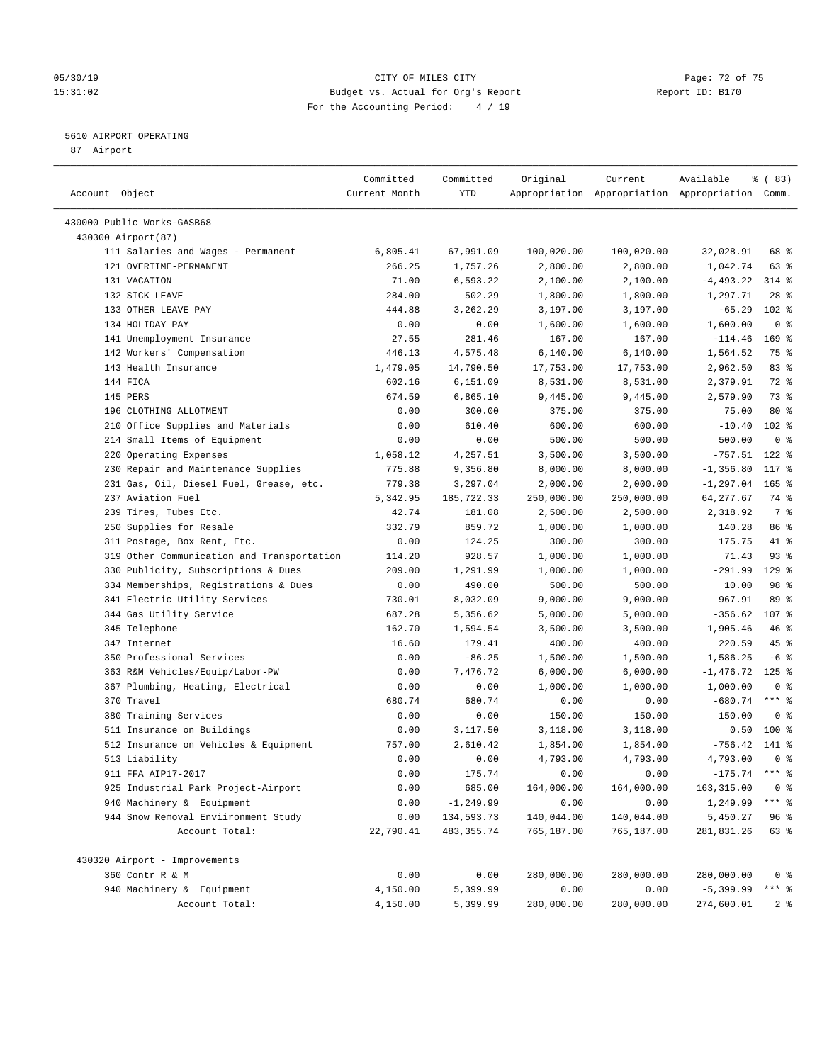CITY OF MILES CITY
Budget vs. Actual for Org's Report
For the Accounting Period: 4 / 19

05/30/19
15:31:02

Report ID: B170

5610 AIRPORT OPERATING
87 Airport

| Account Object | Committed Current Month | Committed YTD | Original Appropriation | Current Appropriation | Available Appropriation | % ( 83) Comm. |
|---|---|---|---|---|---|---|
| 430000 Public Works-GASB68 | | | | | | |
| 430300 Airport(87) | | | | | | |
| 111 Salaries and Wages - Permanent | 6,805.41 | 67,991.09 | 100,020.00 | 100,020.00 | 32,028.91 | 68 % |
| 121 OVERTIME-PERMANENT | 266.25 | 1,757.26 | 2,800.00 | 2,800.00 | 1,042.74 | 63 % |
| 131 VACATION | 71.00 | 6,593.22 | 2,100.00 | 2,100.00 | -4,493.22 | 314 % |
| 132 SICK LEAVE | 284.00 | 502.29 | 1,800.00 | 1,800.00 | 1,297.71 | 28 % |
| 133 OTHER LEAVE PAY | 444.88 | 3,262.29 | 3,197.00 | 3,197.00 | -65.29 | 102 % |
| 134 HOLIDAY PAY | 0.00 | 0.00 | 1,600.00 | 1,600.00 | 1,600.00 | 0 % |
| 141 Unemployment Insurance | 27.55 | 281.46 | 167.00 | 167.00 | -114.46 | 169 % |
| 142 Workers' Compensation | 446.13 | 4,575.48 | 6,140.00 | 6,140.00 | 1,564.52 | 75 % |
| 143 Health Insurance | 1,479.05 | 14,790.50 | 17,753.00 | 17,753.00 | 2,962.50 | 83 % |
| 144 FICA | 602.16 | 6,151.09 | 8,531.00 | 8,531.00 | 2,379.91 | 72 % |
| 145 PERS | 674.59 | 6,865.10 | 9,445.00 | 9,445.00 | 2,579.90 | 73 % |
| 196 CLOTHING ALLOTMENT | 0.00 | 300.00 | 375.00 | 375.00 | 75.00 | 80 % |
| 210 Office Supplies and Materials | 0.00 | 610.40 | 600.00 | 600.00 | -10.40 | 102 % |
| 214 Small Items of Equipment | 0.00 | 0.00 | 500.00 | 500.00 | 500.00 | 0 % |
| 220 Operating Expenses | 1,058.12 | 4,257.51 | 3,500.00 | 3,500.00 | -757.51 | 122 % |
| 230 Repair and Maintenance Supplies | 775.88 | 9,356.80 | 8,000.00 | 8,000.00 | -1,356.80 | 117 % |
| 231 Gas, Oil, Diesel Fuel, Grease, etc. | 779.38 | 3,297.04 | 2,000.00 | 2,000.00 | -1,297.04 | 165 % |
| 237 Aviation Fuel | 5,342.95 | 185,722.33 | 250,000.00 | 250,000.00 | 64,277.67 | 74 % |
| 239 Tires, Tubes Etc. | 42.74 | 181.08 | 2,500.00 | 2,500.00 | 2,318.92 | 7 % |
| 250 Supplies for Resale | 332.79 | 859.72 | 1,000.00 | 1,000.00 | 140.28 | 86 % |
| 311 Postage, Box Rent, Etc. | 0.00 | 124.25 | 300.00 | 300.00 | 175.75 | 41 % |
| 319 Other Communication and Transportation | 114.20 | 928.57 | 1,000.00 | 1,000.00 | 71.43 | 93 % |
| 330 Publicity, Subscriptions & Dues | 209.00 | 1,291.99 | 1,000.00 | 1,000.00 | -291.99 | 129 % |
| 334 Memberships, Registrations & Dues | 0.00 | 490.00 | 500.00 | 500.00 | 10.00 | 98 % |
| 341 Electric Utility Services | 730.01 | 8,032.09 | 9,000.00 | 9,000.00 | 967.91 | 89 % |
| 344 Gas Utility Service | 687.28 | 5,356.62 | 5,000.00 | 5,000.00 | -356.62 | 107 % |
| 345 Telephone | 162.70 | 1,594.54 | 3,500.00 | 3,500.00 | 1,905.46 | 46 % |
| 347 Internet | 16.60 | 179.41 | 400.00 | 400.00 | 220.59 | 45 % |
| 350 Professional Services | 0.00 | -86.25 | 1,500.00 | 1,500.00 | 1,586.25 | -6 % |
| 363 R&M Vehicles/Equip/Labor-PW | 0.00 | 7,476.72 | 6,000.00 | 6,000.00 | -1,476.72 | 125 % |
| 367 Plumbing, Heating, Electrical | 0.00 | 0.00 | 1,000.00 | 1,000.00 | 1,000.00 | 0 % |
| 370 Travel | 680.74 | 680.74 | 0.00 | 0.00 | -680.74 | *** % |
| 380 Training Services | 0.00 | 0.00 | 150.00 | 150.00 | 150.00 | 0 % |
| 511 Insurance on Buildings | 0.00 | 3,117.50 | 3,118.00 | 3,118.00 | 0.50 | 100 % |
| 512 Insurance on Vehicles & Equipment | 757.00 | 2,610.42 | 1,854.00 | 1,854.00 | -756.42 | 141 % |
| 513 Liability | 0.00 | 0.00 | 4,793.00 | 4,793.00 | 4,793.00 | 0 % |
| 911 FFA AIP17-2017 | 0.00 | 175.74 | 0.00 | 0.00 | -175.74 | *** % |
| 925 Industrial Park Project-Airport | 0.00 | 685.00 | 164,000.00 | 164,000.00 | 163,315.00 | 0 % |
| 940 Machinery & Equipment | 0.00 | -1,249.99 | 0.00 | 0.00 | 1,249.99 | *** % |
| 944 Snow Removal Enviironment Study | 0.00 | 134,593.73 | 140,044.00 | 140,044.00 | 5,450.27 | 96 % |
| Account Total: | 22,790.41 | 483,355.74 | 765,187.00 | 765,187.00 | 281,831.26 | 63 % |
| 430320 Airport - Improvements | | | | | | |
| 360 Contr R & M | 0.00 | 0.00 | 280,000.00 | 280,000.00 | 280,000.00 | 0 % |
| 940 Machinery & Equipment | 4,150.00 | 5,399.99 | 0.00 | 0.00 | -5,399.99 | *** % |
| Account Total: | 4,150.00 | 5,399.99 | 280,000.00 | 280,000.00 | 274,600.01 | 2 % |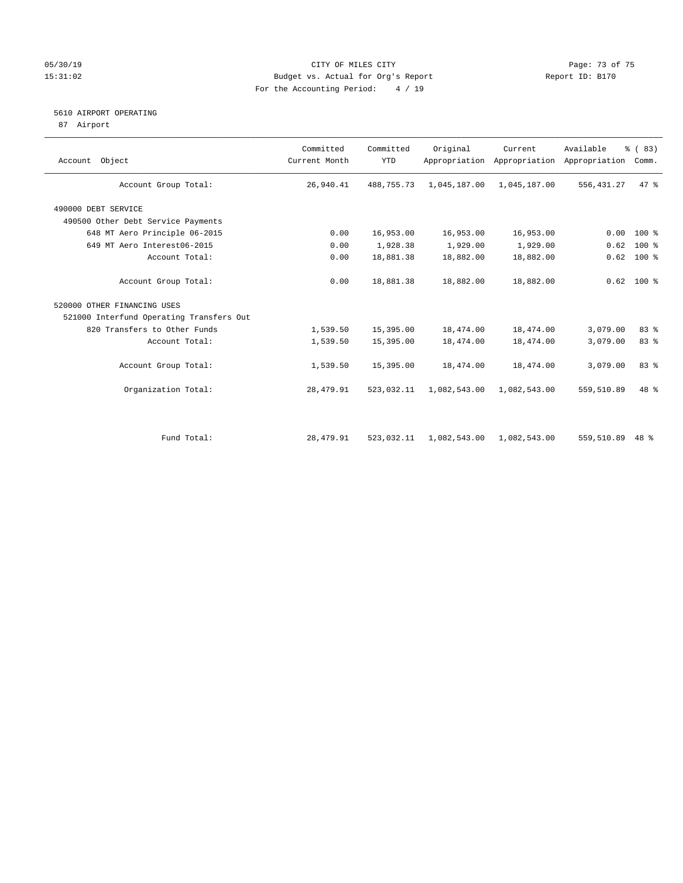CITY OF MILES CITY
Budget vs. Actual for Org's Report
For the Accounting Period: 4 / 19

05/30/19
15:31:02

Report ID: B170

5610 AIRPORT OPERATING
87 Airport

| Account Object | Committed Current Month | Committed YTD | Original Appropriation | Current Appropriation | Available Appropriation | % ( 83) Comm. |
|---|---|---|---|---|---|---|
| Account Group Total: | 26,940.41 | 488,755.73 | 1,045,187.00 | 1,045,187.00 | 556,431.27 | 47 % |
| 490000 DEBT SERVICE | | | | | | |
| 490500 Other Debt Service Payments | | | | | | |
| 648 MT Aero Principle 06-2015 | 0.00 | 16,953.00 | 16,953.00 | 16,953.00 | 0.00 | 100 % |
| 649 MT Aero Interest06-2015 | 0.00 | 1,928.38 | 1,929.00 | 1,929.00 | 0.62 | 100 % |
| Account Total: | 0.00 | 18,881.38 | 18,882.00 | 18,882.00 | 0.62 | 100 % |
| Account Group Total: | 0.00 | 18,881.38 | 18,882.00 | 18,882.00 | 0.62 | 100 % |
| 520000 OTHER FINANCING USES | | | | | | |
| 521000 Interfund Operating Transfers Out | | | | | | |
| 820 Transfers to Other Funds | 1,539.50 | 15,395.00 | 18,474.00 | 18,474.00 | 3,079.00 | 83 % |
| Account Total: | 1,539.50 | 15,395.00 | 18,474.00 | 18,474.00 | 3,079.00 | 83 % |
| Account Group Total: | 1,539.50 | 15,395.00 | 18,474.00 | 18,474.00 | 3,079.00 | 83 % |
| Organization Total: | 28,479.91 | 523,032.11 | 1,082,543.00 | 1,082,543.00 | 559,510.89 | 48 % |
| Fund Total: | 28,479.91 | 523,032.11 | 1,082,543.00 | 1,082,543.00 | 559,510.89 | 48 % |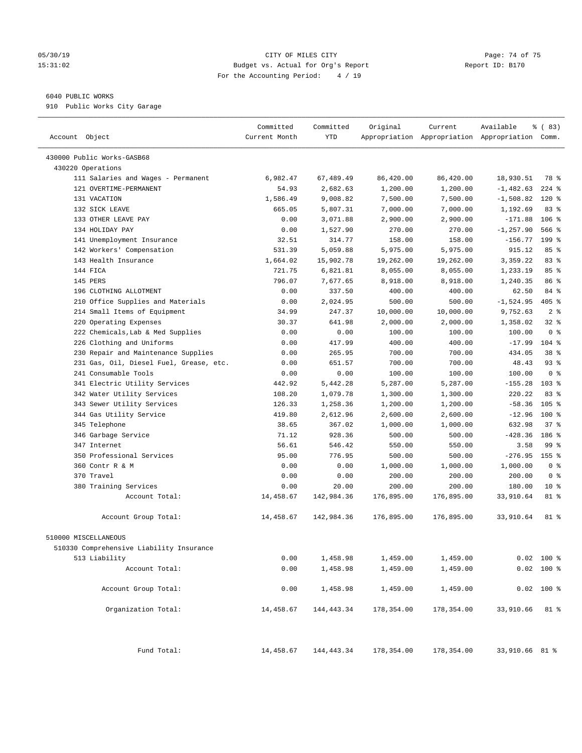CITY OF MILES CITY
Budget vs. Actual for Org's Report
For the Accounting Period: 4 / 19

05/30/19
15:31:02

Report ID: B170

6040 PUBLIC WORKS
910 Public Works City Garage

| Account Object | Committed Current Month | Committed YTD | Original Appropriation | Current Appropriation | Available Appropriation | % ( 83) Comm. |
|---|---|---|---|---|---|---|
| 430000 Public Works-GASB68 | | | | | | |
| 430220 Operations | | | | | | |
| 111 Salaries and Wages - Permanent | 6,982.47 | 67,489.49 | 86,420.00 | 86,420.00 | 18,930.51 | 78 % |
| 121 OVERTIME-PERMANENT | 54.93 | 2,682.63 | 1,200.00 | 1,200.00 | -1,482.63 | 224 % |
| 131 VACATION | 1,586.49 | 9,008.82 | 7,500.00 | 7,500.00 | -1,508.82 | 120 % |
| 132 SICK LEAVE | 665.05 | 5,807.31 | 7,000.00 | 7,000.00 | 1,192.69 | 83 % |
| 133 OTHER LEAVE PAY | 0.00 | 3,071.88 | 2,900.00 | 2,900.00 | -171.88 | 106 % |
| 134 HOLIDAY PAY | 0.00 | 1,527.90 | 270.00 | 270.00 | -1,257.90 | 566 % |
| 141 Unemployment Insurance | 32.51 | 314.77 | 158.00 | 158.00 | -156.77 | 199 % |
| 142 Workers' Compensation | 531.39 | 5,059.88 | 5,975.00 | 5,975.00 | 915.12 | 85 % |
| 143 Health Insurance | 1,664.02 | 15,902.78 | 19,262.00 | 19,262.00 | 3,359.22 | 83 % |
| 144 FICA | 721.75 | 6,821.81 | 8,055.00 | 8,055.00 | 1,233.19 | 85 % |
| 145 PERS | 796.07 | 7,677.65 | 8,918.00 | 8,918.00 | 1,240.35 | 86 % |
| 196 CLOTHING ALLOTMENT | 0.00 | 337.50 | 400.00 | 400.00 | 62.50 | 84 % |
| 210 Office Supplies and Materials | 0.00 | 2,024.95 | 500.00 | 500.00 | -1,524.95 | 405 % |
| 214 Small Items of Equipment | 34.99 | 247.37 | 10,000.00 | 10,000.00 | 9,752.63 | 2 % |
| 220 Operating Expenses | 30.37 | 641.98 | 2,000.00 | 2,000.00 | 1,358.02 | 32 % |
| 222 Chemicals,Lab & Med Supplies | 0.00 | 0.00 | 100.00 | 100.00 | 100.00 | 0 % |
| 226 Clothing and Uniforms | 0.00 | 417.99 | 400.00 | 400.00 | -17.99 | 104 % |
| 230 Repair and Maintenance Supplies | 0.00 | 265.95 | 700.00 | 700.00 | 434.05 | 38 % |
| 231 Gas, Oil, Diesel Fuel, Grease, etc. | 0.00 | 651.57 | 700.00 | 700.00 | 48.43 | 93 % |
| 241 Consumable Tools | 0.00 | 0.00 | 100.00 | 100.00 | 100.00 | 0 % |
| 341 Electric Utility Services | 442.92 | 5,442.28 | 5,287.00 | 5,287.00 | -155.28 | 103 % |
| 342 Water Utility Services | 108.20 | 1,079.78 | 1,300.00 | 1,300.00 | 220.22 | 83 % |
| 343 Sewer Utility Services | 126.33 | 1,258.36 | 1,200.00 | 1,200.00 | -58.36 | 105 % |
| 344 Gas Utility Service | 419.80 | 2,612.96 | 2,600.00 | 2,600.00 | -12.96 | 100 % |
| 345 Telephone | 38.65 | 367.02 | 1,000.00 | 1,000.00 | 632.98 | 37 % |
| 346 Garbage Service | 71.12 | 928.36 | 500.00 | 500.00 | -428.36 | 186 % |
| 347 Internet | 56.61 | 546.42 | 550.00 | 550.00 | 3.58 | 99 % |
| 350 Professional Services | 95.00 | 776.95 | 500.00 | 500.00 | -276.95 | 155 % |
| 360 Contr R & M | 0.00 | 0.00 | 1,000.00 | 1,000.00 | 1,000.00 | 0 % |
| 370 Travel | 0.00 | 0.00 | 200.00 | 200.00 | 200.00 | 0 % |
| 380 Training Services | 0.00 | 20.00 | 200.00 | 200.00 | 180.00 | 10 % |
| Account Total: | 14,458.67 | 142,984.36 | 176,895.00 | 176,895.00 | 33,910.64 | 81 % |
| Account Group Total: | 14,458.67 | 142,984.36 | 176,895.00 | 176,895.00 | 33,910.64 | 81 % |
| 510000 MISCELLANEOUS | | | | | | |
| 510330 Comprehensive Liability Insurance | | | | | | |
| 513 Liability | 0.00 | 1,458.98 | 1,459.00 | 1,459.00 | 0.02 | 100 % |
| Account Total: | 0.00 | 1,458.98 | 1,459.00 | 1,459.00 | 0.02 | 100 % |
| Account Group Total: | 0.00 | 1,458.98 | 1,459.00 | 1,459.00 | 0.02 | 100 % |
| Organization Total: | 14,458.67 | 144,443.34 | 178,354.00 | 178,354.00 | 33,910.66 | 81 % |
| Fund Total: | 14,458.67 | 144,443.34 | 178,354.00 | 178,354.00 | 33,910.66 | 81 % |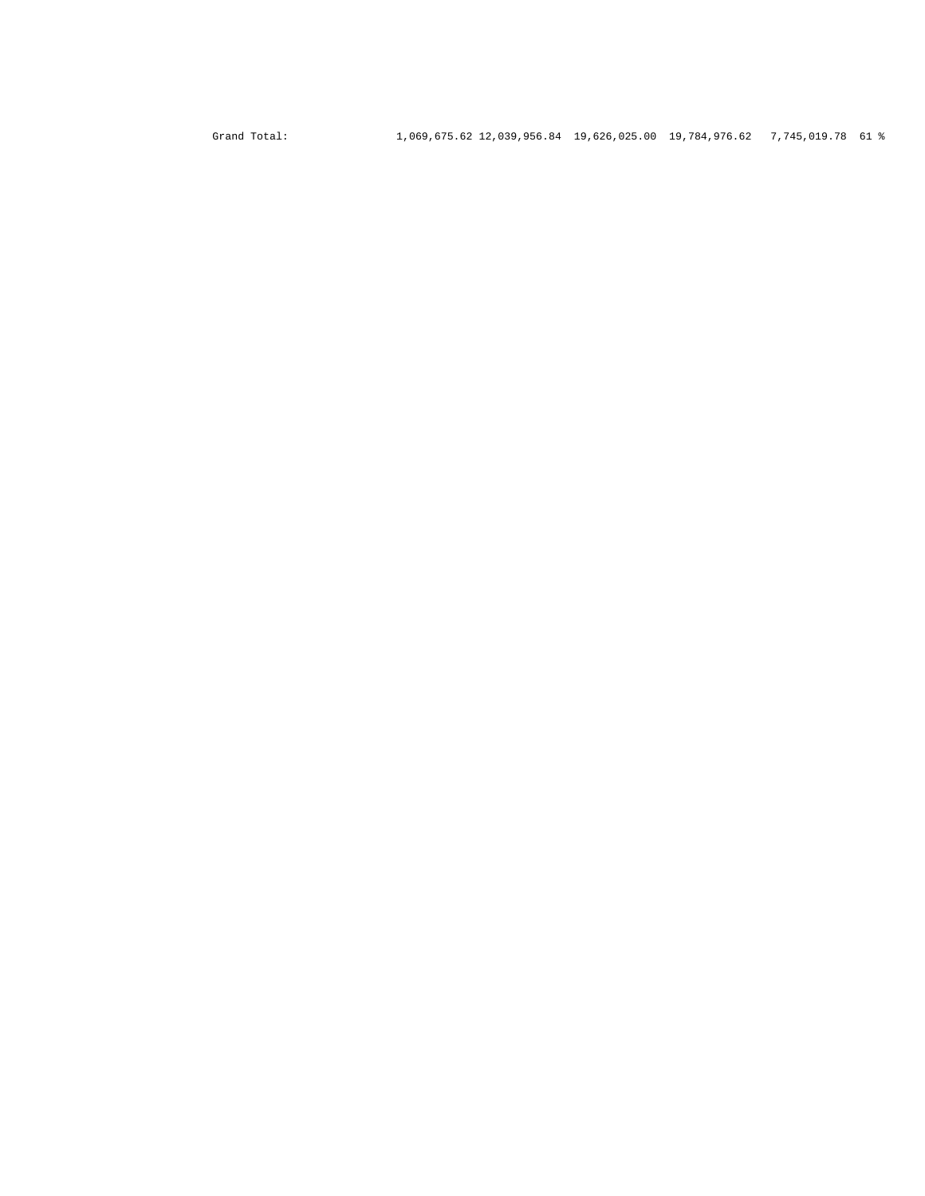| | | | | | | |
|---|---|---|---|---|---|---|
| Grand Total: | 1,069,675.62 | 12,039,956.84 | 19,626,025.00 | 19,784,976.62 | 7,745,019.78 | 61 % |